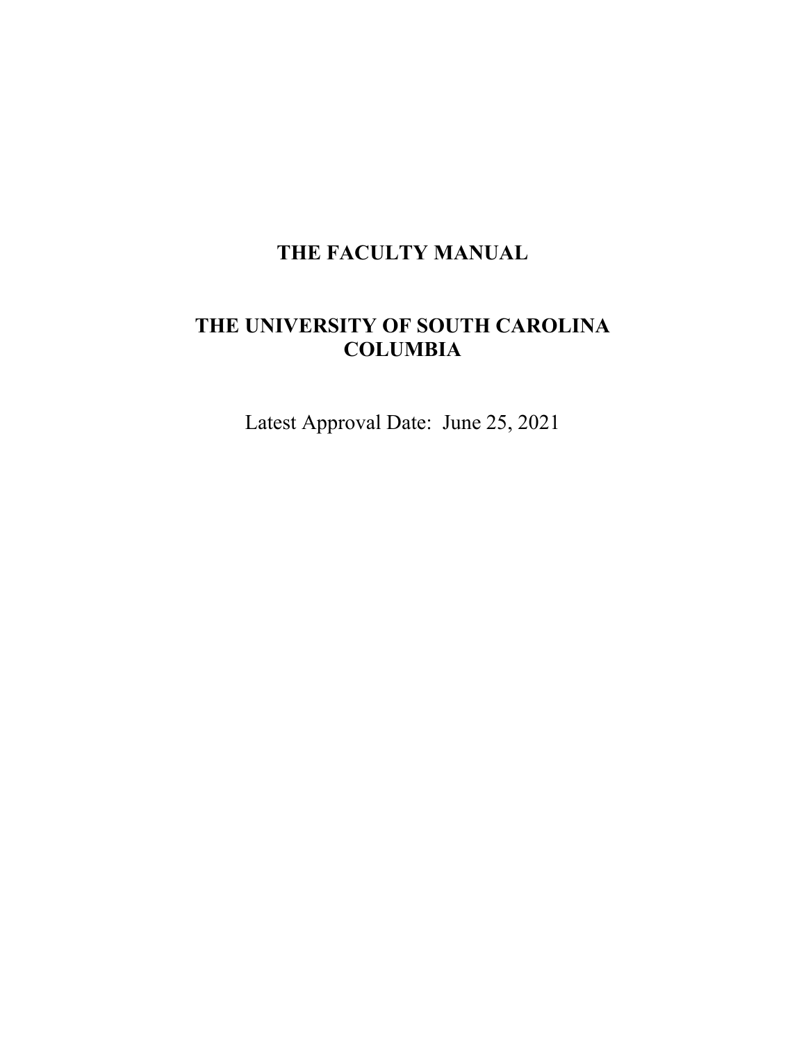# THE FACULTY MANUAL

# THE UNIVERSITY OF SOUTH CAROLINA COLUMBIA

Latest Approval Date: June 25, 2021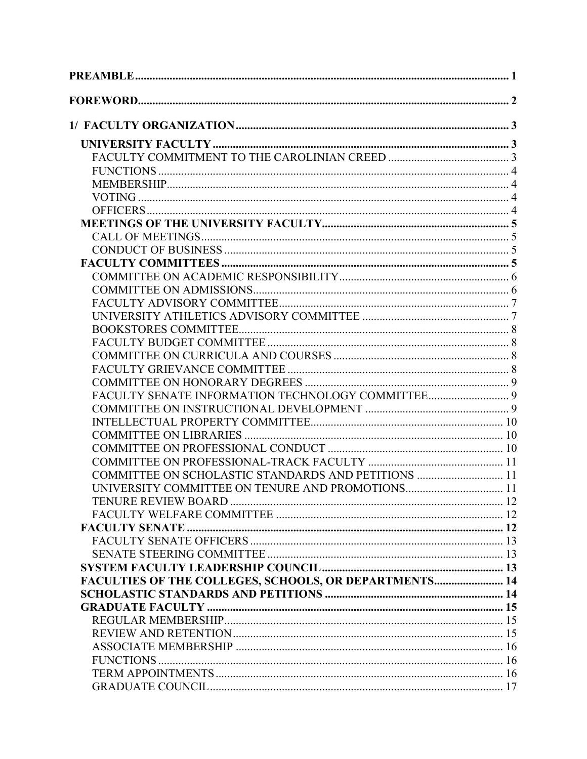**PREAMBLE** .......... 1

**FOREWORD** .......... 2

**1/ FACULTY ORGANIZATION** .......... 3

- **UNIVERSITY FACULTY** .......... 3
  - FACULTY COMMITMENT TO THE CAROLINIAN CREED .......... 3
  - FUNCTIONS .......... 4
  - MEMBERSHIP .......... 4
  - VOTING .......... 4
  - OFFICERS .......... 4
- **MEETINGS OF THE UNIVERSITY FACULTY** .......... 5
  - CALL OF MEETINGS .......... 5
  - CONDUCT OF BUSINESS .......... 5
- **FACULTY COMMITTEES** .......... 5
  - COMMITTEE ON ACADEMIC RESPONSIBILITY .......... 6
  - COMMITTEE ON ADMISSIONS .......... 6
  - FACULTY ADVISORY COMMITTEE .......... 7
  - UNIVERSITY ATHLETICS ADVISORY COMMITTEE .......... 7
  - BOOKSTORES COMMITTEE .......... 8
  - FACULTY BUDGET COMMITTEE .......... 8
  - COMMITTEE ON CURRICULA AND COURSES .......... 8
  - FACULTY GRIEVANCE COMMITTEE .......... 8
  - COMMITTEE ON HONORARY DEGREES .......... 9
  - FACULTY SENATE INFORMATION TECHNOLOGY COMMITTEE .......... 9
  - COMMITTEE ON INSTRUCTIONAL DEVELOPMENT .......... 9
  - INTELLECTUAL PROPERTY COMMITTEE .......... 10
  - COMMITTEE ON LIBRARIES .......... 10
  - COMMITTEE ON PROFESSIONAL CONDUCT .......... 10
  - COMMITTEE ON PROFESSIONAL-TRACK FACULTY .......... 11
  - COMMITTEE ON SCHOLASTIC STANDARDS AND PETITIONS .......... 11
  - UNIVERSITY COMMITTEE ON TENURE AND PROMOTIONS .......... 11
  - TENURE REVIEW BOARD .......... 12
  - FACULTY WELFARE COMMITTEE .......... 12
- **FACULTY SENATE** .......... 12
  - FACULTY SENATE OFFICERS .......... 13
  - SENATE STEERING COMMITTEE .......... 13
- **SYSTEM FACULTY LEADERSHIP COUNCIL** .......... 13
- **FACULTIES OF THE COLLEGES, SCHOOLS, OR DEPARTMENTS** .......... 14
- **SCHOLASTIC STANDARDS AND PETITIONS** .......... 14
- **GRADUATE FACULTY** .......... 15
  - REGULAR MEMBERSHIP .......... 15
  - REVIEW AND RETENTION .......... 15
  - ASSOCIATE MEMBERSHIP .......... 16
  - FUNCTIONS .......... 16
  - TERM APPOINTMENTS .......... 16
  - GRADUATE COUNCIL .......... 17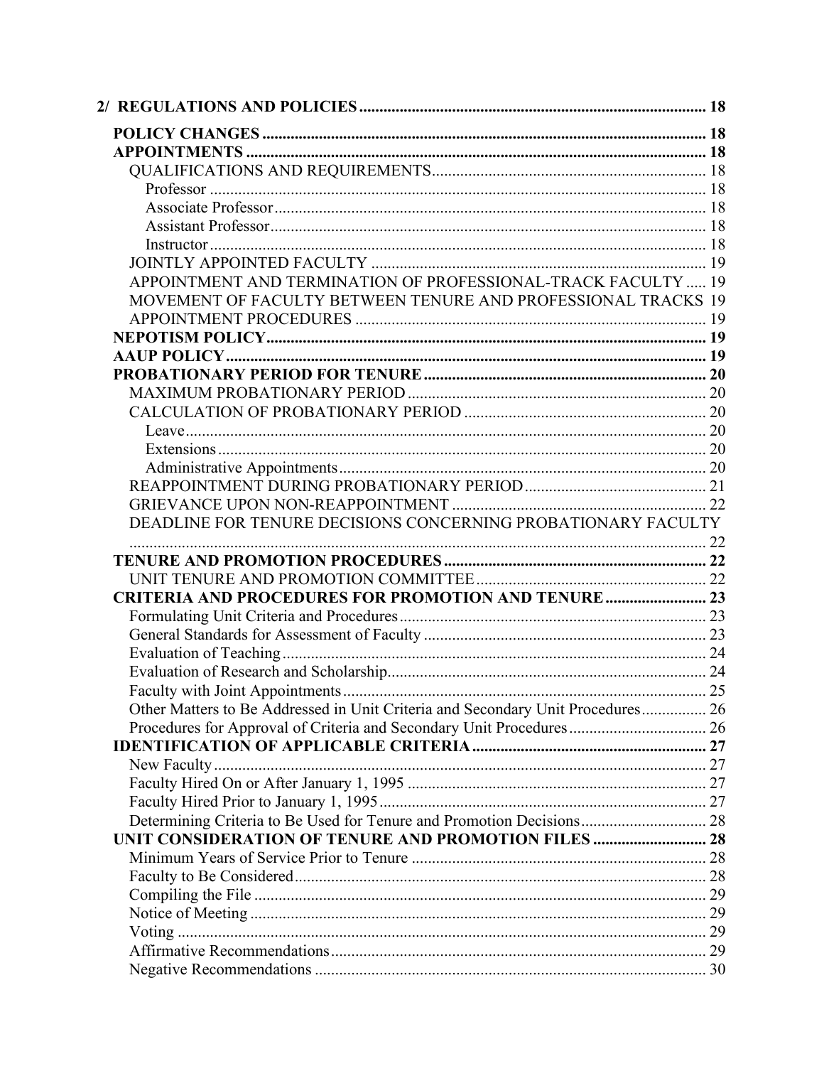**2/ REGULATIONS AND POLICIES** ..... 18

- **POLICY CHANGES** ..... 18
- **APPOINTMENTS** ..... 18
  - QUALIFICATIONS AND REQUIREMENTS ..... 18
    - Professor ..... 18
    - Associate Professor ..... 18
    - Assistant Professor ..... 18
    - Instructor ..... 18
  - JOINTLY APPOINTED FACULTY ..... 19
  - APPOINTMENT AND TERMINATION OF PROFESSIONAL-TRACK FACULTY ..... 19
  - MOVEMENT OF FACULTY BETWEEN TENURE AND PROFESSIONAL TRACKS 19
  - APPOINTMENT PROCEDURES ..... 19
- **NEPOTISM POLICY** ..... 19
- **AAUP POLICY** ..... 19
- **PROBATIONARY PERIOD FOR TENURE** ..... 20
  - MAXIMUM PROBATIONARY PERIOD ..... 20
  - CALCULATION OF PROBATIONARY PERIOD ..... 20
    - Leave ..... 20
    - Extensions ..... 20
    - Administrative Appointments ..... 20
  - REAPPOINTMENT DURING PROBATIONARY PERIOD ..... 21
  - GRIEVANCE UPON NON-REAPPOINTMENT ..... 22
  - DEADLINE FOR TENURE DECISIONS CONCERNING PROBATIONARY FACULTY ..... 22
- **TENURE AND PROMOTION PROCEDURES** ..... 22
  - UNIT TENURE AND PROMOTION COMMITTEE ..... 22
- **CRITERIA AND PROCEDURES FOR PROMOTION AND TENURE** ..... 23
  - Formulating Unit Criteria and Procedures ..... 23
  - General Standards for Assessment of Faculty ..... 23
  - Evaluation of Teaching ..... 24
  - Evaluation of Research and Scholarship ..... 24
  - Faculty with Joint Appointments ..... 25
  - Other Matters to Be Addressed in Unit Criteria and Secondary Unit Procedures ..... 26
  - Procedures for Approval of Criteria and Secondary Unit Procedures ..... 26
- **IDENTIFICATION OF APPLICABLE CRITERIA** ..... 27
  - New Faculty ..... 27
  - Faculty Hired On or After January 1, 1995 ..... 27
  - Faculty Hired Prior to January 1, 1995 ..... 27
  - Determining Criteria to Be Used for Tenure and Promotion Decisions ..... 28
- **UNIT CONSIDERATION OF TENURE AND PROMOTION FILES** ..... 28
  - Minimum Years of Service Prior to Tenure ..... 28
  - Faculty to Be Considered ..... 28
  - Compiling the File ..... 29
  - Notice of Meeting ..... 29
  - Voting ..... 29
  - Affirmative Recommendations ..... 29
  - Negative Recommendations ..... 30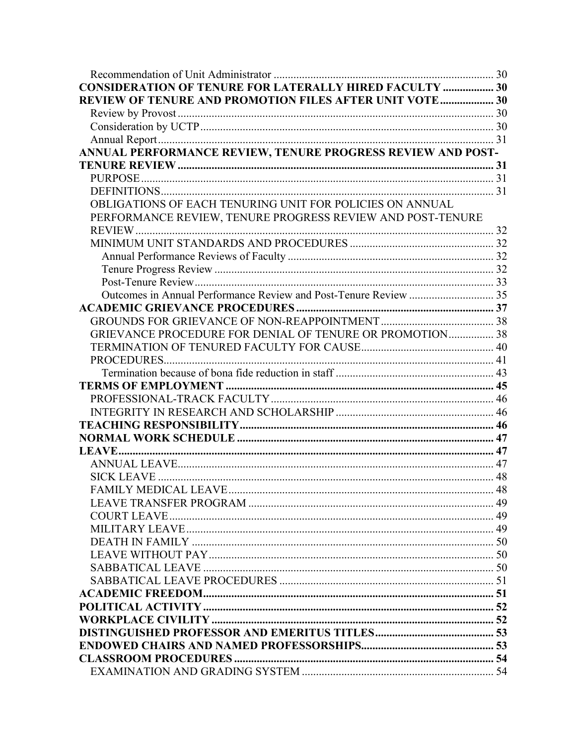Recommendation of Unit Administrator ........................................................................ 30
**CONSIDERATION OF TENURE FOR LATERALLY HIRED FACULTY .................. 30**
**REVIEW OF TENURE AND PROMOTION FILES AFTER UNIT VOTE ................... 30**
Review by Provost ........................................................................................................ 30
Consideration by UCTP ................................................................................................ 30
Annual Report ............................................................................................................... 31
**ANNUAL PERFORMANCE REVIEW, TENURE PROGRESS REVIEW AND POST-TENURE REVIEW ............................................................................................................ 31**
PURPOSE ...................................................................................................................... 31
DEFINITIONS ............................................................................................................... 31
OBLIGATIONS OF EACH TENURING UNIT FOR POLICIES ON ANNUAL PERFORMANCE REVIEW, TENURE PROGRESS REVIEW AND POST-TENURE REVIEW ........................................................................................................................ 32
MINIMUM UNIT STANDARDS AND PROCEDURES .................................................. 32
Annual Performance Reviews of Faculty ........................................................................ 32
Tenure Progress Review .................................................................................................. 32
Post-Tenure Review ......................................................................................................... 33
Outcomes in Annual Performance Review and Post-Tenure Review .............................. 35
**ACADEMIC GRIEVANCE PROCEDURES ..................................................................... 37**
GROUNDS FOR GRIEVANCE OF NON-REAPPOINTMENT ........................................ 38
GRIEVANCE PROCEDURE FOR DENIAL OF TENURE OR PROMOTION ................ 38
TERMINATION OF TENURED FACULTY FOR CAUSE .............................................. 40
PROCEDURES ................................................................................................................ 41
Termination because of bona fide reduction in staff ........................................................ 43
**TERMS OF EMPLOYMENT ............................................................................................ 45**
PROFESSIONAL-TRACK FACULTY .............................................................................. 46
INTEGRITY IN RESEARCH AND SCHOLARSHIP ........................................................ 46
**TEACHING RESPONSIBILITY ......................................................................................... 46**
**NORMAL WORK SCHEDULE ........................................................................................... 47**
**LEAVE ................................................................................................................................. 47**
ANNUAL LEAVE ............................................................................................................. 47
SICK LEAVE .................................................................................................................... 48
FAMILY MEDICAL LEAVE ............................................................................................. 48
LEAVE TRANSFER PROGRAM ...................................................................................... 49
COURT LEAVE ................................................................................................................ 49
MILITARY LEAVE ........................................................................................................... 49
DEATH IN FAMILY ......................................................................................................... 50
LEAVE WITHOUT PAY ................................................................................................... 50
SABBATICAL LEAVE ...................................................................................................... 50
SABBATICAL LEAVE PROCEDURES ............................................................................ 51
**ACADEMIC FREEDOM ..................................................................................................... 51**
**POLITICAL ACTIVITY ..................................................................................................... 52**
**WORKPLACE CIVILITY ................................................................................................... 52**
**DISTINGUISHED PROFESSOR AND EMERITUS TITLES ............................................ 53**
**ENDOWED CHAIRS AND NAMED PROFESSORSHIPS ................................................ 53**
**CLASSROOM PROCEDURES ........................................................................................... 54**
EXAMINATION AND GRADING SYSTEM .................................................................... 54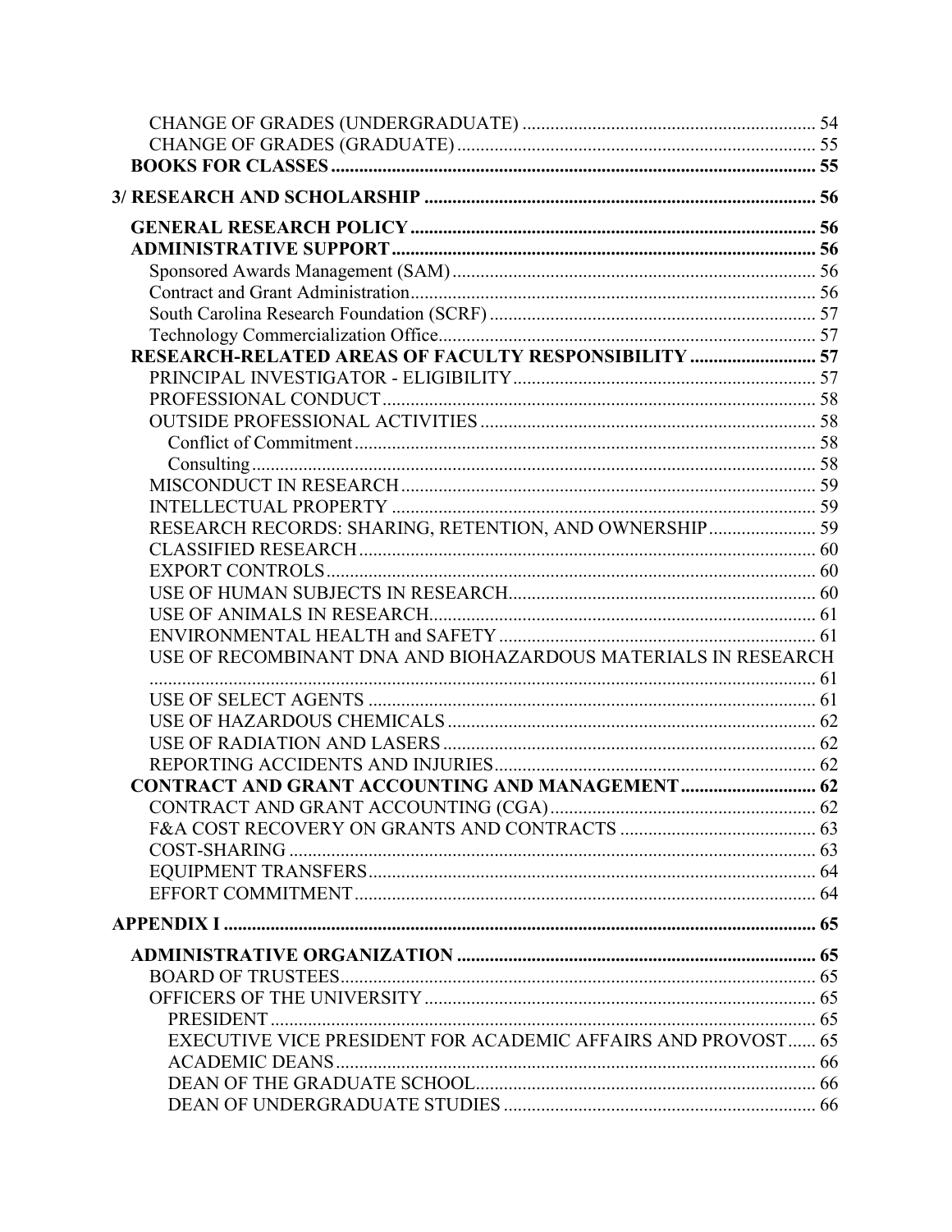CHANGE OF GRADES (UNDERGRADUATE) ........................................................... 54
CHANGE OF GRADES (GRADUATE) ................................................................. 55
**BOOKS FOR CLASSES** ........................................................................................ 55

**3/ RESEARCH AND SCHOLARSHIP** ....................................................................... 56

**GENERAL RESEARCH POLICY** ............................................................................ 56
**ADMINISTRATIVE SUPPORT** ............................................................................... 56
Sponsored Awards Management (SAM) ................................................................ 56
Contract and Grant Administration ........................................................................ 56
South Carolina Research Foundation (SCRF) ........................................................ 57
Technology Commercialization Office .................................................................... 57
**RESEARCH-RELATED AREAS OF FACULTY RESPONSIBILITY** ............................ 57
PRINCIPAL INVESTIGATOR - ELIGIBILITY ............................................................ 57
PROFESSIONAL CONDUCT .................................................................................. 58
OUTSIDE PROFESSIONAL ACTIVITIES ................................................................. 58
Conflict of Commitment ...................................................................................... 58
Consulting ........................................................................................................... 58
MISCONDUCT IN RESEARCH ............................................................................... 59
INTELLECTUAL PROPERTY .................................................................................. 59
RESEARCH RECORDS: SHARING, RETENTION, AND OWNERSHIP ...................... 59
CLASSIFIED RESEARCH ....................................................................................... 60
EXPORT CONTROLS ............................................................................................. 60
USE OF HUMAN SUBJECTS IN RESEARCH ........................................................... 60
USE OF ANIMALS IN RESEARCH ........................................................................... 61
ENVIRONMENTAL HEALTH and SAFETY ............................................................... 61
USE OF RECOMBINANT DNA AND BIOHAZARDOUS MATERIALS IN RESEARCH ..................................................................................................................... 61
USE OF SELECT AGENTS ..................................................................................... 61
USE OF HAZARDOUS CHEMICALS ........................................................................ 62
USE OF RADIATION AND LASERS ......................................................................... 62
REPORTING ACCIDENTS AND INJURIES ............................................................... 62
**CONTRACT AND GRANT ACCOUNTING AND MANAGEMENT** .............................. 62
CONTRACT AND GRANT ACCOUNTING (CGA) ....................................................... 62
F&A COST RECOVERY ON GRANTS AND CONTRACTS .......................................... 63
COST-SHARING ..................................................................................................... 63
EQUIPMENT TRANSFERS ...................................................................................... 64
EFFORT COMMITMENT .......................................................................................... 64

**APPENDIX I** ............................................................................................................ 65

**ADMINISTRATIVE ORGANIZATION** ........................................................................ 65
BOARD OF TRUSTEES ............................................................................................ 65
OFFICERS OF THE UNIVERSITY ............................................................................. 65
PRESIDENT ......................................................................................................... 65
EXECUTIVE VICE PRESIDENT FOR ACADEMIC AFFAIRS AND PROVOST ...... 65
ACADEMIC DEANS .............................................................................................. 66
DEAN OF THE GRADUATE SCHOOL .................................................................... 66
DEAN OF UNDERGRADUATE STUDIES ................................................................ 66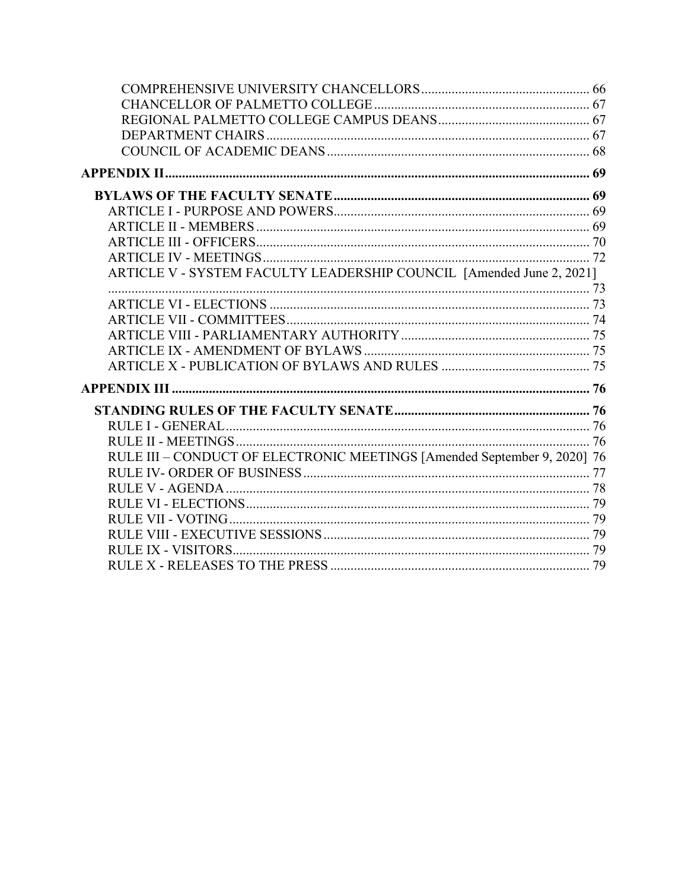COMPREHENSIVE UNIVERSITY CHANCELLORS ..... 66
CHANCELLOR OF PALMETTO COLLEGE ..... 67
REGIONAL PALMETTO COLLEGE CAMPUS DEANS ..... 67
DEPARTMENT CHAIRS ..... 67
COUNCIL OF ACADEMIC DEANS ..... 68

**APPENDIX II ..... 69**

**BYLAWS OF THE FACULTY SENATE ..... 69**

ARTICLE I - PURPOSE AND POWERS ..... 69
ARTICLE II - MEMBERS ..... 69
ARTICLE III - OFFICERS ..... 70
ARTICLE IV - MEETINGS ..... 72
ARTICLE V - SYSTEM FACULTY LEADERSHIP COUNCIL [Amended June 2, 2021] ..... 73
ARTICLE VI - ELECTIONS ..... 73
ARTICLE VII - COMMITTEES ..... 74
ARTICLE VIII - PARLIAMENTARY AUTHORITY ..... 75
ARTICLE IX - AMENDMENT OF BYLAWS ..... 75
ARTICLE X - PUBLICATION OF BYLAWS AND RULES ..... 75

**APPENDIX III ..... 76**

**STANDING RULES OF THE FACULTY SENATE ..... 76**

RULE I - GENERAL ..... 76
RULE II - MEETINGS ..... 76
RULE III – CONDUCT OF ELECTRONIC MEETINGS [Amended September 9, 2020] 76
RULE IV- ORDER OF BUSINESS ..... 77
RULE V - AGENDA ..... 78
RULE VI - ELECTIONS ..... 79
RULE VII - VOTING ..... 79
RULE VIII - EXECUTIVE SESSIONS ..... 79
RULE IX - VISITORS ..... 79
RULE X - RELEASES TO THE PRESS ..... 79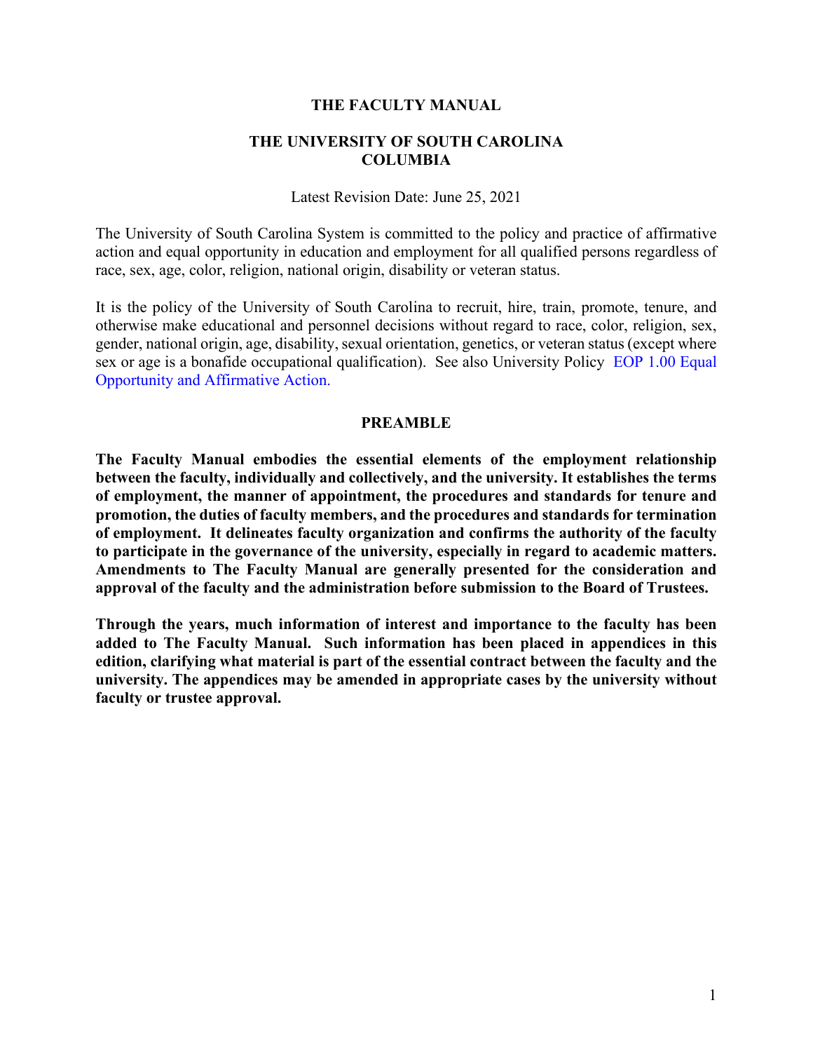# THE FACULTY MANUAL

## THE UNIVERSITY OF SOUTH CAROLINA
## COLUMBIA

Latest Revision Date: June 25, 2021

The University of South Carolina System is committed to the policy and practice of affirmative action and equal opportunity in education and employment for all qualified persons regardless of race, sex, age, color, religion, national origin, disability or veteran status.

It is the policy of the University of South Carolina to recruit, hire, train, promote, tenure, and otherwise make educational and personnel decisions without regard to race, color, religion, sex, gender, national origin, age, disability, sexual orientation, genetics, or veteran status (except where sex or age is a bonafide occupational qualification). See also University Policy EOP 1.00 Equal Opportunity and Affirmative Action.

## PREAMBLE

**The Faculty Manual embodies the essential elements of the employment relationship between the faculty, individually and collectively, and the university. It establishes the terms of employment, the manner of appointment, the procedures and standards for tenure and promotion, the duties of faculty members, and the procedures and standards for termination of employment. It delineates faculty organization and confirms the authority of the faculty to participate in the governance of the university, especially in regard to academic matters. Amendments to The Faculty Manual are generally presented for the consideration and approval of the faculty and the administration before submission to the Board of Trustees.**

**Through the years, much information of interest and importance to the faculty has been added to The Faculty Manual. Such information has been placed in appendices in this edition, clarifying what material is part of the essential contract between the faculty and the university. The appendices may be amended in appropriate cases by the university without faculty or trustee approval.**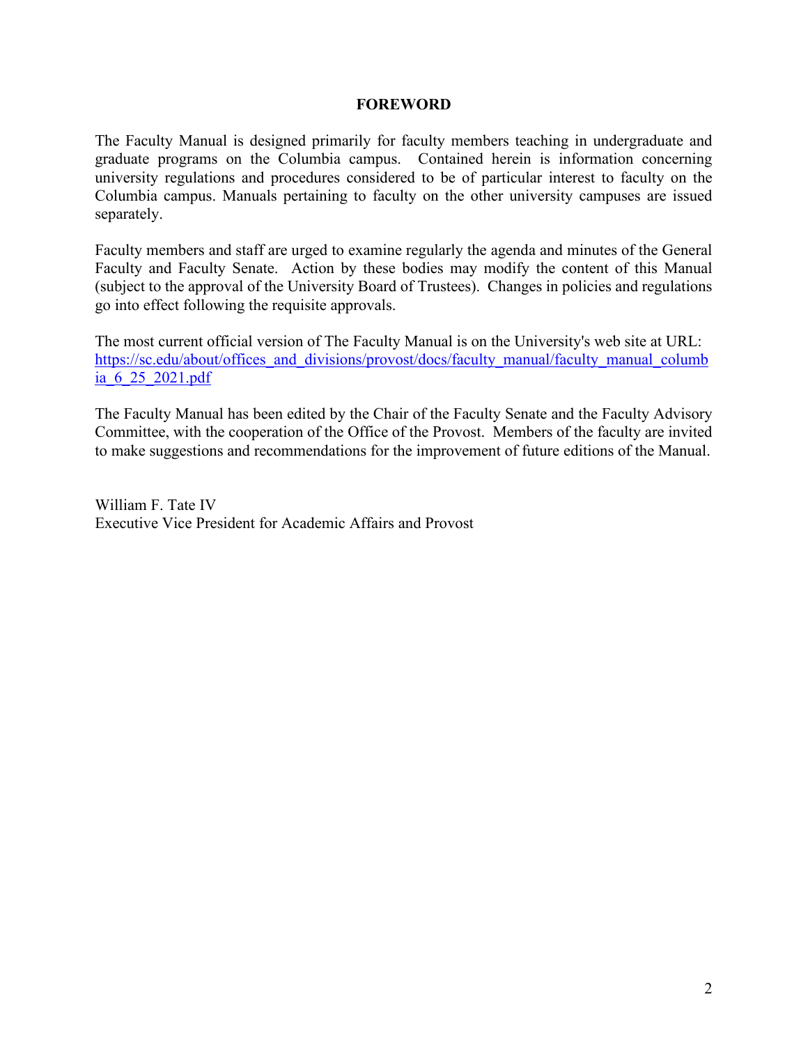## FOREWORD

The Faculty Manual is designed primarily for faculty members teaching in undergraduate and graduate programs on the Columbia campus. Contained herein is information concerning university regulations and procedures considered to be of particular interest to faculty on the Columbia campus. Manuals pertaining to faculty on the other university campuses are issued separately.

Faculty members and staff are urged to examine regularly the agenda and minutes of the General Faculty and Faculty Senate. Action by these bodies may modify the content of this Manual (subject to the approval of the University Board of Trustees). Changes in policies and regulations go into effect following the requisite approvals.

The most current official version of The Faculty Manual is on the University's web site at URL: [https://sc.edu/about/offices_and_divisions/provost/docs/faculty_manual/faculty_manual_columbia_6_25_2021.pdf](https://sc.edu/about/offices_and_divisions/provost/docs/faculty_manual/faculty_manual_columbia_6_25_2021.pdf)

The Faculty Manual has been edited by the Chair of the Faculty Senate and the Faculty Advisory Committee, with the cooperation of the Office of the Provost. Members of the faculty are invited to make suggestions and recommendations for the improvement of future editions of the Manual.

William F. Tate IV
Executive Vice President for Academic Affairs and Provost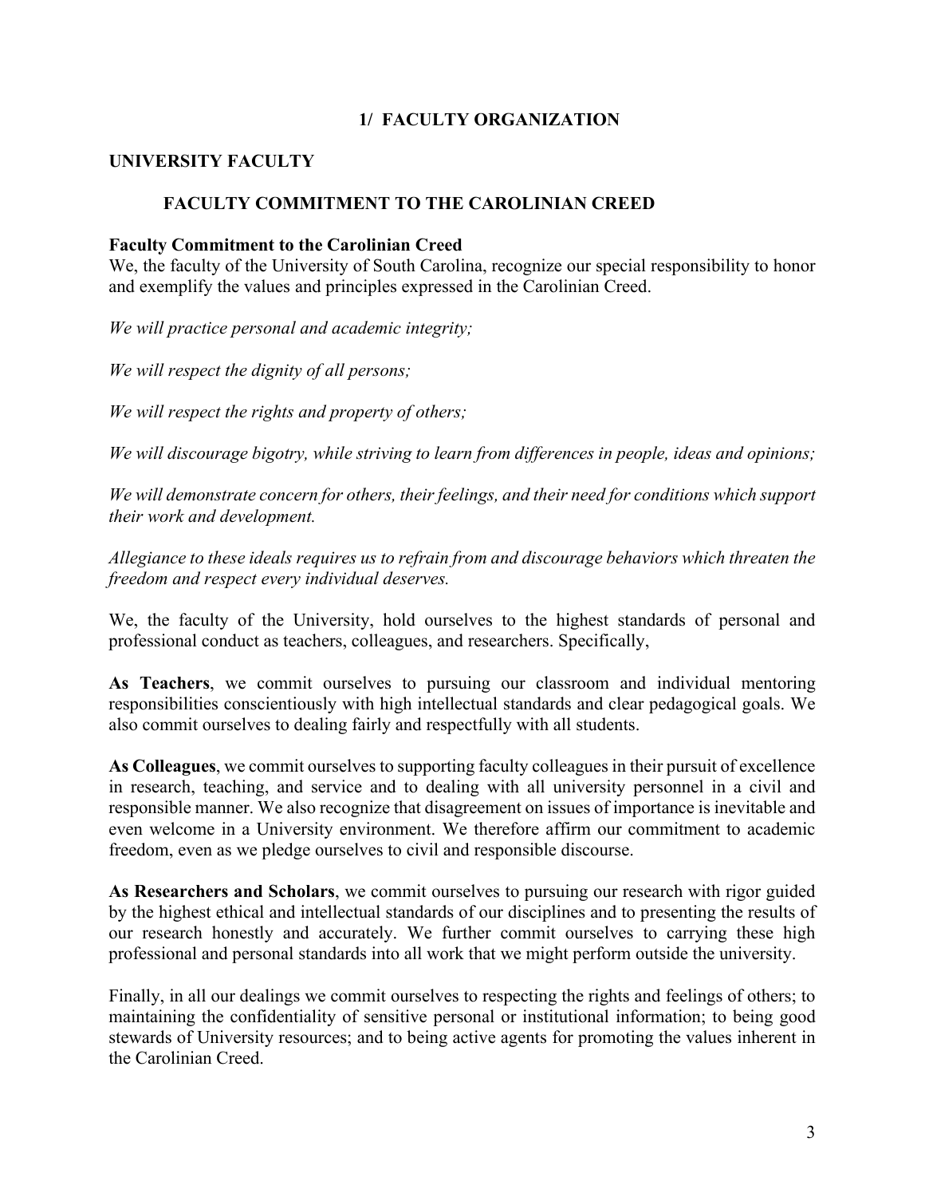# 1/ FACULTY ORGANIZATION

## UNIVERSITY FACULTY

### FACULTY COMMITMENT TO THE CAROLINIAN CREED

**Faculty Commitment to the Carolinian Creed**
We, the faculty of the University of South Carolina, recognize our special responsibility to honor and exemplify the values and principles expressed in the Carolinian Creed.

*We will practice personal and academic integrity;*

*We will respect the dignity of all persons;*

*We will respect the rights and property of others;*

*We will discourage bigotry, while striving to learn from differences in people, ideas and opinions;*

*We will demonstrate concern for others, their feelings, and their need for conditions which support their work and development.*

*Allegiance to these ideals requires us to refrain from and discourage behaviors which threaten the freedom and respect every individual deserves.*

We, the faculty of the University, hold ourselves to the highest standards of personal and professional conduct as teachers, colleagues, and researchers. Specifically,

**As Teachers**, we commit ourselves to pursuing our classroom and individual mentoring responsibilities conscientiously with high intellectual standards and clear pedagogical goals. We also commit ourselves to dealing fairly and respectfully with all students.

**As Colleagues**, we commit ourselves to supporting faculty colleagues in their pursuit of excellence in research, teaching, and service and to dealing with all university personnel in a civil and responsible manner. We also recognize that disagreement on issues of importance is inevitable and even welcome in a University environment. We therefore affirm our commitment to academic freedom, even as we pledge ourselves to civil and responsible discourse.

**As Researchers and Scholars**, we commit ourselves to pursuing our research with rigor guided by the highest ethical and intellectual standards of our disciplines and to presenting the results of our research honestly and accurately. We further commit ourselves to carrying these high professional and personal standards into all work that we might perform outside the university.

Finally, in all our dealings we commit ourselves to respecting the rights and feelings of others; to maintaining the confidentiality of sensitive personal or institutional information; to being good stewards of University resources; and to being active agents for promoting the values inherent in the Carolinian Creed.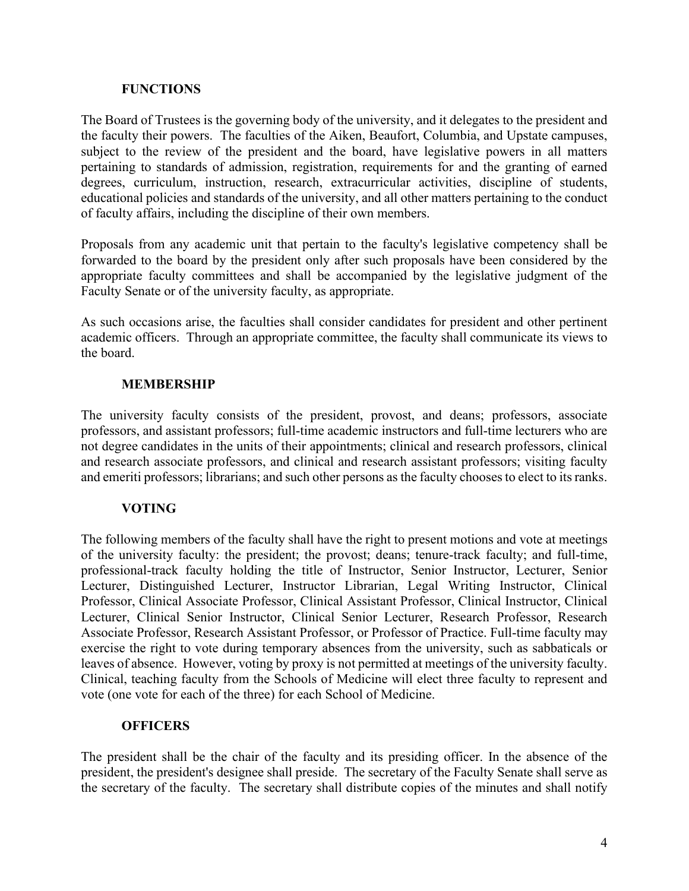**FUNCTIONS**

The Board of Trustees is the governing body of the university, and it delegates to the president and the faculty their powers. The faculties of the Aiken, Beaufort, Columbia, and Upstate campuses, subject to the review of the president and the board, have legislative powers in all matters pertaining to standards of admission, registration, requirements for and the granting of earned degrees, curriculum, instruction, research, extracurricular activities, discipline of students, educational policies and standards of the university, and all other matters pertaining to the conduct of faculty affairs, including the discipline of their own members.

Proposals from any academic unit that pertain to the faculty's legislative competency shall be forwarded to the board by the president only after such proposals have been considered by the appropriate faculty committees and shall be accompanied by the legislative judgment of the Faculty Senate or of the university faculty, as appropriate.

As such occasions arise, the faculties shall consider candidates for president and other pertinent academic officers. Through an appropriate committee, the faculty shall communicate its views to the board.

**MEMBERSHIP**

The university faculty consists of the president, provost, and deans; professors, associate professors, and assistant professors; full-time academic instructors and full-time lecturers who are not degree candidates in the units of their appointments; clinical and research professors, clinical and research associate professors, and clinical and research assistant professors; visiting faculty and emeriti professors; librarians; and such other persons as the faculty chooses to elect to its ranks.

**VOTING**

The following members of the faculty shall have the right to present motions and vote at meetings of the university faculty: the president; the provost; deans; tenure-track faculty; and full-time, professional-track faculty holding the title of Instructor, Senior Instructor, Lecturer, Senior Lecturer, Distinguished Lecturer, Instructor Librarian, Legal Writing Instructor, Clinical Professor, Clinical Associate Professor, Clinical Assistant Professor, Clinical Instructor, Clinical Lecturer, Clinical Senior Instructor, Clinical Senior Lecturer, Research Professor, Research Associate Professor, Research Assistant Professor, or Professor of Practice. Full-time faculty may exercise the right to vote during temporary absences from the university, such as sabbaticals or leaves of absence. However, voting by proxy is not permitted at meetings of the university faculty. Clinical, teaching faculty from the Schools of Medicine will elect three faculty to represent and vote (one vote for each of the three) for each School of Medicine.

**OFFICERS**

The president shall be the chair of the faculty and its presiding officer. In the absence of the president, the president's designee shall preside. The secretary of the Faculty Senate shall serve as the secretary of the faculty. The secretary shall distribute copies of the minutes and shall notify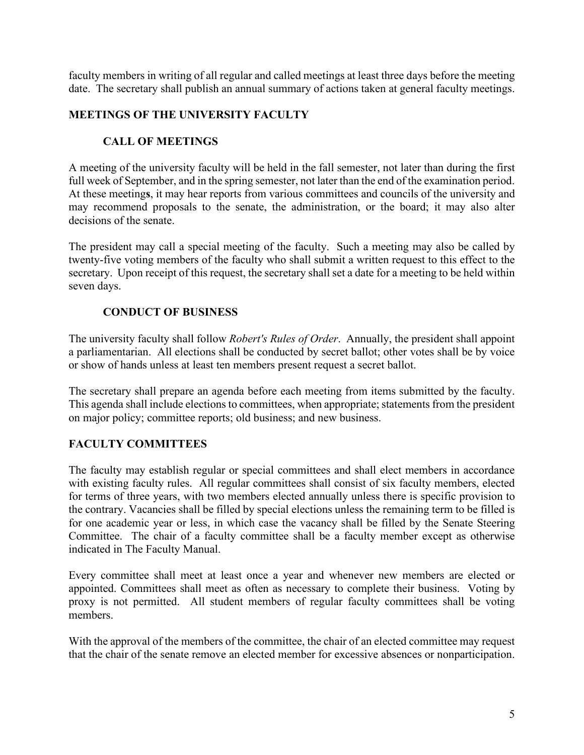faculty members in writing of all regular and called meetings at least three days before the meeting date. The secretary shall publish an annual summary of actions taken at general faculty meetings.

## MEETINGS OF THE UNIVERSITY FACULTY

### CALL OF MEETINGS

A meeting of the university faculty will be held in the fall semester, not later than during the first full week of September, and in the spring semester, not later than the end of the examination period. At these meeting**s**, it may hear reports from various committees and councils of the university and may recommend proposals to the senate, the administration, or the board; it may also alter decisions of the senate.

The president may call a special meeting of the faculty. Such a meeting may also be called by twenty-five voting members of the faculty who shall submit a written request to this effect to the secretary. Upon receipt of this request, the secretary shall set a date for a meeting to be held within seven days.

### CONDUCT OF BUSINESS

The university faculty shall follow *Robert's Rules of Order*. Annually, the president shall appoint a parliamentarian. All elections shall be conducted by secret ballot; other votes shall be by voice or show of hands unless at least ten members present request a secret ballot.

The secretary shall prepare an agenda before each meeting from items submitted by the faculty. This agenda shall include elections to committees, when appropriate; statements from the president on major policy; committee reports; old business; and new business.

## FACULTY COMMITTEES

The faculty may establish regular or special committees and shall elect members in accordance with existing faculty rules. All regular committees shall consist of six faculty members, elected for terms of three years, with two members elected annually unless there is specific provision to the contrary. Vacancies shall be filled by special elections unless the remaining term to be filled is for one academic year or less, in which case the vacancy shall be filled by the Senate Steering Committee. The chair of a faculty committee shall be a faculty member except as otherwise indicated in The Faculty Manual.

Every committee shall meet at least once a year and whenever new members are elected or appointed. Committees shall meet as often as necessary to complete their business. Voting by proxy is not permitted. All student members of regular faculty committees shall be voting members.

With the approval of the members of the committee, the chair of an elected committee may request that the chair of the senate remove an elected member for excessive absences or nonparticipation.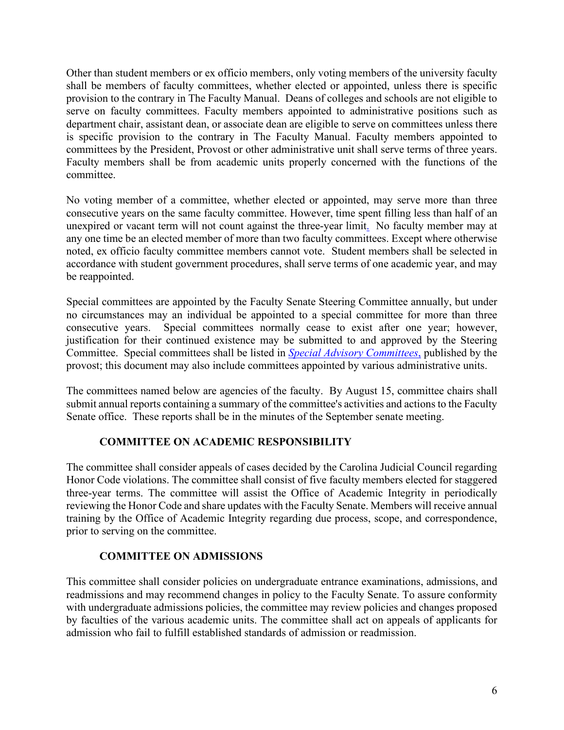Other than student members or ex officio members, only voting members of the university faculty shall be members of faculty committees, whether elected or appointed, unless there is specific provision to the contrary in The Faculty Manual. Deans of colleges and schools are not eligible to serve on faculty committees. Faculty members appointed to administrative positions such as department chair, assistant dean, or associate dean are eligible to serve on committees unless there is specific provision to the contrary in The Faculty Manual. Faculty members appointed to committees by the President, Provost or other administrative unit shall serve terms of three years. Faculty members shall be from academic units properly concerned with the functions of the committee.

No voting member of a committee, whether elected or appointed, may serve more than three consecutive years on the same faculty committee. However, time spent filling less than half of an unexpired or vacant term will not count against the three-year limit. No faculty member may at any one time be an elected member of more than two faculty committees. Except where otherwise noted, ex officio faculty committee members cannot vote. Student members shall be selected in accordance with student government procedures, shall serve terms of one academic year, and may be reappointed.

Special committees are appointed by the Faculty Senate Steering Committee annually, but under no circumstances may an individual be appointed to a special committee for more than three consecutive years. Special committees normally cease to exist after one year; however, justification for their continued existence may be submitted to and approved by the Steering Committee. Special committees shall be listed in *Special Advisory Committees*, published by the provost; this document may also include committees appointed by various administrative units.

The committees named below are agencies of the faculty. By August 15, committee chairs shall submit annual reports containing a summary of the committee's activities and actions to the Faculty Senate office. These reports shall be in the minutes of the September senate meeting.

### COMMITTEE ON ACADEMIC RESPONSIBILITY

The committee shall consider appeals of cases decided by the Carolina Judicial Council regarding Honor Code violations. The committee shall consist of five faculty members elected for staggered three-year terms. The committee will assist the Office of Academic Integrity in periodically reviewing the Honor Code and share updates with the Faculty Senate. Members will receive annual training by the Office of Academic Integrity regarding due process, scope, and correspondence, prior to serving on the committee.

### COMMITTEE ON ADMISSIONS

This committee shall consider policies on undergraduate entrance examinations, admissions, and readmissions and may recommend changes in policy to the Faculty Senate. To assure conformity with undergraduate admissions policies, the committee may review policies and changes proposed by faculties of the various academic units. The committee shall act on appeals of applicants for admission who fail to fulfill established standards of admission or readmission.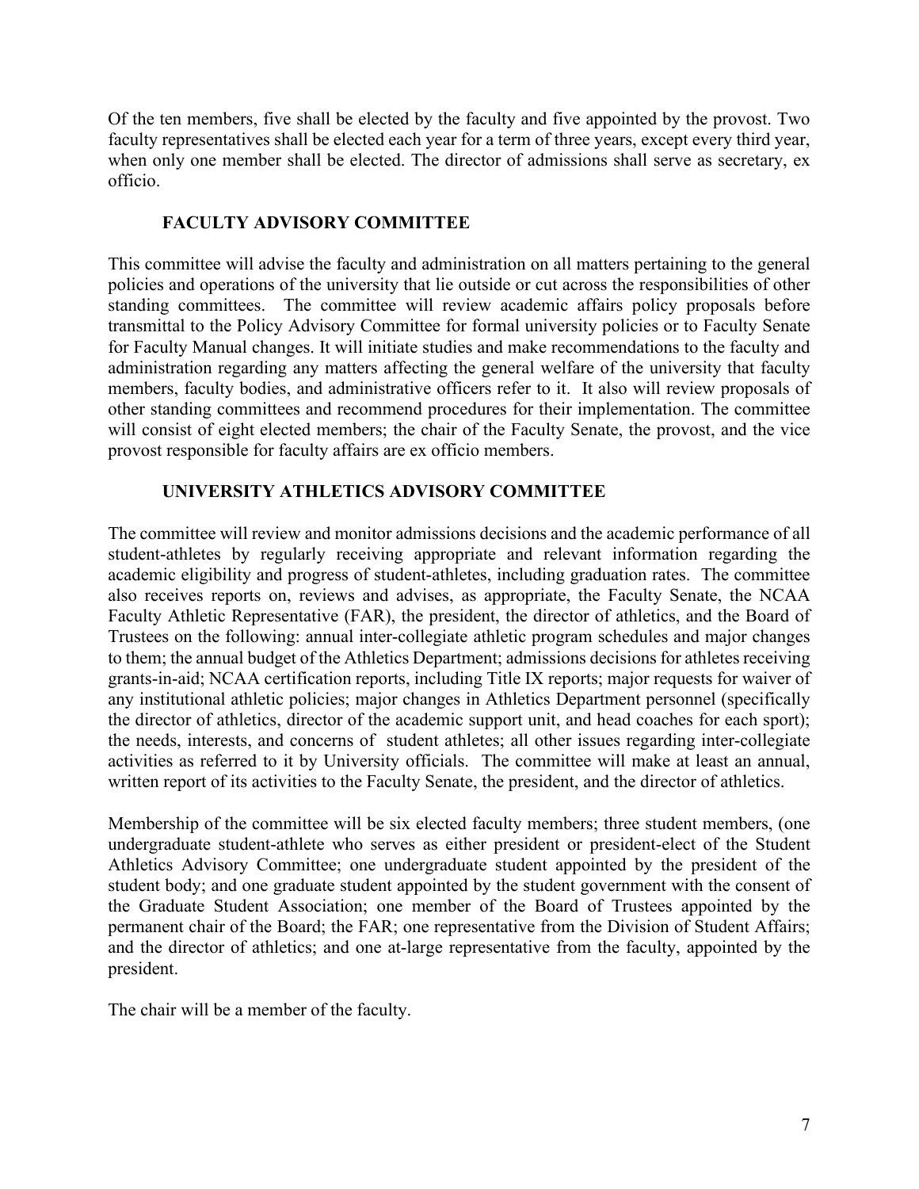Of the ten members, five shall be elected by the faculty and five appointed by the provost. Two faculty representatives shall be elected each year for a term of three years, except every third year, when only one member shall be elected. The director of admissions shall serve as secretary, ex officio.

### FACULTY ADVISORY COMMITTEE

This committee will advise the faculty and administration on all matters pertaining to the general policies and operations of the university that lie outside or cut across the responsibilities of other standing committees. The committee will review academic affairs policy proposals before transmittal to the Policy Advisory Committee for formal university policies or to Faculty Senate for Faculty Manual changes. It will initiate studies and make recommendations to the faculty and administration regarding any matters affecting the general welfare of the university that faculty members, faculty bodies, and administrative officers refer to it. It also will review proposals of other standing committees and recommend procedures for their implementation. The committee will consist of eight elected members; the chair of the Faculty Senate, the provost, and the vice provost responsible for faculty affairs are ex officio members.

### UNIVERSITY ATHLETICS ADVISORY COMMITTEE

The committee will review and monitor admissions decisions and the academic performance of all student-athletes by regularly receiving appropriate and relevant information regarding the academic eligibility and progress of student-athletes, including graduation rates. The committee also receives reports on, reviews and advises, as appropriate, the Faculty Senate, the NCAA Faculty Athletic Representative (FAR), the president, the director of athletics, and the Board of Trustees on the following: annual inter-collegiate athletic program schedules and major changes to them; the annual budget of the Athletics Department; admissions decisions for athletes receiving grants-in-aid; NCAA certification reports, including Title IX reports; major requests for waiver of any institutional athletic policies; major changes in Athletics Department personnel (specifically the director of athletics, director of the academic support unit, and head coaches for each sport); the needs, interests, and concerns of student athletes; all other issues regarding inter-collegiate activities as referred to it by University officials. The committee will make at least an annual, written report of its activities to the Faculty Senate, the president, and the director of athletics.

Membership of the committee will be six elected faculty members; three student members, (one undergraduate student-athlete who serves as either president or president-elect of the Student Athletics Advisory Committee; one undergraduate student appointed by the president of the student body; and one graduate student appointed by the student government with the consent of the Graduate Student Association; one member of the Board of Trustees appointed by the permanent chair of the Board; the FAR; one representative from the Division of Student Affairs; and the director of athletics; and one at-large representative from the faculty, appointed by the president.

The chair will be a member of the faculty.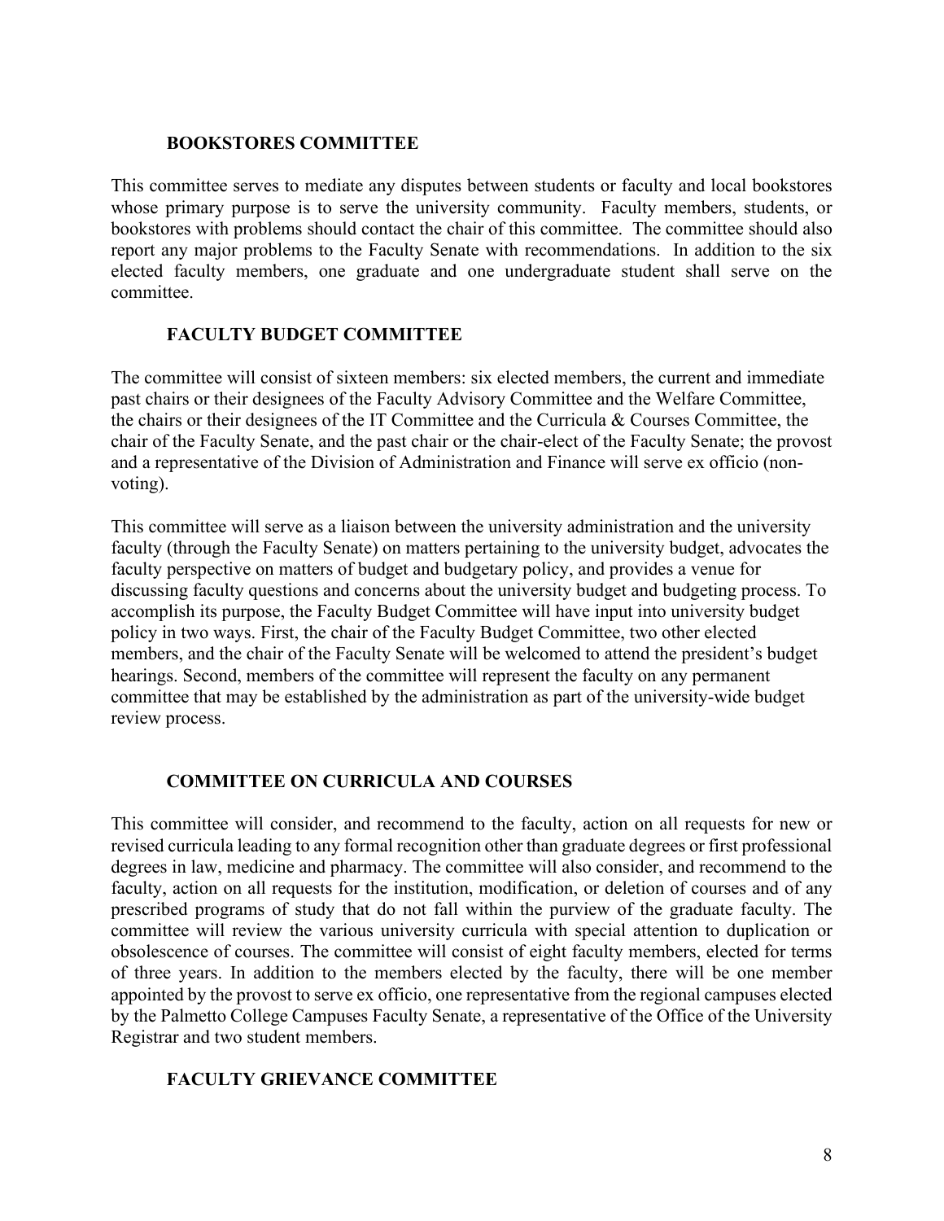### BOOKSTORES COMMITTEE

This committee serves to mediate any disputes between students or faculty and local bookstores whose primary purpose is to serve the university community. Faculty members, students, or bookstores with problems should contact the chair of this committee. The committee should also report any major problems to the Faculty Senate with recommendations. In addition to the six elected faculty members, one graduate and one undergraduate student shall serve on the committee.

### FACULTY BUDGET COMMITTEE

The committee will consist of sixteen members: six elected members, the current and immediate past chairs or their designees of the Faculty Advisory Committee and the Welfare Committee, the chairs or their designees of the IT Committee and the Curricula & Courses Committee, the chair of the Faculty Senate, and the past chair or the chair-elect of the Faculty Senate; the provost and a representative of the Division of Administration and Finance will serve ex officio (non-voting).

This committee will serve as a liaison between the university administration and the university faculty (through the Faculty Senate) on matters pertaining to the university budget, advocates the faculty perspective on matters of budget and budgetary policy, and provides a venue for discussing faculty questions and concerns about the university budget and budgeting process. To accomplish its purpose, the Faculty Budget Committee will have input into university budget policy in two ways. First, the chair of the Faculty Budget Committee, two other elected members, and the chair of the Faculty Senate will be welcomed to attend the president's budget hearings. Second, members of the committee will represent the faculty on any permanent committee that may be established by the administration as part of the university-wide budget review process.

### COMMITTEE ON CURRICULA AND COURSES

This committee will consider, and recommend to the faculty, action on all requests for new or revised curricula leading to any formal recognition other than graduate degrees or first professional degrees in law, medicine and pharmacy. The committee will also consider, and recommend to the faculty, action on all requests for the institution, modification, or deletion of courses and of any prescribed programs of study that do not fall within the purview of the graduate faculty. The committee will review the various university curricula with special attention to duplication or obsolescence of courses. The committee will consist of eight faculty members, elected for terms of three years. In addition to the members elected by the faculty, there will be one member appointed by the provost to serve ex officio, one representative from the regional campuses elected by the Palmetto College Campuses Faculty Senate, a representative of the Office of the University Registrar and two student members.

### FACULTY GRIEVANCE COMMITTEE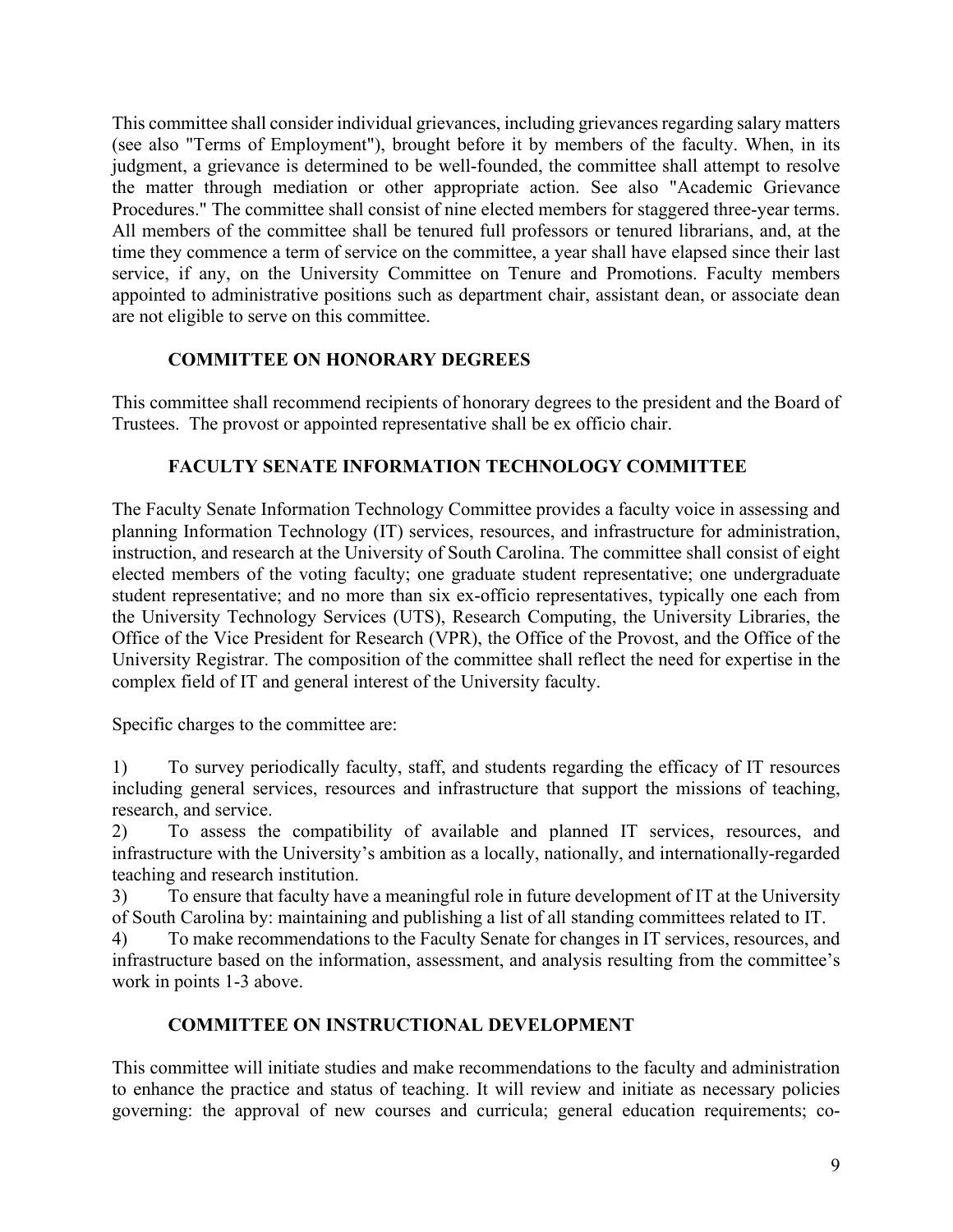This committee shall consider individual grievances, including grievances regarding salary matters (see also "Terms of Employment"), brought before it by members of the faculty. When, in its judgment, a grievance is determined to be well-founded, the committee shall attempt to resolve the matter through mediation or other appropriate action. See also "Academic Grievance Procedures." The committee shall consist of nine elected members for staggered three-year terms. All members of the committee shall be tenured full professors or tenured librarians, and, at the time they commence a term of service on the committee, a year shall have elapsed since their last service, if any, on the University Committee on Tenure and Promotions. Faculty members appointed to administrative positions such as department chair, assistant dean, or associate dean are not eligible to serve on this committee.

### COMMITTEE ON HONORARY DEGREES

This committee shall recommend recipients of honorary degrees to the president and the Board of Trustees. The provost or appointed representative shall be ex officio chair.

### FACULTY SENATE INFORMATION TECHNOLOGY COMMITTEE

The Faculty Senate Information Technology Committee provides a faculty voice in assessing and planning Information Technology (IT) services, resources, and infrastructure for administration, instruction, and research at the University of South Carolina. The committee shall consist of eight elected members of the voting faculty; one graduate student representative; one undergraduate student representative; and no more than six ex-officio representatives, typically one each from the University Technology Services (UTS), Research Computing, the University Libraries, the Office of the Vice President for Research (VPR), the Office of the Provost, and the Office of the University Registrar. The composition of the committee shall reflect the need for expertise in the complex field of IT and general interest of the University faculty.

Specific charges to the committee are:

1) To survey periodically faculty, staff, and students regarding the efficacy of IT resources including general services, resources and infrastructure that support the missions of teaching, research, and service.
2) To assess the compatibility of available and planned IT services, resources, and infrastructure with the University's ambition as a locally, nationally, and internationally-regarded teaching and research institution.
3) To ensure that faculty have a meaningful role in future development of IT at the University of South Carolina by: maintaining and publishing a list of all standing committees related to IT.
4) To make recommendations to the Faculty Senate for changes in IT services, resources, and infrastructure based on the information, assessment, and analysis resulting from the committee's work in points 1-3 above.

### COMMITTEE ON INSTRUCTIONAL DEVELOPMENT

This committee will initiate studies and make recommendations to the faculty and administration to enhance the practice and status of teaching. It will review and initiate as necessary policies governing: the approval of new courses and curricula; general education requirements; co-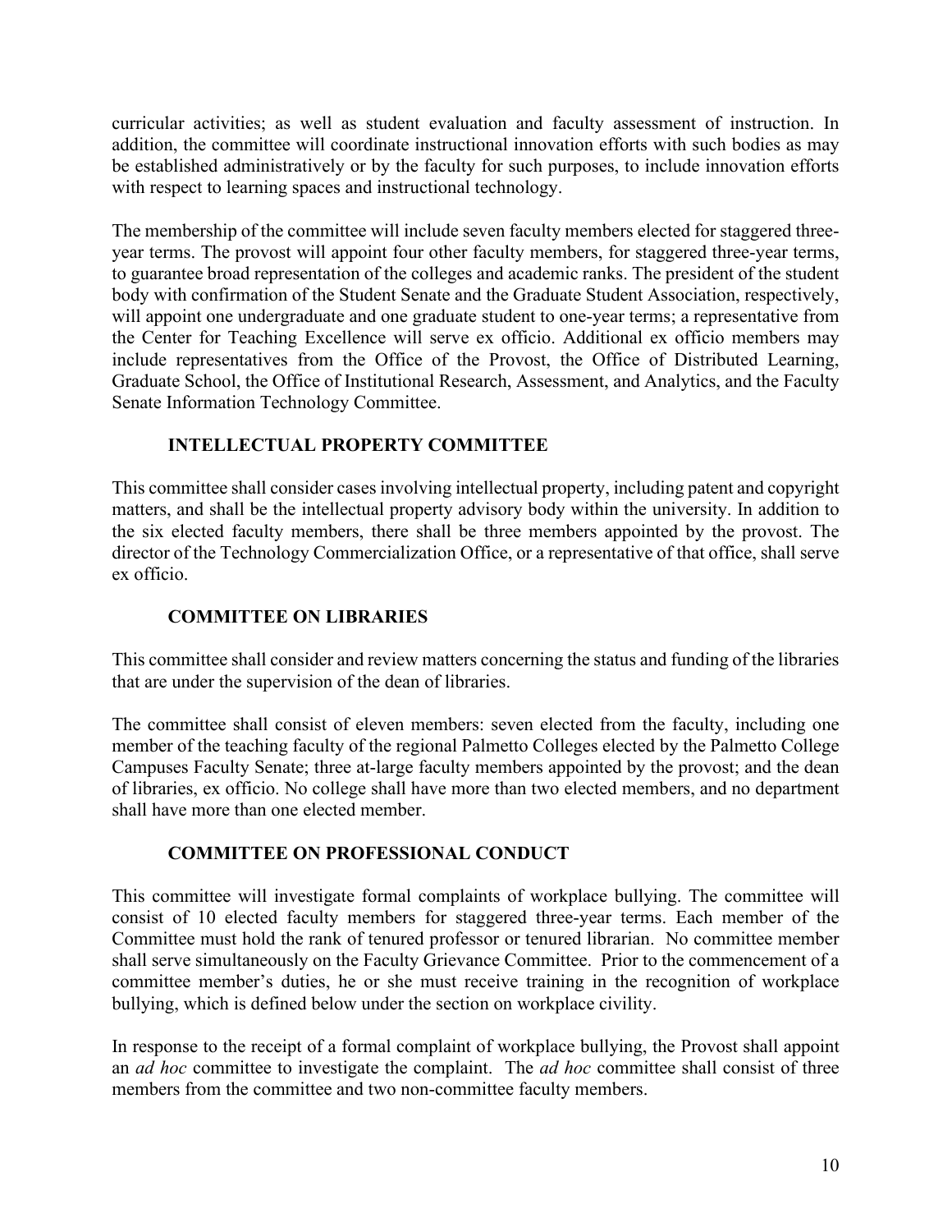curricular activities; as well as student evaluation and faculty assessment of instruction. In addition, the committee will coordinate instructional innovation efforts with such bodies as may be established administratively or by the faculty for such purposes, to include innovation efforts with respect to learning spaces and instructional technology.

The membership of the committee will include seven faculty members elected for staggered three-year terms. The provost will appoint four other faculty members, for staggered three-year terms, to guarantee broad representation of the colleges and academic ranks. The president of the student body with confirmation of the Student Senate and the Graduate Student Association, respectively, will appoint one undergraduate and one graduate student to one-year terms; a representative from the Center for Teaching Excellence will serve ex officio. Additional ex officio members may include representatives from the Office of the Provost, the Office of Distributed Learning, Graduate School, the Office of Institutional Research, Assessment, and Analytics, and the Faculty Senate Information Technology Committee.

### INTELLECTUAL PROPERTY COMMITTEE

This committee shall consider cases involving intellectual property, including patent and copyright matters, and shall be the intellectual property advisory body within the university. In addition to the six elected faculty members, there shall be three members appointed by the provost. The director of the Technology Commercialization Office, or a representative of that office, shall serve ex officio.

### COMMITTEE ON LIBRARIES

This committee shall consider and review matters concerning the status and funding of the libraries that are under the supervision of the dean of libraries.

The committee shall consist of eleven members: seven elected from the faculty, including one member of the teaching faculty of the regional Palmetto Colleges elected by the Palmetto College Campuses Faculty Senate; three at-large faculty members appointed by the provost; and the dean of libraries, ex officio. No college shall have more than two elected members, and no department shall have more than one elected member.

### COMMITTEE ON PROFESSIONAL CONDUCT

This committee will investigate formal complaints of workplace bullying. The committee will consist of 10 elected faculty members for staggered three-year terms. Each member of the Committee must hold the rank of tenured professor or tenured librarian. No committee member shall serve simultaneously on the Faculty Grievance Committee. Prior to the commencement of a committee member's duties, he or she must receive training in the recognition of workplace bullying, which is defined below under the section on workplace civility.

In response to the receipt of a formal complaint of workplace bullying, the Provost shall appoint an *ad hoc* committee to investigate the complaint. The *ad hoc* committee shall consist of three members from the committee and two non-committee faculty members.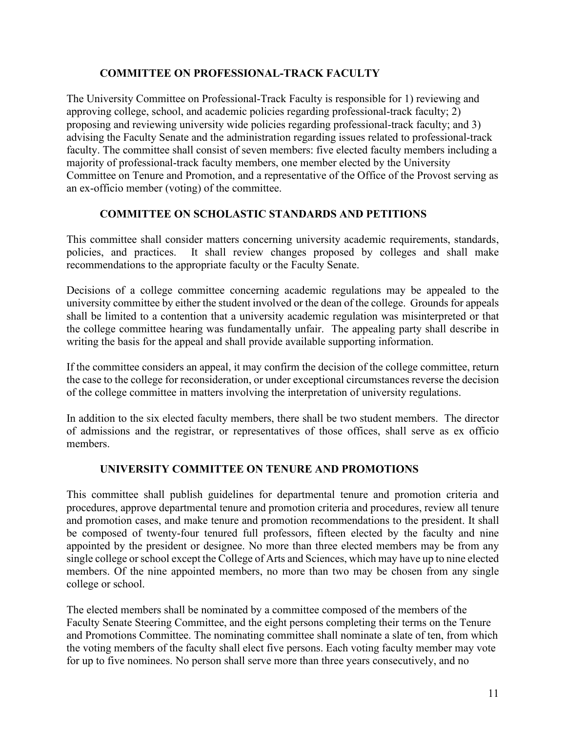### COMMITTEE ON PROFESSIONAL-TRACK FACULTY

The University Committee on Professional-Track Faculty is responsible for 1) reviewing and approving college, school, and academic policies regarding professional-track faculty; 2) proposing and reviewing university wide policies regarding professional-track faculty; and 3) advising the Faculty Senate and the administration regarding issues related to professional-track faculty. The committee shall consist of seven members: five elected faculty members including a majority of professional-track faculty members, one member elected by the University Committee on Tenure and Promotion, and a representative of the Office of the Provost serving as an ex-officio member (voting) of the committee.

### COMMITTEE ON SCHOLASTIC STANDARDS AND PETITIONS

This committee shall consider matters concerning university academic requirements, standards, policies, and practices. It shall review changes proposed by colleges and shall make recommendations to the appropriate faculty or the Faculty Senate.

Decisions of a college committee concerning academic regulations may be appealed to the university committee by either the student involved or the dean of the college. Grounds for appeals shall be limited to a contention that a university academic regulation was misinterpreted or that the college committee hearing was fundamentally unfair. The appealing party shall describe in writing the basis for the appeal and shall provide available supporting information.

If the committee considers an appeal, it may confirm the decision of the college committee, return the case to the college for reconsideration, or under exceptional circumstances reverse the decision of the college committee in matters involving the interpretation of university regulations.

In addition to the six elected faculty members, there shall be two student members. The director of admissions and the registrar, or representatives of those offices, shall serve as ex officio members.

### UNIVERSITY COMMITTEE ON TENURE AND PROMOTIONS

This committee shall publish guidelines for departmental tenure and promotion criteria and procedures, approve departmental tenure and promotion criteria and procedures, review all tenure and promotion cases, and make tenure and promotion recommendations to the president. It shall be composed of twenty-four tenured full professors, fifteen elected by the faculty and nine appointed by the president or designee. No more than three elected members may be from any single college or school except the College of Arts and Sciences, which may have up to nine elected members. Of the nine appointed members, no more than two may be chosen from any single college or school.

The elected members shall be nominated by a committee composed of the members of the Faculty Senate Steering Committee, and the eight persons completing their terms on the Tenure and Promotions Committee. The nominating committee shall nominate a slate of ten, from which the voting members of the faculty shall elect five persons. Each voting faculty member may vote for up to five nominees. No person shall serve more than three years consecutively, and no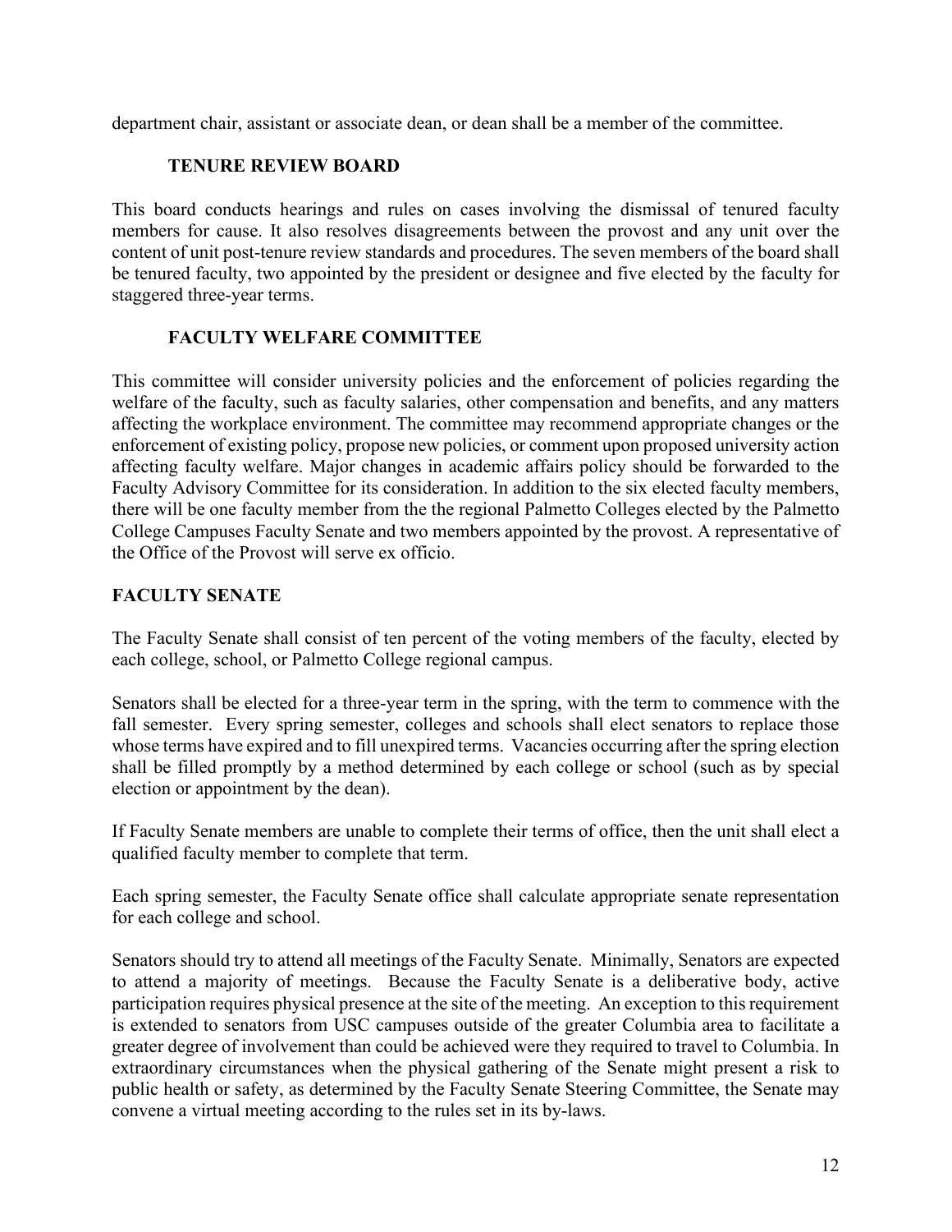department chair, assistant or associate dean, or dean shall be a member of the committee.

### TENURE REVIEW BOARD

This board conducts hearings and rules on cases involving the dismissal of tenured faculty members for cause. It also resolves disagreements between the provost and any unit over the content of unit post-tenure review standards and procedures. The seven members of the board shall be tenured faculty, two appointed by the president or designee and five elected by the faculty for staggered three-year terms.

### FACULTY WELFARE COMMITTEE

This committee will consider university policies and the enforcement of policies regarding the welfare of the faculty, such as faculty salaries, other compensation and benefits, and any matters affecting the workplace environment. The committee may recommend appropriate changes or the enforcement of existing policy, propose new policies, or comment upon proposed university action affecting faculty welfare. Major changes in academic affairs policy should be forwarded to the Faculty Advisory Committee for its consideration. In addition to the six elected faculty members, there will be one faculty member from the the regional Palmetto Colleges elected by the Palmetto College Campuses Faculty Senate and two members appointed by the provost. A representative of the Office of the Provost will serve ex officio.

## FACULTY SENATE

The Faculty Senate shall consist of ten percent of the voting members of the faculty, elected by each college, school, or Palmetto College regional campus.

Senators shall be elected for a three-year term in the spring, with the term to commence with the fall semester. Every spring semester, colleges and schools shall elect senators to replace those whose terms have expired and to fill unexpired terms. Vacancies occurring after the spring election shall be filled promptly by a method determined by each college or school (such as by special election or appointment by the dean).

If Faculty Senate members are unable to complete their terms of office, then the unit shall elect a qualified faculty member to complete that term.

Each spring semester, the Faculty Senate office shall calculate appropriate senate representation for each college and school.

Senators should try to attend all meetings of the Faculty Senate. Minimally, Senators are expected to attend a majority of meetings. Because the Faculty Senate is a deliberative body, active participation requires physical presence at the site of the meeting. An exception to this requirement is extended to senators from USC campuses outside of the greater Columbia area to facilitate a greater degree of involvement than could be achieved were they required to travel to Columbia. In extraordinary circumstances when the physical gathering of the Senate might present a risk to public health or safety, as determined by the Faculty Senate Steering Committee, the Senate may convene a virtual meeting according to the rules set in its by-laws.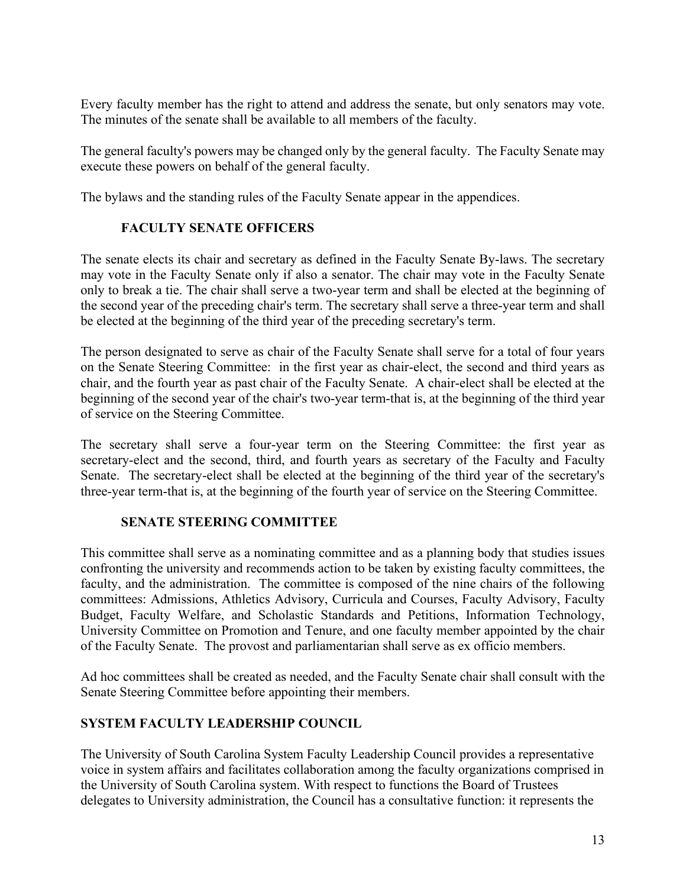Every faculty member has the right to attend and address the senate, but only senators may vote. The minutes of the senate shall be available to all members of the faculty.

The general faculty's powers may be changed only by the general faculty. The Faculty Senate may execute these powers on behalf of the general faculty.

The bylaws and the standing rules of the Faculty Senate appear in the appendices.

### FACULTY SENATE OFFICERS

The senate elects its chair and secretary as defined in the Faculty Senate By-laws. The secretary may vote in the Faculty Senate only if also a senator. The chair may vote in the Faculty Senate only to break a tie. The chair shall serve a two-year term and shall be elected at the beginning of the second year of the preceding chair's term. The secretary shall serve a three-year term and shall be elected at the beginning of the third year of the preceding secretary's term.

The person designated to serve as chair of the Faculty Senate shall serve for a total of four years on the Senate Steering Committee: in the first year as chair-elect, the second and third years as chair, and the fourth year as past chair of the Faculty Senate. A chair-elect shall be elected at the beginning of the second year of the chair's two-year term-that is, at the beginning of the third year of service on the Steering Committee.

The secretary shall serve a four-year term on the Steering Committee: the first year as secretary-elect and the second, third, and fourth years as secretary of the Faculty and Faculty Senate. The secretary-elect shall be elected at the beginning of the third year of the secretary's three-year term-that is, at the beginning of the fourth year of service on the Steering Committee.

### SENATE STEERING COMMITTEE

This committee shall serve as a nominating committee and as a planning body that studies issues confronting the university and recommends action to be taken by existing faculty committees, the faculty, and the administration. The committee is composed of the nine chairs of the following committees: Admissions, Athletics Advisory, Curricula and Courses, Faculty Advisory, Faculty Budget, Faculty Welfare, and Scholastic Standards and Petitions, Information Technology, University Committee on Promotion and Tenure, and one faculty member appointed by the chair of the Faculty Senate. The provost and parliamentarian shall serve as ex officio members.

Ad hoc committees shall be created as needed, and the Faculty Senate chair shall consult with the Senate Steering Committee before appointing their members.

## SYSTEM FACULTY LEADERSHIP COUNCIL

The University of South Carolina System Faculty Leadership Council provides a representative voice in system affairs and facilitates collaboration among the faculty organizations comprised in the University of South Carolina system. With respect to functions the Board of Trustees delegates to University administration, the Council has a consultative function: it represents the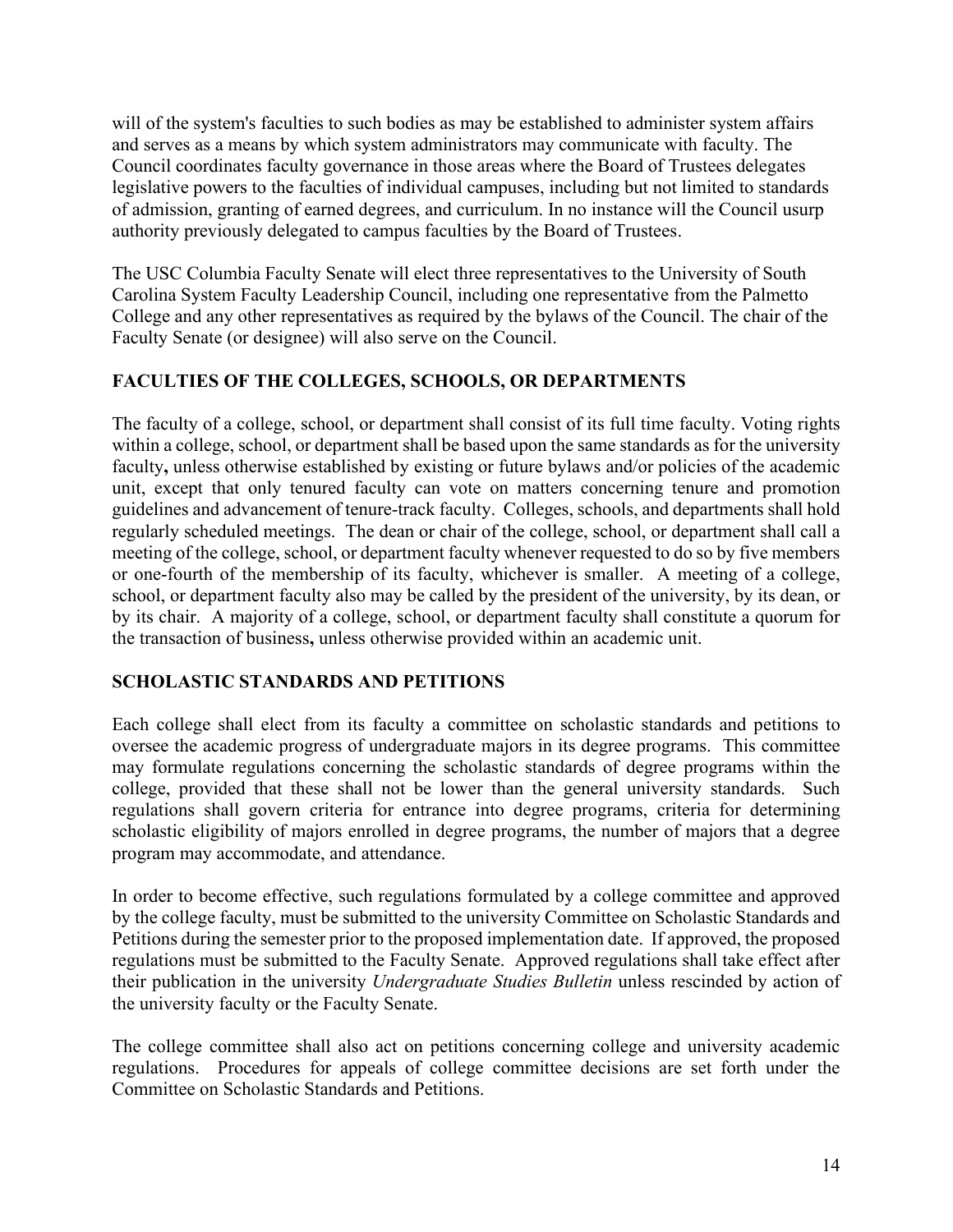will of the system's faculties to such bodies as may be established to administer system affairs and serves as a means by which system administrators may communicate with faculty. The Council coordinates faculty governance in those areas where the Board of Trustees delegates legislative powers to the faculties of individual campuses, including but not limited to standards of admission, granting of earned degrees, and curriculum. In no instance will the Council usurp authority previously delegated to campus faculties by the Board of Trustees.

The USC Columbia Faculty Senate will elect three representatives to the University of South Carolina System Faculty Leadership Council, including one representative from the Palmetto College and any other representatives as required by the bylaws of the Council. The chair of the Faculty Senate (or designee) will also serve on the Council.

## FACULTIES OF THE COLLEGES, SCHOOLS, OR DEPARTMENTS

The faculty of a college, school, or department shall consist of its full time faculty. Voting rights within a college, school, or department shall be based upon the same standards as for the university faculty**,** unless otherwise established by existing or future bylaws and/or policies of the academic unit, except that only tenured faculty can vote on matters concerning tenure and promotion guidelines and advancement of tenure-track faculty. Colleges, schools, and departments shall hold regularly scheduled meetings. The dean or chair of the college, school, or department shall call a meeting of the college, school, or department faculty whenever requested to do so by five members or one-fourth of the membership of its faculty, whichever is smaller. A meeting of a college, school, or department faculty also may be called by the president of the university, by its dean, or by its chair. A majority of a college, school, or department faculty shall constitute a quorum for the transaction of business**,** unless otherwise provided within an academic unit.

## SCHOLASTIC STANDARDS AND PETITIONS

Each college shall elect from its faculty a committee on scholastic standards and petitions to oversee the academic progress of undergraduate majors in its degree programs. This committee may formulate regulations concerning the scholastic standards of degree programs within the college, provided that these shall not be lower than the general university standards. Such regulations shall govern criteria for entrance into degree programs, criteria for determining scholastic eligibility of majors enrolled in degree programs, the number of majors that a degree program may accommodate, and attendance.

In order to become effective, such regulations formulated by a college committee and approved by the college faculty, must be submitted to the university Committee on Scholastic Standards and Petitions during the semester prior to the proposed implementation date. If approved, the proposed regulations must be submitted to the Faculty Senate. Approved regulations shall take effect after their publication in the university *Undergraduate Studies Bulletin* unless rescinded by action of the university faculty or the Faculty Senate.

The college committee shall also act on petitions concerning college and university academic regulations. Procedures for appeals of college committee decisions are set forth under the Committee on Scholastic Standards and Petitions.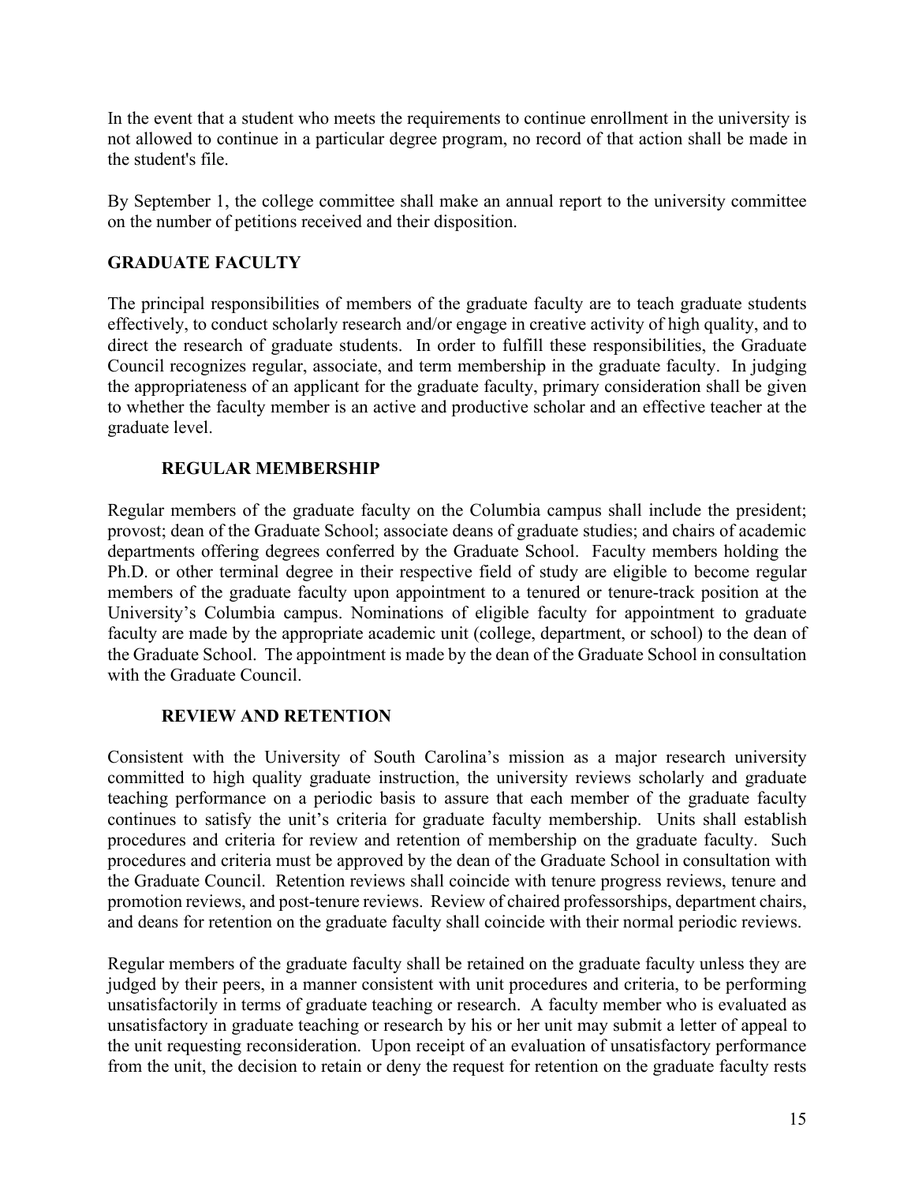In the event that a student who meets the requirements to continue enrollment in the university is not allowed to continue in a particular degree program, no record of that action shall be made in the student's file.

By September 1, the college committee shall make an annual report to the university committee on the number of petitions received and their disposition.

## GRADUATE FACULTY

The principal responsibilities of members of the graduate faculty are to teach graduate students effectively, to conduct scholarly research and/or engage in creative activity of high quality, and to direct the research of graduate students. In order to fulfill these responsibilities, the Graduate Council recognizes regular, associate, and term membership in the graduate faculty. In judging the appropriateness of an applicant for the graduate faculty, primary consideration shall be given to whether the faculty member is an active and productive scholar and an effective teacher at the graduate level.

### REGULAR MEMBERSHIP

Regular members of the graduate faculty on the Columbia campus shall include the president; provost; dean of the Graduate School; associate deans of graduate studies; and chairs of academic departments offering degrees conferred by the Graduate School. Faculty members holding the Ph.D. or other terminal degree in their respective field of study are eligible to become regular members of the graduate faculty upon appointment to a tenured or tenure-track position at the University's Columbia campus. Nominations of eligible faculty for appointment to graduate faculty are made by the appropriate academic unit (college, department, or school) to the dean of the Graduate School. The appointment is made by the dean of the Graduate School in consultation with the Graduate Council.

### REVIEW AND RETENTION

Consistent with the University of South Carolina's mission as a major research university committed to high quality graduate instruction, the university reviews scholarly and graduate teaching performance on a periodic basis to assure that each member of the graduate faculty continues to satisfy the unit's criteria for graduate faculty membership. Units shall establish procedures and criteria for review and retention of membership on the graduate faculty. Such procedures and criteria must be approved by the dean of the Graduate School in consultation with the Graduate Council. Retention reviews shall coincide with tenure progress reviews, tenure and promotion reviews, and post-tenure reviews. Review of chaired professorships, department chairs, and deans for retention on the graduate faculty shall coincide with their normal periodic reviews.

Regular members of the graduate faculty shall be retained on the graduate faculty unless they are judged by their peers, in a manner consistent with unit procedures and criteria, to be performing unsatisfactorily in terms of graduate teaching or research. A faculty member who is evaluated as unsatisfactory in graduate teaching or research by his or her unit may submit a letter of appeal to the unit requesting reconsideration. Upon receipt of an evaluation of unsatisfactory performance from the unit, the decision to retain or deny the request for retention on the graduate faculty rests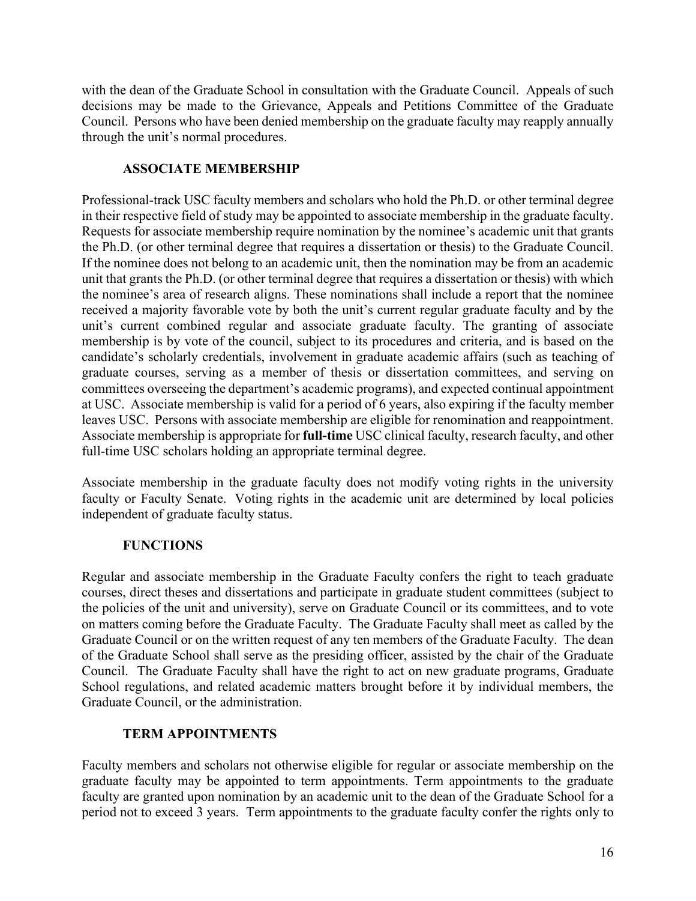with the dean of the Graduate School in consultation with the Graduate Council. Appeals of such decisions may be made to the Grievance, Appeals and Petitions Committee of the Graduate Council. Persons who have been denied membership on the graduate faculty may reapply annually through the unit's normal procedures.

### ASSOCIATE MEMBERSHIP

Professional-track USC faculty members and scholars who hold the Ph.D. or other terminal degree in their respective field of study may be appointed to associate membership in the graduate faculty. Requests for associate membership require nomination by the nominee's academic unit that grants the Ph.D. (or other terminal degree that requires a dissertation or thesis) to the Graduate Council. If the nominee does not belong to an academic unit, then the nomination may be from an academic unit that grants the Ph.D. (or other terminal degree that requires a dissertation or thesis) with which the nominee's area of research aligns. These nominations shall include a report that the nominee received a majority favorable vote by both the unit's current regular graduate faculty and by the unit's current combined regular and associate graduate faculty. The granting of associate membership is by vote of the council, subject to its procedures and criteria, and is based on the candidate's scholarly credentials, involvement in graduate academic affairs (such as teaching of graduate courses, serving as a member of thesis or dissertation committees, and serving on committees overseeing the department's academic programs), and expected continual appointment at USC. Associate membership is valid for a period of 6 years, also expiring if the faculty member leaves USC. Persons with associate membership are eligible for renomination and reappointment. Associate membership is appropriate for **full-time** USC clinical faculty, research faculty, and other full-time USC scholars holding an appropriate terminal degree.

Associate membership in the graduate faculty does not modify voting rights in the university faculty or Faculty Senate. Voting rights in the academic unit are determined by local policies independent of graduate faculty status.

### FUNCTIONS

Regular and associate membership in the Graduate Faculty confers the right to teach graduate courses, direct theses and dissertations and participate in graduate student committees (subject to the policies of the unit and university), serve on Graduate Council or its committees, and to vote on matters coming before the Graduate Faculty. The Graduate Faculty shall meet as called by the Graduate Council or on the written request of any ten members of the Graduate Faculty. The dean of the Graduate School shall serve as the presiding officer, assisted by the chair of the Graduate Council. The Graduate Faculty shall have the right to act on new graduate programs, Graduate School regulations, and related academic matters brought before it by individual members, the Graduate Council, or the administration.

### TERM APPOINTMENTS

Faculty members and scholars not otherwise eligible for regular or associate membership on the graduate faculty may be appointed to term appointments. Term appointments to the graduate faculty are granted upon nomination by an academic unit to the dean of the Graduate School for a period not to exceed 3 years. Term appointments to the graduate faculty confer the rights only to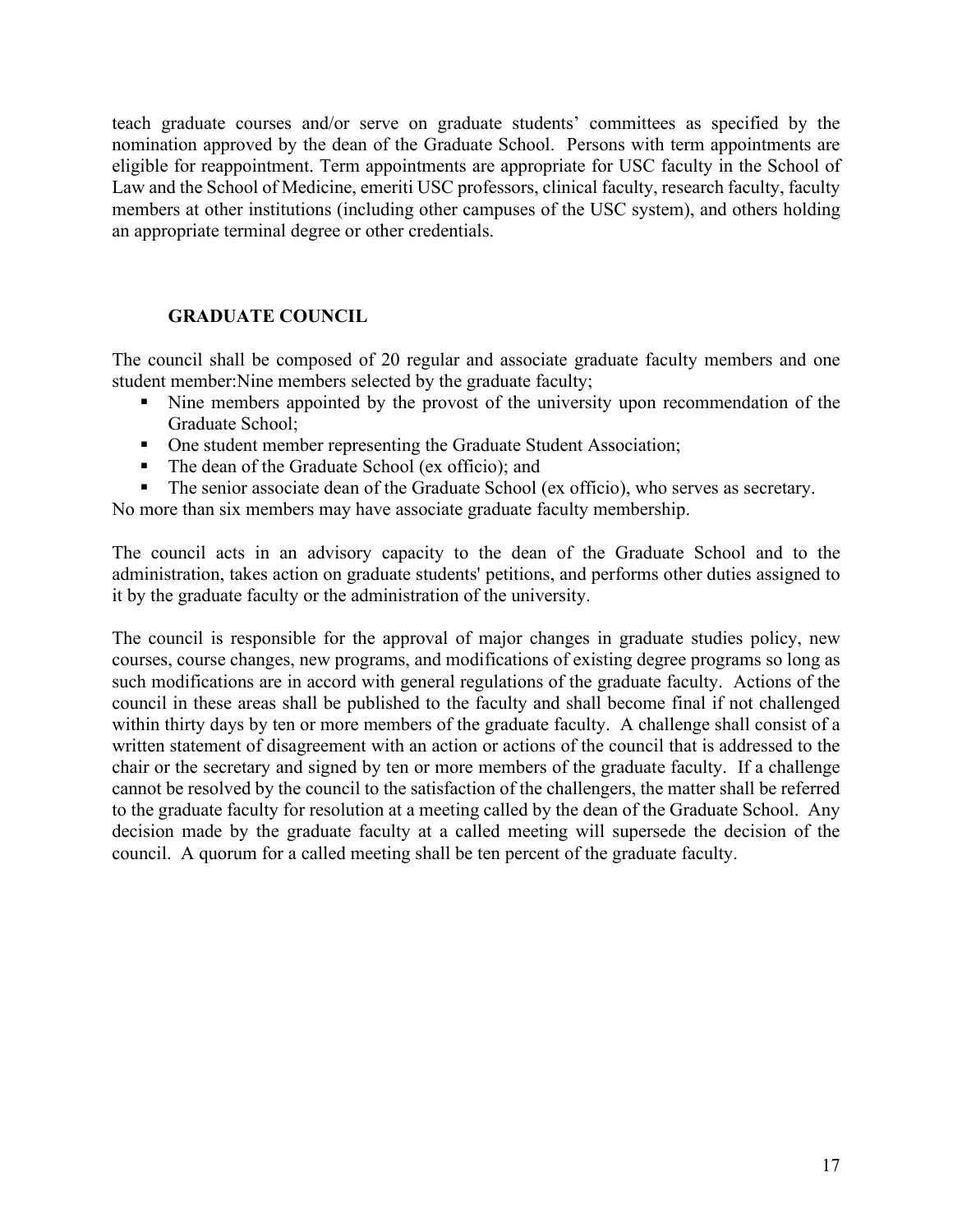teach graduate courses and/or serve on graduate students' committees as specified by the nomination approved by the dean of the Graduate School. Persons with term appointments are eligible for reappointment. Term appointments are appropriate for USC faculty in the School of Law and the School of Medicine, emeriti USC professors, clinical faculty, research faculty, faculty members at other institutions (including other campuses of the USC system), and others holding an appropriate terminal degree or other credentials.

## GRADUATE COUNCIL

The council shall be composed of 20 regular and associate graduate faculty members and one student member:Nine members selected by the graduate faculty;

- Nine members appointed by the provost of the university upon recommendation of the Graduate School;
- One student member representing the Graduate Student Association;
- The dean of the Graduate School (ex officio); and
- The senior associate dean of the Graduate School (ex officio), who serves as secretary.

No more than six members may have associate graduate faculty membership.

The council acts in an advisory capacity to the dean of the Graduate School and to the administration, takes action on graduate students' petitions, and performs other duties assigned to it by the graduate faculty or the administration of the university.

The council is responsible for the approval of major changes in graduate studies policy, new courses, course changes, new programs, and modifications of existing degree programs so long as such modifications are in accord with general regulations of the graduate faculty. Actions of the council in these areas shall be published to the faculty and shall become final if not challenged within thirty days by ten or more members of the graduate faculty. A challenge shall consist of a written statement of disagreement with an action or actions of the council that is addressed to the chair or the secretary and signed by ten or more members of the graduate faculty. If a challenge cannot be resolved by the council to the satisfaction of the challengers, the matter shall be referred to the graduate faculty for resolution at a meeting called by the dean of the Graduate School. Any decision made by the graduate faculty at a called meeting will supersede the decision of the council. A quorum for a called meeting shall be ten percent of the graduate faculty.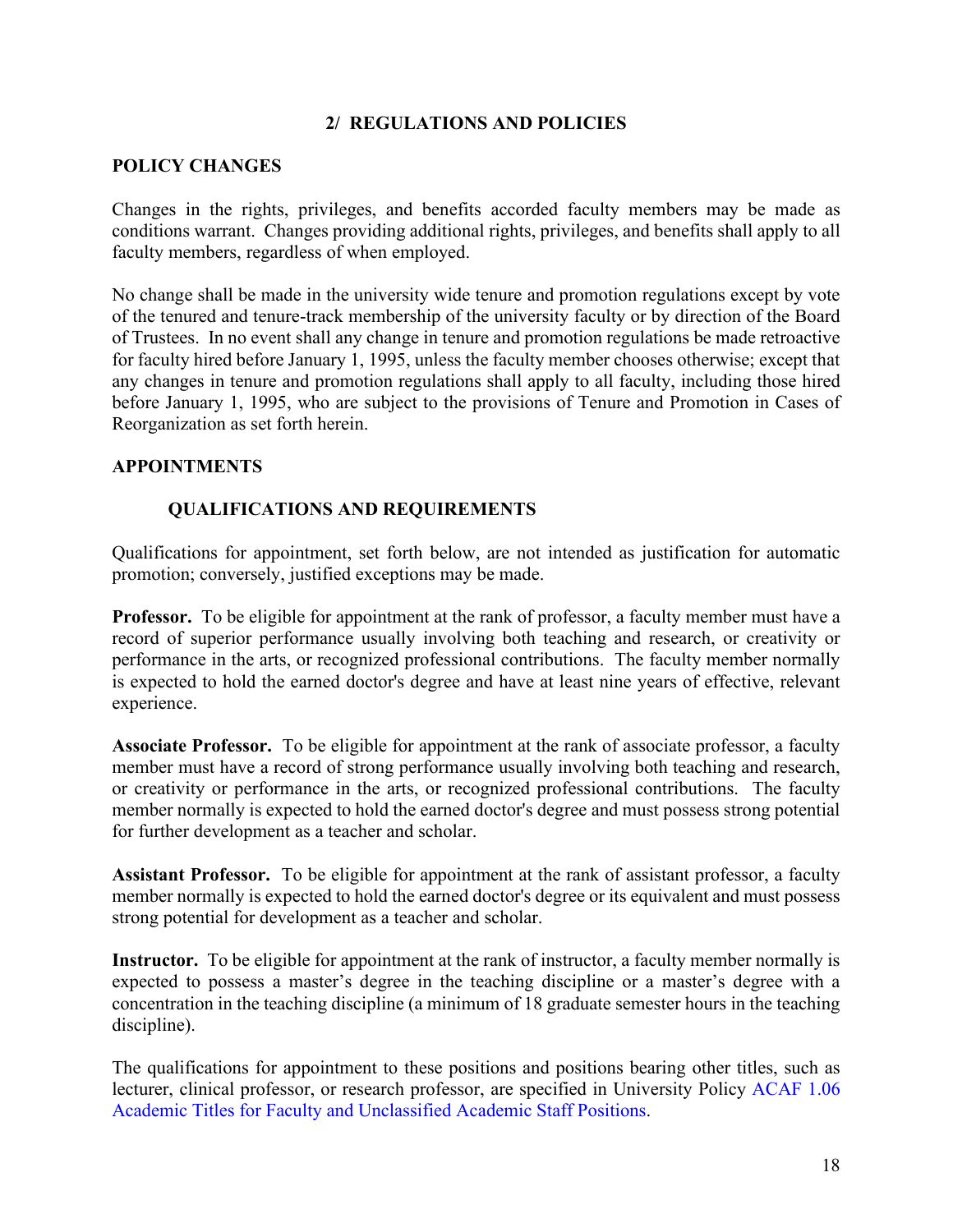# 2/ REGULATIONS AND POLICIES

## POLICY CHANGES

Changes in the rights, privileges, and benefits accorded faculty members may be made as conditions warrant. Changes providing additional rights, privileges, and benefits shall apply to all faculty members, regardless of when employed.

No change shall be made in the university wide tenure and promotion regulations except by vote of the tenured and tenure-track membership of the university faculty or by direction of the Board of Trustees. In no event shall any change in tenure and promotion regulations be made retroactive for faculty hired before January 1, 1995, unless the faculty member chooses otherwise; except that any changes in tenure and promotion regulations shall apply to all faculty, including those hired before January 1, 1995, who are subject to the provisions of Tenure and Promotion in Cases of Reorganization as set forth herein.

## APPOINTMENTS

### QUALIFICATIONS AND REQUIREMENTS

Qualifications for appointment, set forth below, are not intended as justification for automatic promotion; conversely, justified exceptions may be made.

**Professor.** To be eligible for appointment at the rank of professor, a faculty member must have a record of superior performance usually involving both teaching and research, or creativity or performance in the arts, or recognized professional contributions. The faculty member normally is expected to hold the earned doctor's degree and have at least nine years of effective, relevant experience.

**Associate Professor.** To be eligible for appointment at the rank of associate professor, a faculty member must have a record of strong performance usually involving both teaching and research, or creativity or performance in the arts, or recognized professional contributions. The faculty member normally is expected to hold the earned doctor's degree and must possess strong potential for further development as a teacher and scholar.

**Assistant Professor.** To be eligible for appointment at the rank of assistant professor, a faculty member normally is expected to hold the earned doctor's degree or its equivalent and must possess strong potential for development as a teacher and scholar.

**Instructor.** To be eligible for appointment at the rank of instructor, a faculty member normally is expected to possess a master's degree in the teaching discipline or a master's degree with a concentration in the teaching discipline (a minimum of 18 graduate semester hours in the teaching discipline).

The qualifications for appointment to these positions and positions bearing other titles, such as lecturer, clinical professor, or research professor, are specified in University Policy ACAF 1.06 Academic Titles for Faculty and Unclassified Academic Staff Positions.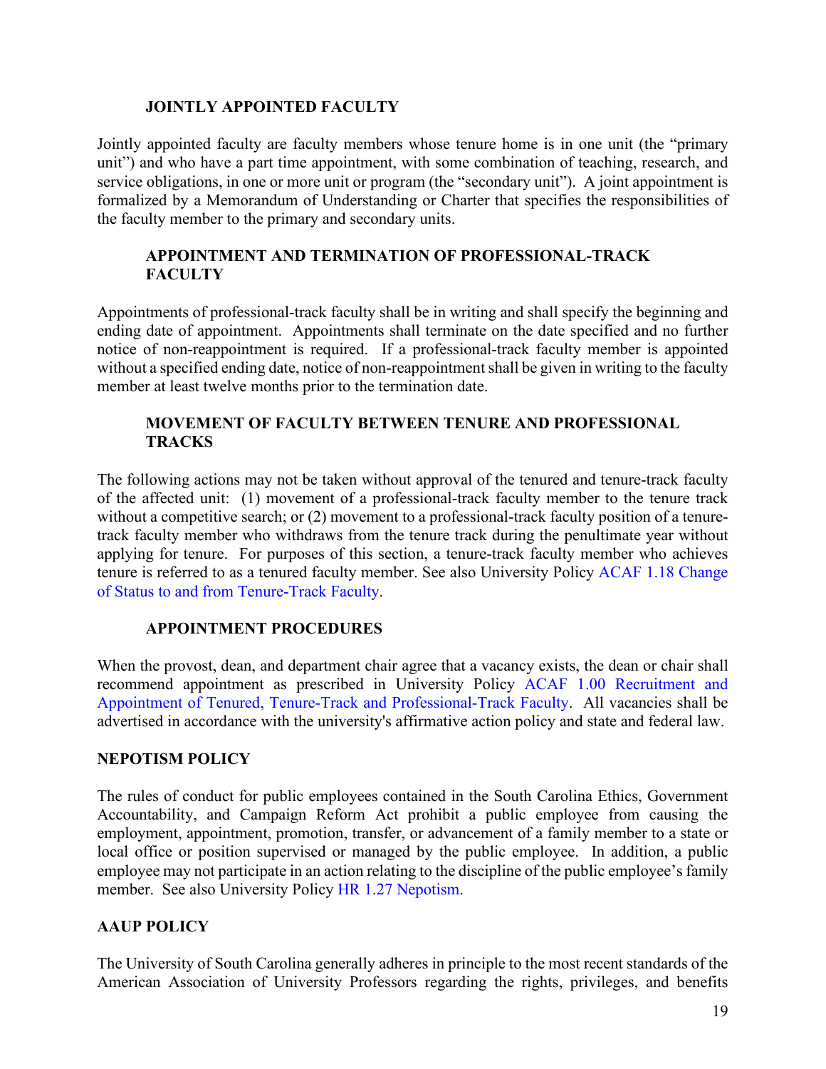### JOINTLY APPOINTED FACULTY

Jointly appointed faculty are faculty members whose tenure home is in one unit (the "primary unit") and who have a part time appointment, with some combination of teaching, research, and service obligations, in one or more unit or program (the "secondary unit"). A joint appointment is formalized by a Memorandum of Understanding or Charter that specifies the responsibilities of the faculty member to the primary and secondary units.

### APPOINTMENT AND TERMINATION OF PROFESSIONAL-TRACK FACULTY

Appointments of professional-track faculty shall be in writing and shall specify the beginning and ending date of appointment. Appointments shall terminate on the date specified and no further notice of non-reappointment is required. If a professional-track faculty member is appointed without a specified ending date, notice of non-reappointment shall be given in writing to the faculty member at least twelve months prior to the termination date.

### MOVEMENT OF FACULTY BETWEEN TENURE AND PROFESSIONAL TRACKS

The following actions may not be taken without approval of the tenured and tenure-track faculty of the affected unit: (1) movement of a professional-track faculty member to the tenure track without a competitive search; or (2) movement to a professional-track faculty position of a tenure-track faculty member who withdraws from the tenure track during the penultimate year without applying for tenure. For purposes of this section, a tenure-track faculty member who achieves tenure is referred to as a tenured faculty member. See also University Policy ACAF 1.18 Change of Status to and from Tenure-Track Faculty.

### APPOINTMENT PROCEDURES

When the provost, dean, and department chair agree that a vacancy exists, the dean or chair shall recommend appointment as prescribed in University Policy ACAF 1.00 Recruitment and Appointment of Tenured, Tenure-Track and Professional-Track Faculty. All vacancies shall be advertised in accordance with the university's affirmative action policy and state and federal law.

## NEPOTISM POLICY

The rules of conduct for public employees contained in the South Carolina Ethics, Government Accountability, and Campaign Reform Act prohibit a public employee from causing the employment, appointment, promotion, transfer, or advancement of a family member to a state or local office or position supervised or managed by the public employee. In addition, a public employee may not participate in an action relating to the discipline of the public employee's family member. See also University Policy HR 1.27 Nepotism.

## AAUP POLICY

The University of South Carolina generally adheres in principle to the most recent standards of the American Association of University Professors regarding the rights, privileges, and benefits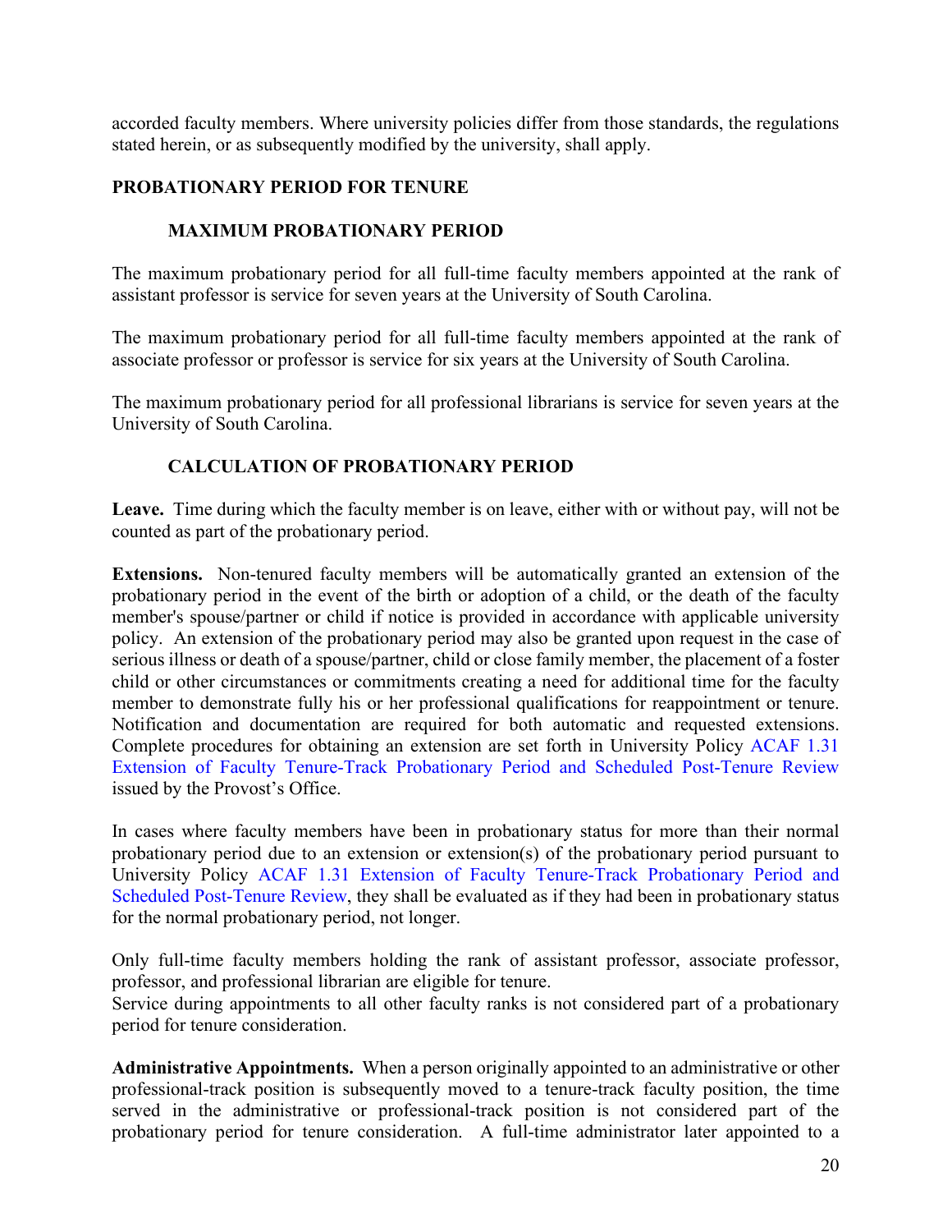accorded faculty members. Where university policies differ from those standards, the regulations stated herein, or as subsequently modified by the university, shall apply.

## PROBATIONARY PERIOD FOR TENURE

### MAXIMUM PROBATIONARY PERIOD

The maximum probationary period for all full-time faculty members appointed at the rank of assistant professor is service for seven years at the University of South Carolina.

The maximum probationary period for all full-time faculty members appointed at the rank of associate professor or professor is service for six years at the University of South Carolina.

The maximum probationary period for all professional librarians is service for seven years at the University of South Carolina.

### CALCULATION OF PROBATIONARY PERIOD

**Leave.** Time during which the faculty member is on leave, either with or without pay, will not be counted as part of the probationary period.

**Extensions.** Non-tenured faculty members will be automatically granted an extension of the probationary period in the event of the birth or adoption of a child, or the death of the faculty member's spouse/partner or child if notice is provided in accordance with applicable university policy. An extension of the probationary period may also be granted upon request in the case of serious illness or death of a spouse/partner, child or close family member, the placement of a foster child or other circumstances or commitments creating a need for additional time for the faculty member to demonstrate fully his or her professional qualifications for reappointment or tenure. Notification and documentation are required for both automatic and requested extensions. Complete procedures for obtaining an extension are set forth in University Policy ACAF 1.31 Extension of Faculty Tenure-Track Probationary Period and Scheduled Post-Tenure Review issued by the Provost's Office.

In cases where faculty members have been in probationary status for more than their normal probationary period due to an extension or extension(s) of the probationary period pursuant to University Policy ACAF 1.31 Extension of Faculty Tenure-Track Probationary Period and Scheduled Post-Tenure Review, they shall be evaluated as if they had been in probationary status for the normal probationary period, not longer.

Only full-time faculty members holding the rank of assistant professor, associate professor, professor, and professional librarian are eligible for tenure.
Service during appointments to all other faculty ranks is not considered part of a probationary period for tenure consideration.

**Administrative Appointments.** When a person originally appointed to an administrative or other professional-track position is subsequently moved to a tenure-track faculty position, the time served in the administrative or professional-track position is not considered part of the probationary period for tenure consideration. A full-time administrator later appointed to a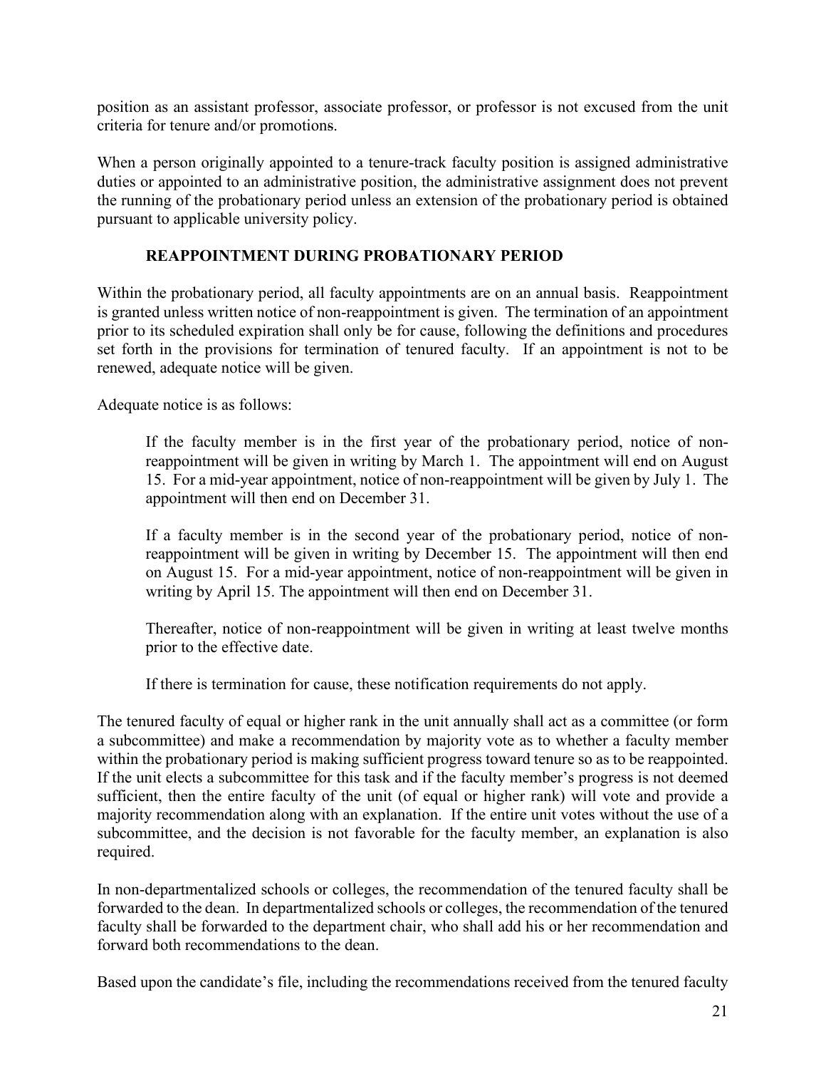position as an assistant professor, associate professor, or professor is not excused from the unit criteria for tenure and/or promotions.

When a person originally appointed to a tenure-track faculty position is assigned administrative duties or appointed to an administrative position, the administrative assignment does not prevent the running of the probationary period unless an extension of the probationary period is obtained pursuant to applicable university policy.

## REAPPOINTMENT DURING PROBATIONARY PERIOD

Within the probationary period, all faculty appointments are on an annual basis. Reappointment is granted unless written notice of non-reappointment is given. The termination of an appointment prior to its scheduled expiration shall only be for cause, following the definitions and procedures set forth in the provisions for termination of tenured faculty. If an appointment is not to be renewed, adequate notice will be given.

Adequate notice is as follows:

> If the faculty member is in the first year of the probationary period, notice of non-reappointment will be given in writing by March 1. The appointment will end on August 15. For a mid-year appointment, notice of non-reappointment will be given by July 1. The appointment will then end on December 31.
>
> If a faculty member is in the second year of the probationary period, notice of non-reappointment will be given in writing by December 15. The appointment will then end on August 15. For a mid-year appointment, notice of non-reappointment will be given in writing by April 15. The appointment will then end on December 31.
>
> Thereafter, notice of non-reappointment will be given in writing at least twelve months prior to the effective date.
>
> If there is termination for cause, these notification requirements do not apply.

The tenured faculty of equal or higher rank in the unit annually shall act as a committee (or form a subcommittee) and make a recommendation by majority vote as to whether a faculty member within the probationary period is making sufficient progress toward tenure so as to be reappointed. If the unit elects a subcommittee for this task and if the faculty member's progress is not deemed sufficient, then the entire faculty of the unit (of equal or higher rank) will vote and provide a majority recommendation along with an explanation. If the entire unit votes without the use of a subcommittee, and the decision is not favorable for the faculty member, an explanation is also required.

In non-departmentalized schools or colleges, the recommendation of the tenured faculty shall be forwarded to the dean. In departmentalized schools or colleges, the recommendation of the tenured faculty shall be forwarded to the department chair, who shall add his or her recommendation and forward both recommendations to the dean.

Based upon the candidate's file, including the recommendations received from the tenured faculty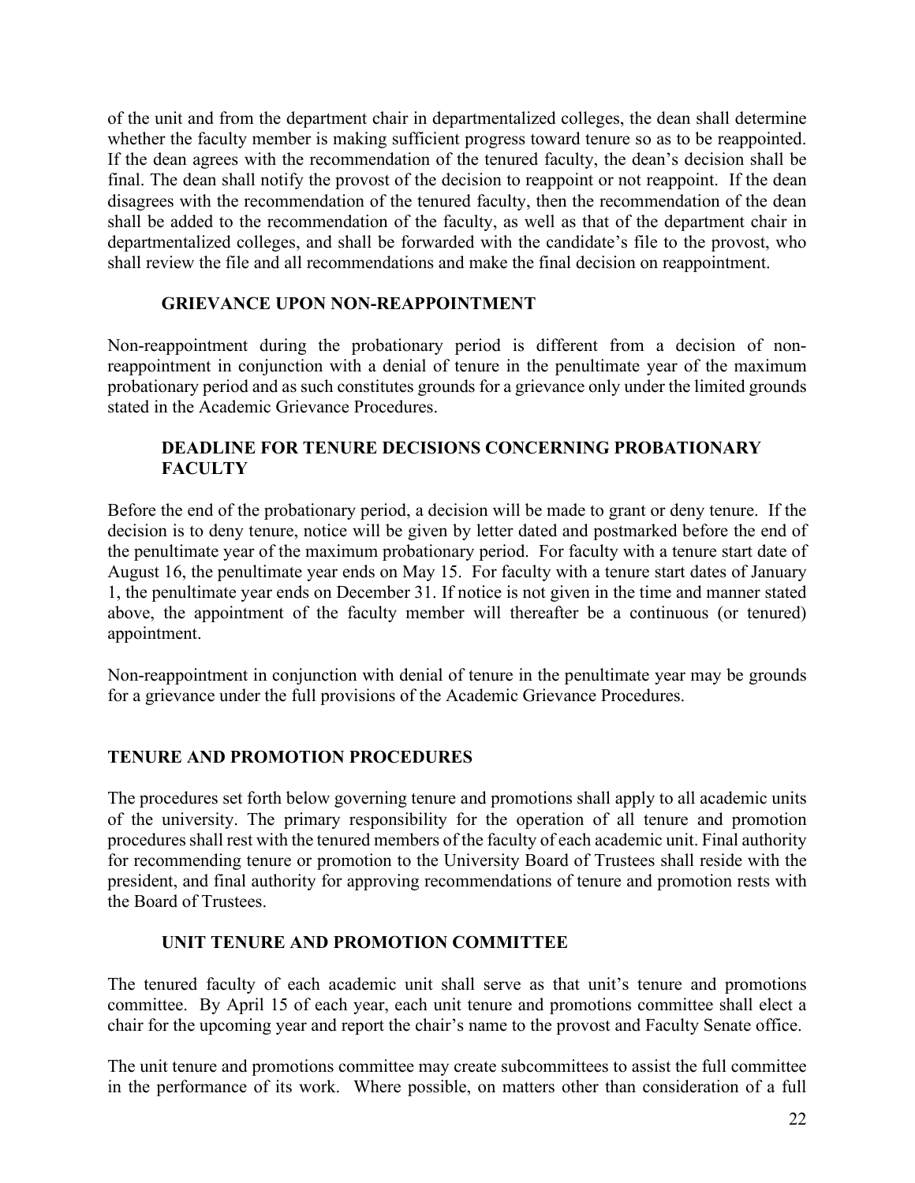of the unit and from the department chair in departmentalized colleges, the dean shall determine whether the faculty member is making sufficient progress toward tenure so as to be reappointed. If the dean agrees with the recommendation of the tenured faculty, the dean's decision shall be final. The dean shall notify the provost of the decision to reappoint or not reappoint. If the dean disagrees with the recommendation of the tenured faculty, then the recommendation of the dean shall be added to the recommendation of the faculty, as well as that of the department chair in departmentalized colleges, and shall be forwarded with the candidate's file to the provost, who shall review the file and all recommendations and make the final decision on reappointment.

### GRIEVANCE UPON NON-REAPPOINTMENT

Non-reappointment during the probationary period is different from a decision of non-reappointment in conjunction with a denial of tenure in the penultimate year of the maximum probationary period and as such constitutes grounds for a grievance only under the limited grounds stated in the Academic Grievance Procedures.

### DEADLINE FOR TENURE DECISIONS CONCERNING PROBATIONARY FACULTY

Before the end of the probationary period, a decision will be made to grant or deny tenure. If the decision is to deny tenure, notice will be given by letter dated and postmarked before the end of the penultimate year of the maximum probationary period. For faculty with a tenure start date of August 16, the penultimate year ends on May 15. For faculty with a tenure start dates of January 1, the penultimate year ends on December 31. If notice is not given in the time and manner stated above, the appointment of the faculty member will thereafter be a continuous (or tenured) appointment.

Non-reappointment in conjunction with denial of tenure in the penultimate year may be grounds for a grievance under the full provisions of the Academic Grievance Procedures.

## TENURE AND PROMOTION PROCEDURES

The procedures set forth below governing tenure and promotions shall apply to all academic units of the university. The primary responsibility for the operation of all tenure and promotion procedures shall rest with the tenured members of the faculty of each academic unit. Final authority for recommending tenure or promotion to the University Board of Trustees shall reside with the president, and final authority for approving recommendations of tenure and promotion rests with the Board of Trustees.

### UNIT TENURE AND PROMOTION COMMITTEE

The tenured faculty of each academic unit shall serve as that unit's tenure and promotions committee. By April 15 of each year, each unit tenure and promotions committee shall elect a chair for the upcoming year and report the chair's name to the provost and Faculty Senate office.

The unit tenure and promotions committee may create subcommittees to assist the full committee in the performance of its work. Where possible, on matters other than consideration of a full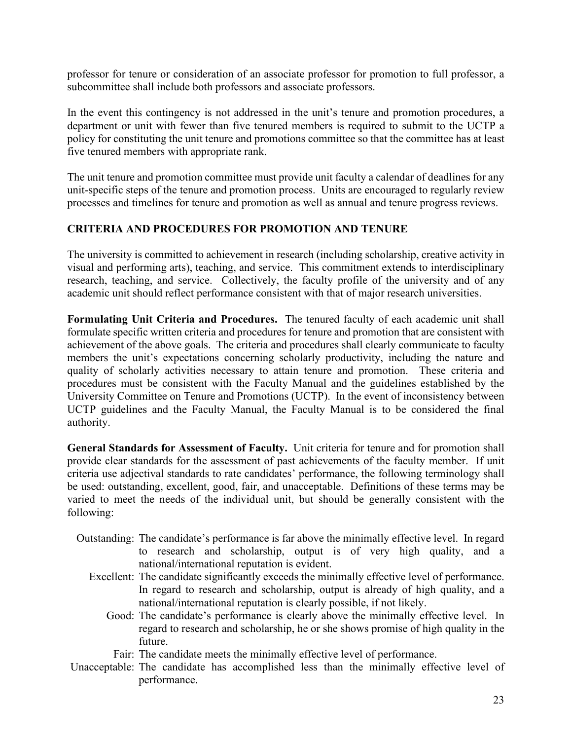professor for tenure or consideration of an associate professor for promotion to full professor, a subcommittee shall include both professors and associate professors.

In the event this contingency is not addressed in the unit's tenure and promotion procedures, a department or unit with fewer than five tenured members is required to submit to the UCTP a policy for constituting the unit tenure and promotions committee so that the committee has at least five tenured members with appropriate rank.

The unit tenure and promotion committee must provide unit faculty a calendar of deadlines for any unit-specific steps of the tenure and promotion process. Units are encouraged to regularly review processes and timelines for tenure and promotion as well as annual and tenure progress reviews.

## CRITERIA AND PROCEDURES FOR PROMOTION AND TENURE

The university is committed to achievement in research (including scholarship, creative activity in visual and performing arts), teaching, and service. This commitment extends to interdisciplinary research, teaching, and service. Collectively, the faculty profile of the university and of any academic unit should reflect performance consistent with that of major research universities.

**Formulating Unit Criteria and Procedures.** The tenured faculty of each academic unit shall formulate specific written criteria and procedures for tenure and promotion that are consistent with achievement of the above goals. The criteria and procedures shall clearly communicate to faculty members the unit's expectations concerning scholarly productivity, including the nature and quality of scholarly activities necessary to attain tenure and promotion. These criteria and procedures must be consistent with the Faculty Manual and the guidelines established by the University Committee on Tenure and Promotions (UCTP). In the event of inconsistency between UCTP guidelines and the Faculty Manual, the Faculty Manual is to be considered the final authority.

**General Standards for Assessment of Faculty.** Unit criteria for tenure and for promotion shall provide clear standards for the assessment of past achievements of the faculty member. If unit criteria use adjectival standards to rate candidates' performance, the following terminology shall be used: outstanding, excellent, good, fair, and unacceptable. Definitions of these terms may be varied to meet the needs of the individual unit, but should be generally consistent with the following:

- Outstanding: The candidate's performance is far above the minimally effective level. In regard to research and scholarship, output is of very high quality, and a national/international reputation is evident.
- Excellent: The candidate significantly exceeds the minimally effective level of performance. In regard to research and scholarship, output is already of high quality, and a national/international reputation is clearly possible, if not likely.
- Good: The candidate's performance is clearly above the minimally effective level. In regard to research and scholarship, he or she shows promise of high quality in the future.
- Fair: The candidate meets the minimally effective level of performance.
- Unacceptable: The candidate has accomplished less than the minimally effective level of performance.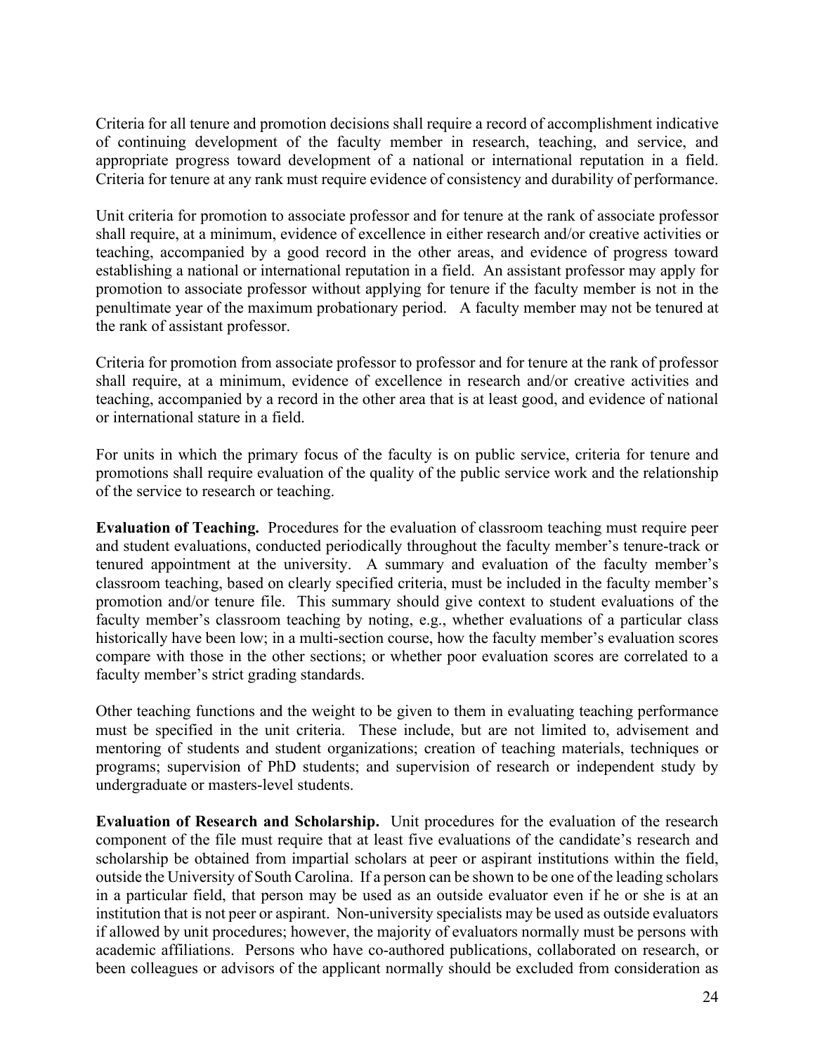Criteria for all tenure and promotion decisions shall require a record of accomplishment indicative of continuing development of the faculty member in research, teaching, and service, and appropriate progress toward development of a national or international reputation in a field. Criteria for tenure at any rank must require evidence of consistency and durability of performance.

Unit criteria for promotion to associate professor and for tenure at the rank of associate professor shall require, at a minimum, evidence of excellence in either research and/or creative activities or teaching, accompanied by a good record in the other areas, and evidence of progress toward establishing a national or international reputation in a field. An assistant professor may apply for promotion to associate professor without applying for tenure if the faculty member is not in the penultimate year of the maximum probationary period. A faculty member may not be tenured at the rank of assistant professor.

Criteria for promotion from associate professor to professor and for tenure at the rank of professor shall require, at a minimum, evidence of excellence in research and/or creative activities and teaching, accompanied by a record in the other area that is at least good, and evidence of national or international stature in a field.

For units in which the primary focus of the faculty is on public service, criteria for tenure and promotions shall require evaluation of the quality of the public service work and the relationship of the service to research or teaching.

**Evaluation of Teaching.** Procedures for the evaluation of classroom teaching must require peer and student evaluations, conducted periodically throughout the faculty member's tenure-track or tenured appointment at the university. A summary and evaluation of the faculty member's classroom teaching, based on clearly specified criteria, must be included in the faculty member's promotion and/or tenure file. This summary should give context to student evaluations of the faculty member's classroom teaching by noting, e.g., whether evaluations of a particular class historically have been low; in a multi-section course, how the faculty member's evaluation scores compare with those in the other sections; or whether poor evaluation scores are correlated to a faculty member's strict grading standards.

Other teaching functions and the weight to be given to them in evaluating teaching performance must be specified in the unit criteria. These include, but are not limited to, advisement and mentoring of students and student organizations; creation of teaching materials, techniques or programs; supervision of PhD students; and supervision of research or independent study by undergraduate or masters-level students.

**Evaluation of Research and Scholarship.** Unit procedures for the evaluation of the research component of the file must require that at least five evaluations of the candidate's research and scholarship be obtained from impartial scholars at peer or aspirant institutions within the field, outside the University of South Carolina. If a person can be shown to be one of the leading scholars in a particular field, that person may be used as an outside evaluator even if he or she is at an institution that is not peer or aspirant. Non-university specialists may be used as outside evaluators if allowed by unit procedures; however, the majority of evaluators normally must be persons with academic affiliations. Persons who have co-authored publications, collaborated on research, or been colleagues or advisors of the applicant normally should be excluded from consideration as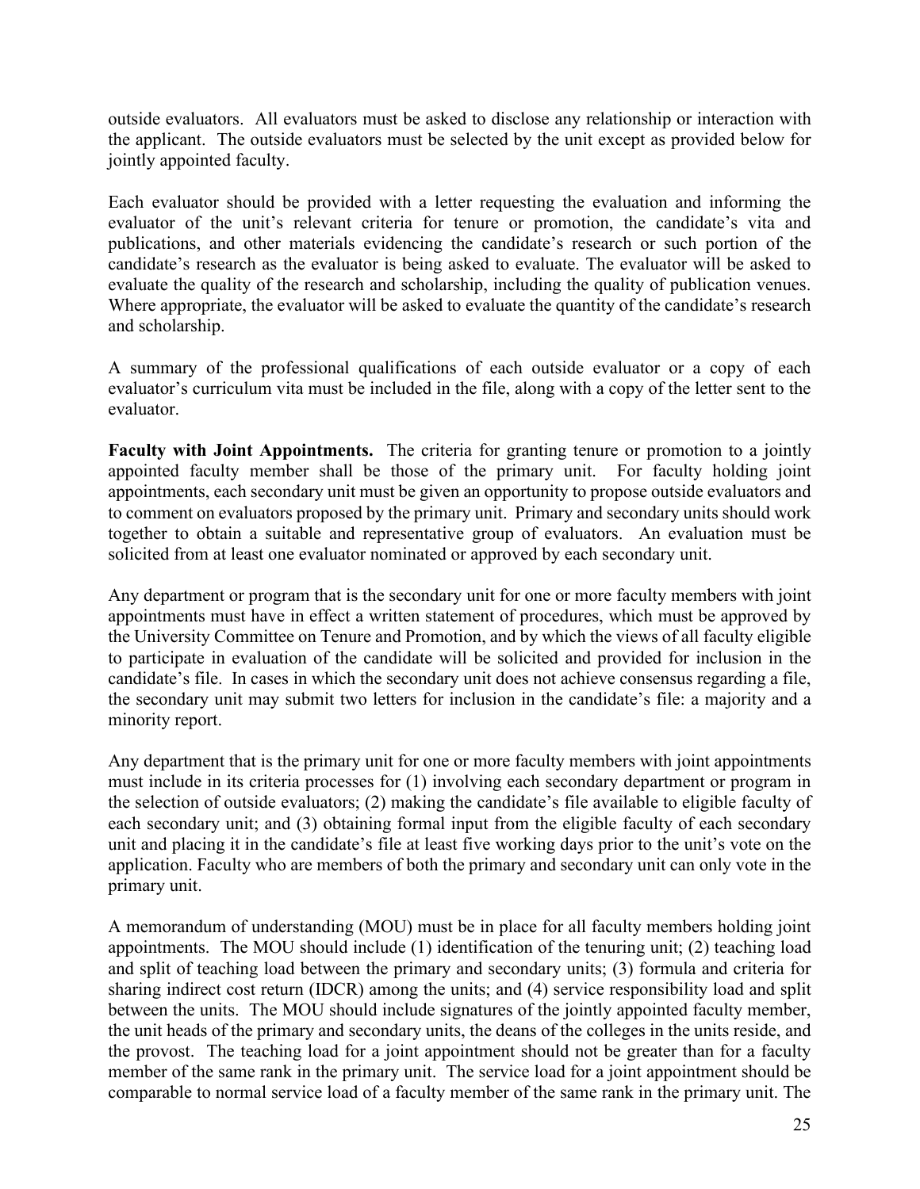outside evaluators. All evaluators must be asked to disclose any relationship or interaction with the applicant. The outside evaluators must be selected by the unit except as provided below for jointly appointed faculty.

Each evaluator should be provided with a letter requesting the evaluation and informing the evaluator of the unit's relevant criteria for tenure or promotion, the candidate's vita and publications, and other materials evidencing the candidate's research or such portion of the candidate's research as the evaluator is being asked to evaluate. The evaluator will be asked to evaluate the quality of the research and scholarship, including the quality of publication venues. Where appropriate, the evaluator will be asked to evaluate the quantity of the candidate's research and scholarship.

A summary of the professional qualifications of each outside evaluator or a copy of each evaluator's curriculum vita must be included in the file, along with a copy of the letter sent to the evaluator.

**Faculty with Joint Appointments.** The criteria for granting tenure or promotion to a jointly appointed faculty member shall be those of the primary unit. For faculty holding joint appointments, each secondary unit must be given an opportunity to propose outside evaluators and to comment on evaluators proposed by the primary unit. Primary and secondary units should work together to obtain a suitable and representative group of evaluators. An evaluation must be solicited from at least one evaluator nominated or approved by each secondary unit.

Any department or program that is the secondary unit for one or more faculty members with joint appointments must have in effect a written statement of procedures, which must be approved by the University Committee on Tenure and Promotion, and by which the views of all faculty eligible to participate in evaluation of the candidate will be solicited and provided for inclusion in the candidate's file. In cases in which the secondary unit does not achieve consensus regarding a file, the secondary unit may submit two letters for inclusion in the candidate's file: a majority and a minority report.

Any department that is the primary unit for one or more faculty members with joint appointments must include in its criteria processes for (1) involving each secondary department or program in the selection of outside evaluators; (2) making the candidate's file available to eligible faculty of each secondary unit; and (3) obtaining formal input from the eligible faculty of each secondary unit and placing it in the candidate's file at least five working days prior to the unit's vote on the application. Faculty who are members of both the primary and secondary unit can only vote in the primary unit.

A memorandum of understanding (MOU) must be in place for all faculty members holding joint appointments. The MOU should include (1) identification of the tenuring unit; (2) teaching load and split of teaching load between the primary and secondary units; (3) formula and criteria for sharing indirect cost return (IDCR) among the units; and (4) service responsibility load and split between the units. The MOU should include signatures of the jointly appointed faculty member, the unit heads of the primary and secondary units, the deans of the colleges in the units reside, and the provost. The teaching load for a joint appointment should not be greater than for a faculty member of the same rank in the primary unit. The service load for a joint appointment should be comparable to normal service load of a faculty member of the same rank in the primary unit. The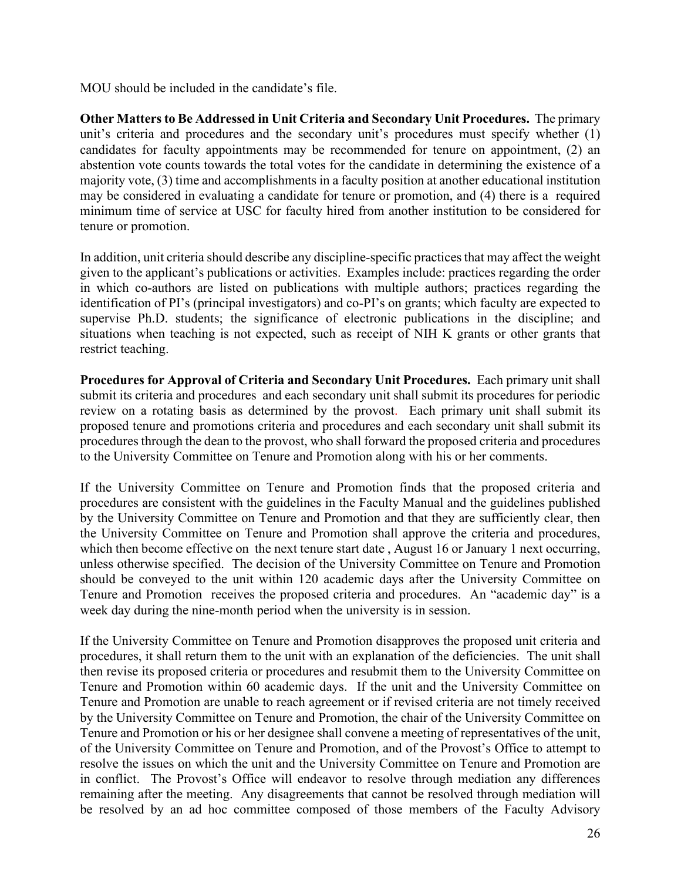MOU should be included in the candidate's file.

**Other Matters to Be Addressed in Unit Criteria and Secondary Unit Procedures.** The primary unit's criteria and procedures and the secondary unit's procedures must specify whether (1) candidates for faculty appointments may be recommended for tenure on appointment, (2) an abstention vote counts towards the total votes for the candidate in determining the existence of a majority vote, (3) time and accomplishments in a faculty position at another educational institution may be considered in evaluating a candidate for tenure or promotion, and (4) there is a required minimum time of service at USC for faculty hired from another institution to be considered for tenure or promotion.

In addition, unit criteria should describe any discipline-specific practices that may affect the weight given to the applicant's publications or activities. Examples include: practices regarding the order in which co-authors are listed on publications with multiple authors; practices regarding the identification of PI's (principal investigators) and co-PI's on grants; which faculty are expected to supervise Ph.D. students; the significance of electronic publications in the discipline; and situations when teaching is not expected, such as receipt of NIH K grants or other grants that restrict teaching.

**Procedures for Approval of Criteria and Secondary Unit Procedures.** Each primary unit shall submit its criteria and procedures and each secondary unit shall submit its procedures for periodic review on a rotating basis as determined by the provost. Each primary unit shall submit its proposed tenure and promotions criteria and procedures and each secondary unit shall submit its procedures through the dean to the provost, who shall forward the proposed criteria and procedures to the University Committee on Tenure and Promotion along with his or her comments.

If the University Committee on Tenure and Promotion finds that the proposed criteria and procedures are consistent with the guidelines in the Faculty Manual and the guidelines published by the University Committee on Tenure and Promotion and that they are sufficiently clear, then the University Committee on Tenure and Promotion shall approve the criteria and procedures, which then become effective on the next tenure start date , August 16 or January 1 next occurring, unless otherwise specified. The decision of the University Committee on Tenure and Promotion should be conveyed to the unit within 120 academic days after the University Committee on Tenure and Promotion receives the proposed criteria and procedures. An "academic day" is a week day during the nine-month period when the university is in session.

If the University Committee on Tenure and Promotion disapproves the proposed unit criteria and procedures, it shall return them to the unit with an explanation of the deficiencies. The unit shall then revise its proposed criteria or procedures and resubmit them to the University Committee on Tenure and Promotion within 60 academic days. If the unit and the University Committee on Tenure and Promotion are unable to reach agreement or if revised criteria are not timely received by the University Committee on Tenure and Promotion, the chair of the University Committee on Tenure and Promotion or his or her designee shall convene a meeting of representatives of the unit, of the University Committee on Tenure and Promotion, and of the Provost's Office to attempt to resolve the issues on which the unit and the University Committee on Tenure and Promotion are in conflict. The Provost's Office will endeavor to resolve through mediation any differences remaining after the meeting. Any disagreements that cannot be resolved through mediation will be resolved by an ad hoc committee composed of those members of the Faculty Advisory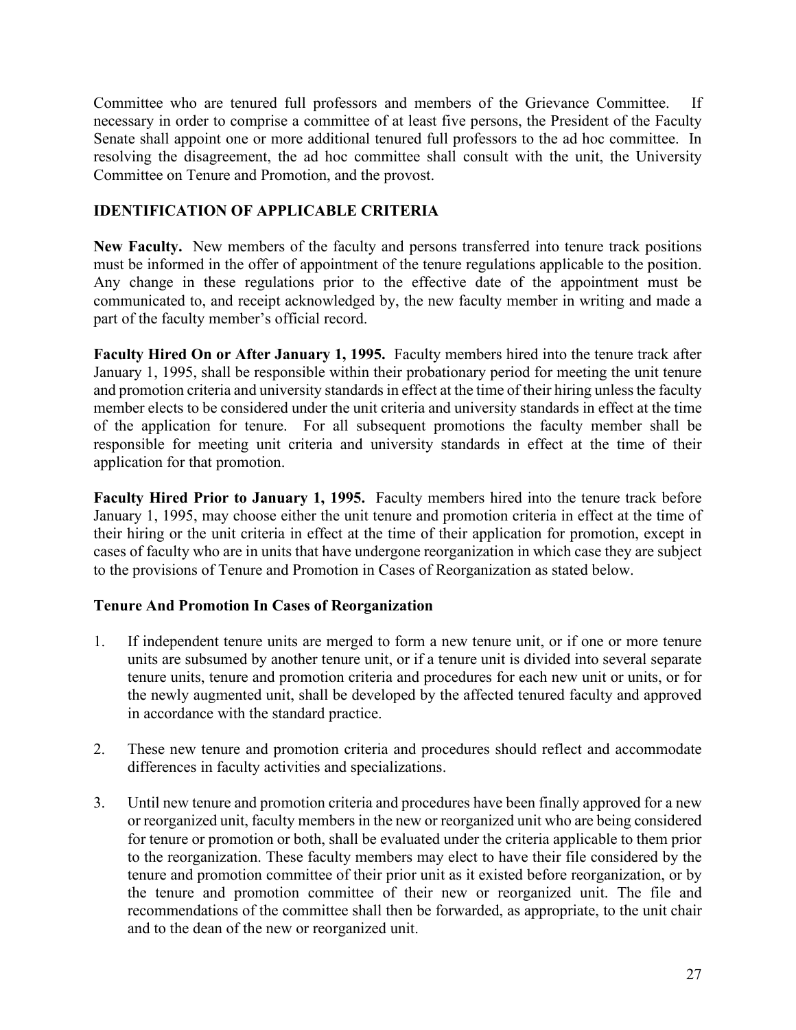Committee who are tenured full professors and members of the Grievance Committee. If necessary in order to comprise a committee of at least five persons, the President of the Faculty Senate shall appoint one or more additional tenured full professors to the ad hoc committee. In resolving the disagreement, the ad hoc committee shall consult with the unit, the University Committee on Tenure and Promotion, and the provost.

## IDENTIFICATION OF APPLICABLE CRITERIA

**New Faculty.** New members of the faculty and persons transferred into tenure track positions must be informed in the offer of appointment of the tenure regulations applicable to the position. Any change in these regulations prior to the effective date of the appointment must be communicated to, and receipt acknowledged by, the new faculty member in writing and made a part of the faculty member's official record.

**Faculty Hired On or After January 1, 1995.** Faculty members hired into the tenure track after January 1, 1995, shall be responsible within their probationary period for meeting the unit tenure and promotion criteria and university standards in effect at the time of their hiring unless the faculty member elects to be considered under the unit criteria and university standards in effect at the time of the application for tenure. For all subsequent promotions the faculty member shall be responsible for meeting unit criteria and university standards in effect at the time of their application for that promotion.

**Faculty Hired Prior to January 1, 1995.** Faculty members hired into the tenure track before January 1, 1995, may choose either the unit tenure and promotion criteria in effect at the time of their hiring or the unit criteria in effect at the time of their application for promotion, except in cases of faculty who are in units that have undergone reorganization in which case they are subject to the provisions of Tenure and Promotion in Cases of Reorganization as stated below.

### Tenure And Promotion In Cases of Reorganization

1. If independent tenure units are merged to form a new tenure unit, or if one or more tenure units are subsumed by another tenure unit, or if a tenure unit is divided into several separate tenure units, tenure and promotion criteria and procedures for each new unit or units, or for the newly augmented unit, shall be developed by the affected tenured faculty and approved in accordance with the standard practice.

2. These new tenure and promotion criteria and procedures should reflect and accommodate differences in faculty activities and specializations.

3. Until new tenure and promotion criteria and procedures have been finally approved for a new or reorganized unit, faculty members in the new or reorganized unit who are being considered for tenure or promotion or both, shall be evaluated under the criteria applicable to them prior to the reorganization. These faculty members may elect to have their file considered by the tenure and promotion committee of their prior unit as it existed before reorganization, or by the tenure and promotion committee of their new or reorganized unit. The file and recommendations of the committee shall then be forwarded, as appropriate, to the unit chair and to the dean of the new or reorganized unit.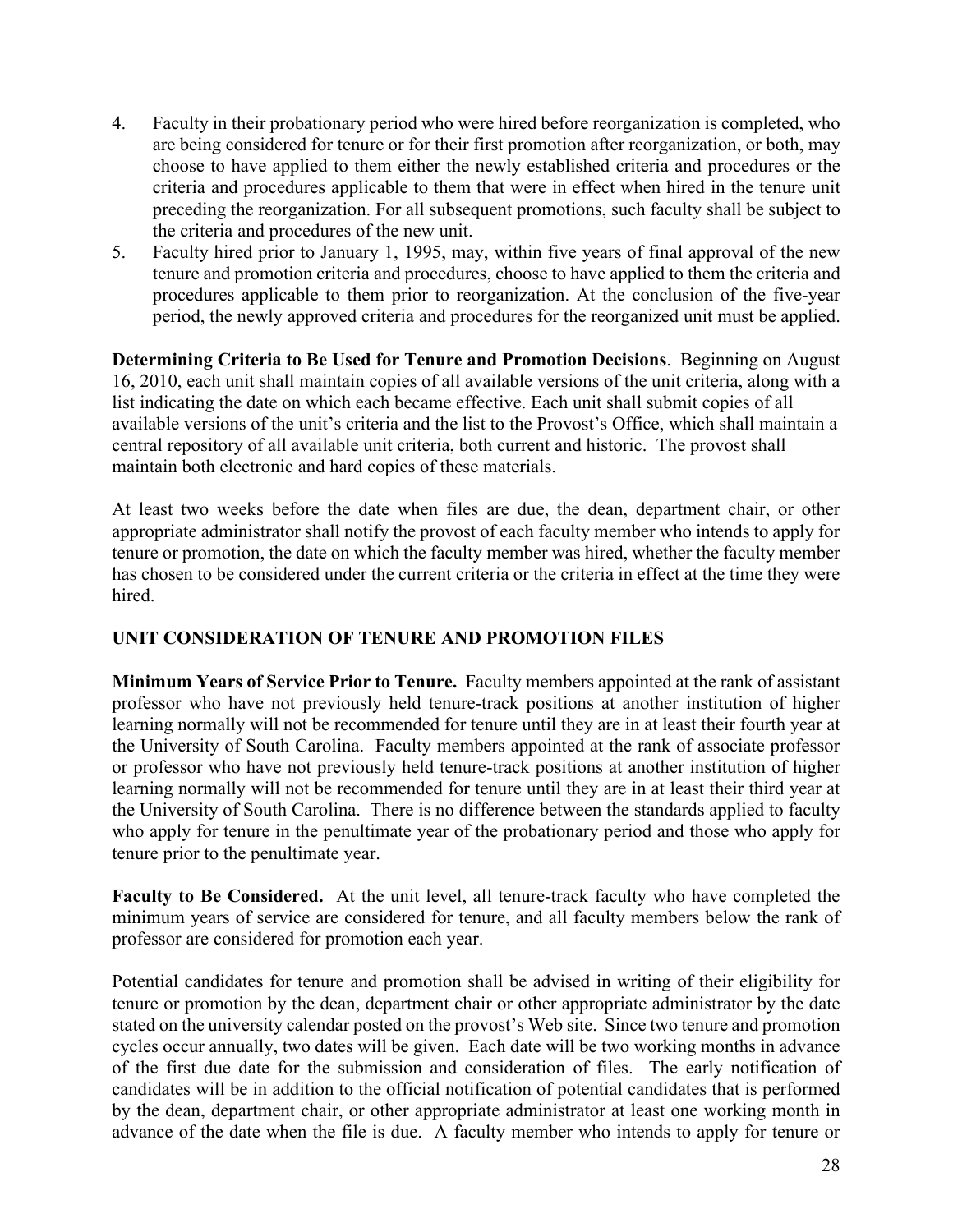4. Faculty in their probationary period who were hired before reorganization is completed, who are being considered for tenure or for their first promotion after reorganization, or both, may choose to have applied to them either the newly established criteria and procedures or the criteria and procedures applicable to them that were in effect when hired in the tenure unit preceding the reorganization. For all subsequent promotions, such faculty shall be subject to the criteria and procedures of the new unit.
5. Faculty hired prior to January 1, 1995, may, within five years of final approval of the new tenure and promotion criteria and procedures, choose to have applied to them the criteria and procedures applicable to them prior to reorganization. At the conclusion of the five-year period, the newly approved criteria and procedures for the reorganized unit must be applied.

**Determining Criteria to Be Used for Tenure and Promotion Decisions**. Beginning on August 16, 2010, each unit shall maintain copies of all available versions of the unit criteria, along with a list indicating the date on which each became effective. Each unit shall submit copies of all available versions of the unit's criteria and the list to the Provost's Office, which shall maintain a central repository of all available unit criteria, both current and historic. The provost shall maintain both electronic and hard copies of these materials.

At least two weeks before the date when files are due, the dean, department chair, or other appropriate administrator shall notify the provost of each faculty member who intends to apply for tenure or promotion, the date on which the faculty member was hired, whether the faculty member has chosen to be considered under the current criteria or the criteria in effect at the time they were hired.

## UNIT CONSIDERATION OF TENURE AND PROMOTION FILES

**Minimum Years of Service Prior to Tenure.** Faculty members appointed at the rank of assistant professor who have not previously held tenure-track positions at another institution of higher learning normally will not be recommended for tenure until they are in at least their fourth year at the University of South Carolina. Faculty members appointed at the rank of associate professor or professor who have not previously held tenure-track positions at another institution of higher learning normally will not be recommended for tenure until they are in at least their third year at the University of South Carolina. There is no difference between the standards applied to faculty who apply for tenure in the penultimate year of the probationary period and those who apply for tenure prior to the penultimate year.

**Faculty to Be Considered.** At the unit level, all tenure-track faculty who have completed the minimum years of service are considered for tenure, and all faculty members below the rank of professor are considered for promotion each year.

Potential candidates for tenure and promotion shall be advised in writing of their eligibility for tenure or promotion by the dean, department chair or other appropriate administrator by the date stated on the university calendar posted on the provost's Web site. Since two tenure and promotion cycles occur annually, two dates will be given. Each date will be two working months in advance of the first due date for the submission and consideration of files. The early notification of candidates will be in addition to the official notification of potential candidates that is performed by the dean, department chair, or other appropriate administrator at least one working month in advance of the date when the file is due. A faculty member who intends to apply for tenure or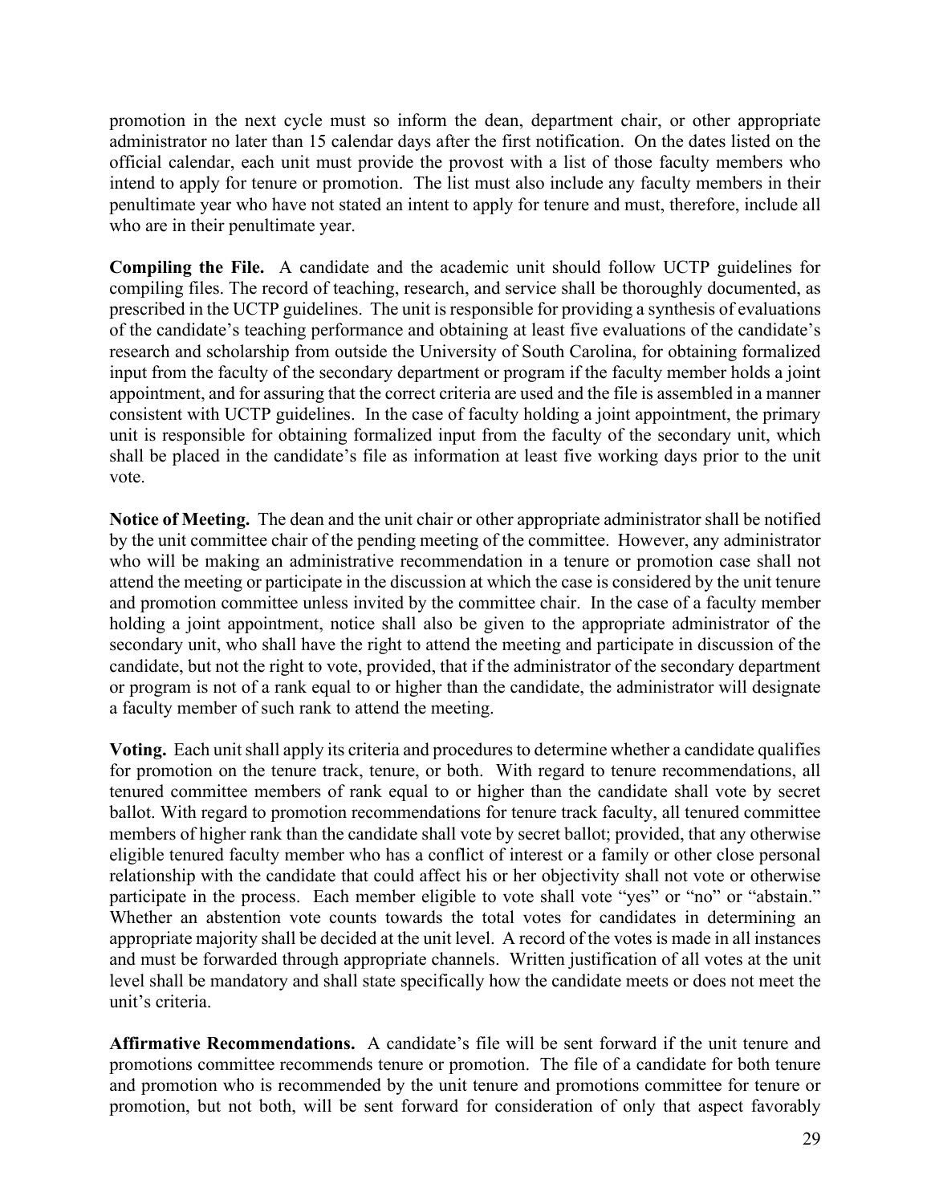promotion in the next cycle must so inform the dean, department chair, or other appropriate administrator no later than 15 calendar days after the first notification. On the dates listed on the official calendar, each unit must provide the provost with a list of those faculty members who intend to apply for tenure or promotion. The list must also include any faculty members in their penultimate year who have not stated an intent to apply for tenure and must, therefore, include all who are in their penultimate year.

**Compiling the File.** A candidate and the academic unit should follow UCTP guidelines for compiling files. The record of teaching, research, and service shall be thoroughly documented, as prescribed in the UCTP guidelines. The unit is responsible for providing a synthesis of evaluations of the candidate's teaching performance and obtaining at least five evaluations of the candidate's research and scholarship from outside the University of South Carolina, for obtaining formalized input from the faculty of the secondary department or program if the faculty member holds a joint appointment, and for assuring that the correct criteria are used and the file is assembled in a manner consistent with UCTP guidelines. In the case of faculty holding a joint appointment, the primary unit is responsible for obtaining formalized input from the faculty of the secondary unit, which shall be placed in the candidate's file as information at least five working days prior to the unit vote.

**Notice of Meeting.** The dean and the unit chair or other appropriate administrator shall be notified by the unit committee chair of the pending meeting of the committee. However, any administrator who will be making an administrative recommendation in a tenure or promotion case shall not attend the meeting or participate in the discussion at which the case is considered by the unit tenure and promotion committee unless invited by the committee chair. In the case of a faculty member holding a joint appointment, notice shall also be given to the appropriate administrator of the secondary unit, who shall have the right to attend the meeting and participate in discussion of the candidate, but not the right to vote, provided, that if the administrator of the secondary department or program is not of a rank equal to or higher than the candidate, the administrator will designate a faculty member of such rank to attend the meeting.

**Voting.** Each unit shall apply its criteria and procedures to determine whether a candidate qualifies for promotion on the tenure track, tenure, or both. With regard to tenure recommendations, all tenured committee members of rank equal to or higher than the candidate shall vote by secret ballot. With regard to promotion recommendations for tenure track faculty, all tenured committee members of higher rank than the candidate shall vote by secret ballot; provided, that any otherwise eligible tenured faculty member who has a conflict of interest or a family or other close personal relationship with the candidate that could affect his or her objectivity shall not vote or otherwise participate in the process. Each member eligible to vote shall vote "yes" or "no" or "abstain." Whether an abstention vote counts towards the total votes for candidates in determining an appropriate majority shall be decided at the unit level. A record of the votes is made in all instances and must be forwarded through appropriate channels. Written justification of all votes at the unit level shall be mandatory and shall state specifically how the candidate meets or does not meet the unit's criteria.

**Affirmative Recommendations.** A candidate's file will be sent forward if the unit tenure and promotions committee recommends tenure or promotion. The file of a candidate for both tenure and promotion who is recommended by the unit tenure and promotions committee for tenure or promotion, but not both, will be sent forward for consideration of only that aspect favorably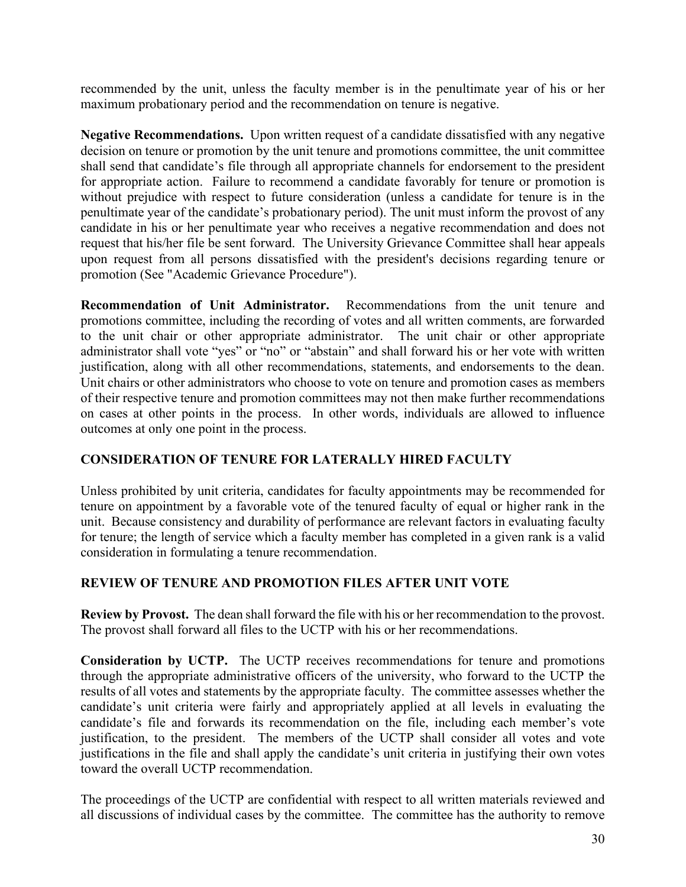recommended by the unit, unless the faculty member is in the penultimate year of his or her maximum probationary period and the recommendation on tenure is negative.

**Negative Recommendations.** Upon written request of a candidate dissatisfied with any negative decision on tenure or promotion by the unit tenure and promotions committee, the unit committee shall send that candidate's file through all appropriate channels for endorsement to the president for appropriate action. Failure to recommend a candidate favorably for tenure or promotion is without prejudice with respect to future consideration (unless a candidate for tenure is in the penultimate year of the candidate's probationary period). The unit must inform the provost of any candidate in his or her penultimate year who receives a negative recommendation and does not request that his/her file be sent forward. The University Grievance Committee shall hear appeals upon request from all persons dissatisfied with the president's decisions regarding tenure or promotion (See "Academic Grievance Procedure").

**Recommendation of Unit Administrator.** Recommendations from the unit tenure and promotions committee, including the recording of votes and all written comments, are forwarded to the unit chair or other appropriate administrator. The unit chair or other appropriate administrator shall vote "yes" or "no" or "abstain" and shall forward his or her vote with written justification, along with all other recommendations, statements, and endorsements to the dean. Unit chairs or other administrators who choose to vote on tenure and promotion cases as members of their respective tenure and promotion committees may not then make further recommendations on cases at other points in the process. In other words, individuals are allowed to influence outcomes at only one point in the process.

## CONSIDERATION OF TENURE FOR LATERALLY HIRED FACULTY

Unless prohibited by unit criteria, candidates for faculty appointments may be recommended for tenure on appointment by a favorable vote of the tenured faculty of equal or higher rank in the unit. Because consistency and durability of performance are relevant factors in evaluating faculty for tenure; the length of service which a faculty member has completed in a given rank is a valid consideration in formulating a tenure recommendation.

## REVIEW OF TENURE AND PROMOTION FILES AFTER UNIT VOTE

**Review by Provost.** The dean shall forward the file with his or her recommendation to the provost. The provost shall forward all files to the UCTP with his or her recommendations.

**Consideration by UCTP.** The UCTP receives recommendations for tenure and promotions through the appropriate administrative officers of the university, who forward to the UCTP the results of all votes and statements by the appropriate faculty. The committee assesses whether the candidate's unit criteria were fairly and appropriately applied at all levels in evaluating the candidate's file and forwards its recommendation on the file, including each member's vote justification, to the president. The members of the UCTP shall consider all votes and vote justifications in the file and shall apply the candidate's unit criteria in justifying their own votes toward the overall UCTP recommendation.

The proceedings of the UCTP are confidential with respect to all written materials reviewed and all discussions of individual cases by the committee. The committee has the authority to remove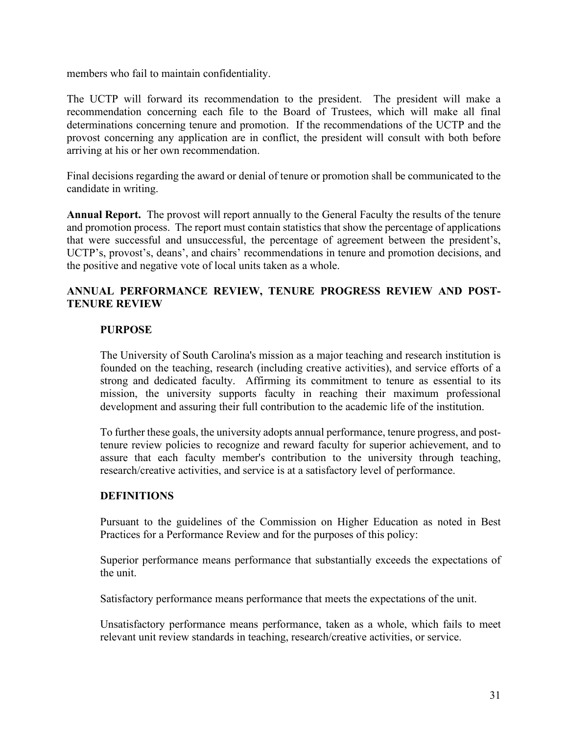members who fail to maintain confidentiality.

The UCTP will forward its recommendation to the president. The president will make a recommendation concerning each file to the Board of Trustees, which will make all final determinations concerning tenure and promotion. If the recommendations of the UCTP and the provost concerning any application are in conflict, the president will consult with both before arriving at his or her own recommendation.

Final decisions regarding the award or denial of tenure or promotion shall be communicated to the candidate in writing.

**Annual Report.** The provost will report annually to the General Faculty the results of the tenure and promotion process. The report must contain statistics that show the percentage of applications that were successful and unsuccessful, the percentage of agreement between the president's, UCTP's, provost's, deans', and chairs' recommendations in tenure and promotion decisions, and the positive and negative vote of local units taken as a whole.

## ANNUAL PERFORMANCE REVIEW, TENURE PROGRESS REVIEW AND POST-TENURE REVIEW

### PURPOSE

The University of South Carolina's mission as a major teaching and research institution is founded on the teaching, research (including creative activities), and service efforts of a strong and dedicated faculty. Affirming its commitment to tenure as essential to its mission, the university supports faculty in reaching their maximum professional development and assuring their full contribution to the academic life of the institution.

To further these goals, the university adopts annual performance, tenure progress, and post-tenure review policies to recognize and reward faculty for superior achievement, and to assure that each faculty member's contribution to the university through teaching, research/creative activities, and service is at a satisfactory level of performance.

### DEFINITIONS

Pursuant to the guidelines of the Commission on Higher Education as noted in Best Practices for a Performance Review and for the purposes of this policy:

Superior performance means performance that substantially exceeds the expectations of the unit.

Satisfactory performance means performance that meets the expectations of the unit.

Unsatisfactory performance means performance, taken as a whole, which fails to meet relevant unit review standards in teaching, research/creative activities, or service.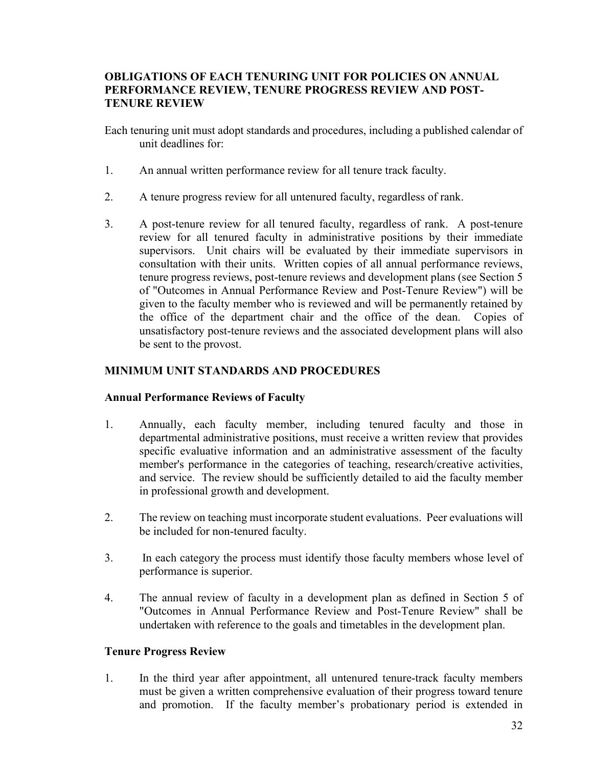## OBLIGATIONS OF EACH TENURING UNIT FOR POLICIES ON ANNUAL PERFORMANCE REVIEW, TENURE PROGRESS REVIEW AND POST-TENURE REVIEW

Each tenuring unit must adopt standards and procedures, including a published calendar of unit deadlines for:

1. An annual written performance review for all tenure track faculty.
2. A tenure progress review for all untenured faculty, regardless of rank.
3. A post-tenure review for all tenured faculty, regardless of rank. A post-tenure review for all tenured faculty in administrative positions by their immediate supervisors. Unit chairs will be evaluated by their immediate supervisors in consultation with their units. Written copies of all annual performance reviews, tenure progress reviews, post-tenure reviews and development plans (see Section 5 of "Outcomes in Annual Performance Review and Post-Tenure Review") will be given to the faculty member who is reviewed and will be permanently retained by the office of the department chair and the office of the dean. Copies of unsatisfactory post-tenure reviews and the associated development plans will also be sent to the provost.

## MINIMUM UNIT STANDARDS AND PROCEDURES

### Annual Performance Reviews of Faculty

1. Annually, each faculty member, including tenured faculty and those in departmental administrative positions, must receive a written review that provides specific evaluative information and an administrative assessment of the faculty member's performance in the categories of teaching, research/creative activities, and service. The review should be sufficiently detailed to aid the faculty member in professional growth and development.
2. The review on teaching must incorporate student evaluations. Peer evaluations will be included for non-tenured faculty.
3. In each category the process must identify those faculty members whose level of performance is superior.
4. The annual review of faculty in a development plan as defined in Section 5 of "Outcomes in Annual Performance Review and Post-Tenure Review" shall be undertaken with reference to the goals and timetables in the development plan.

### Tenure Progress Review

1. In the third year after appointment, all untenured tenure-track faculty members must be given a written comprehensive evaluation of their progress toward tenure and promotion. If the faculty member's probationary period is extended in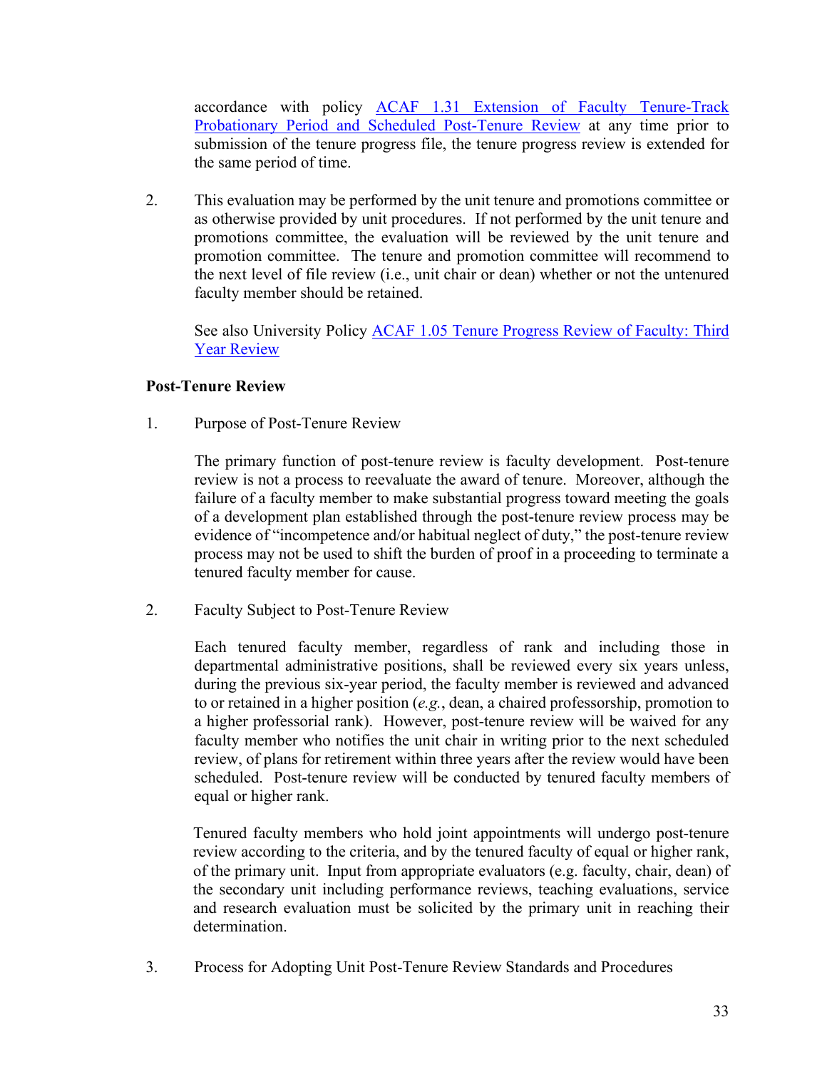accordance with policy [ACAF 1.31 Extension of Faculty Tenure-Track Probationary Period and Scheduled Post-Tenure Review](#) at any time prior to submission of the tenure progress file, the tenure progress review is extended for the same period of time.

2. This evaluation may be performed by the unit tenure and promotions committee or as otherwise provided by unit procedures. If not performed by the unit tenure and promotions committee, the evaluation will be reviewed by the unit tenure and promotion committee. The tenure and promotion committee will recommend to the next level of file review (i.e., unit chair or dean) whether or not the untenured faculty member should be retained.

   See also University Policy [ACAF 1.05 Tenure Progress Review of Faculty: Third Year Review](#)

**Post-Tenure Review**

1. Purpose of Post-Tenure Review

   The primary function of post-tenure review is faculty development. Post-tenure review is not a process to reevaluate the award of tenure. Moreover, although the failure of a faculty member to make substantial progress toward meeting the goals of a development plan established through the post-tenure review process may be evidence of "incompetence and/or habitual neglect of duty," the post-tenure review process may not be used to shift the burden of proof in a proceeding to terminate a tenured faculty member for cause.

2. Faculty Subject to Post-Tenure Review

   Each tenured faculty member, regardless of rank and including those in departmental administrative positions, shall be reviewed every six years unless, during the previous six-year period, the faculty member is reviewed and advanced to or retained in a higher position (*e.g.*, dean, a chaired professorship, promotion to a higher professorial rank). However, post-tenure review will be waived for any faculty member who notifies the unit chair in writing prior to the next scheduled review, of plans for retirement within three years after the review would have been scheduled. Post-tenure review will be conducted by tenured faculty members of equal or higher rank.

   Tenured faculty members who hold joint appointments will undergo post-tenure review according to the criteria, and by the tenured faculty of equal or higher rank, of the primary unit. Input from appropriate evaluators (e.g. faculty, chair, dean) of the secondary unit including performance reviews, teaching evaluations, service and research evaluation must be solicited by the primary unit in reaching their determination.

3. Process for Adopting Unit Post-Tenure Review Standards and Procedures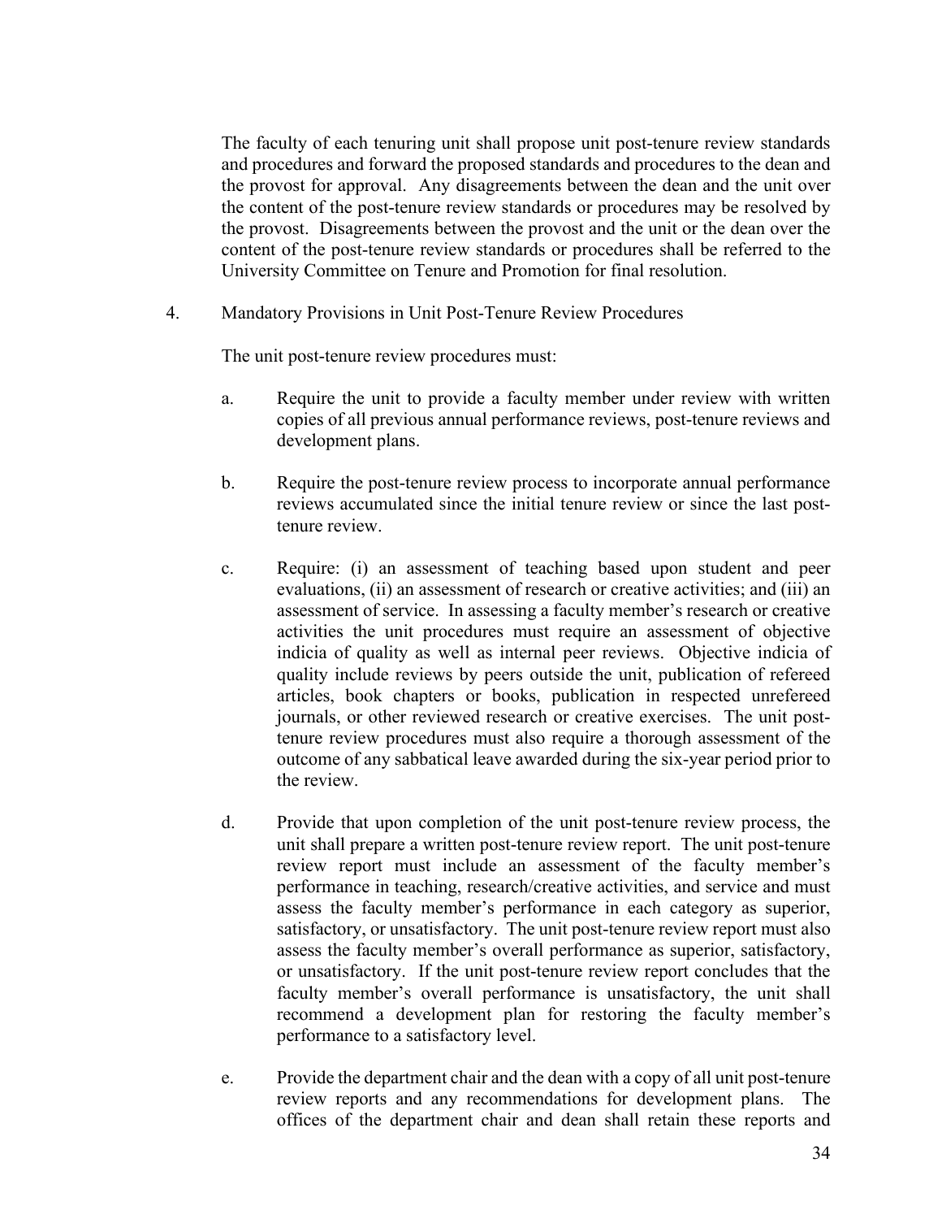The faculty of each tenuring unit shall propose unit post-tenure review standards and procedures and forward the proposed standards and procedures to the dean and the provost for approval. Any disagreements between the dean and the unit over the content of the post-tenure review standards or procedures may be resolved by the provost. Disagreements between the provost and the unit or the dean over the content of the post-tenure review standards or procedures shall be referred to the University Committee on Tenure and Promotion for final resolution.

4. Mandatory Provisions in Unit Post-Tenure Review Procedures

The unit post-tenure review procedures must:

a. Require the unit to provide a faculty member under review with written copies of all previous annual performance reviews, post-tenure reviews and development plans.

b. Require the post-tenure review process to incorporate annual performance reviews accumulated since the initial tenure review or since the last post-tenure review.

c. Require: (i) an assessment of teaching based upon student and peer evaluations, (ii) an assessment of research or creative activities; and (iii) an assessment of service. In assessing a faculty member's research or creative activities the unit procedures must require an assessment of objective indicia of quality as well as internal peer reviews. Objective indicia of quality include reviews by peers outside the unit, publication of refereed articles, book chapters or books, publication in respected unrefereed journals, or other reviewed research or creative exercises. The unit post-tenure review procedures must also require a thorough assessment of the outcome of any sabbatical leave awarded during the six-year period prior to the review.

d. Provide that upon completion of the unit post-tenure review process, the unit shall prepare a written post-tenure review report. The unit post-tenure review report must include an assessment of the faculty member's performance in teaching, research/creative activities, and service and must assess the faculty member's performance in each category as superior, satisfactory, or unsatisfactory. The unit post-tenure review report must also assess the faculty member's overall performance as superior, satisfactory, or unsatisfactory. If the unit post-tenure review report concludes that the faculty member's overall performance is unsatisfactory, the unit shall recommend a development plan for restoring the faculty member's performance to a satisfactory level.

e. Provide the department chair and the dean with a copy of all unit post-tenure review reports and any recommendations for development plans. The offices of the department chair and dean shall retain these reports and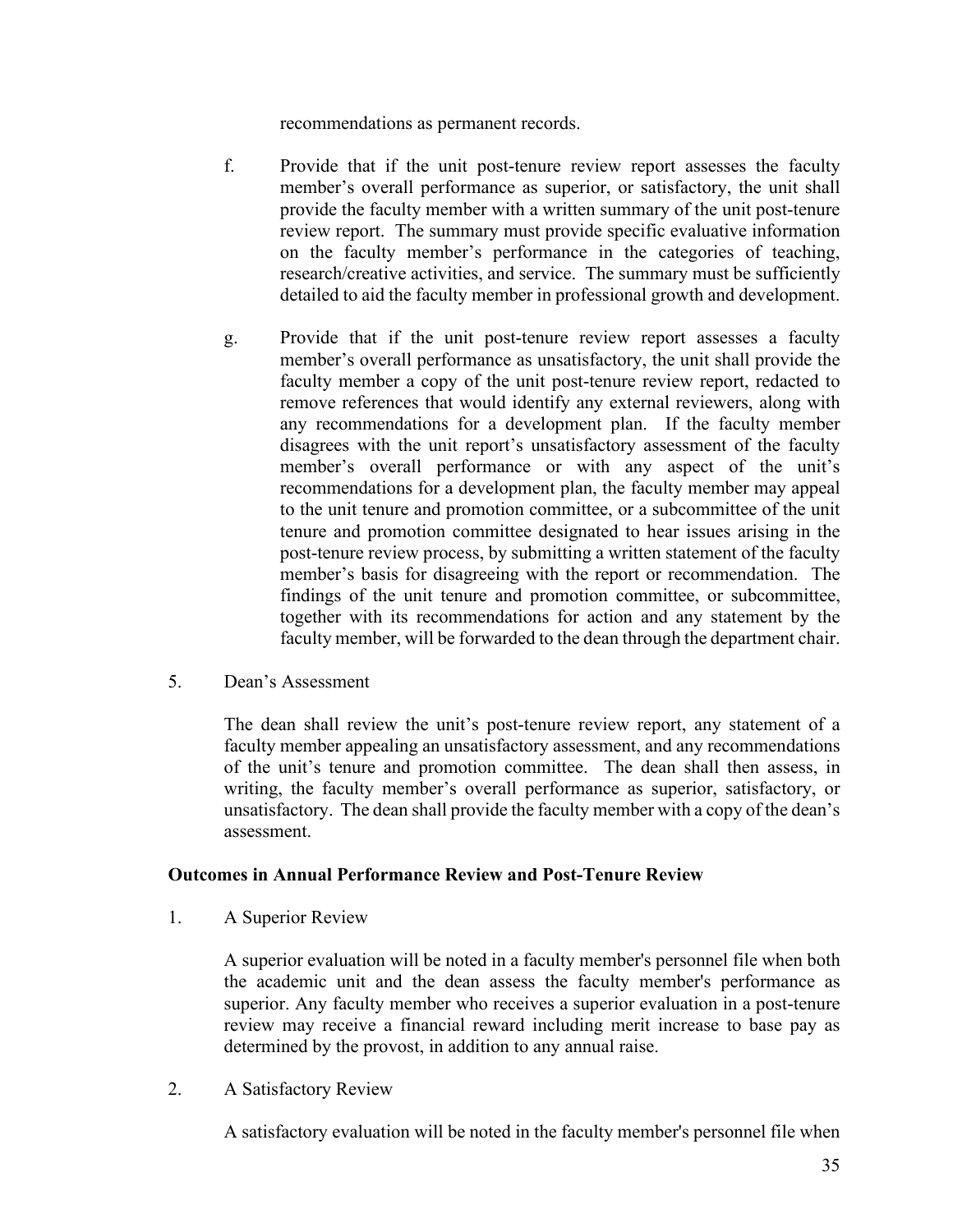recommendations as permanent records.

f. Provide that if the unit post-tenure review report assesses the faculty member's overall performance as superior, or satisfactory, the unit shall provide the faculty member with a written summary of the unit post-tenure review report. The summary must provide specific evaluative information on the faculty member's performance in the categories of teaching, research/creative activities, and service. The summary must be sufficiently detailed to aid the faculty member in professional growth and development.

g. Provide that if the unit post-tenure review report assesses a faculty member's overall performance as unsatisfactory, the unit shall provide the faculty member a copy of the unit post-tenure review report, redacted to remove references that would identify any external reviewers, along with any recommendations for a development plan. If the faculty member disagrees with the unit report's unsatisfactory assessment of the faculty member's overall performance or with any aspect of the unit's recommendations for a development plan, the faculty member may appeal to the unit tenure and promotion committee, or a subcommittee of the unit tenure and promotion committee designated to hear issues arising in the post-tenure review process, by submitting a written statement of the faculty member's basis for disagreeing with the report or recommendation. The findings of the unit tenure and promotion committee, or subcommittee, together with its recommendations for action and any statement by the faculty member, will be forwarded to the dean through the department chair.

5. Dean's Assessment

The dean shall review the unit's post-tenure review report, any statement of a faculty member appealing an unsatisfactory assessment, and any recommendations of the unit's tenure and promotion committee. The dean shall then assess, in writing, the faculty member's overall performance as superior, satisfactory, or unsatisfactory. The dean shall provide the faculty member with a copy of the dean's assessment.

**Outcomes in Annual Performance Review and Post-Tenure Review**

1. A Superior Review

A superior evaluation will be noted in a faculty member's personnel file when both the academic unit and the dean assess the faculty member's performance as superior. Any faculty member who receives a superior evaluation in a post-tenure review may receive a financial reward including merit increase to base pay as determined by the provost, in addition to any annual raise.

2. A Satisfactory Review

A satisfactory evaluation will be noted in the faculty member's personnel file when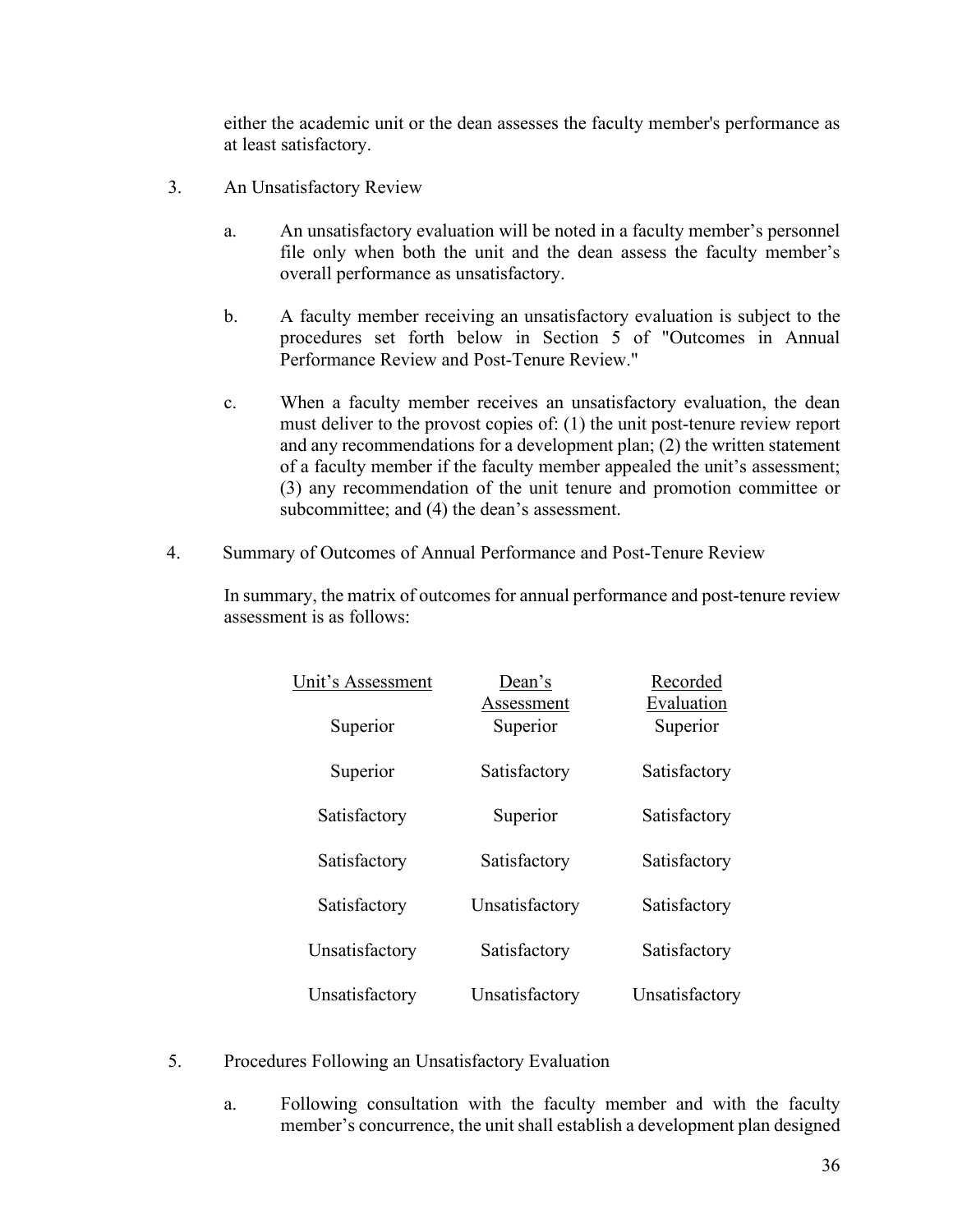either the academic unit or the dean assesses the faculty member's performance as at least satisfactory.

3. An Unsatisfactory Review

   a. An unsatisfactory evaluation will be noted in a faculty member's personnel file only when both the unit and the dean assess the faculty member's overall performance as unsatisfactory.

   b. A faculty member receiving an unsatisfactory evaluation is subject to the procedures set forth below in Section 5 of "Outcomes in Annual Performance Review and Post-Tenure Review."

   c. When a faculty member receives an unsatisfactory evaluation, the dean must deliver to the provost copies of: (1) the unit post-tenure review report and any recommendations for a development plan; (2) the written statement of a faculty member if the faculty member appealed the unit's assessment; (3) any recommendation of the unit tenure and promotion committee or subcommittee; and (4) the dean's assessment.

4. Summary of Outcomes of Annual Performance and Post-Tenure Review

   In summary, the matrix of outcomes for annual performance and post-tenure review assessment is as follows:

| Unit's Assessment | Dean's Assessment | Recorded Evaluation |
|---|---|---|
| Superior | Superior | Superior |
| Superior | Satisfactory | Satisfactory |
| Satisfactory | Superior | Satisfactory |
| Satisfactory | Satisfactory | Satisfactory |
| Satisfactory | Unsatisfactory | Satisfactory |
| Unsatisfactory | Satisfactory | Satisfactory |
| Unsatisfactory | Unsatisfactory | Unsatisfactory |

5. Procedures Following an Unsatisfactory Evaluation

   a. Following consultation with the faculty member and with the faculty member's concurrence, the unit shall establish a development plan designed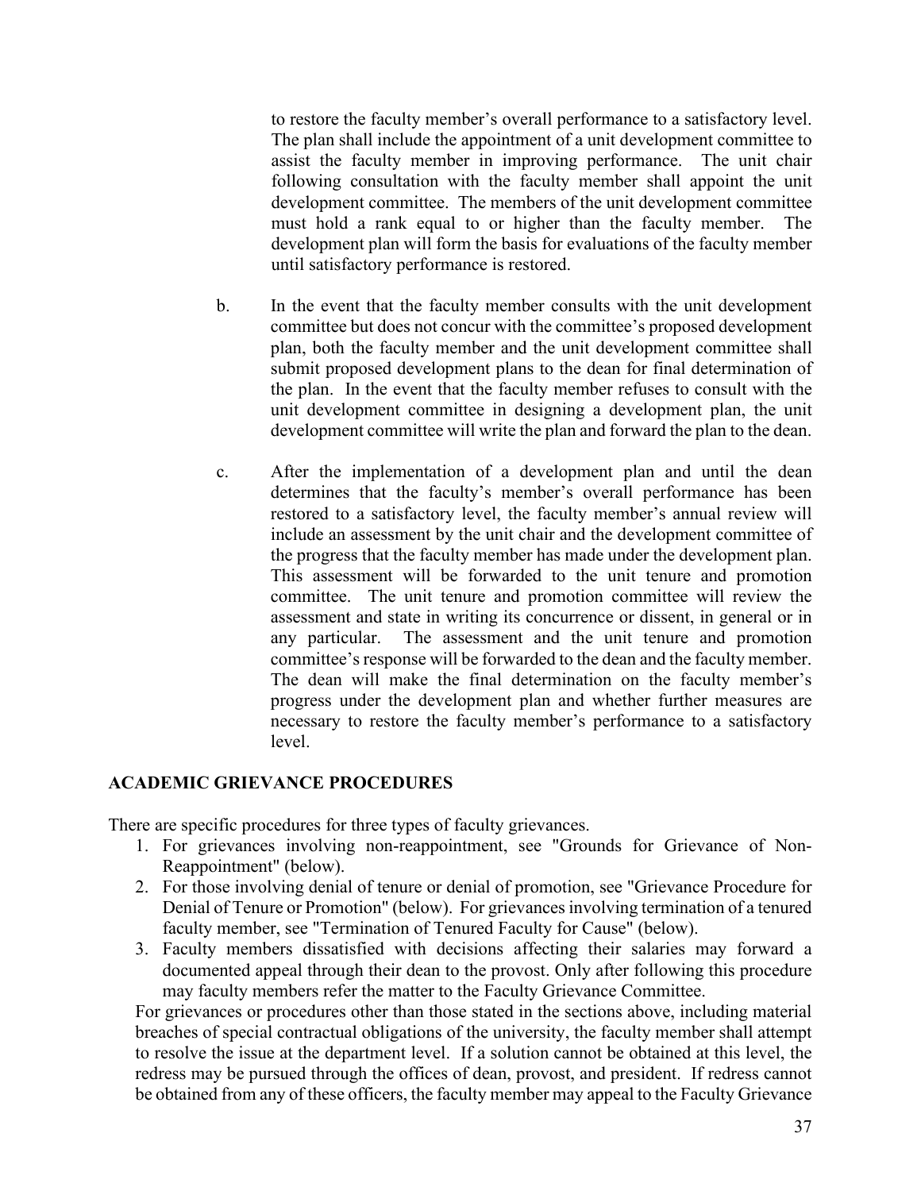to restore the faculty member's overall performance to a satisfactory level. The plan shall include the appointment of a unit development committee to assist the faculty member in improving performance. The unit chair following consultation with the faculty member shall appoint the unit development committee. The members of the unit development committee must hold a rank equal to or higher than the faculty member. The development plan will form the basis for evaluations of the faculty member until satisfactory performance is restored.

b. In the event that the faculty member consults with the unit development committee but does not concur with the committee's proposed development plan, both the faculty member and the unit development committee shall submit proposed development plans to the dean for final determination of the plan. In the event that the faculty member refuses to consult with the unit development committee in designing a development plan, the unit development committee will write the plan and forward the plan to the dean.

c. After the implementation of a development plan and until the dean determines that the faculty's member's overall performance has been restored to a satisfactory level, the faculty member's annual review will include an assessment by the unit chair and the development committee of the progress that the faculty member has made under the development plan. This assessment will be forwarded to the unit tenure and promotion committee. The unit tenure and promotion committee will review the assessment and state in writing its concurrence or dissent, in general or in any particular. The assessment and the unit tenure and promotion committee's response will be forwarded to the dean and the faculty member. The dean will make the final determination on the faculty member's progress under the development plan and whether further measures are necessary to restore the faculty member's performance to a satisfactory level.

## ACADEMIC GRIEVANCE PROCEDURES

There are specific procedures for three types of faculty grievances.

1. For grievances involving non-reappointment, see "Grounds for Grievance of Non-Reappointment" (below).
2. For those involving denial of tenure or denial of promotion, see "Grievance Procedure for Denial of Tenure or Promotion" (below). For grievances involving termination of a tenured faculty member, see "Termination of Tenured Faculty for Cause" (below).
3. Faculty members dissatisfied with decisions affecting their salaries may forward a documented appeal through their dean to the provost. Only after following this procedure may faculty members refer the matter to the Faculty Grievance Committee.

For grievances or procedures other than those stated in the sections above, including material breaches of special contractual obligations of the university, the faculty member shall attempt to resolve the issue at the department level. If a solution cannot be obtained at this level, the redress may be pursued through the offices of dean, provost, and president. If redress cannot be obtained from any of these officers, the faculty member may appeal to the Faculty Grievance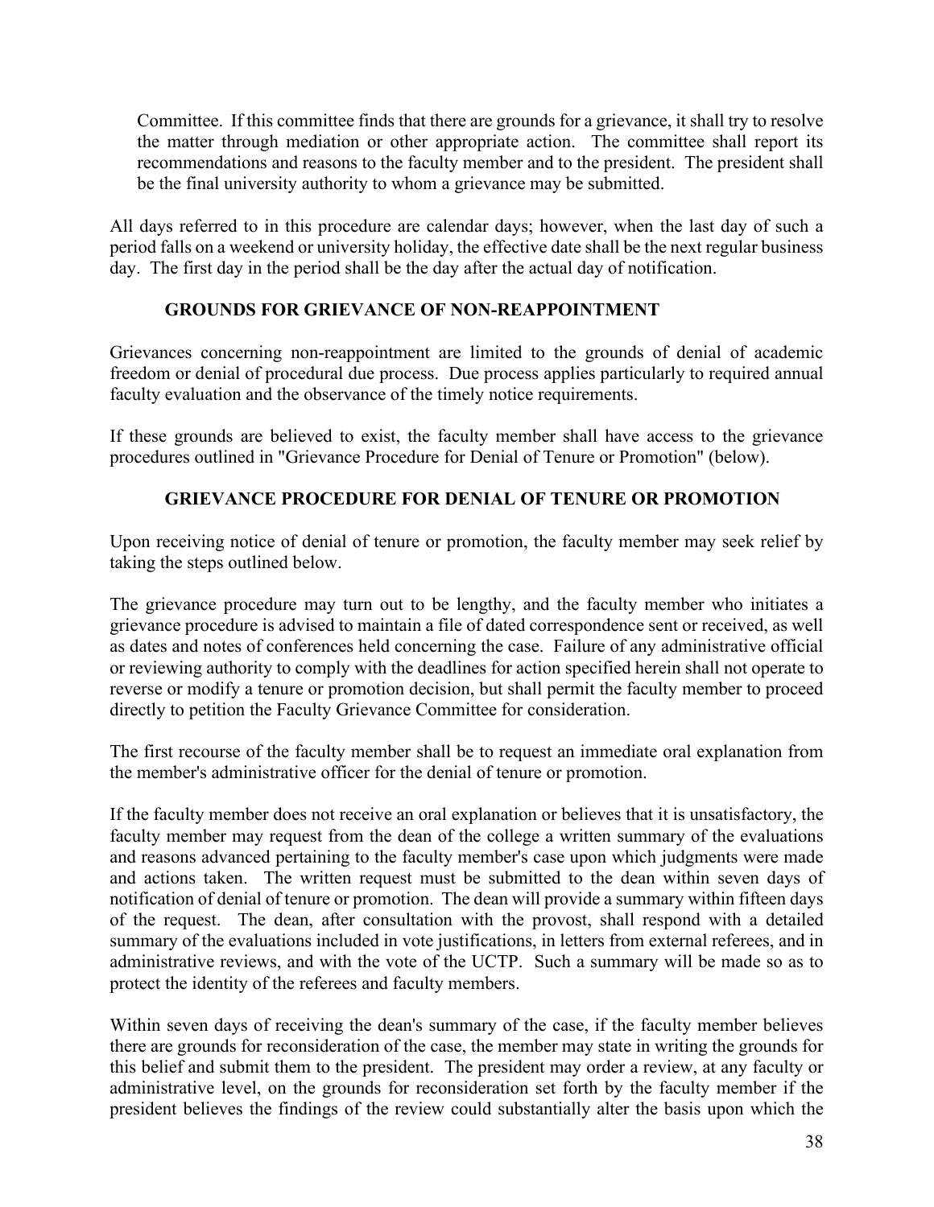Committee. If this committee finds that there are grounds for a grievance, it shall try to resolve the matter through mediation or other appropriate action. The committee shall report its recommendations and reasons to the faculty member and to the president. The president shall be the final university authority to whom a grievance may be submitted.

All days referred to in this procedure are calendar days; however, when the last day of such a period falls on a weekend or university holiday, the effective date shall be the next regular business day. The first day in the period shall be the day after the actual day of notification.

### GROUNDS FOR GRIEVANCE OF NON-REAPPOINTMENT

Grievances concerning non-reappointment are limited to the grounds of denial of academic freedom or denial of procedural due process. Due process applies particularly to required annual faculty evaluation and the observance of the timely notice requirements.

If these grounds are believed to exist, the faculty member shall have access to the grievance procedures outlined in "Grievance Procedure for Denial of Tenure or Promotion" (below).

### GRIEVANCE PROCEDURE FOR DENIAL OF TENURE OR PROMOTION

Upon receiving notice of denial of tenure or promotion, the faculty member may seek relief by taking the steps outlined below.

The grievance procedure may turn out to be lengthy, and the faculty member who initiates a grievance procedure is advised to maintain a file of dated correspondence sent or received, as well as dates and notes of conferences held concerning the case. Failure of any administrative official or reviewing authority to comply with the deadlines for action specified herein shall not operate to reverse or modify a tenure or promotion decision, but shall permit the faculty member to proceed directly to petition the Faculty Grievance Committee for consideration.

The first recourse of the faculty member shall be to request an immediate oral explanation from the member's administrative officer for the denial of tenure or promotion.

If the faculty member does not receive an oral explanation or believes that it is unsatisfactory, the faculty member may request from the dean of the college a written summary of the evaluations and reasons advanced pertaining to the faculty member's case upon which judgments were made and actions taken. The written request must be submitted to the dean within seven days of notification of denial of tenure or promotion. The dean will provide a summary within fifteen days of the request. The dean, after consultation with the provost, shall respond with a detailed summary of the evaluations included in vote justifications, in letters from external referees, and in administrative reviews, and with the vote of the UCTP. Such a summary will be made so as to protect the identity of the referees and faculty members.

Within seven days of receiving the dean's summary of the case, if the faculty member believes there are grounds for reconsideration of the case, the member may state in writing the grounds for this belief and submit them to the president. The president may order a review, at any faculty or administrative level, on the grounds for reconsideration set forth by the faculty member if the president believes the findings of the review could substantially alter the basis upon which the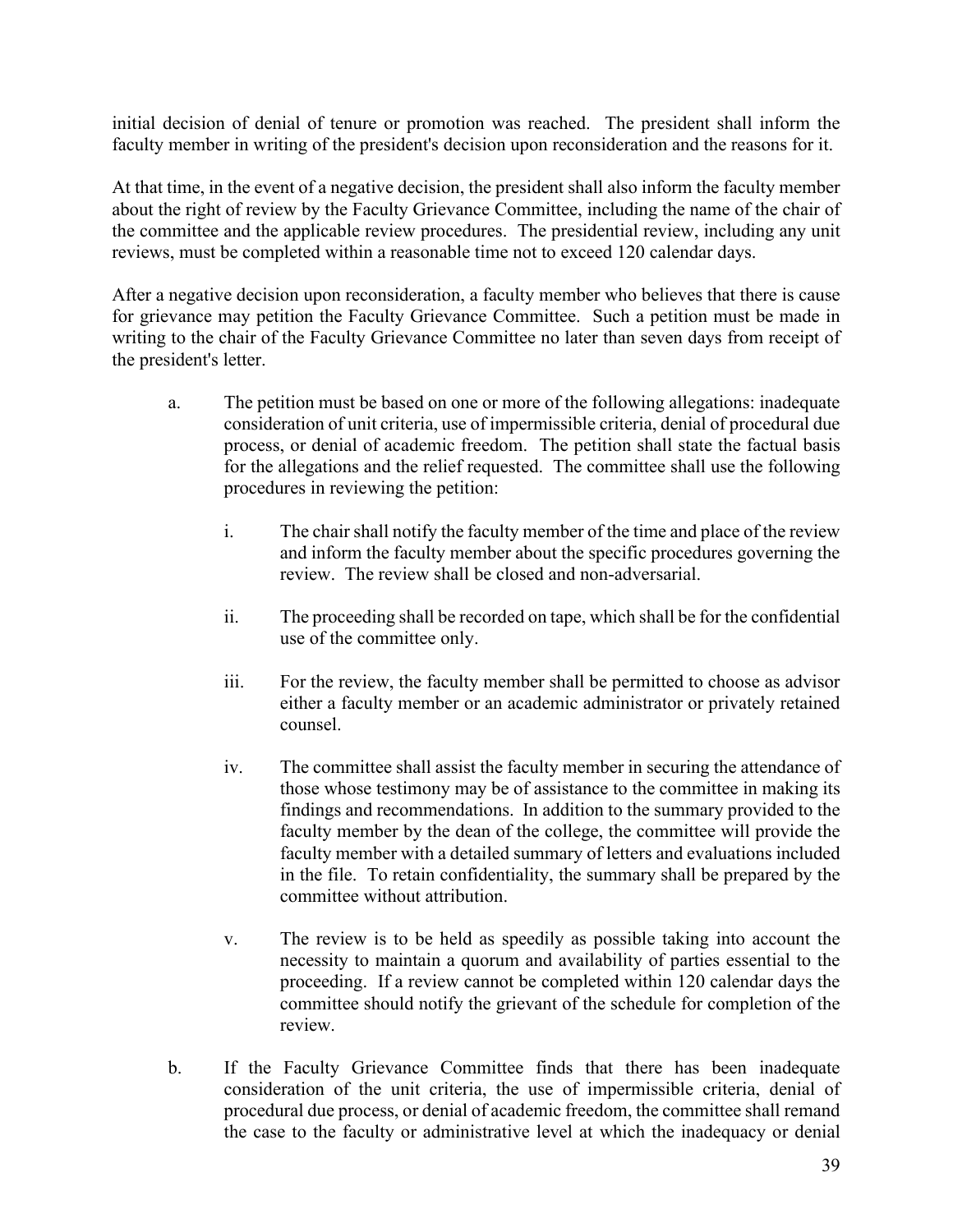initial decision of denial of tenure or promotion was reached. The president shall inform the faculty member in writing of the president's decision upon reconsideration and the reasons for it.

At that time, in the event of a negative decision, the president shall also inform the faculty member about the right of review by the Faculty Grievance Committee, including the name of the chair of the committee and the applicable review procedures. The presidential review, including any unit reviews, must be completed within a reasonable time not to exceed 120 calendar days.

After a negative decision upon reconsideration, a faculty member who believes that there is cause for grievance may petition the Faculty Grievance Committee. Such a petition must be made in writing to the chair of the Faculty Grievance Committee no later than seven days from receipt of the president's letter.

a. The petition must be based on one or more of the following allegations: inadequate consideration of unit criteria, use of impermissible criteria, denial of procedural due process, or denial of academic freedom. The petition shall state the factual basis for the allegations and the relief requested. The committee shall use the following procedures in reviewing the petition:

   i. The chair shall notify the faculty member of the time and place of the review and inform the faculty member about the specific procedures governing the review. The review shall be closed and non-adversarial.

   ii. The proceeding shall be recorded on tape, which shall be for the confidential use of the committee only.

   iii. For the review, the faculty member shall be permitted to choose as advisor either a faculty member or an academic administrator or privately retained counsel.

   iv. The committee shall assist the faculty member in securing the attendance of those whose testimony may be of assistance to the committee in making its findings and recommendations. In addition to the summary provided to the faculty member by the dean of the college, the committee will provide the faculty member with a detailed summary of letters and evaluations included in the file. To retain confidentiality, the summary shall be prepared by the committee without attribution.

   v. The review is to be held as speedily as possible taking into account the necessity to maintain a quorum and availability of parties essential to the proceeding. If a review cannot be completed within 120 calendar days the committee should notify the grievant of the schedule for completion of the review.

b. If the Faculty Grievance Committee finds that there has been inadequate consideration of the unit criteria, the use of impermissible criteria, denial of procedural due process, or denial of academic freedom, the committee shall remand the case to the faculty or administrative level at which the inadequacy or denial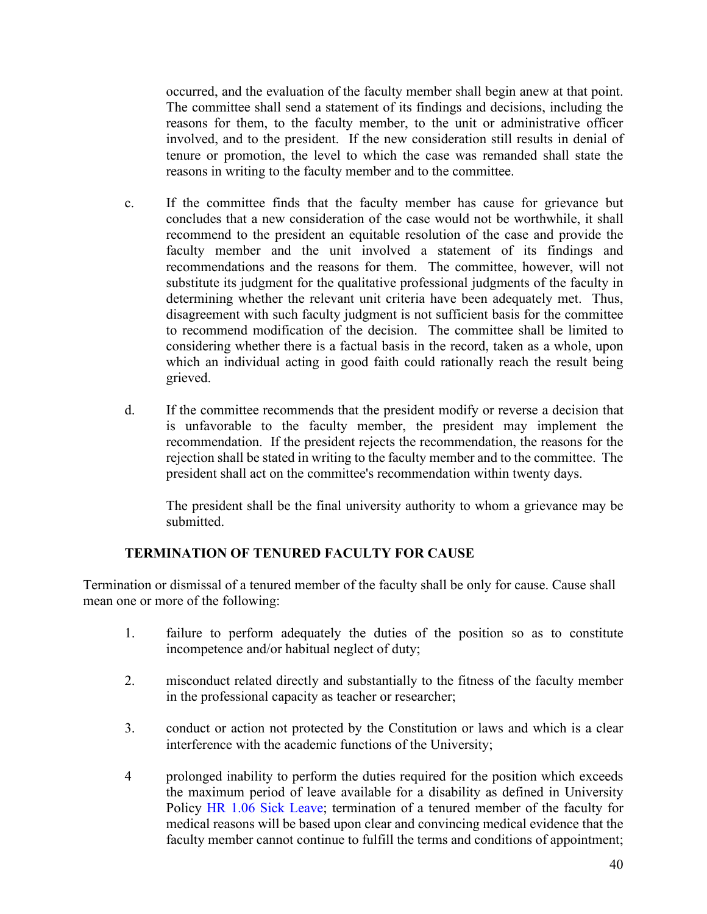occurred, and the evaluation of the faculty member shall begin anew at that point. The committee shall send a statement of its findings and decisions, including the reasons for them, to the faculty member, to the unit or administrative officer involved, and to the president. If the new consideration still results in denial of tenure or promotion, the level to which the case was remanded shall state the reasons in writing to the faculty member and to the committee.

c. If the committee finds that the faculty member has cause for grievance but concludes that a new consideration of the case would not be worthwhile, it shall recommend to the president an equitable resolution of the case and provide the faculty member and the unit involved a statement of its findings and recommendations and the reasons for them. The committee, however, will not substitute its judgment for the qualitative professional judgments of the faculty in determining whether the relevant unit criteria have been adequately met. Thus, disagreement with such faculty judgment is not sufficient basis for the committee to recommend modification of the decision. The committee shall be limited to considering whether there is a factual basis in the record, taken as a whole, upon which an individual acting in good faith could rationally reach the result being grieved.

d. If the committee recommends that the president modify or reverse a decision that is unfavorable to the faculty member, the president may implement the recommendation. If the president rejects the recommendation, the reasons for the rejection shall be stated in writing to the faculty member and to the committee. The president shall act on the committee's recommendation within twenty days.

   The president shall be the final university authority to whom a grievance may be submitted.

**TERMINATION OF TENURED FACULTY FOR CAUSE**

Termination or dismissal of a tenured member of the faculty shall be only for cause. Cause shall mean one or more of the following:

1. failure to perform adequately the duties of the position so as to constitute incompetence and/or habitual neglect of duty;

2. misconduct related directly and substantially to the fitness of the faculty member in the professional capacity as teacher or researcher;

3. conduct or action not protected by the Constitution or laws and which is a clear interference with the academic functions of the University;

4 prolonged inability to perform the duties required for the position which exceeds the maximum period of leave available for a disability as defined in University Policy HR 1.06 Sick Leave; termination of a tenured member of the faculty for medical reasons will be based upon clear and convincing medical evidence that the faculty member cannot continue to fulfill the terms and conditions of appointment;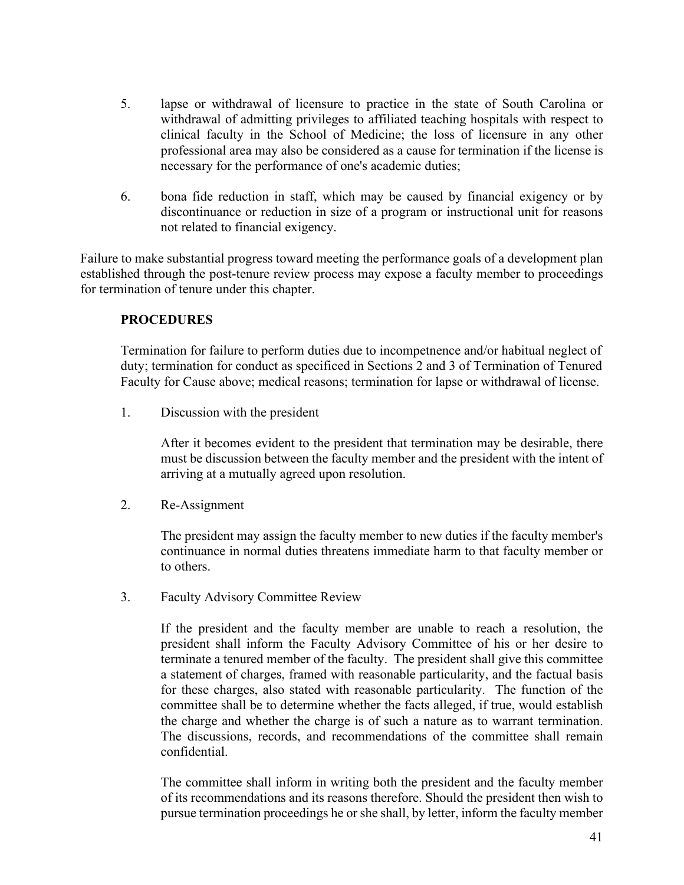5. lapse or withdrawal of licensure to practice in the state of South Carolina or withdrawal of admitting privileges to affiliated teaching hospitals with respect to clinical faculty in the School of Medicine; the loss of licensure in any other professional area may also be considered as a cause for termination if the license is necessary for the performance of one's academic duties;

6. bona fide reduction in staff, which may be caused by financial exigency or by discontinuance or reduction in size of a program or instructional unit for reasons not related to financial exigency.

Failure to make substantial progress toward meeting the performance goals of a development plan established through the post-tenure review process may expose a faculty member to proceedings for termination of tenure under this chapter.

**PROCEDURES**

Termination for failure to perform duties due to incompetnence and/or habitual neglect of duty; termination for conduct as specificed in Sections 2 and 3 of Termination of Tenured Faculty for Cause above; medical reasons; termination for lapse or withdrawal of license.

1. Discussion with the president

   After it becomes evident to the president that termination may be desirable, there must be discussion between the faculty member and the president with the intent of arriving at a mutually agreed upon resolution.

2. Re-Assignment

   The president may assign the faculty member to new duties if the faculty member's continuance in normal duties threatens immediate harm to that faculty member or to others.

3. Faculty Advisory Committee Review

   If the president and the faculty member are unable to reach a resolution, the president shall inform the Faculty Advisory Committee of his or her desire to terminate a tenured member of the faculty. The president shall give this committee a statement of charges, framed with reasonable particularity, and the factual basis for these charges, also stated with reasonable particularity. The function of the committee shall be to determine whether the facts alleged, if true, would establish the charge and whether the charge is of such a nature as to warrant termination. The discussions, records, and recommendations of the committee shall remain confidential.

   The committee shall inform in writing both the president and the faculty member of its recommendations and its reasons therefore. Should the president then wish to pursue termination proceedings he or she shall, by letter, inform the faculty member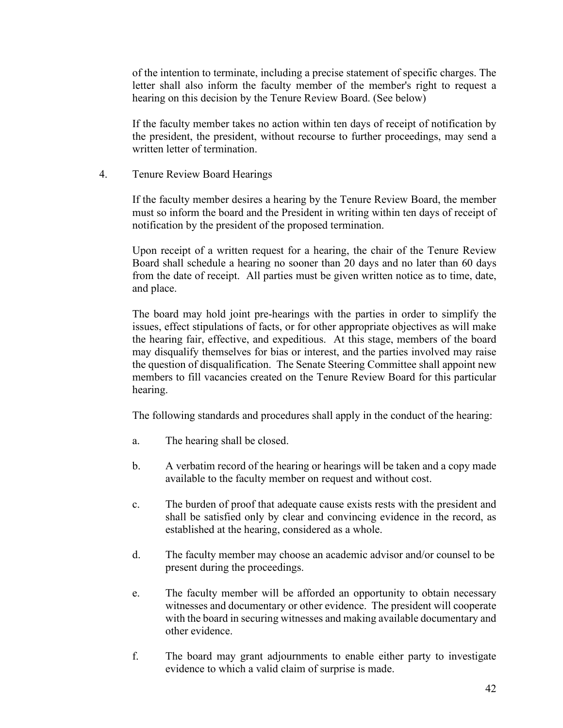of the intention to terminate, including a precise statement of specific charges. The letter shall also inform the faculty member of the member's right to request a hearing on this decision by the Tenure Review Board. (See below)

If the faculty member takes no action within ten days of receipt of notification by the president, the president, without recourse to further proceedings, may send a written letter of termination.

4. Tenure Review Board Hearings

If the faculty member desires a hearing by the Tenure Review Board, the member must so inform the board and the President in writing within ten days of receipt of notification by the president of the proposed termination.

Upon receipt of a written request for a hearing, the chair of the Tenure Review Board shall schedule a hearing no sooner than 20 days and no later than 60 days from the date of receipt. All parties must be given written notice as to time, date, and place.

The board may hold joint pre-hearings with the parties in order to simplify the issues, effect stipulations of facts, or for other appropriate objectives as will make the hearing fair, effective, and expeditious. At this stage, members of the board may disqualify themselves for bias or interest, and the parties involved may raise the question of disqualification. The Senate Steering Committee shall appoint new members to fill vacancies created on the Tenure Review Board for this particular hearing.

The following standards and procedures shall apply in the conduct of the hearing:

a. The hearing shall be closed.

b. A verbatim record of the hearing or hearings will be taken and a copy made available to the faculty member on request and without cost.

c. The burden of proof that adequate cause exists rests with the president and shall be satisfied only by clear and convincing evidence in the record, as established at the hearing, considered as a whole.

d. The faculty member may choose an academic advisor and/or counsel to be present during the proceedings.

e. The faculty member will be afforded an opportunity to obtain necessary witnesses and documentary or other evidence. The president will cooperate with the board in securing witnesses and making available documentary and other evidence.

f. The board may grant adjournments to enable either party to investigate evidence to which a valid claim of surprise is made.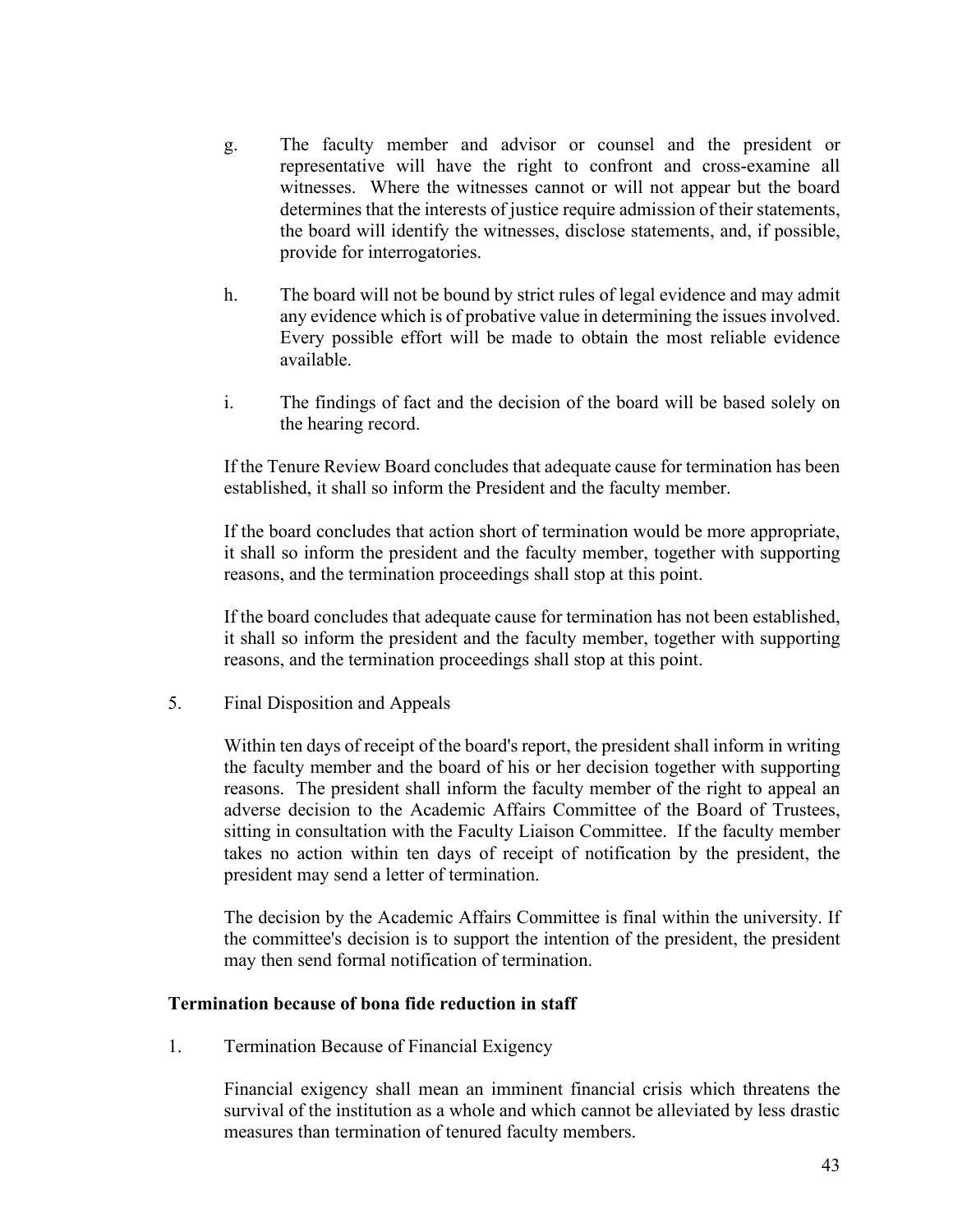g. The faculty member and advisor or counsel and the president or representative will have the right to confront and cross-examine all witnesses. Where the witnesses cannot or will not appear but the board determines that the interests of justice require admission of their statements, the board will identify the witnesses, disclose statements, and, if possible, provide for interrogatories.

h. The board will not be bound by strict rules of legal evidence and may admit any evidence which is of probative value in determining the issues involved. Every possible effort will be made to obtain the most reliable evidence available.

i. The findings of fact and the decision of the board will be based solely on the hearing record.

If the Tenure Review Board concludes that adequate cause for termination has been established, it shall so inform the President and the faculty member.

If the board concludes that action short of termination would be more appropriate, it shall so inform the president and the faculty member, together with supporting reasons, and the termination proceedings shall stop at this point.

If the board concludes that adequate cause for termination has not been established, it shall so inform the president and the faculty member, together with supporting reasons, and the termination proceedings shall stop at this point.

5. Final Disposition and Appeals

Within ten days of receipt of the board's report, the president shall inform in writing the faculty member and the board of his or her decision together with supporting reasons. The president shall inform the faculty member of the right to appeal an adverse decision to the Academic Affairs Committee of the Board of Trustees, sitting in consultation with the Faculty Liaison Committee. If the faculty member takes no action within ten days of receipt of notification by the president, the president may send a letter of termination.

The decision by the Academic Affairs Committee is final within the university. If the committee's decision is to support the intention of the president, the president may then send formal notification of termination.

**Termination because of bona fide reduction in staff**

1. Termination Because of Financial Exigency

Financial exigency shall mean an imminent financial crisis which threatens the survival of the institution as a whole and which cannot be alleviated by less drastic measures than termination of tenured faculty members.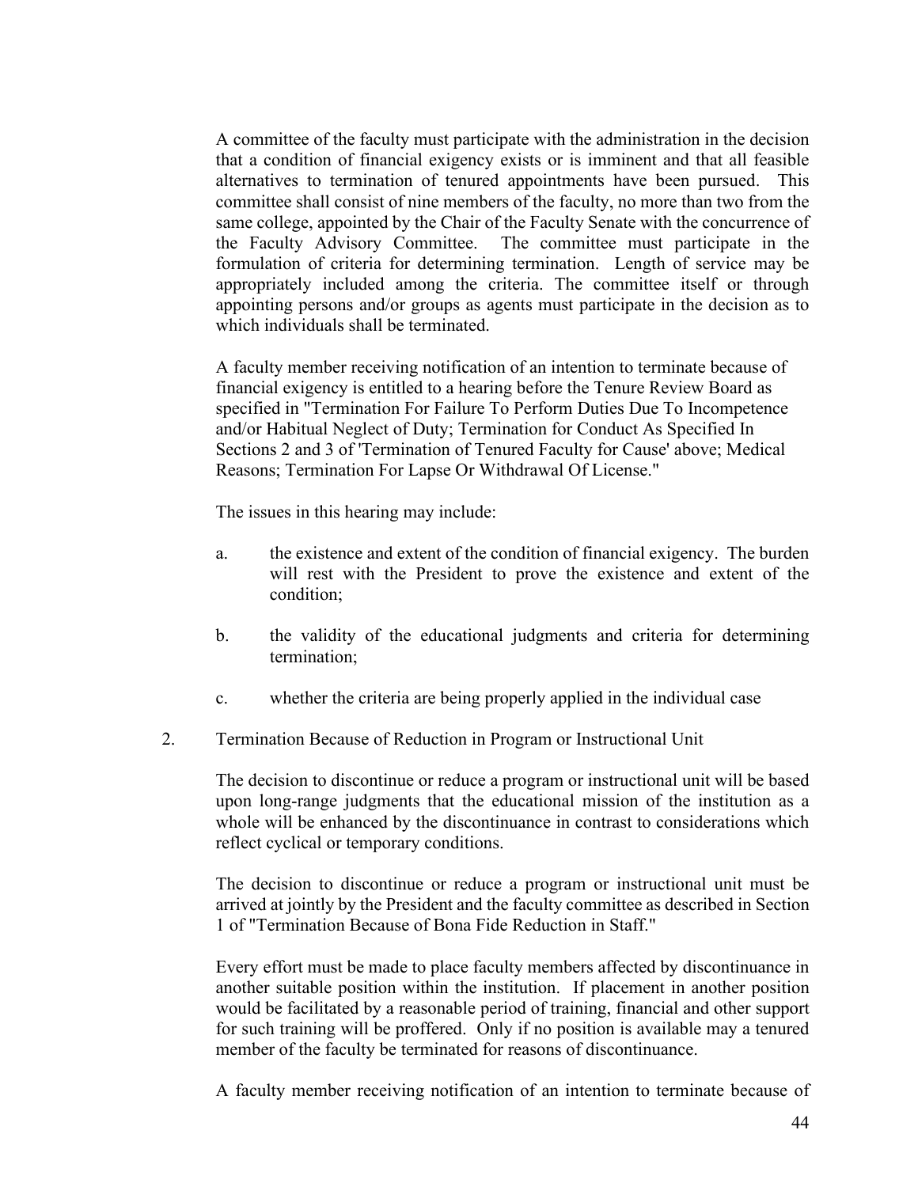A committee of the faculty must participate with the administration in the decision that a condition of financial exigency exists or is imminent and that all feasible alternatives to termination of tenured appointments have been pursued. This committee shall consist of nine members of the faculty, no more than two from the same college, appointed by the Chair of the Faculty Senate with the concurrence of the Faculty Advisory Committee. The committee must participate in the formulation of criteria for determining termination. Length of service may be appropriately included among the criteria. The committee itself or through appointing persons and/or groups as agents must participate in the decision as to which individuals shall be terminated.

A faculty member receiving notification of an intention to terminate because of financial exigency is entitled to a hearing before the Tenure Review Board as specified in "Termination For Failure To Perform Duties Due To Incompetence and/or Habitual Neglect of Duty; Termination for Conduct As Specified In Sections 2 and 3 of 'Termination of Tenured Faculty for Cause' above; Medical Reasons; Termination For Lapse Or Withdrawal Of License."

The issues in this hearing may include:

a. the existence and extent of the condition of financial exigency. The burden will rest with the President to prove the existence and extent of the condition;

b. the validity of the educational judgments and criteria for determining termination;

c. whether the criteria are being properly applied in the individual case

2. Termination Because of Reduction in Program or Instructional Unit

The decision to discontinue or reduce a program or instructional unit will be based upon long-range judgments that the educational mission of the institution as a whole will be enhanced by the discontinuance in contrast to considerations which reflect cyclical or temporary conditions.

The decision to discontinue or reduce a program or instructional unit must be arrived at jointly by the President and the faculty committee as described in Section 1 of "Termination Because of Bona Fide Reduction in Staff."

Every effort must be made to place faculty members affected by discontinuance in another suitable position within the institution. If placement in another position would be facilitated by a reasonable period of training, financial and other support for such training will be proffered. Only if no position is available may a tenured member of the faculty be terminated for reasons of discontinuance.

A faculty member receiving notification of an intention to terminate because of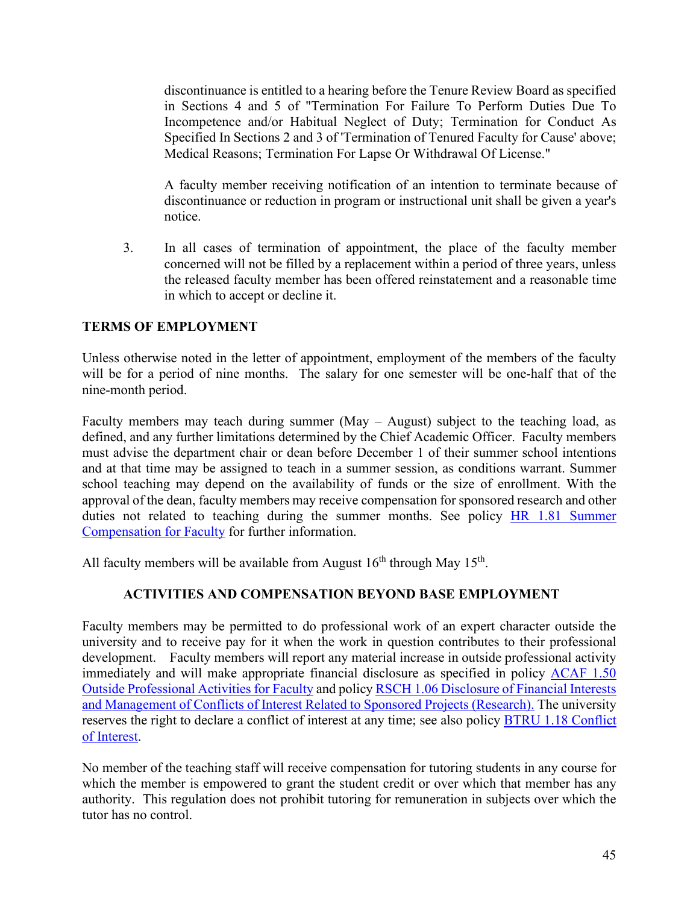discontinuance is entitled to a hearing before the Tenure Review Board as specified in Sections 4 and 5 of "Termination For Failure To Perform Duties Due To Incompetence and/or Habitual Neglect of Duty; Termination for Conduct As Specified In Sections 2 and 3 of 'Termination of Tenured Faculty for Cause' above; Medical Reasons; Termination For Lapse Or Withdrawal Of License."

A faculty member receiving notification of an intention to terminate because of discontinuance or reduction in program or instructional unit shall be given a year's notice.

3. In all cases of termination of appointment, the place of the faculty member concerned will not be filled by a replacement within a period of three years, unless the released faculty member has been offered reinstatement and a reasonable time in which to accept or decline it.

**TERMS OF EMPLOYMENT**

Unless otherwise noted in the letter of appointment, employment of the members of the faculty will be for a period of nine months. The salary for one semester will be one-half that of the nine-month period.

Faculty members may teach during summer (May – August) subject to the teaching load, as defined, and any further limitations determined by the Chief Academic Officer. Faculty members must advise the department chair or dean before December 1 of their summer school intentions and at that time may be assigned to teach in a summer session, as conditions warrant. Summer school teaching may depend on the availability of funds or the size of enrollment. With the approval of the dean, faculty members may receive compensation for sponsored research and other duties not related to teaching during the summer months. See policy HR 1.81 Summer Compensation for Faculty for further information.

All faculty members will be available from August 16th through May 15th.

**ACTIVITIES AND COMPENSATION BEYOND BASE EMPLOYMENT**

Faculty members may be permitted to do professional work of an expert character outside the university and to receive pay for it when the work in question contributes to their professional development. Faculty members will report any material increase in outside professional activity immediately and will make appropriate financial disclosure as specified in policy ACAF 1.50 Outside Professional Activities for Faculty and policy RSCH 1.06 Disclosure of Financial Interests and Management of Conflicts of Interest Related to Sponsored Projects (Research). The university reserves the right to declare a conflict of interest at any time; see also policy BTRU 1.18 Conflict of Interest.

No member of the teaching staff will receive compensation for tutoring students in any course for which the member is empowered to grant the student credit or over which that member has any authority. This regulation does not prohibit tutoring for remuneration in subjects over which the tutor has no control.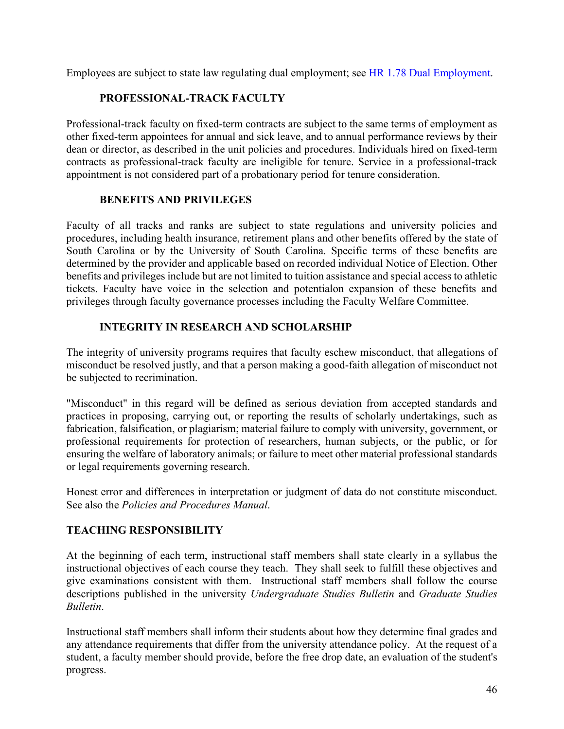Employees are subject to state law regulating dual employment; see [HR 1.78 Dual Employment](#).

### PROFESSIONAL-TRACK FACULTY

Professional-track faculty on fixed-term contracts are subject to the same terms of employment as other fixed-term appointees for annual and sick leave, and to annual performance reviews by their dean or director, as described in the unit policies and procedures. Individuals hired on fixed-term contracts as professional-track faculty are ineligible for tenure. Service in a professional-track appointment is not considered part of a probationary period for tenure consideration.

### BENEFITS AND PRIVILEGES

Faculty of all tracks and ranks are subject to state regulations and university policies and procedures, including health insurance, retirement plans and other benefits offered by the state of South Carolina or by the University of South Carolina. Specific terms of these benefits are determined by the provider and applicable based on recorded individual Notice of Election. Other benefits and privileges include but are not limited to tuition assistance and special access to athletic tickets. Faculty have voice in the selection and potentialon expansion of these benefits and privileges through faculty governance processes including the Faculty Welfare Committee.

### INTEGRITY IN RESEARCH AND SCHOLARSHIP

The integrity of university programs requires that faculty eschew misconduct, that allegations of misconduct be resolved justly, and that a person making a good-faith allegation of misconduct not be subjected to recrimination.

"Misconduct" in this regard will be defined as serious deviation from accepted standards and practices in proposing, carrying out, or reporting the results of scholarly undertakings, such as fabrication, falsification, or plagiarism; material failure to comply with university, government, or professional requirements for protection of researchers, human subjects, or the public, or for ensuring the welfare of laboratory animals; or failure to meet other material professional standards or legal requirements governing research.

Honest error and differences in interpretation or judgment of data do not constitute misconduct. See also the *Policies and Procedures Manual*.

## TEACHING RESPONSIBILITY

At the beginning of each term, instructional staff members shall state clearly in a syllabus the instructional objectives of each course they teach. They shall seek to fulfill these objectives and give examinations consistent with them. Instructional staff members shall follow the course descriptions published in the university *Undergraduate Studies Bulletin* and *Graduate Studies Bulletin*.

Instructional staff members shall inform their students about how they determine final grades and any attendance requirements that differ from the university attendance policy. At the request of a student, a faculty member should provide, before the free drop date, an evaluation of the student's progress.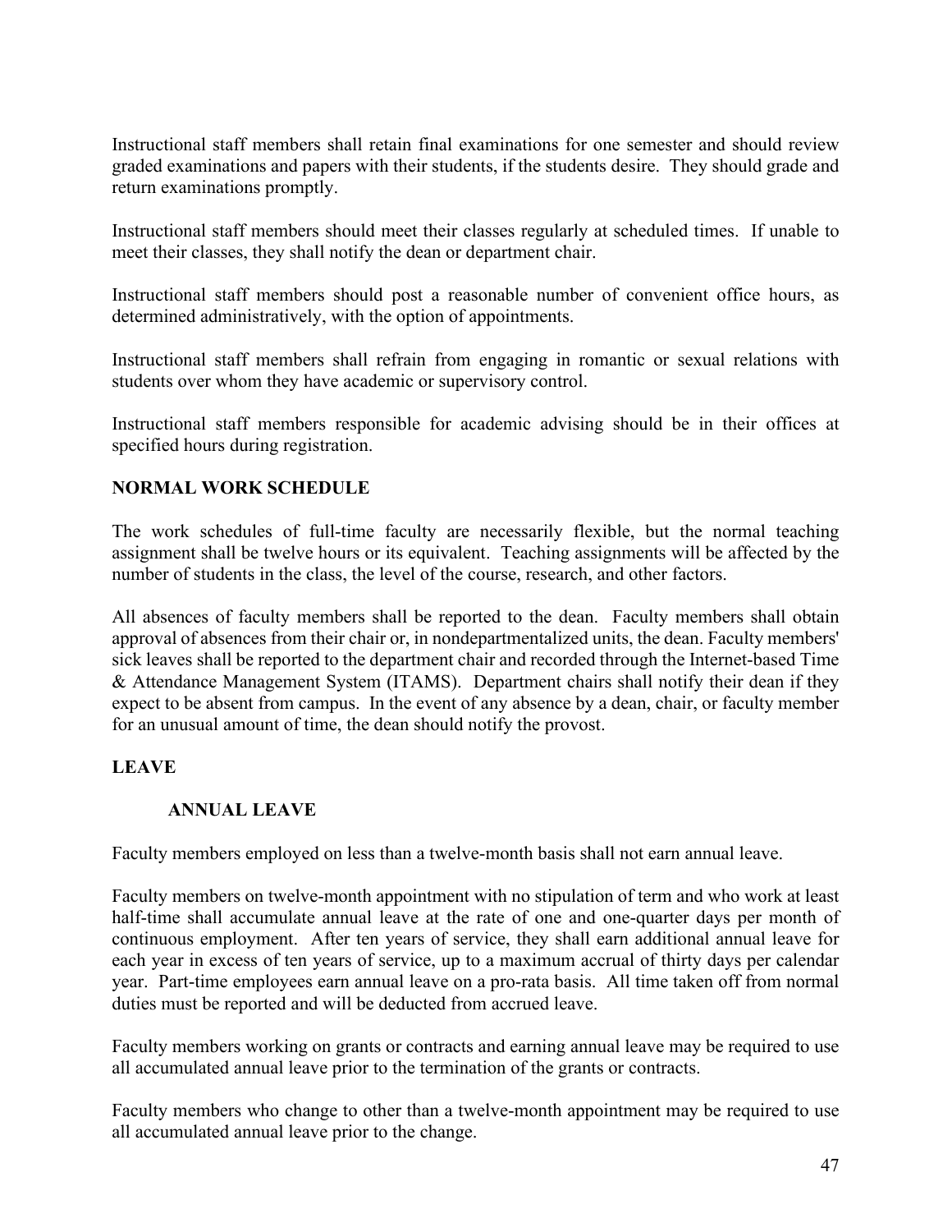Instructional staff members shall retain final examinations for one semester and should review graded examinations and papers with their students, if the students desire. They should grade and return examinations promptly.

Instructional staff members should meet their classes regularly at scheduled times. If unable to meet their classes, they shall notify the dean or department chair.

Instructional staff members should post a reasonable number of convenient office hours, as determined administratively, with the option of appointments.

Instructional staff members shall refrain from engaging in romantic or sexual relations with students over whom they have academic or supervisory control.

Instructional staff members responsible for academic advising should be in their offices at specified hours during registration.

## NORMAL WORK SCHEDULE

The work schedules of full-time faculty are necessarily flexible, but the normal teaching assignment shall be twelve hours or its equivalent. Teaching assignments will be affected by the number of students in the class, the level of the course, research, and other factors.

All absences of faculty members shall be reported to the dean. Faculty members shall obtain approval of absences from their chair or, in nondepartmentalized units, the dean. Faculty members' sick leaves shall be reported to the department chair and recorded through the Internet-based Time & Attendance Management System (ITAMS). Department chairs shall notify their dean if they expect to be absent from campus. In the event of any absence by a dean, chair, or faculty member for an unusual amount of time, the dean should notify the provost.

## LEAVE

### ANNUAL LEAVE

Faculty members employed on less than a twelve-month basis shall not earn annual leave.

Faculty members on twelve-month appointment with no stipulation of term and who work at least half-time shall accumulate annual leave at the rate of one and one-quarter days per month of continuous employment. After ten years of service, they shall earn additional annual leave for each year in excess of ten years of service, up to a maximum accrual of thirty days per calendar year. Part-time employees earn annual leave on a pro-rata basis. All time taken off from normal duties must be reported and will be deducted from accrued leave.

Faculty members working on grants or contracts and earning annual leave may be required to use all accumulated annual leave prior to the termination of the grants or contracts.

Faculty members who change to other than a twelve-month appointment may be required to use all accumulated annual leave prior to the change.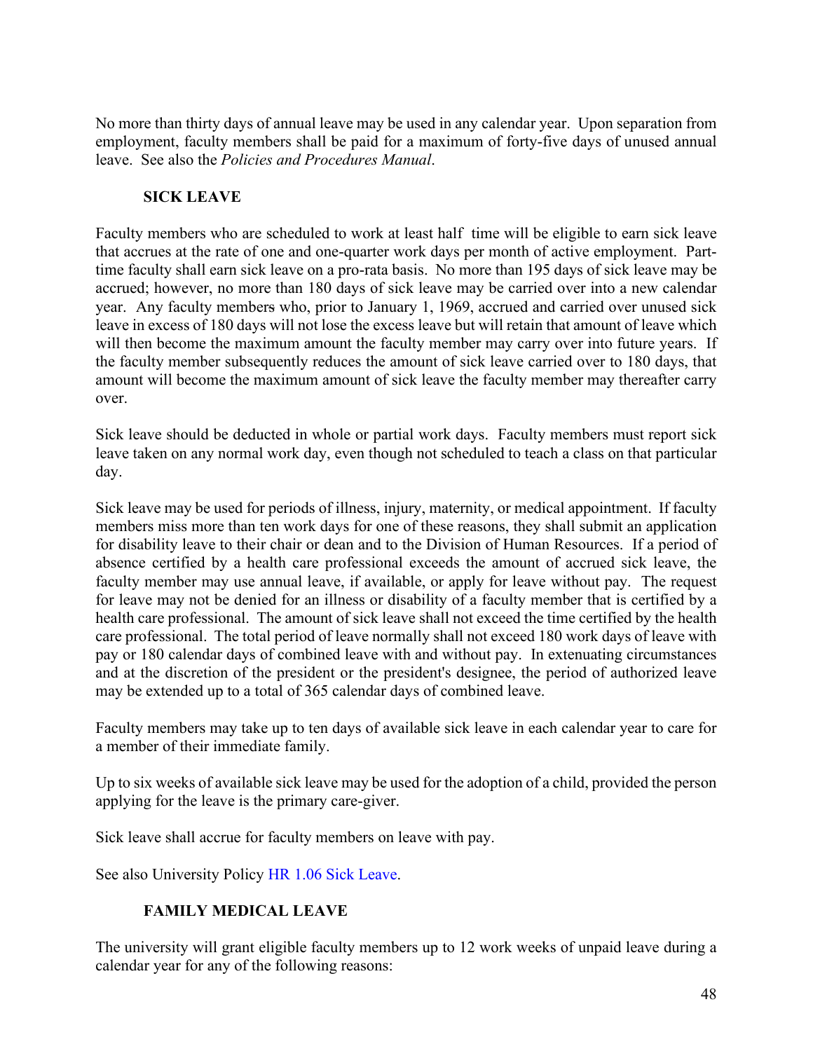No more than thirty days of annual leave may be used in any calendar year. Upon separation from employment, faculty members shall be paid for a maximum of forty-five days of unused annual leave. See also the *Policies and Procedures Manual*.

### SICK LEAVE

Faculty members who are scheduled to work at least half time will be eligible to earn sick leave that accrues at the rate of one and one-quarter work days per month of active employment. Part-time faculty shall earn sick leave on a pro-rata basis. No more than 195 days of sick leave may be accrued; however, no more than 180 days of sick leave may be carried over into a new calendar year. Any faculty members who, prior to January 1, 1969, accrued and carried over unused sick leave in excess of 180 days will not lose the excess leave but will retain that amount of leave which will then become the maximum amount the faculty member may carry over into future years. If the faculty member subsequently reduces the amount of sick leave carried over to 180 days, that amount will become the maximum amount of sick leave the faculty member may thereafter carry over.

Sick leave should be deducted in whole or partial work days. Faculty members must report sick leave taken on any normal work day, even though not scheduled to teach a class on that particular day.

Sick leave may be used for periods of illness, injury, maternity, or medical appointment. If faculty members miss more than ten work days for one of these reasons, they shall submit an application for disability leave to their chair or dean and to the Division of Human Resources. If a period of absence certified by a health care professional exceeds the amount of accrued sick leave, the faculty member may use annual leave, if available, or apply for leave without pay. The request for leave may not be denied for an illness or disability of a faculty member that is certified by a health care professional. The amount of sick leave shall not exceed the time certified by the health care professional. The total period of leave normally shall not exceed 180 work days of leave with pay or 180 calendar days of combined leave with and without pay. In extenuating circumstances and at the discretion of the president or the president's designee, the period of authorized leave may be extended up to a total of 365 calendar days of combined leave.

Faculty members may take up to ten days of available sick leave in each calendar year to care for a member of their immediate family.

Up to six weeks of available sick leave may be used for the adoption of a child, provided the person applying for the leave is the primary care-giver.

Sick leave shall accrue for faculty members on leave with pay.

See also University Policy HR 1.06 Sick Leave.

### FAMILY MEDICAL LEAVE

The university will grant eligible faculty members up to 12 work weeks of unpaid leave during a calendar year for any of the following reasons: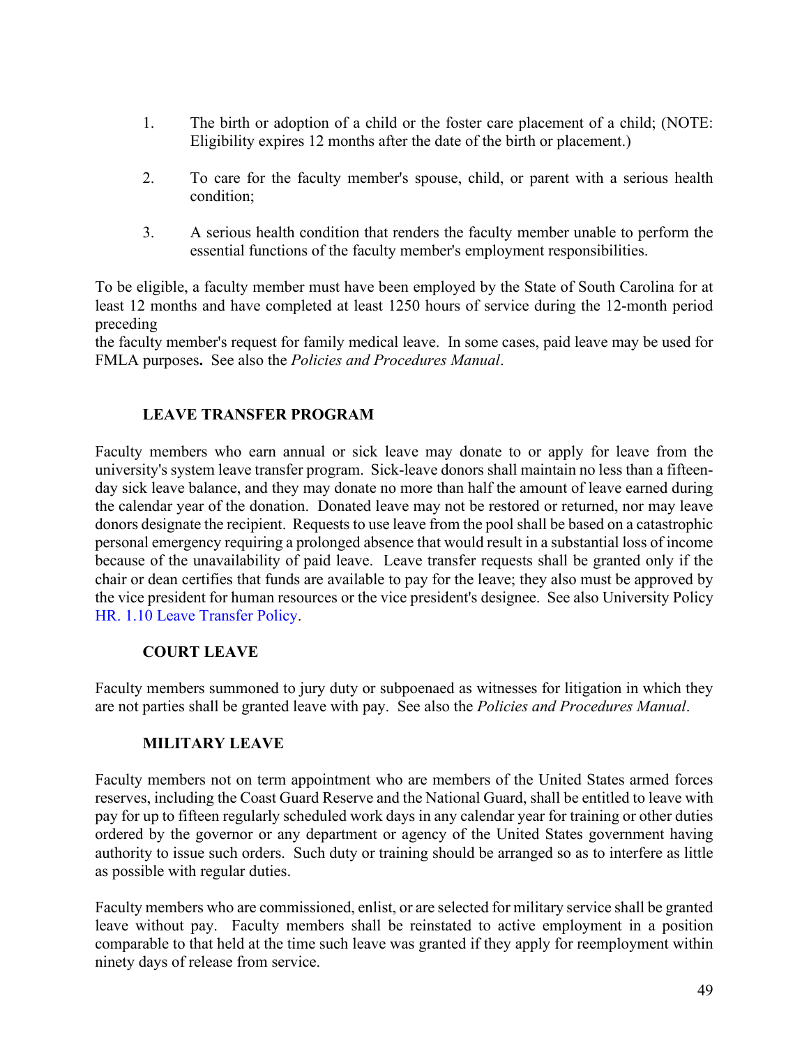1. The birth or adoption of a child or the foster care placement of a child; (NOTE: Eligibility expires 12 months after the date of the birth or placement.)

2. To care for the faculty member's spouse, child, or parent with a serious health condition;

3. A serious health condition that renders the faculty member unable to perform the essential functions of the faculty member's employment responsibilities.

To be eligible, a faculty member must have been employed by the State of South Carolina for at least 12 months and have completed at least 1250 hours of service during the 12-month period preceding the faculty member's request for family medical leave. In some cases, paid leave may be used for FMLA purposes. See also the *Policies and Procedures Manual*.

### LEAVE TRANSFER PROGRAM

Faculty members who earn annual or sick leave may donate to or apply for leave from the university's system leave transfer program. Sick-leave donors shall maintain no less than a fifteen-day sick leave balance, and they may donate no more than half the amount of leave earned during the calendar year of the donation. Donated leave may not be restored or returned, nor may leave donors designate the recipient. Requests to use leave from the pool shall be based on a catastrophic personal emergency requiring a prolonged absence that would result in a substantial loss of income because of the unavailability of paid leave. Leave transfer requests shall be granted only if the chair or dean certifies that funds are available to pay for the leave; they also must be approved by the vice president for human resources or the vice president's designee. See also University Policy HR. 1.10 Leave Transfer Policy.

### COURT LEAVE

Faculty members summoned to jury duty or subpoenaed as witnesses for litigation in which they are not parties shall be granted leave with pay. See also the *Policies and Procedures Manual*.

### MILITARY LEAVE

Faculty members not on term appointment who are members of the United States armed forces reserves, including the Coast Guard Reserve and the National Guard, shall be entitled to leave with pay for up to fifteen regularly scheduled work days in any calendar year for training or other duties ordered by the governor or any department or agency of the United States government having authority to issue such orders. Such duty or training should be arranged so as to interfere as little as possible with regular duties.

Faculty members who are commissioned, enlist, or are selected for military service shall be granted leave without pay. Faculty members shall be reinstated to active employment in a position comparable to that held at the time such leave was granted if they apply for reemployment within ninety days of release from service.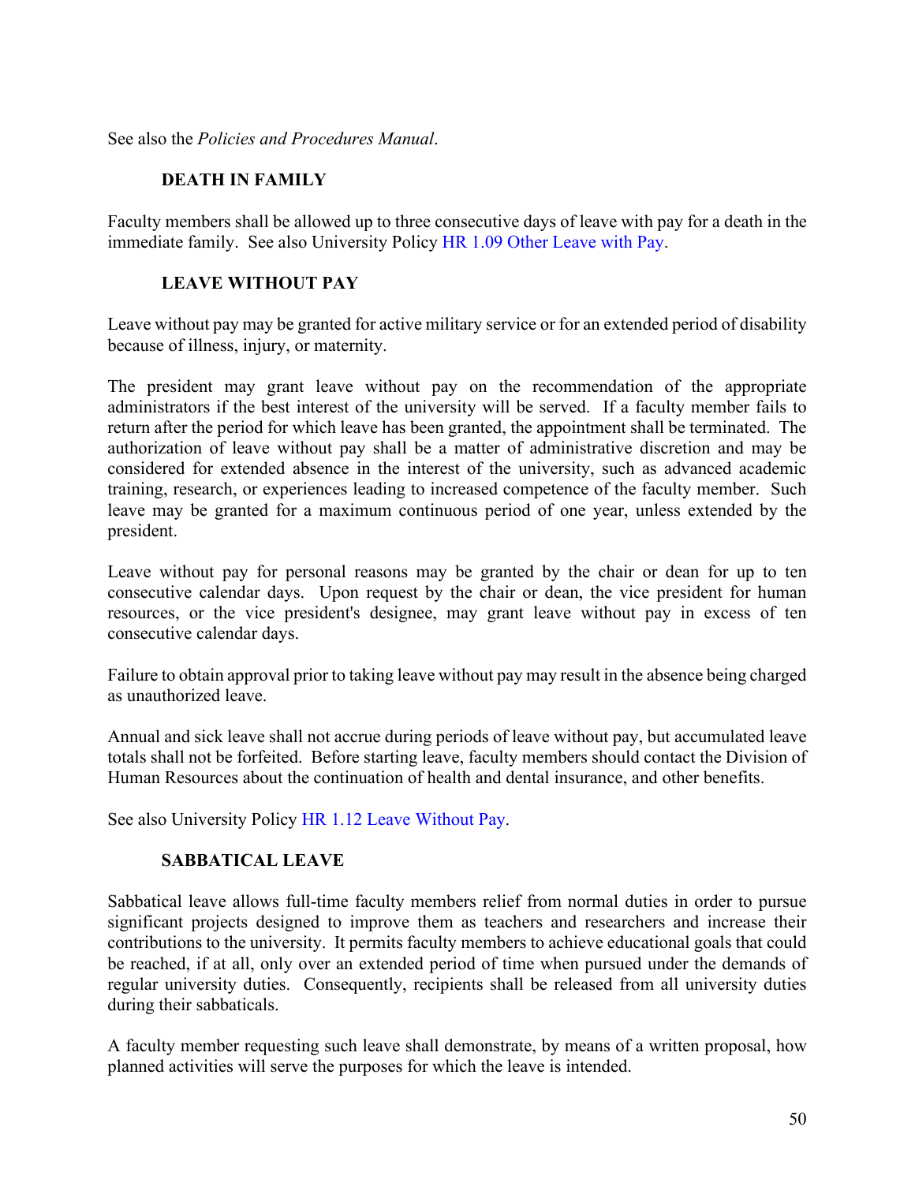See also the *Policies and Procedures Manual*.

### DEATH IN FAMILY

Faculty members shall be allowed up to three consecutive days of leave with pay for a death in the immediate family. See also University Policy HR 1.09 Other Leave with Pay.

### LEAVE WITHOUT PAY

Leave without pay may be granted for active military service or for an extended period of disability because of illness, injury, or maternity.

The president may grant leave without pay on the recommendation of the appropriate administrators if the best interest of the university will be served. If a faculty member fails to return after the period for which leave has been granted, the appointment shall be terminated. The authorization of leave without pay shall be a matter of administrative discretion and may be considered for extended absence in the interest of the university, such as advanced academic training, research, or experiences leading to increased competence of the faculty member. Such leave may be granted for a maximum continuous period of one year, unless extended by the president.

Leave without pay for personal reasons may be granted by the chair or dean for up to ten consecutive calendar days. Upon request by the chair or dean, the vice president for human resources, or the vice president's designee, may grant leave without pay in excess of ten consecutive calendar days.

Failure to obtain approval prior to taking leave without pay may result in the absence being charged as unauthorized leave.

Annual and sick leave shall not accrue during periods of leave without pay, but accumulated leave totals shall not be forfeited. Before starting leave, faculty members should contact the Division of Human Resources about the continuation of health and dental insurance, and other benefits.

See also University Policy HR 1.12 Leave Without Pay.

### SABBATICAL LEAVE

Sabbatical leave allows full-time faculty members relief from normal duties in order to pursue significant projects designed to improve them as teachers and researchers and increase their contributions to the university. It permits faculty members to achieve educational goals that could be reached, if at all, only over an extended period of time when pursued under the demands of regular university duties. Consequently, recipients shall be released from all university duties during their sabbaticals.

A faculty member requesting such leave shall demonstrate, by means of a written proposal, how planned activities will serve the purposes for which the leave is intended.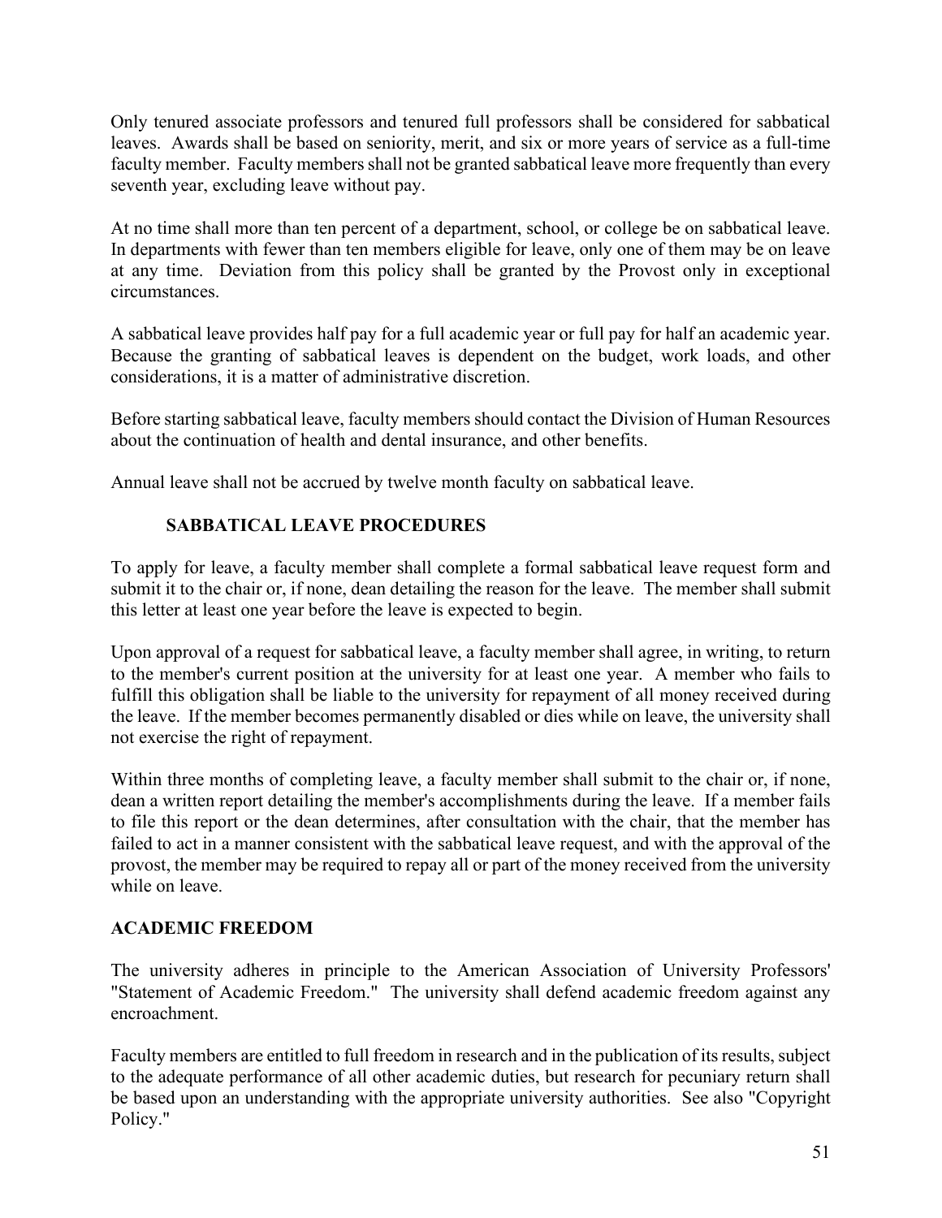Only tenured associate professors and tenured full professors shall be considered for sabbatical leaves. Awards shall be based on seniority, merit, and six or more years of service as a full-time faculty member. Faculty members shall not be granted sabbatical leave more frequently than every seventh year, excluding leave without pay.

At no time shall more than ten percent of a department, school, or college be on sabbatical leave. In departments with fewer than ten members eligible for leave, only one of them may be on leave at any time. Deviation from this policy shall be granted by the Provost only in exceptional circumstances.

A sabbatical leave provides half pay for a full academic year or full pay for half an academic year. Because the granting of sabbatical leaves is dependent on the budget, work loads, and other considerations, it is a matter of administrative discretion.

Before starting sabbatical leave, faculty members should contact the Division of Human Resources about the continuation of health and dental insurance, and other benefits.

Annual leave shall not be accrued by twelve month faculty on sabbatical leave.

### SABBATICAL LEAVE PROCEDURES

To apply for leave, a faculty member shall complete a formal sabbatical leave request form and submit it to the chair or, if none, dean detailing the reason for the leave. The member shall submit this letter at least one year before the leave is expected to begin.

Upon approval of a request for sabbatical leave, a faculty member shall agree, in writing, to return to the member's current position at the university for at least one year. A member who fails to fulfill this obligation shall be liable to the university for repayment of all money received during the leave. If the member becomes permanently disabled or dies while on leave, the university shall not exercise the right of repayment.

Within three months of completing leave, a faculty member shall submit to the chair or, if none, dean a written report detailing the member's accomplishments during the leave. If a member fails to file this report or the dean determines, after consultation with the chair, that the member has failed to act in a manner consistent with the sabbatical leave request, and with the approval of the provost, the member may be required to repay all or part of the money received from the university while on leave.

## ACADEMIC FREEDOM

The university adheres in principle to the American Association of University Professors' "Statement of Academic Freedom." The university shall defend academic freedom against any encroachment.

Faculty members are entitled to full freedom in research and in the publication of its results, subject to the adequate performance of all other academic duties, but research for pecuniary return shall be based upon an understanding with the appropriate university authorities. See also "Copyright Policy."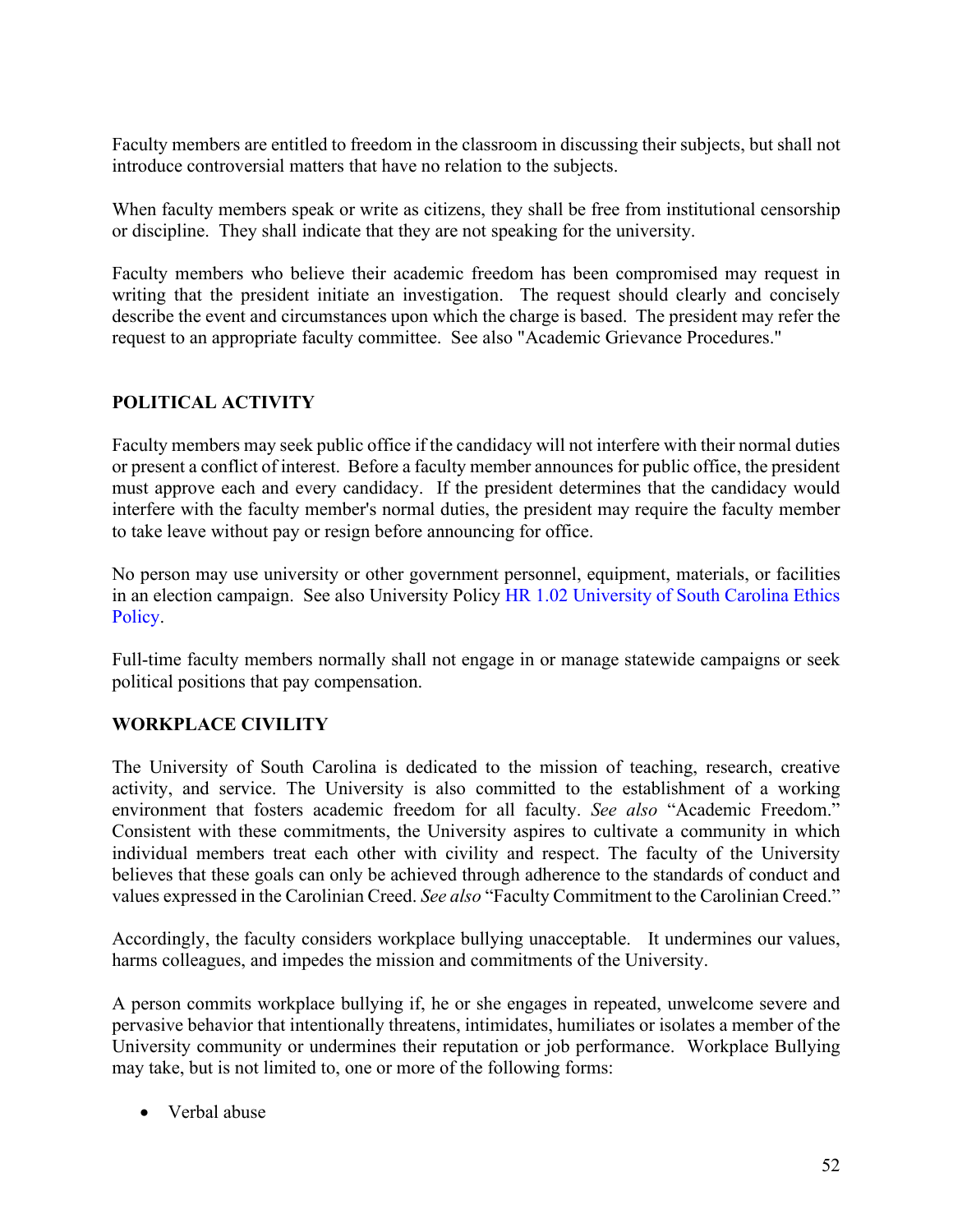Faculty members are entitled to freedom in the classroom in discussing their subjects, but shall not introduce controversial matters that have no relation to the subjects.

When faculty members speak or write as citizens, they shall be free from institutional censorship or discipline. They shall indicate that they are not speaking for the university.

Faculty members who believe their academic freedom has been compromised may request in writing that the president initiate an investigation. The request should clearly and concisely describe the event and circumstances upon which the charge is based. The president may refer the request to an appropriate faculty committee. See also "Academic Grievance Procedures."

## POLITICAL ACTIVITY

Faculty members may seek public office if the candidacy will not interfere with their normal duties or present a conflict of interest. Before a faculty member announces for public office, the president must approve each and every candidacy. If the president determines that the candidacy would interfere with the faculty member's normal duties, the president may require the faculty member to take leave without pay or resign before announcing for office.

No person may use university or other government personnel, equipment, materials, or facilities in an election campaign. See also University Policy HR 1.02 University of South Carolina Ethics Policy.

Full-time faculty members normally shall not engage in or manage statewide campaigns or seek political positions that pay compensation.

## WORKPLACE CIVILITY

The University of South Carolina is dedicated to the mission of teaching, research, creative activity, and service. The University is also committed to the establishment of a working environment that fosters academic freedom for all faculty. *See also* "Academic Freedom." Consistent with these commitments, the University aspires to cultivate a community in which individual members treat each other with civility and respect. The faculty of the University believes that these goals can only be achieved through adherence to the standards of conduct and values expressed in the Carolinian Creed. *See also* "Faculty Commitment to the Carolinian Creed."

Accordingly, the faculty considers workplace bullying unacceptable. It undermines our values, harms colleagues, and impedes the mission and commitments of the University.

A person commits workplace bullying if, he or she engages in repeated, unwelcome severe and pervasive behavior that intentionally threatens, intimidates, humiliates or isolates a member of the University community or undermines their reputation or job performance. Workplace Bullying may take, but is not limited to, one or more of the following forms:

- Verbal abuse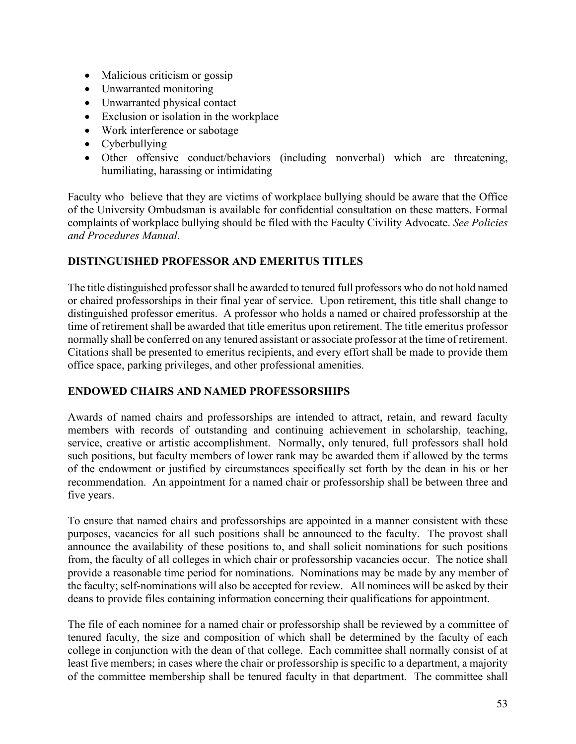- Malicious criticism or gossip
- Unwarranted monitoring
- Unwarranted physical contact
- Exclusion or isolation in the workplace
- Work interference or sabotage
- Cyberbullying
- Other offensive conduct/behaviors (including nonverbal) which are threatening, humiliating, harassing or intimidating

Faculty who believe that they are victims of workplace bullying should be aware that the Office of the University Ombudsman is available for confidential consultation on these matters. Formal complaints of workplace bullying should be filed with the Faculty Civility Advocate. *See Policies and Procedures Manual*.

## DISTINGUISHED PROFESSOR AND EMERITUS TITLES

The title distinguished professor shall be awarded to tenured full professors who do not hold named or chaired professorships in their final year of service. Upon retirement, this title shall change to distinguished professor emeritus. A professor who holds a named or chaired professorship at the time of retirement shall be awarded that title emeritus upon retirement. The title emeritus professor normally shall be conferred on any tenured assistant or associate professor at the time of retirement. Citations shall be presented to emeritus recipients, and every effort shall be made to provide them office space, parking privileges, and other professional amenities.

## ENDOWED CHAIRS AND NAMED PROFESSORSHIPS

Awards of named chairs and professorships are intended to attract, retain, and reward faculty members with records of outstanding and continuing achievement in scholarship, teaching, service, creative or artistic accomplishment. Normally, only tenured, full professors shall hold such positions, but faculty members of lower rank may be awarded them if allowed by the terms of the endowment or justified by circumstances specifically set forth by the dean in his or her recommendation. An appointment for a named chair or professorship shall be between three and five years.

To ensure that named chairs and professorships are appointed in a manner consistent with these purposes, vacancies for all such positions shall be announced to the faculty. The provost shall announce the availability of these positions to, and shall solicit nominations for such positions from, the faculty of all colleges in which chair or professorship vacancies occur. The notice shall provide a reasonable time period for nominations. Nominations may be made by any member of the faculty; self-nominations will also be accepted for review. All nominees will be asked by their deans to provide files containing information concerning their qualifications for appointment.

The file of each nominee for a named chair or professorship shall be reviewed by a committee of tenured faculty, the size and composition of which shall be determined by the faculty of each college in conjunction with the dean of that college. Each committee shall normally consist of at least five members; in cases where the chair or professorship is specific to a department, a majority of the committee membership shall be tenured faculty in that department. The committee shall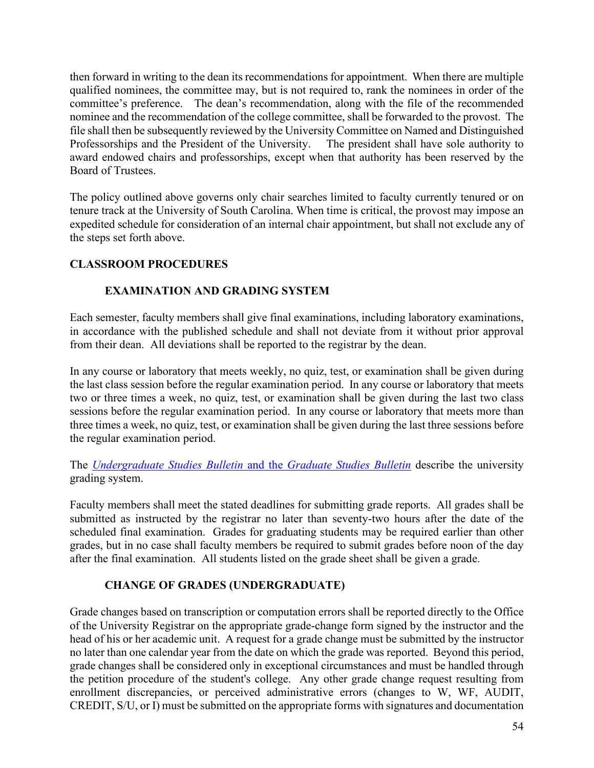then forward in writing to the dean its recommendations for appointment. When there are multiple qualified nominees, the committee may, but is not required to, rank the nominees in order of the committee's preference. The dean's recommendation, along with the file of the recommended nominee and the recommendation of the college committee, shall be forwarded to the provost. The file shall then be subsequently reviewed by the University Committee on Named and Distinguished Professorships and the President of the University. The president shall have sole authority to award endowed chairs and professorships, except when that authority has been reserved by the Board of Trustees.

The policy outlined above governs only chair searches limited to faculty currently tenured or on tenure track at the University of South Carolina. When time is critical, the provost may impose an expedited schedule for consideration of an internal chair appointment, but shall not exclude any of the steps set forth above.

## CLASSROOM PROCEDURES

### EXAMINATION AND GRADING SYSTEM

Each semester, faculty members shall give final examinations, including laboratory examinations, in accordance with the published schedule and shall not deviate from it without prior approval from their dean. All deviations shall be reported to the registrar by the dean.

In any course or laboratory that meets weekly, no quiz, test, or examination shall be given during the last class session before the regular examination period. In any course or laboratory that meets two or three times a week, no quiz, test, or examination shall be given during the last two class sessions before the regular examination period. In any course or laboratory that meets more than three times a week, no quiz, test, or examination shall be given during the last three sessions before the regular examination period.

The *Undergraduate Studies Bulletin* and the *Graduate Studies Bulletin* describe the university grading system.

Faculty members shall meet the stated deadlines for submitting grade reports. All grades shall be submitted as instructed by the registrar no later than seventy-two hours after the date of the scheduled final examination. Grades for graduating students may be required earlier than other grades, but in no case shall faculty members be required to submit grades before noon of the day after the final examination. All students listed on the grade sheet shall be given a grade.

### CHANGE OF GRADES (UNDERGRADUATE)

Grade changes based on transcription or computation errors shall be reported directly to the Office of the University Registrar on the appropriate grade-change form signed by the instructor and the head of his or her academic unit. A request for a grade change must be submitted by the instructor no later than one calendar year from the date on which the grade was reported. Beyond this period, grade changes shall be considered only in exceptional circumstances and must be handled through the petition procedure of the student's college. Any other grade change request resulting from enrollment discrepancies, or perceived administrative errors (changes to W, WF, AUDIT, CREDIT, S/U, or I) must be submitted on the appropriate forms with signatures and documentation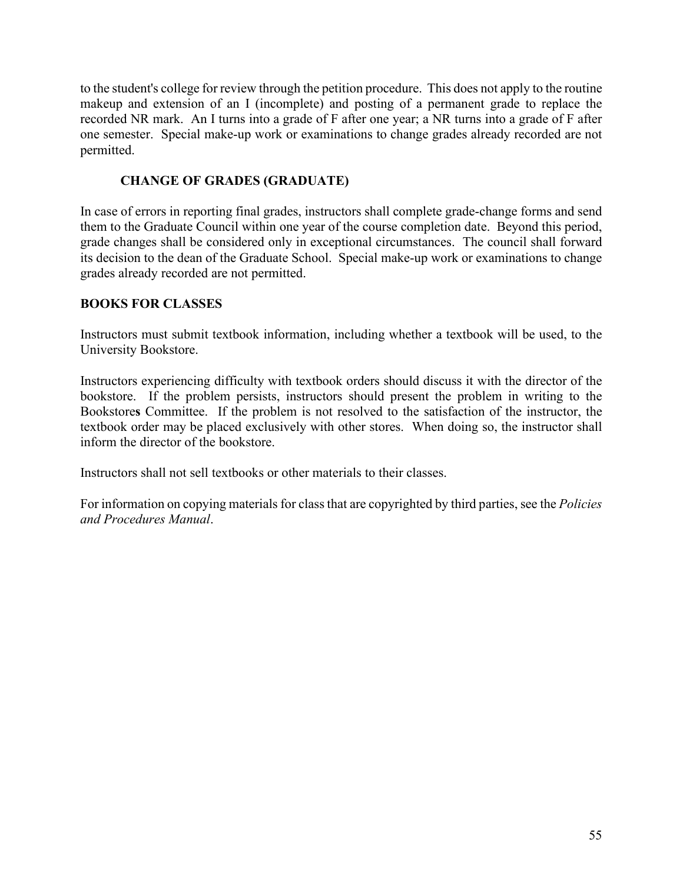to the student's college for review through the petition procedure. This does not apply to the routine makeup and extension of an I (incomplete) and posting of a permanent grade to replace the recorded NR mark. An I turns into a grade of F after one year; a NR turns into a grade of F after one semester. Special make-up work or examinations to change grades already recorded are not permitted.

### CHANGE OF GRADES (GRADUATE)

In case of errors in reporting final grades, instructors shall complete grade-change forms and send them to the Graduate Council within one year of the course completion date. Beyond this period, grade changes shall be considered only in exceptional circumstances. The council shall forward its decision to the dean of the Graduate School. Special make-up work or examinations to change grades already recorded are not permitted.

## BOOKS FOR CLASSES

Instructors must submit textbook information, including whether a textbook will be used, to the University Bookstore.

Instructors experiencing difficulty with textbook orders should discuss it with the director of the bookstore. If the problem persists, instructors should present the problem in writing to the Bookstore**s** Committee. If the problem is not resolved to the satisfaction of the instructor, the textbook order may be placed exclusively with other stores. When doing so, the instructor shall inform the director of the bookstore.

Instructors shall not sell textbooks or other materials to their classes.

For information on copying materials for class that are copyrighted by third parties, see the *Policies and Procedures Manual*.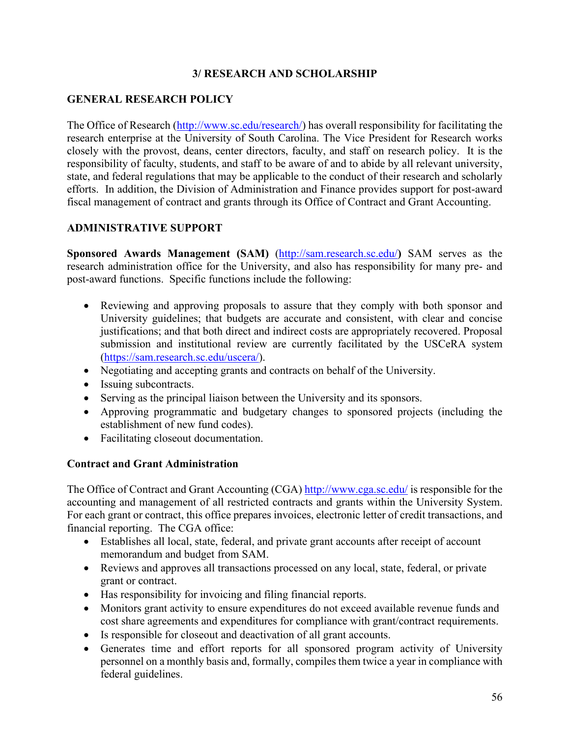## 3/ RESEARCH AND SCHOLARSHIP

### GENERAL RESEARCH POLICY

The Office of Research (http://www.sc.edu/research/) has overall responsibility for facilitating the research enterprise at the University of South Carolina. The Vice President for Research works closely with the provost, deans, center directors, faculty, and staff on research policy. It is the responsibility of faculty, students, and staff to be aware of and to abide by all relevant university, state, and federal regulations that may be applicable to the conduct of their research and scholarly efforts. In addition, the Division of Administration and Finance provides support for post-award fiscal management of contract and grants through its Office of Contract and Grant Accounting.

### ADMINISTRATIVE SUPPORT

**Sponsored Awards Management (SAM)** (http://sam.research.sc.edu/**)** SAM serves as the research administration office for the University, and also has responsibility for many pre- and post-award functions. Specific functions include the following:

- Reviewing and approving proposals to assure that they comply with both sponsor and University guidelines; that budgets are accurate and consistent, with clear and concise justifications; and that both direct and indirect costs are appropriately recovered. Proposal submission and institutional review are currently facilitated by the USCeRA system (https://sam.research.sc.edu/uscera/).
- Negotiating and accepting grants and contracts on behalf of the University.
- Issuing subcontracts.
- Serving as the principal liaison between the University and its sponsors.
- Approving programmatic and budgetary changes to sponsored projects (including the establishment of new fund codes).
- Facilitating closeout documentation.

#### Contract and Grant Administration

The Office of Contract and Grant Accounting (CGA) http://www.cga.sc.edu/ is responsible for the accounting and management of all restricted contracts and grants within the University System. For each grant or contract, this office prepares invoices, electronic letter of credit transactions, and financial reporting. The CGA office:

- Establishes all local, state, federal, and private grant accounts after receipt of account memorandum and budget from SAM.
- Reviews and approves all transactions processed on any local, state, federal, or private grant or contract.
- Has responsibility for invoicing and filing financial reports.
- Monitors grant activity to ensure expenditures do not exceed available revenue funds and cost share agreements and expenditures for compliance with grant/contract requirements.
- Is responsible for closeout and deactivation of all grant accounts.
- Generates time and effort reports for all sponsored program activity of University personnel on a monthly basis and, formally, compiles them twice a year in compliance with federal guidelines.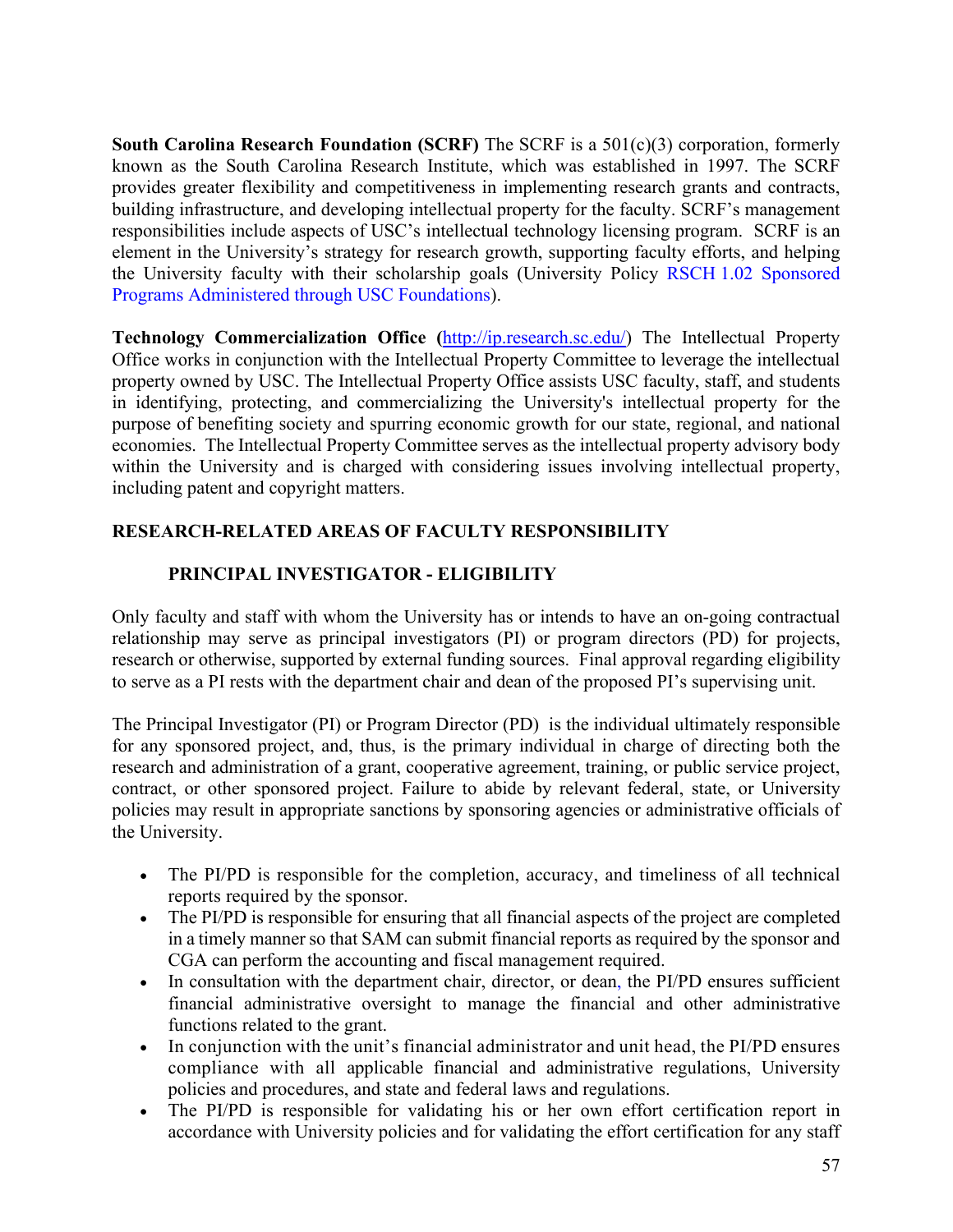**South Carolina Research Foundation (SCRF)** The SCRF is a 501(c)(3) corporation, formerly known as the South Carolina Research Institute, which was established in 1997. The SCRF provides greater flexibility and competitiveness in implementing research grants and contracts, building infrastructure, and developing intellectual property for the faculty. SCRF's management responsibilities include aspects of USC's intellectual technology licensing program. SCRF is an element in the University's strategy for research growth, supporting faculty efforts, and helping the University faculty with their scholarship goals (University Policy RSCH 1.02 Sponsored Programs Administered through USC Foundations).

**Technology Commercialization Office (**http://ip.research.sc.edu/) The Intellectual Property Office works in conjunction with the Intellectual Property Committee to leverage the intellectual property owned by USC. The Intellectual Property Office assists USC faculty, staff, and students in identifying, protecting, and commercializing the University's intellectual property for the purpose of benefiting society and spurring economic growth for our state, regional, and national economies. The Intellectual Property Committee serves as the intellectual property advisory body within the University and is charged with considering issues involving intellectual property, including patent and copyright matters.

## RESEARCH-RELATED AREAS OF FACULTY RESPONSIBILITY

### PRINCIPAL INVESTIGATOR - ELIGIBILITY

Only faculty and staff with whom the University has or intends to have an on-going contractual relationship may serve as principal investigators (PI) or program directors (PD) for projects, research or otherwise, supported by external funding sources. Final approval regarding eligibility to serve as a PI rests with the department chair and dean of the proposed PI's supervising unit.

The Principal Investigator (PI) or Program Director (PD) is the individual ultimately responsible for any sponsored project, and, thus, is the primary individual in charge of directing both the research and administration of a grant, cooperative agreement, training, or public service project, contract, or other sponsored project. Failure to abide by relevant federal, state, or University policies may result in appropriate sanctions by sponsoring agencies or administrative officials of the University.

- The PI/PD is responsible for the completion, accuracy, and timeliness of all technical reports required by the sponsor.
- The PI/PD is responsible for ensuring that all financial aspects of the project are completed in a timely manner so that SAM can submit financial reports as required by the sponsor and CGA can perform the accounting and fiscal management required.
- In consultation with the department chair, director, or dean, the PI/PD ensures sufficient financial administrative oversight to manage the financial and other administrative functions related to the grant.
- In conjunction with the unit's financial administrator and unit head, the PI/PD ensures compliance with all applicable financial and administrative regulations, University policies and procedures, and state and federal laws and regulations.
- The PI/PD is responsible for validating his or her own effort certification report in accordance with University policies and for validating the effort certification for any staff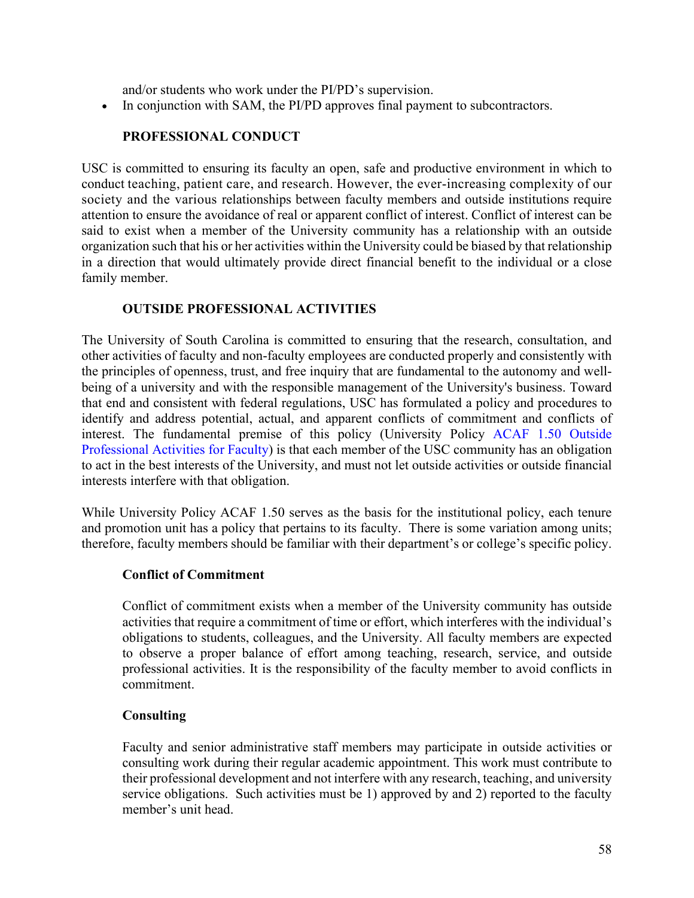and/or students who work under the PI/PD's supervision.

- In conjunction with SAM, the PI/PD approves final payment to subcontractors.

## PROFESSIONAL CONDUCT

USC is committed to ensuring its faculty an open, safe and productive environment in which to conduct teaching, patient care, and research. However, the ever-increasing complexity of our society and the various relationships between faculty members and outside institutions require attention to ensure the avoidance of real or apparent conflict of interest. Conflict of interest can be said to exist when a member of the University community has a relationship with an outside organization such that his or her activities within the University could be biased by that relationship in a direction that would ultimately provide direct financial benefit to the individual or a close family member.

## OUTSIDE PROFESSIONAL ACTIVITIES

The University of South Carolina is committed to ensuring that the research, consultation, and other activities of faculty and non-faculty employees are conducted properly and consistently with the principles of openness, trust, and free inquiry that are fundamental to the autonomy and well-being of a university and with the responsible management of the University's business. Toward that end and consistent with federal regulations, USC has formulated a policy and procedures to identify and address potential, actual, and apparent conflicts of commitment and conflicts of interest. The fundamental premise of this policy (University Policy ACAF 1.50 Outside Professional Activities for Faculty) is that each member of the USC community has an obligation to act in the best interests of the University, and must not let outside activities or outside financial interests interfere with that obligation.

While University Policy ACAF 1.50 serves as the basis for the institutional policy, each tenure and promotion unit has a policy that pertains to its faculty. There is some variation among units; therefore, faculty members should be familiar with their department's or college's specific policy.

### Conflict of Commitment

Conflict of commitment exists when a member of the University community has outside activities that require a commitment of time or effort, which interferes with the individual's obligations to students, colleagues, and the University. All faculty members are expected to observe a proper balance of effort among teaching, research, service, and outside professional activities. It is the responsibility of the faculty member to avoid conflicts in commitment.

### Consulting

Faculty and senior administrative staff members may participate in outside activities or consulting work during their regular academic appointment. This work must contribute to their professional development and not interfere with any research, teaching, and university service obligations. Such activities must be 1) approved by and 2) reported to the faculty member's unit head.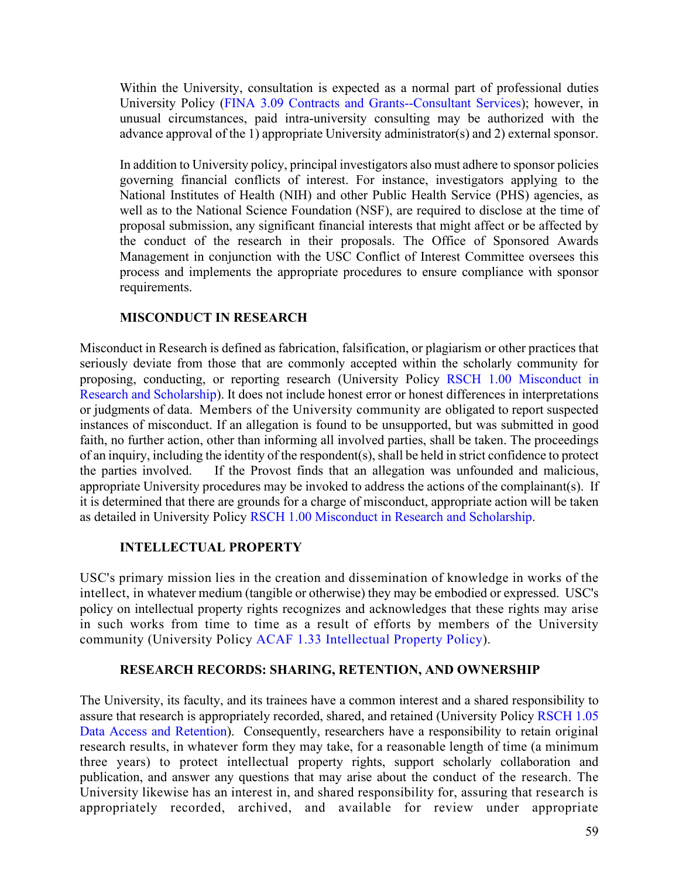Within the University, consultation is expected as a normal part of professional duties University Policy (FINA 3.09 Contracts and Grants--Consultant Services); however, in unusual circumstances, paid intra-university consulting may be authorized with the advance approval of the 1) appropriate University administrator(s) and 2) external sponsor.

In addition to University policy, principal investigators also must adhere to sponsor policies governing financial conflicts of interest. For instance, investigators applying to the National Institutes of Health (NIH) and other Public Health Service (PHS) agencies, as well as to the National Science Foundation (NSF), are required to disclose at the time of proposal submission, any significant financial interests that might affect or be affected by the conduct of the research in their proposals. The Office of Sponsored Awards Management in conjunction with the USC Conflict of Interest Committee oversees this process and implements the appropriate procedures to ensure compliance with sponsor requirements.

**MISCONDUCT IN RESEARCH**

Misconduct in Research is defined as fabrication, falsification, or plagiarism or other practices that seriously deviate from those that are commonly accepted within the scholarly community for proposing, conducting, or reporting research (University Policy RSCH 1.00 Misconduct in Research and Scholarship). It does not include honest error or honest differences in interpretations or judgments of data. Members of the University community are obligated to report suspected instances of misconduct. If an allegation is found to be unsupported, but was submitted in good faith, no further action, other than informing all involved parties, shall be taken. The proceedings of an inquiry, including the identity of the respondent(s), shall be held in strict confidence to protect the parties involved. If the Provost finds that an allegation was unfounded and malicious, appropriate University procedures may be invoked to address the actions of the complainant(s). If it is determined that there are grounds for a charge of misconduct, appropriate action will be taken as detailed in University Policy RSCH 1.00 Misconduct in Research and Scholarship.

**INTELLECTUAL PROPERTY**

USC's primary mission lies in the creation and dissemination of knowledge in works of the intellect, in whatever medium (tangible or otherwise) they may be embodied or expressed. USC's policy on intellectual property rights recognizes and acknowledges that these rights may arise in such works from time to time as a result of efforts by members of the University community (University Policy ACAF 1.33 Intellectual Property Policy).

**RESEARCH RECORDS: SHARING, RETENTION, AND OWNERSHIP**

The University, its faculty, and its trainees have a common interest and a shared responsibility to assure that research is appropriately recorded, shared, and retained (University Policy RSCH 1.05 Data Access and Retention). Consequently, researchers have a responsibility to retain original research results, in whatever form they may take, for a reasonable length of time (a minimum three years) to protect intellectual property rights, support scholarly collaboration and publication, and answer any questions that may arise about the conduct of the research. The University likewise has an interest in, and shared responsibility for, assuring that research is appropriately recorded, archived, and available for review under appropriate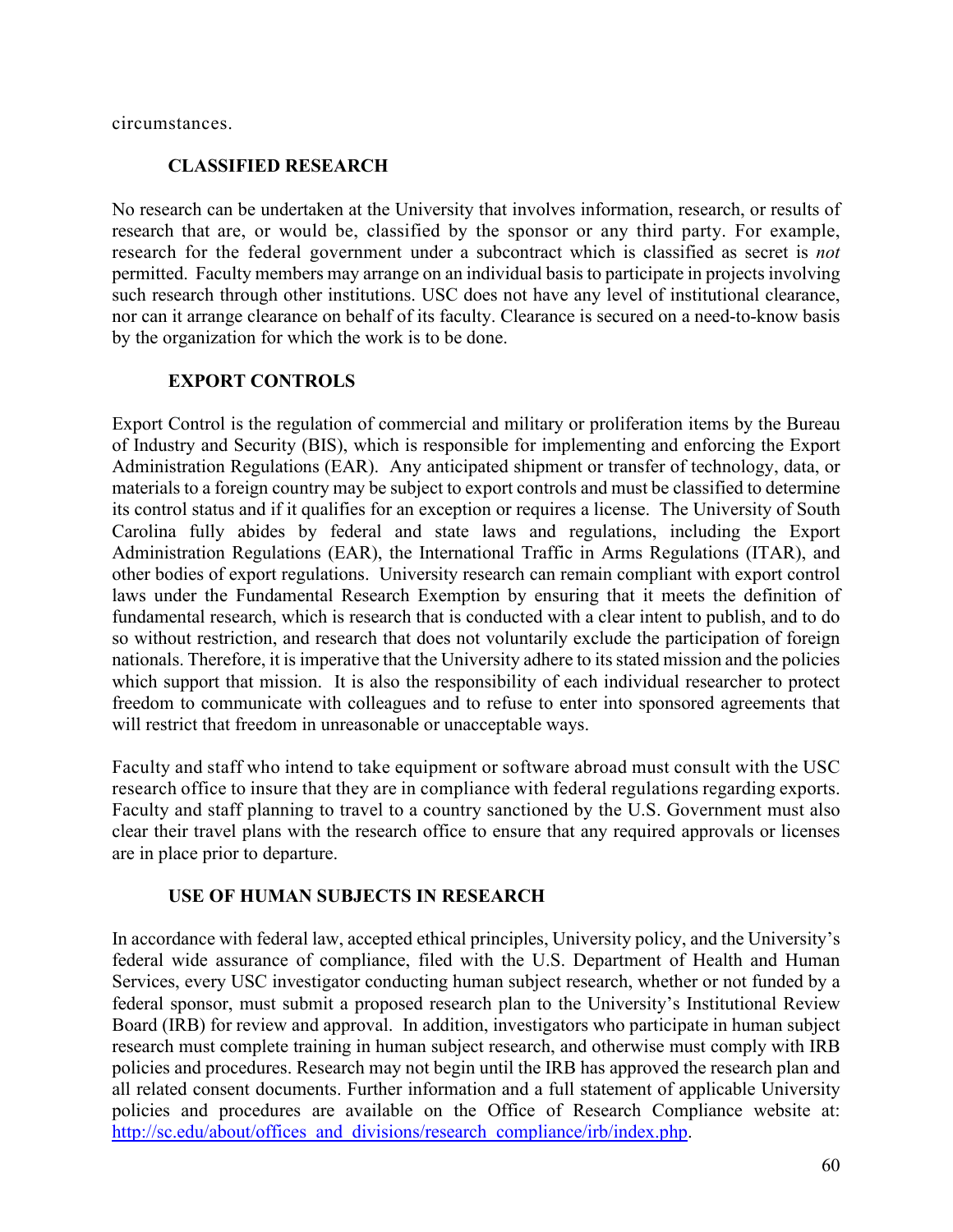circumstances.

### CLASSIFIED RESEARCH

No research can be undertaken at the University that involves information, research, or results of research that are, or would be, classified by the sponsor or any third party. For example, research for the federal government under a subcontract which is classified as secret is *not* permitted. Faculty members may arrange on an individual basis to participate in projects involving such research through other institutions. USC does not have any level of institutional clearance, nor can it arrange clearance on behalf of its faculty. Clearance is secured on a need-to-know basis by the organization for which the work is to be done.

### EXPORT CONTROLS

Export Control is the regulation of commercial and military or proliferation items by the Bureau of Industry and Security (BIS), which is responsible for implementing and enforcing the Export Administration Regulations (EAR). Any anticipated shipment or transfer of technology, data, or materials to a foreign country may be subject to export controls and must be classified to determine its control status and if it qualifies for an exception or requires a license. The University of South Carolina fully abides by federal and state laws and regulations, including the Export Administration Regulations (EAR), the International Traffic in Arms Regulations (ITAR), and other bodies of export regulations. University research can remain compliant with export control laws under the Fundamental Research Exemption by ensuring that it meets the definition of fundamental research, which is research that is conducted with a clear intent to publish, and to do so without restriction, and research that does not voluntarily exclude the participation of foreign nationals. Therefore, it is imperative that the University adhere to its stated mission and the policies which support that mission. It is also the responsibility of each individual researcher to protect freedom to communicate with colleagues and to refuse to enter into sponsored agreements that will restrict that freedom in unreasonable or unacceptable ways.

Faculty and staff who intend to take equipment or software abroad must consult with the USC research office to insure that they are in compliance with federal regulations regarding exports. Faculty and staff planning to travel to a country sanctioned by the U.S. Government must also clear their travel plans with the research office to ensure that any required approvals or licenses are in place prior to departure.

### USE OF HUMAN SUBJECTS IN RESEARCH

In accordance with federal law, accepted ethical principles, University policy, and the University's federal wide assurance of compliance, filed with the U.S. Department of Health and Human Services, every USC investigator conducting human subject research, whether or not funded by a federal sponsor, must submit a proposed research plan to the University's Institutional Review Board (IRB) for review and approval. In addition, investigators who participate in human subject research must complete training in human subject research, and otherwise must comply with IRB policies and procedures. Research may not begin until the IRB has approved the research plan and all related consent documents. Further information and a full statement of applicable University policies and procedures are available on the Office of Research Compliance website at: http://sc.edu/about/offices_and_divisions/research_compliance/irb/index.php.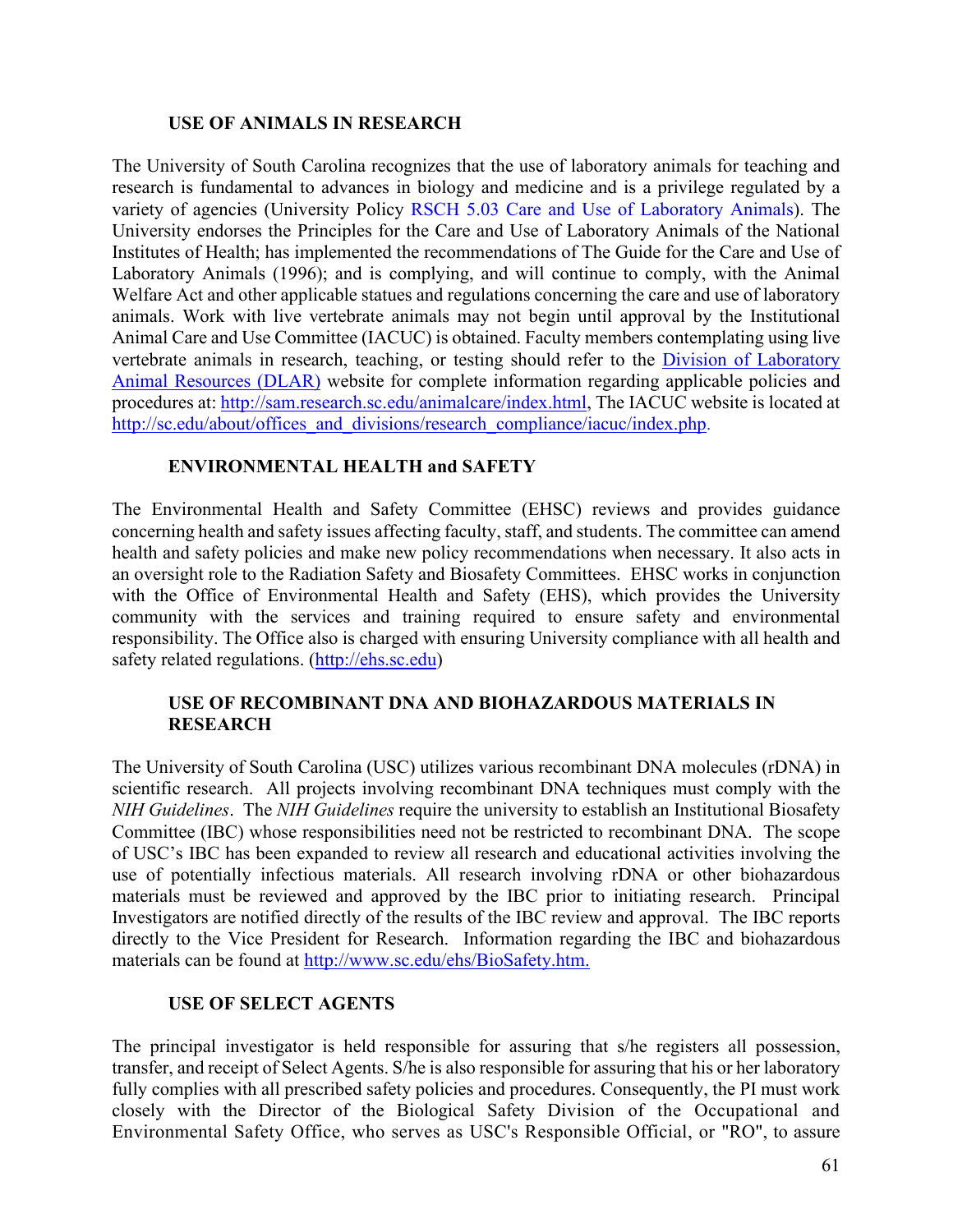## USE OF ANIMALS IN RESEARCH

The University of South Carolina recognizes that the use of laboratory animals for teaching and research is fundamental to advances in biology and medicine and is a privilege regulated by a variety of agencies (University Policy RSCH 5.03 Care and Use of Laboratory Animals). The University endorses the Principles for the Care and Use of Laboratory Animals of the National Institutes of Health; has implemented the recommendations of The Guide for the Care and Use of Laboratory Animals (1996); and is complying, and will continue to comply, with the Animal Welfare Act and other applicable statues and regulations concerning the care and use of laboratory animals. Work with live vertebrate animals may not begin until approval by the Institutional Animal Care and Use Committee (IACUC) is obtained. Faculty members contemplating using live vertebrate animals in research, teaching, or testing should refer to the Division of Laboratory Animal Resources (DLAR) website for complete information regarding applicable policies and procedures at: http://sam.research.sc.edu/animalcare/index.html, The IACUC website is located at http://sc.edu/about/offices_and_divisions/research_compliance/iacuc/index.php.

## ENVIRONMENTAL HEALTH and SAFETY

The Environmental Health and Safety Committee (EHSC) reviews and provides guidance concerning health and safety issues affecting faculty, staff, and students. The committee can amend health and safety policies and make new policy recommendations when necessary. It also acts in an oversight role to the Radiation Safety and Biosafety Committees. EHSC works in conjunction with the Office of Environmental Health and Safety (EHS), which provides the University community with the services and training required to ensure safety and environmental responsibility. The Office also is charged with ensuring University compliance with all health and safety related regulations. (http://ehs.sc.edu)

## USE OF RECOMBINANT DNA AND BIOHAZARDOUS MATERIALS IN RESEARCH

The University of South Carolina (USC) utilizes various recombinant DNA molecules (rDNA) in scientific research. All projects involving recombinant DNA techniques must comply with the *NIH Guidelines*. The *NIH Guidelines* require the university to establish an Institutional Biosafety Committee (IBC) whose responsibilities need not be restricted to recombinant DNA. The scope of USC's IBC has been expanded to review all research and educational activities involving the use of potentially infectious materials. All research involving rDNA or other biohazardous materials must be reviewed and approved by the IBC prior to initiating research. Principal Investigators are notified directly of the results of the IBC review and approval. The IBC reports directly to the Vice President for Research. Information regarding the IBC and biohazardous materials can be found at http://www.sc.edu/ehs/BioSafety.htm.

## USE OF SELECT AGENTS

The principal investigator is held responsible for assuring that s/he registers all possession, transfer, and receipt of Select Agents. S/he is also responsible for assuring that his or her laboratory fully complies with all prescribed safety policies and procedures. Consequently, the PI must work closely with the Director of the Biological Safety Division of the Occupational and Environmental Safety Office, who serves as USC's Responsible Official, or "RO", to assure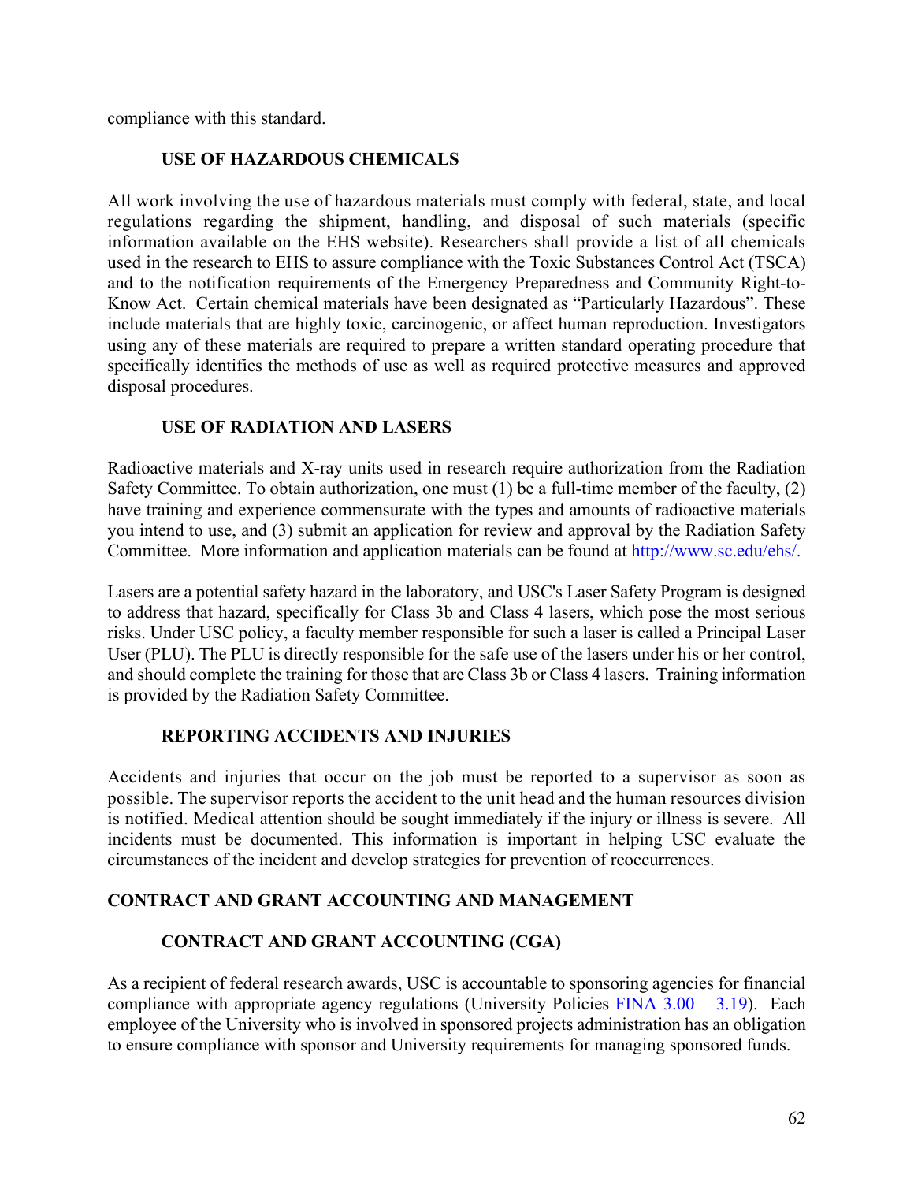compliance with this standard.

### USE OF HAZARDOUS CHEMICALS

All work involving the use of hazardous materials must comply with federal, state, and local regulations regarding the shipment, handling, and disposal of such materials (specific information available on the EHS website). Researchers shall provide a list of all chemicals used in the research to EHS to assure compliance with the Toxic Substances Control Act (TSCA) and to the notification requirements of the Emergency Preparedness and Community Right-to-Know Act. Certain chemical materials have been designated as "Particularly Hazardous". These include materials that are highly toxic, carcinogenic, or affect human reproduction. Investigators using any of these materials are required to prepare a written standard operating procedure that specifically identifies the methods of use as well as required protective measures and approved disposal procedures.

### USE OF RADIATION AND LASERS

Radioactive materials and X-ray units used in research require authorization from the Radiation Safety Committee. To obtain authorization, one must (1) be a full-time member of the faculty, (2) have training and experience commensurate with the types and amounts of radioactive materials you intend to use, and (3) submit an application for review and approval by the Radiation Safety Committee. More information and application materials can be found at http://www.sc.edu/ehs/.

Lasers are a potential safety hazard in the laboratory, and USC's Laser Safety Program is designed to address that hazard, specifically for Class 3b and Class 4 lasers, which pose the most serious risks. Under USC policy, a faculty member responsible for such a laser is called a Principal Laser User (PLU). The PLU is directly responsible for the safe use of the lasers under his or her control, and should complete the training for those that are Class 3b or Class 4 lasers. Training information is provided by the Radiation Safety Committee.

### REPORTING ACCIDENTS AND INJURIES

Accidents and injuries that occur on the job must be reported to a supervisor as soon as possible. The supervisor reports the accident to the unit head and the human resources division is notified. Medical attention should be sought immediately if the injury or illness is severe. All incidents must be documented. This information is important in helping USC evaluate the circumstances of the incident and develop strategies for prevention of reoccurrences.

## CONTRACT AND GRANT ACCOUNTING AND MANAGEMENT

### CONTRACT AND GRANT ACCOUNTING (CGA)

As a recipient of federal research awards, USC is accountable to sponsoring agencies for financial compliance with appropriate agency regulations (University Policies FINA 3.00 – 3.19). Each employee of the University who is involved in sponsored projects administration has an obligation to ensure compliance with sponsor and University requirements for managing sponsored funds.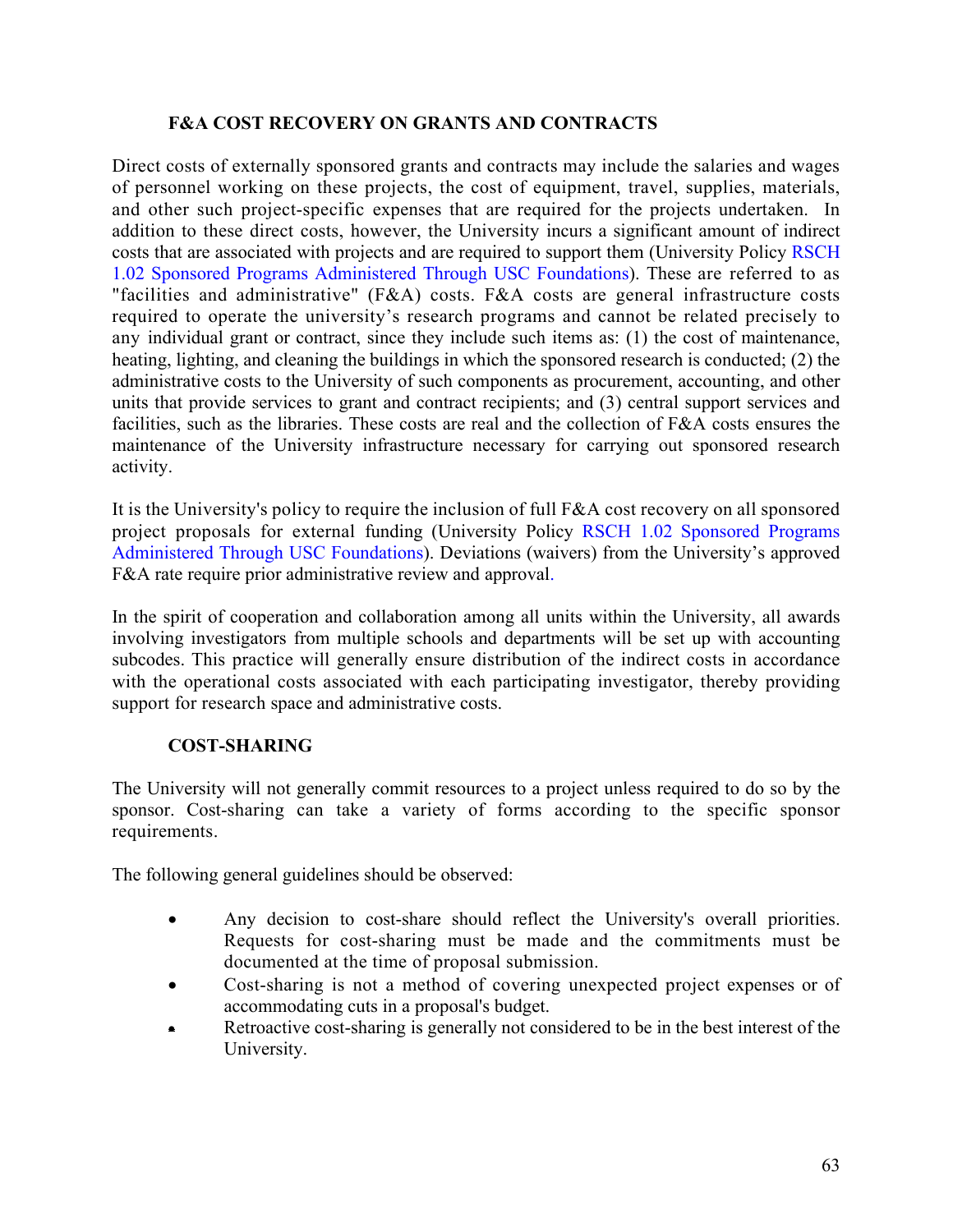## F&A COST RECOVERY ON GRANTS AND CONTRACTS

Direct costs of externally sponsored grants and contracts may include the salaries and wages of personnel working on these projects, the cost of equipment, travel, supplies, materials, and other such project-specific expenses that are required for the projects undertaken. In addition to these direct costs, however, the University incurs a significant amount of indirect costs that are associated with projects and are required to support them (University Policy RSCH 1.02 Sponsored Programs Administered Through USC Foundations). These are referred to as "facilities and administrative" (F&A) costs. F&A costs are general infrastructure costs required to operate the university's research programs and cannot be related precisely to any individual grant or contract, since they include such items as: (1) the cost of maintenance, heating, lighting, and cleaning the buildings in which the sponsored research is conducted; (2) the administrative costs to the University of such components as procurement, accounting, and other units that provide services to grant and contract recipients; and (3) central support services and facilities, such as the libraries. These costs are real and the collection of F&A costs ensures the maintenance of the University infrastructure necessary for carrying out sponsored research activity.

It is the University's policy to require the inclusion of full F&A cost recovery on all sponsored project proposals for external funding (University Policy RSCH 1.02 Sponsored Programs Administered Through USC Foundations). Deviations (waivers) from the University's approved F&A rate require prior administrative review and approval.

In the spirit of cooperation and collaboration among all units within the University, all awards involving investigators from multiple schools and departments will be set up with accounting subcodes. This practice will generally ensure distribution of the indirect costs in accordance with the operational costs associated with each participating investigator, thereby providing support for research space and administrative costs.

## COST-SHARING

The University will not generally commit resources to a project unless required to do so by the sponsor. Cost-sharing can take a variety of forms according to the specific sponsor requirements.

The following general guidelines should be observed:

- Any decision to cost-share should reflect the University's overall priorities. Requests for cost-sharing must be made and the commitments must be documented at the time of proposal submission.
- Cost-sharing is not a method of covering unexpected project expenses or of accommodating cuts in a proposal's budget.
- Retroactive cost-sharing is generally not considered to be in the best interest of the University.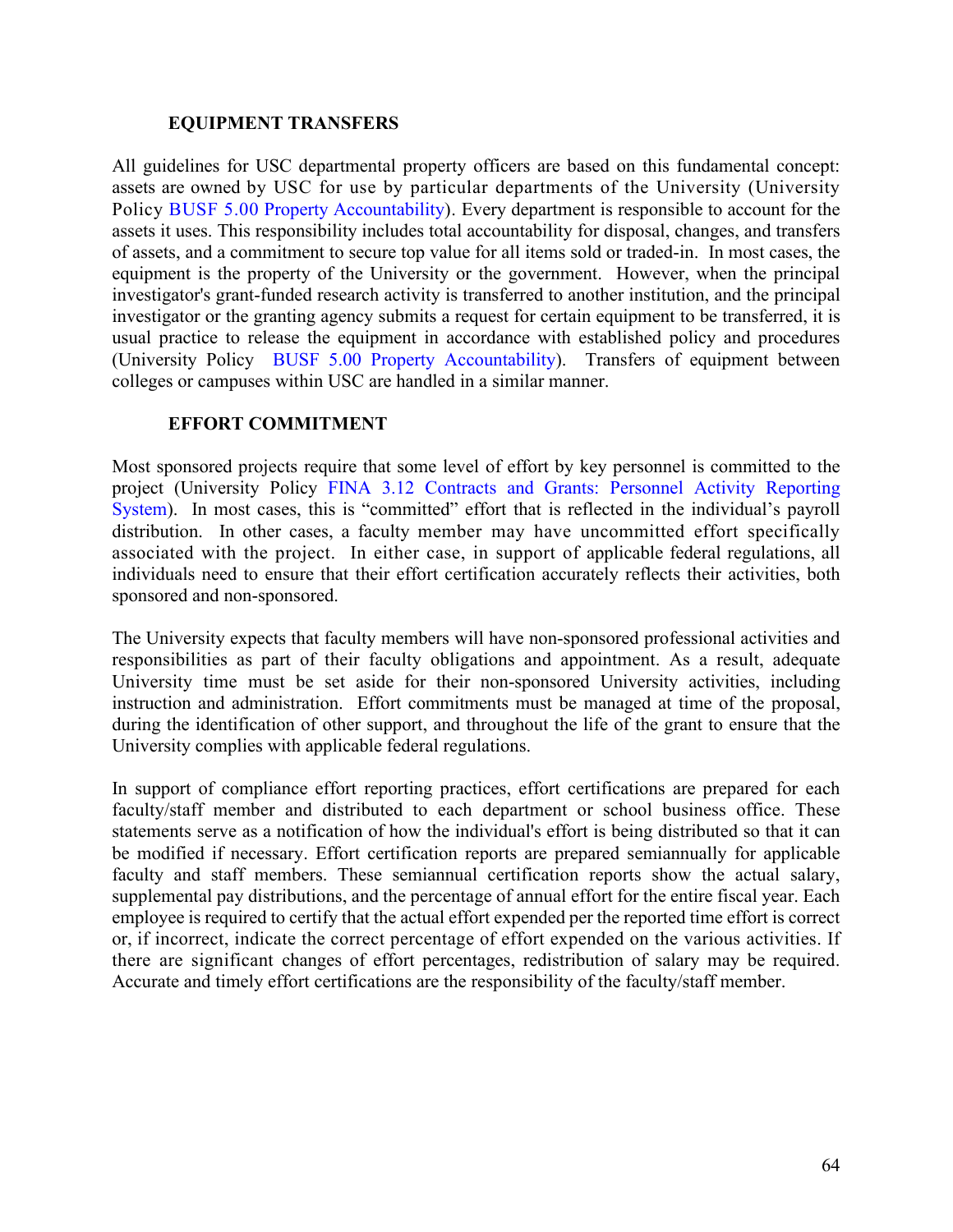### EQUIPMENT TRANSFERS

All guidelines for USC departmental property officers are based on this fundamental concept: assets are owned by USC for use by particular departments of the University (University Policy BUSF 5.00 Property Accountability). Every department is responsible to account for the assets it uses. This responsibility includes total accountability for disposal, changes, and transfers of assets, and a commitment to secure top value for all items sold or traded-in. In most cases, the equipment is the property of the University or the government. However, when the principal investigator's grant-funded research activity is transferred to another institution, and the principal investigator or the granting agency submits a request for certain equipment to be transferred, it is usual practice to release the equipment in accordance with established policy and procedures (University Policy BUSF 5.00 Property Accountability). Transfers of equipment between colleges or campuses within USC are handled in a similar manner.

### EFFORT COMMITMENT

Most sponsored projects require that some level of effort by key personnel is committed to the project (University Policy FINA 3.12 Contracts and Grants: Personnel Activity Reporting System). In most cases, this is "committed" effort that is reflected in the individual's payroll distribution. In other cases, a faculty member may have uncommitted effort specifically associated with the project. In either case, in support of applicable federal regulations, all individuals need to ensure that their effort certification accurately reflects their activities, both sponsored and non-sponsored.

The University expects that faculty members will have non-sponsored professional activities and responsibilities as part of their faculty obligations and appointment. As a result, adequate University time must be set aside for their non-sponsored University activities, including instruction and administration. Effort commitments must be managed at time of the proposal, during the identification of other support, and throughout the life of the grant to ensure that the University complies with applicable federal regulations.

In support of compliance effort reporting practices, effort certifications are prepared for each faculty/staff member and distributed to each department or school business office. These statements serve as a notification of how the individual's effort is being distributed so that it can be modified if necessary. Effort certification reports are prepared semiannually for applicable faculty and staff members. These semiannual certification reports show the actual salary, supplemental pay distributions, and the percentage of annual effort for the entire fiscal year. Each employee is required to certify that the actual effort expended per the reported time effort is correct or, if incorrect, indicate the correct percentage of effort expended on the various activities. If there are significant changes of effort percentages, redistribution of salary may be required. Accurate and timely effort certifications are the responsibility of the faculty/staff member.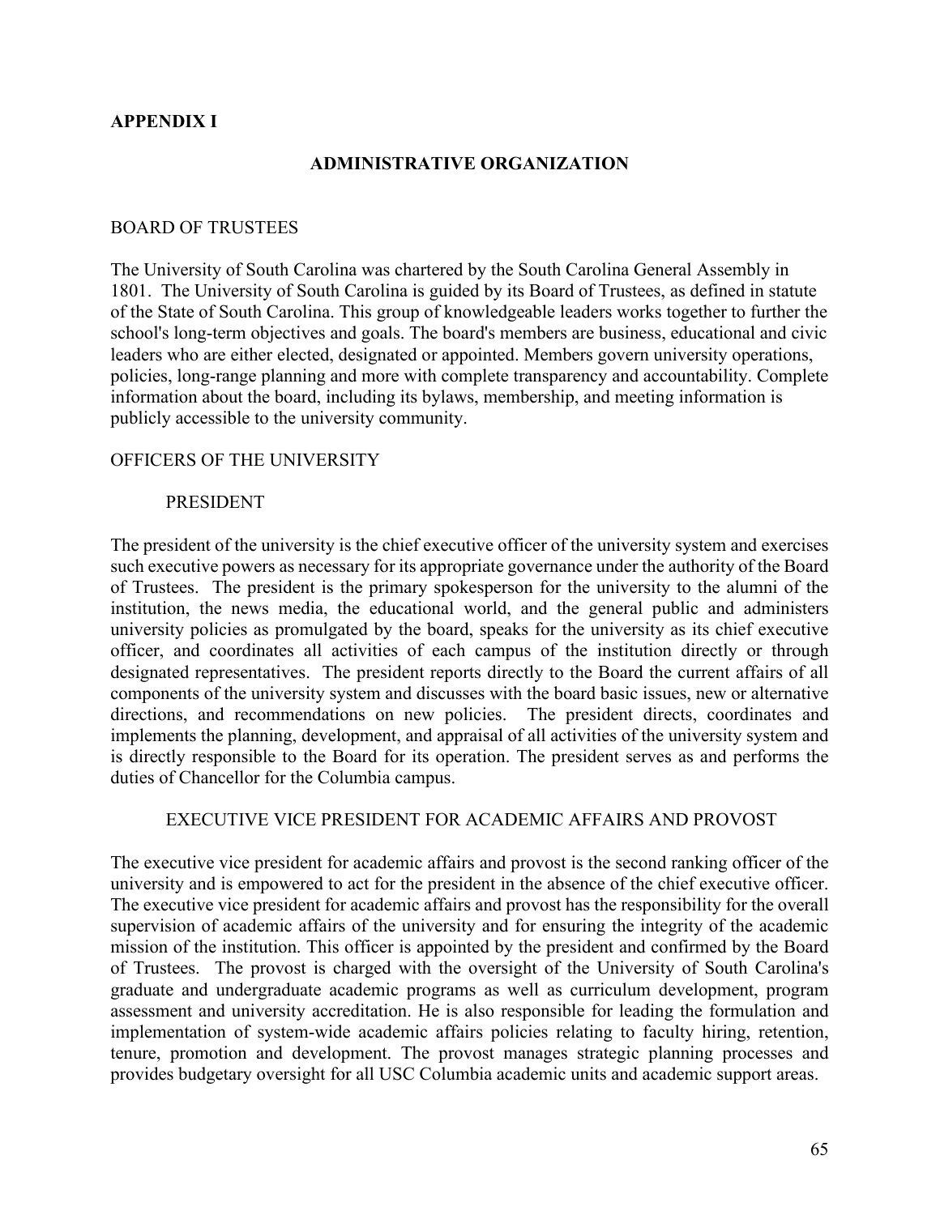## APPENDIX I

### ADMINISTRATIVE ORGANIZATION

BOARD OF TRUSTEES

The University of South Carolina was chartered by the South Carolina General Assembly in 1801. The University of South Carolina is guided by its Board of Trustees, as defined in statute of the State of South Carolina. This group of knowledgeable leaders works together to further the school's long-term objectives and goals. The board's members are business, educational and civic leaders who are either elected, designated or appointed. Members govern university operations, policies, long-range planning and more with complete transparency and accountability. Complete information about the board, including its bylaws, membership, and meeting information is publicly accessible to the university community.

OFFICERS OF THE UNIVERSITY

PRESIDENT

The president of the university is the chief executive officer of the university system and exercises such executive powers as necessary for its appropriate governance under the authority of the Board of Trustees. The president is the primary spokesperson for the university to the alumni of the institution, the news media, the educational world, and the general public and administers university policies as promulgated by the board, speaks for the university as its chief executive officer, and coordinates all activities of each campus of the institution directly or through designated representatives. The president reports directly to the Board the current affairs of all components of the university system and discusses with the board basic issues, new or alternative directions, and recommendations on new policies. The president directs, coordinates and implements the planning, development, and appraisal of all activities of the university system and is directly responsible to the Board for its operation. The president serves as and performs the duties of Chancellor for the Columbia campus.

EXECUTIVE VICE PRESIDENT FOR ACADEMIC AFFAIRS AND PROVOST

The executive vice president for academic affairs and provost is the second ranking officer of the university and is empowered to act for the president in the absence of the chief executive officer. The executive vice president for academic affairs and provost has the responsibility for the overall supervision of academic affairs of the university and for ensuring the integrity of the academic mission of the institution. This officer is appointed by the president and confirmed by the Board of Trustees. The provost is charged with the oversight of the University of South Carolina's graduate and undergraduate academic programs as well as curriculum development, program assessment and university accreditation. He is also responsible for leading the formulation and implementation of system-wide academic affairs policies relating to faculty hiring, retention, tenure, promotion and development. The provost manages strategic planning processes and provides budgetary oversight for all USC Columbia academic units and academic support areas.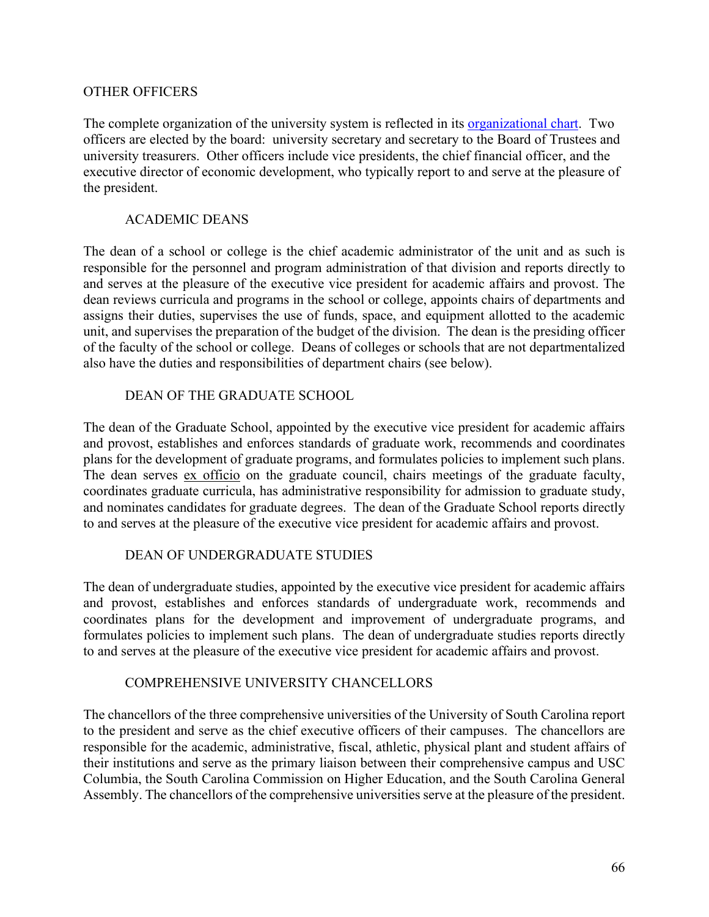## OTHER OFFICERS

The complete organization of the university system is reflected in its organizational chart. Two officers are elected by the board: university secretary and secretary to the Board of Trustees and university treasurers. Other officers include vice presidents, the chief financial officer, and the executive director of economic development, who typically report to and serve at the pleasure of the president.

### ACADEMIC DEANS

The dean of a school or college is the chief academic administrator of the unit and as such is responsible for the personnel and program administration of that division and reports directly to and serves at the pleasure of the executive vice president for academic affairs and provost. The dean reviews curricula and programs in the school or college, appoints chairs of departments and assigns their duties, supervises the use of funds, space, and equipment allotted to the academic unit, and supervises the preparation of the budget of the division. The dean is the presiding officer of the faculty of the school or college. Deans of colleges or schools that are not departmentalized also have the duties and responsibilities of department chairs (see below).

### DEAN OF THE GRADUATE SCHOOL

The dean of the Graduate School, appointed by the executive vice president for academic affairs and provost, establishes and enforces standards of graduate work, recommends and coordinates plans for the development of graduate programs, and formulates policies to implement such plans. The dean serves ex officio on the graduate council, chairs meetings of the graduate faculty, coordinates graduate curricula, has administrative responsibility for admission to graduate study, and nominates candidates for graduate degrees. The dean of the Graduate School reports directly to and serves at the pleasure of the executive vice president for academic affairs and provost.

### DEAN OF UNDERGRADUATE STUDIES

The dean of undergraduate studies, appointed by the executive vice president for academic affairs and provost, establishes and enforces standards of undergraduate work, recommends and coordinates plans for the development and improvement of undergraduate programs, and formulates policies to implement such plans. The dean of undergraduate studies reports directly to and serves at the pleasure of the executive vice president for academic affairs and provost.

### COMPREHENSIVE UNIVERSITY CHANCELLORS

The chancellors of the three comprehensive universities of the University of South Carolina report to the president and serve as the chief executive officers of their campuses. The chancellors are responsible for the academic, administrative, fiscal, athletic, physical plant and student affairs of their institutions and serve as the primary liaison between their comprehensive campus and USC Columbia, the South Carolina Commission on Higher Education, and the South Carolina General Assembly. The chancellors of the comprehensive universities serve at the pleasure of the president.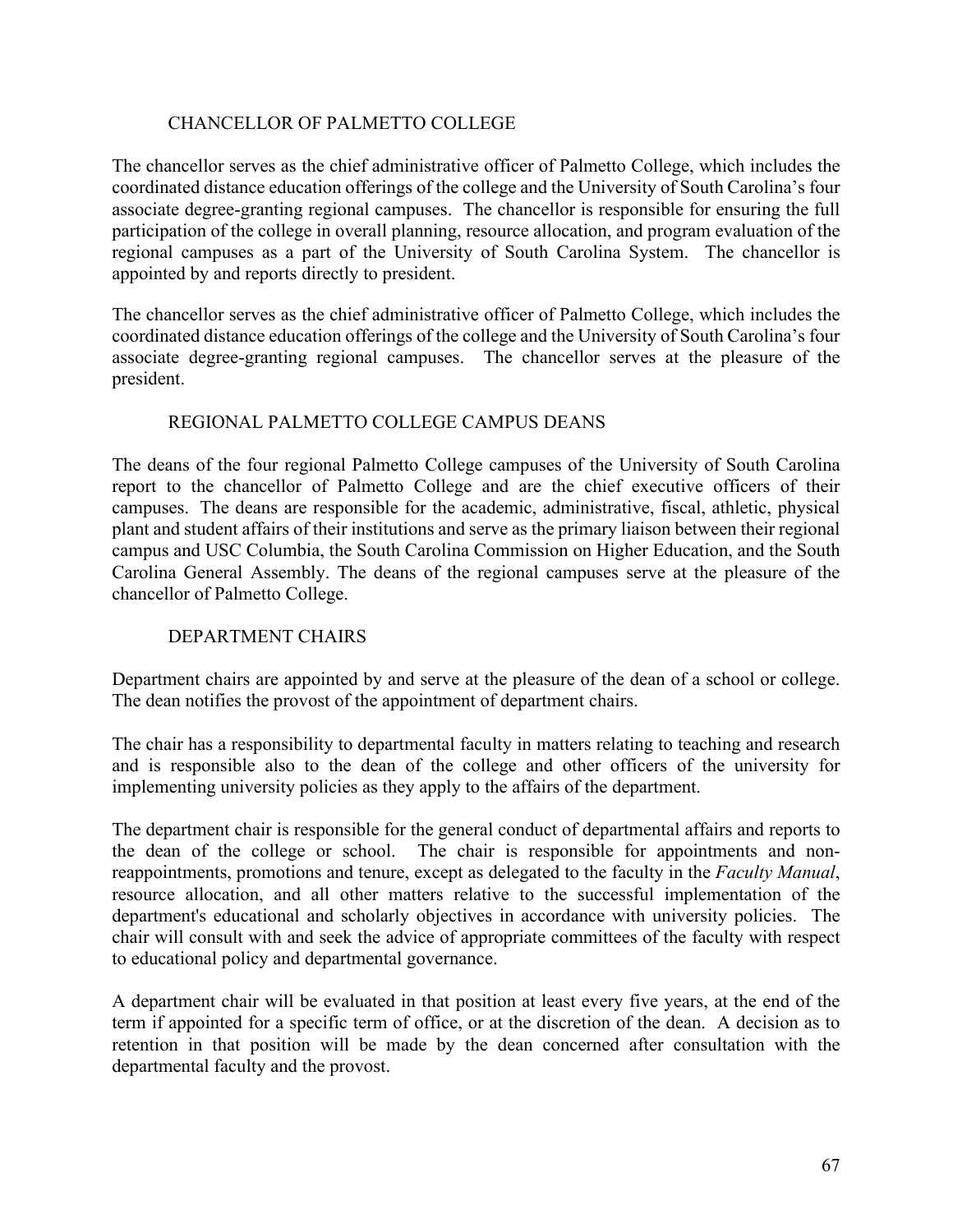### CHANCELLOR OF PALMETTO COLLEGE

The chancellor serves as the chief administrative officer of Palmetto College, which includes the coordinated distance education offerings of the college and the University of South Carolina's four associate degree-granting regional campuses. The chancellor is responsible for ensuring the full participation of the college in overall planning, resource allocation, and program evaluation of the regional campuses as a part of the University of South Carolina System. The chancellor is appointed by and reports directly to president.

The chancellor serves as the chief administrative officer of Palmetto College, which includes the coordinated distance education offerings of the college and the University of South Carolina's four associate degree-granting regional campuses. The chancellor serves at the pleasure of the president.

### REGIONAL PALMETTO COLLEGE CAMPUS DEANS

The deans of the four regional Palmetto College campuses of the University of South Carolina report to the chancellor of Palmetto College and are the chief executive officers of their campuses. The deans are responsible for the academic, administrative, fiscal, athletic, physical plant and student affairs of their institutions and serve as the primary liaison between their regional campus and USC Columbia, the South Carolina Commission on Higher Education, and the South Carolina General Assembly. The deans of the regional campuses serve at the pleasure of the chancellor of Palmetto College.

### DEPARTMENT CHAIRS

Department chairs are appointed by and serve at the pleasure of the dean of a school or college. The dean notifies the provost of the appointment of department chairs.

The chair has a responsibility to departmental faculty in matters relating to teaching and research and is responsible also to the dean of the college and other officers of the university for implementing university policies as they apply to the affairs of the department.

The department chair is responsible for the general conduct of departmental affairs and reports to the dean of the college or school. The chair is responsible for appointments and non-reappointments, promotions and tenure, except as delegated to the faculty in the *Faculty Manual*, resource allocation, and all other matters relative to the successful implementation of the department's educational and scholarly objectives in accordance with university policies. The chair will consult with and seek the advice of appropriate committees of the faculty with respect to educational policy and departmental governance.

A department chair will be evaluated in that position at least every five years, at the end of the term if appointed for a specific term of office, or at the discretion of the dean. A decision as to retention in that position will be made by the dean concerned after consultation with the departmental faculty and the provost.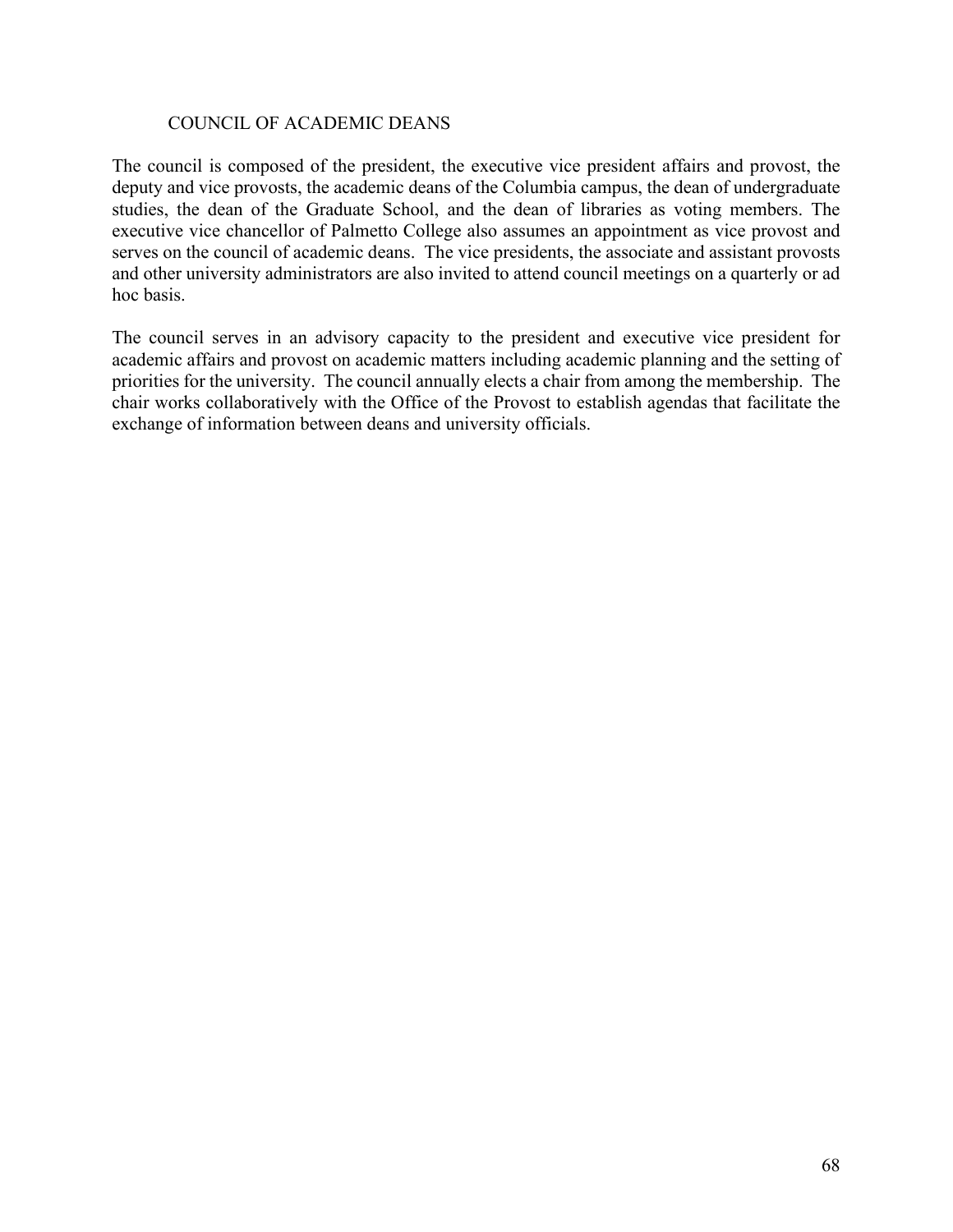## COUNCIL OF ACADEMIC DEANS

The council is composed of the president, the executive vice president affairs and provost, the deputy and vice provosts, the academic deans of the Columbia campus, the dean of undergraduate studies, the dean of the Graduate School, and the dean of libraries as voting members. The executive vice chancellor of Palmetto College also assumes an appointment as vice provost and serves on the council of academic deans. The vice presidents, the associate and assistant provosts and other university administrators are also invited to attend council meetings on a quarterly or ad hoc basis.

The council serves in an advisory capacity to the president and executive vice president for academic affairs and provost on academic matters including academic planning and the setting of priorities for the university. The council annually elects a chair from among the membership. The chair works collaboratively with the Office of the Provost to establish agendas that facilitate the exchange of information between deans and university officials.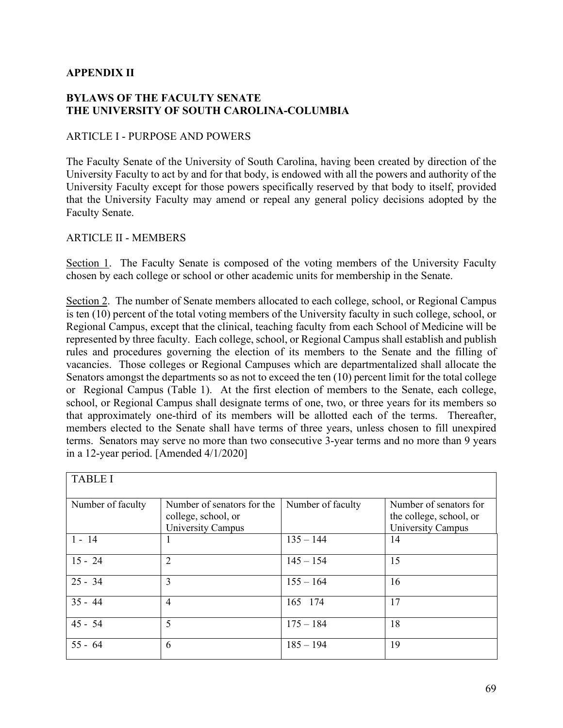**APPENDIX II**

**BYLAWS OF THE FACULTY SENATE**
**THE UNIVERSITY OF SOUTH CAROLINA-COLUMBIA**

ARTICLE I - PURPOSE AND POWERS

The Faculty Senate of the University of South Carolina, having been created by direction of the University Faculty to act by and for that body, is endowed with all the powers and authority of the University Faculty except for those powers specifically reserved by that body to itself, provided that the University Faculty may amend or repeal any general policy decisions adopted by the Faculty Senate.

ARTICLE II - MEMBERS

Section 1. The Faculty Senate is composed of the voting members of the University Faculty chosen by each college or school or other academic units for membership in the Senate.

Section 2. The number of Senate members allocated to each college, school, or Regional Campus is ten (10) percent of the total voting members of the University faculty in such college, school, or Regional Campus, except that the clinical, teaching faculty from each School of Medicine will be represented by three faculty. Each college, school, or Regional Campus shall establish and publish rules and procedures governing the election of its members to the Senate and the filling of vacancies. Those colleges or Regional Campuses which are departmentalized shall allocate the Senators amongst the departments so as not to exceed the ten (10) percent limit for the total college or Regional Campus (Table 1). At the first election of members to the Senate, each college, school, or Regional Campus shall designate terms of one, two, or three years for its members so that approximately one-third of its members will be allotted each of the terms. Thereafter, members elected to the Senate shall have terms of three years, unless chosen to fill unexpired terms. Senators may serve no more than two consecutive 3-year terms and no more than 9 years in a 12-year period. [Amended 4/1/2020]

TABLE I

| Number of faculty | Number of senators for the college, school, or University Campus | Number of faculty | Number of senators for the college, school, or University Campus |
|---|---|---|---|
| 1 - 14 | 1 | 135 – 144 | 14 |
| 15 - 24 | 2 | 145 – 154 | 15 |
| 25 - 34 | 3 | 155 – 164 | 16 |
| 35 - 44 | 4 | 165 174 | 17 |
| 45 - 54 | 5 | 175 – 184 | 18 |
| 55 - 64 | 6 | 185 – 194 | 19 |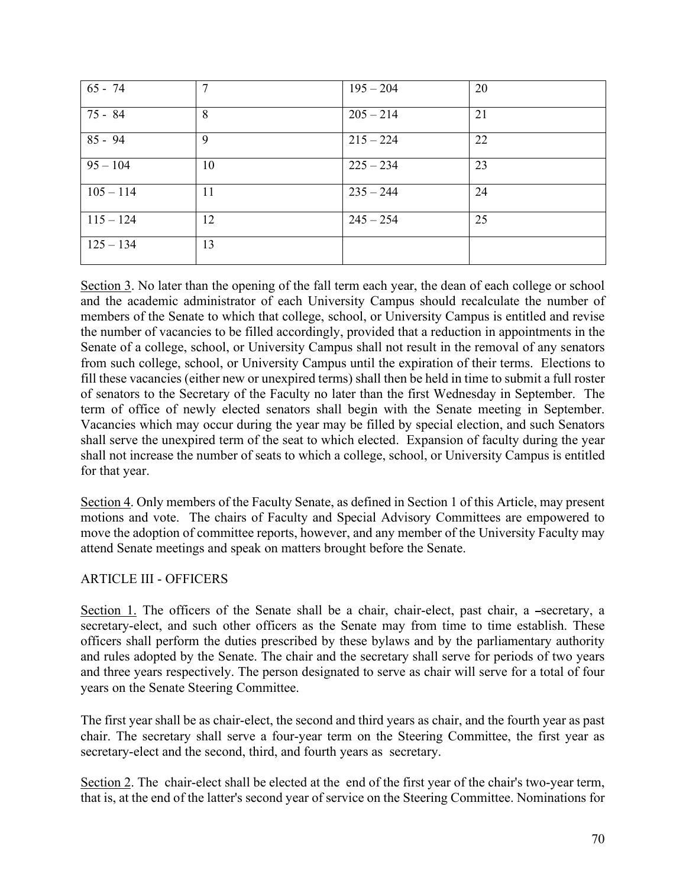| 65 - 74 | 7 | 195 – 204 | 20 |
|---|---|---|---|
| 75 - 84 | 8 | 205 – 214 | 21 |
| 85 - 94 | 9 | 215 – 224 | 22 |
| 95 – 104 | 10 | 225 – 234 | 23 |
| 105 – 114 | 11 | 235 – 244 | 24 |
| 115 – 124 | 12 | 245 – 254 | 25 |
| 125 – 134 | 13 | | |

Section 3. No later than the opening of the fall term each year, the dean of each college or school and the academic administrator of each University Campus should recalculate the number of members of the Senate to which that college, school, or University Campus is entitled and revise the number of vacancies to be filled accordingly, provided that a reduction in appointments in the Senate of a college, school, or University Campus shall not result in the removal of any senators from such college, school, or University Campus until the expiration of their terms. Elections to fill these vacancies (either new or unexpired terms) shall then be held in time to submit a full roster of senators to the Secretary of the Faculty no later than the first Wednesday in September. The term of office of newly elected senators shall begin with the Senate meeting in September. Vacancies which may occur during the year may be filled by special election, and such Senators shall serve the unexpired term of the seat to which elected. Expansion of faculty during the year shall not increase the number of seats to which a college, school, or University Campus is entitled for that year.

Section 4. Only members of the Faculty Senate, as defined in Section 1 of this Article, may present motions and vote. The chairs of Faculty and Special Advisory Committees are empowered to move the adoption of committee reports, however, and any member of the University Faculty may attend Senate meetings and speak on matters brought before the Senate.

## ARTICLE III - OFFICERS

Section 1. The officers of the Senate shall be a chair, chair-elect, past chair, a –secretary, a secretary-elect, and such other officers as the Senate may from time to time establish. These officers shall perform the duties prescribed by these bylaws and by the parliamentary authority and rules adopted by the Senate. The chair and the secretary shall serve for periods of two years and three years respectively. The person designated to serve as chair will serve for a total of four years on the Senate Steering Committee.

The first year shall be as chair-elect, the second and third years as chair, and the fourth year as past chair. The secretary shall serve a four-year term on the Steering Committee, the first year as secretary-elect and the second, third, and fourth years as secretary.

Section 2. The chair-elect shall be elected at the end of the first year of the chair's two-year term, that is, at the end of the latter's second year of service on the Steering Committee. Nominations for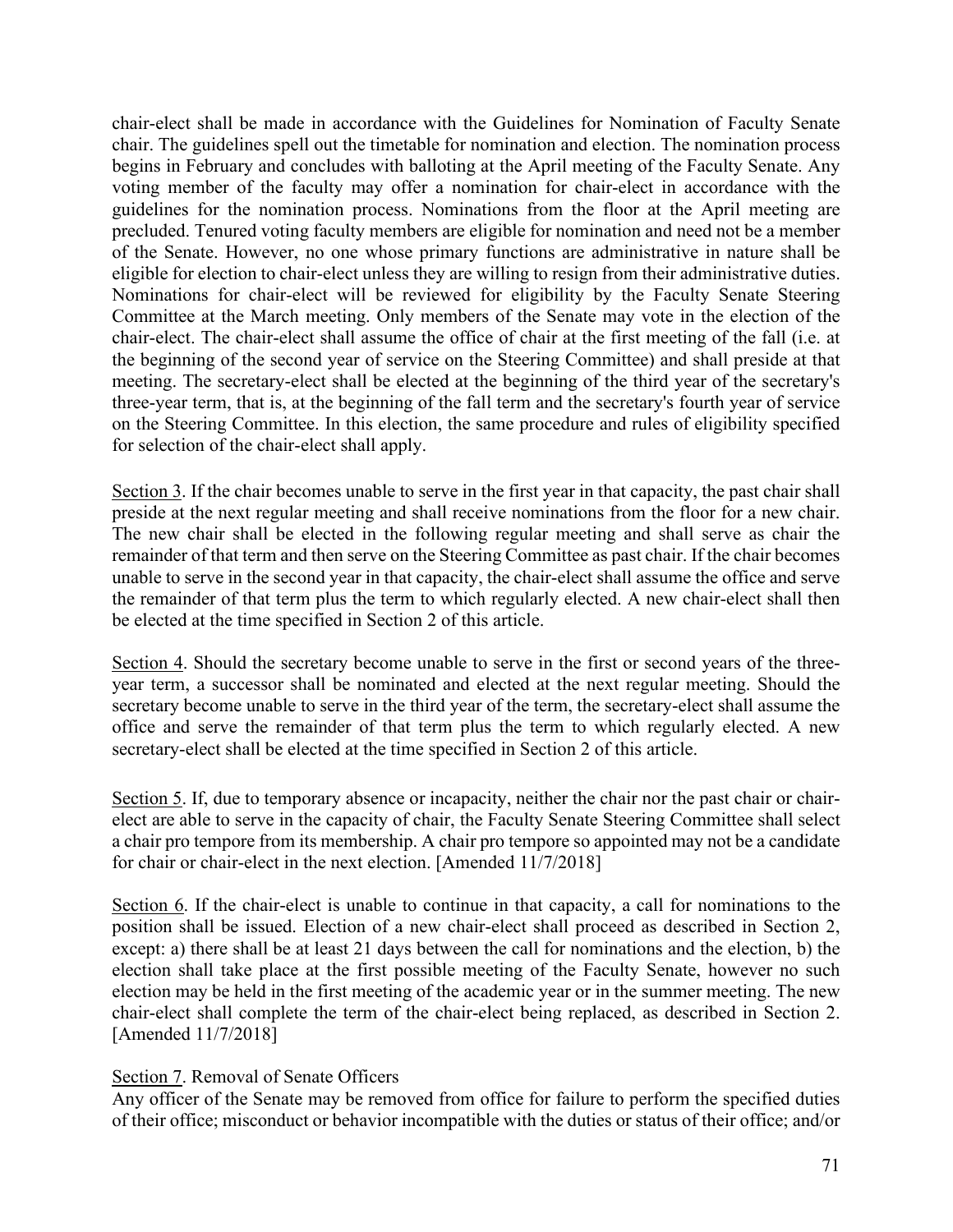chair-elect shall be made in accordance with the Guidelines for Nomination of Faculty Senate chair. The guidelines spell out the timetable for nomination and election. The nomination process begins in February and concludes with balloting at the April meeting of the Faculty Senate. Any voting member of the faculty may offer a nomination for chair-elect in accordance with the guidelines for the nomination process. Nominations from the floor at the April meeting are precluded. Tenured voting faculty members are eligible for nomination and need not be a member of the Senate. However, no one whose primary functions are administrative in nature shall be eligible for election to chair-elect unless they are willing to resign from their administrative duties. Nominations for chair-elect will be reviewed for eligibility by the Faculty Senate Steering Committee at the March meeting. Only members of the Senate may vote in the election of the chair-elect. The chair-elect shall assume the office of chair at the first meeting of the fall (i.e. at the beginning of the second year of service on the Steering Committee) and shall preside at that meeting. The secretary-elect shall be elected at the beginning of the third year of the secretary's three-year term, that is, at the beginning of the fall term and the secretary's fourth year of service on the Steering Committee. In this election, the same procedure and rules of eligibility specified for selection of the chair-elect shall apply.

<u>Section 3</u>. If the chair becomes unable to serve in the first year in that capacity, the past chair shall preside at the next regular meeting and shall receive nominations from the floor for a new chair. The new chair shall be elected in the following regular meeting and shall serve as chair the remainder of that term and then serve on the Steering Committee as past chair. If the chair becomes unable to serve in the second year in that capacity, the chair-elect shall assume the office and serve the remainder of that term plus the term to which regularly elected. A new chair-elect shall then be elected at the time specified in Section 2 of this article.

<u>Section 4</u>. Should the secretary become unable to serve in the first or second years of the three-year term, a successor shall be nominated and elected at the next regular meeting. Should the secretary become unable to serve in the third year of the term, the secretary-elect shall assume the office and serve the remainder of that term plus the term to which regularly elected. A new secretary-elect shall be elected at the time specified in Section 2 of this article.

<u>Section 5</u>. If, due to temporary absence or incapacity, neither the chair nor the past chair or chair-elect are able to serve in the capacity of chair, the Faculty Senate Steering Committee shall select a chair pro tempore from its membership. A chair pro tempore so appointed may not be a candidate for chair or chair-elect in the next election. [Amended 11/7/2018]

<u>Section 6</u>. If the chair-elect is unable to continue in that capacity, a call for nominations to the position shall be issued. Election of a new chair-elect shall proceed as described in Section 2, except: a) there shall be at least 21 days between the call for nominations and the election, b) the election shall take place at the first possible meeting of the Faculty Senate, however no such election may be held in the first meeting of the academic year or in the summer meeting. The new chair-elect shall complete the term of the chair-elect being replaced, as described in Section 2. [Amended 11/7/2018]

<u>Section 7</u>. Removal of Senate Officers

Any officer of the Senate may be removed from office for failure to perform the specified duties of their office; misconduct or behavior incompatible with the duties or status of their office; and/or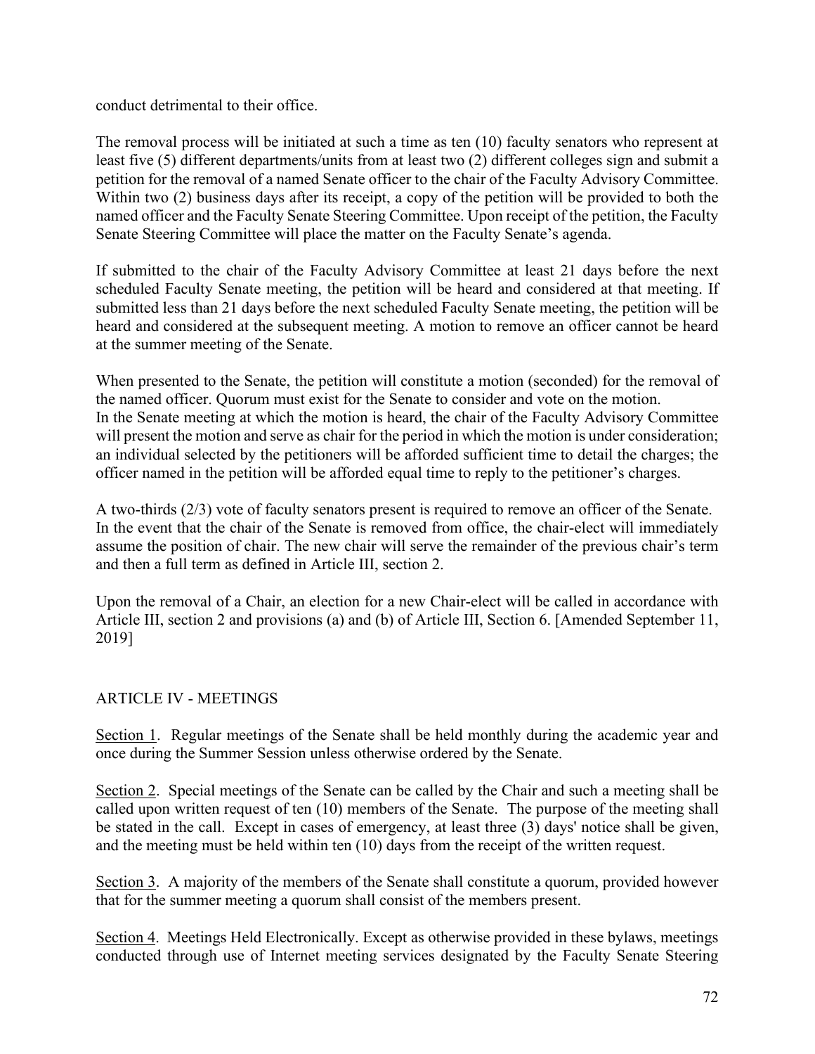conduct detrimental to their office.

The removal process will be initiated at such a time as ten (10) faculty senators who represent at least five (5) different departments/units from at least two (2) different colleges sign and submit a petition for the removal of a named Senate officer to the chair of the Faculty Advisory Committee. Within two (2) business days after its receipt, a copy of the petition will be provided to both the named officer and the Faculty Senate Steering Committee. Upon receipt of the petition, the Faculty Senate Steering Committee will place the matter on the Faculty Senate's agenda.

If submitted to the chair of the Faculty Advisory Committee at least 21 days before the next scheduled Faculty Senate meeting, the petition will be heard and considered at that meeting. If submitted less than 21 days before the next scheduled Faculty Senate meeting, the petition will be heard and considered at the subsequent meeting. A motion to remove an officer cannot be heard at the summer meeting of the Senate.

When presented to the Senate, the petition will constitute a motion (seconded) for the removal of the named officer. Quorum must exist for the Senate to consider and vote on the motion.
In the Senate meeting at which the motion is heard, the chair of the Faculty Advisory Committee will present the motion and serve as chair for the period in which the motion is under consideration; an individual selected by the petitioners will be afforded sufficient time to detail the charges; the officer named in the petition will be afforded equal time to reply to the petitioner's charges.

A two-thirds (2/3) vote of faculty senators present is required to remove an officer of the Senate. In the event that the chair of the Senate is removed from office, the chair-elect will immediately assume the position of chair. The new chair will serve the remainder of the previous chair's term and then a full term as defined in Article III, section 2.

Upon the removal of a Chair, an election for a new Chair-elect will be called in accordance with Article III, section 2 and provisions (a) and (b) of Article III, Section 6. [Amended September 11, 2019]

## ARTICLE IV - MEETINGS

Section 1. Regular meetings of the Senate shall be held monthly during the academic year and once during the Summer Session unless otherwise ordered by the Senate.

Section 2. Special meetings of the Senate can be called by the Chair and such a meeting shall be called upon written request of ten (10) members of the Senate. The purpose of the meeting shall be stated in the call. Except in cases of emergency, at least three (3) days' notice shall be given, and the meeting must be held within ten (10) days from the receipt of the written request.

Section 3. A majority of the members of the Senate shall constitute a quorum, provided however that for the summer meeting a quorum shall consist of the members present.

Section 4. Meetings Held Electronically. Except as otherwise provided in these bylaws, meetings conducted through use of Internet meeting services designated by the Faculty Senate Steering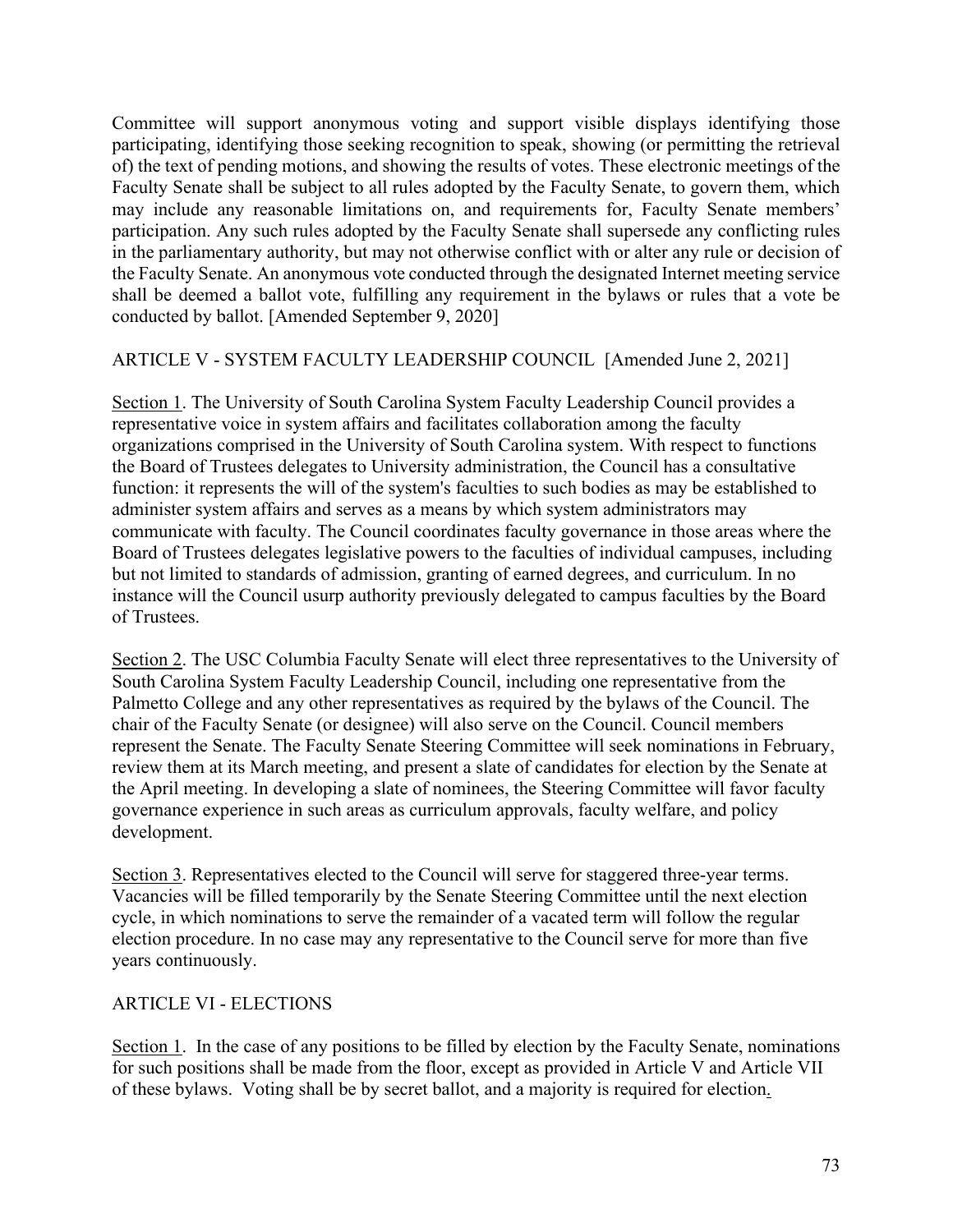Committee will support anonymous voting and support visible displays identifying those participating, identifying those seeking recognition to speak, showing (or permitting the retrieval of) the text of pending motions, and showing the results of votes. These electronic meetings of the Faculty Senate shall be subject to all rules adopted by the Faculty Senate, to govern them, which may include any reasonable limitations on, and requirements for, Faculty Senate members' participation. Any such rules adopted by the Faculty Senate shall supersede any conflicting rules in the parliamentary authority, but may not otherwise conflict with or alter any rule or decision of the Faculty Senate. An anonymous vote conducted through the designated Internet meeting service shall be deemed a ballot vote, fulfilling any requirement in the bylaws or rules that a vote be conducted by ballot. [Amended September 9, 2020]

## ARTICLE V - SYSTEM FACULTY LEADERSHIP COUNCIL [Amended June 2, 2021]

Section 1. The University of South Carolina System Faculty Leadership Council provides a representative voice in system affairs and facilitates collaboration among the faculty organizations comprised in the University of South Carolina system. With respect to functions the Board of Trustees delegates to University administration, the Council has a consultative function: it represents the will of the system's faculties to such bodies as may be established to administer system affairs and serves as a means by which system administrators may communicate with faculty. The Council coordinates faculty governance in those areas where the Board of Trustees delegates legislative powers to the faculties of individual campuses, including but not limited to standards of admission, granting of earned degrees, and curriculum. In no instance will the Council usurp authority previously delegated to campus faculties by the Board of Trustees.

Section 2. The USC Columbia Faculty Senate will elect three representatives to the University of South Carolina System Faculty Leadership Council, including one representative from the Palmetto College and any other representatives as required by the bylaws of the Council. The chair of the Faculty Senate (or designee) will also serve on the Council. Council members represent the Senate. The Faculty Senate Steering Committee will seek nominations in February, review them at its March meeting, and present a slate of candidates for election by the Senate at the April meeting. In developing a slate of nominees, the Steering Committee will favor faculty governance experience in such areas as curriculum approvals, faculty welfare, and policy development.

Section 3. Representatives elected to the Council will serve for staggered three-year terms. Vacancies will be filled temporarily by the Senate Steering Committee until the next election cycle, in which nominations to serve the remainder of a vacated term will follow the regular election procedure. In no case may any representative to the Council serve for more than five years continuously.

## ARTICLE VI - ELECTIONS

Section 1. In the case of any positions to be filled by election by the Faculty Senate, nominations for such positions shall be made from the floor, except as provided in Article V and Article VII of these bylaws. Voting shall be by secret ballot, and a majority is required for election.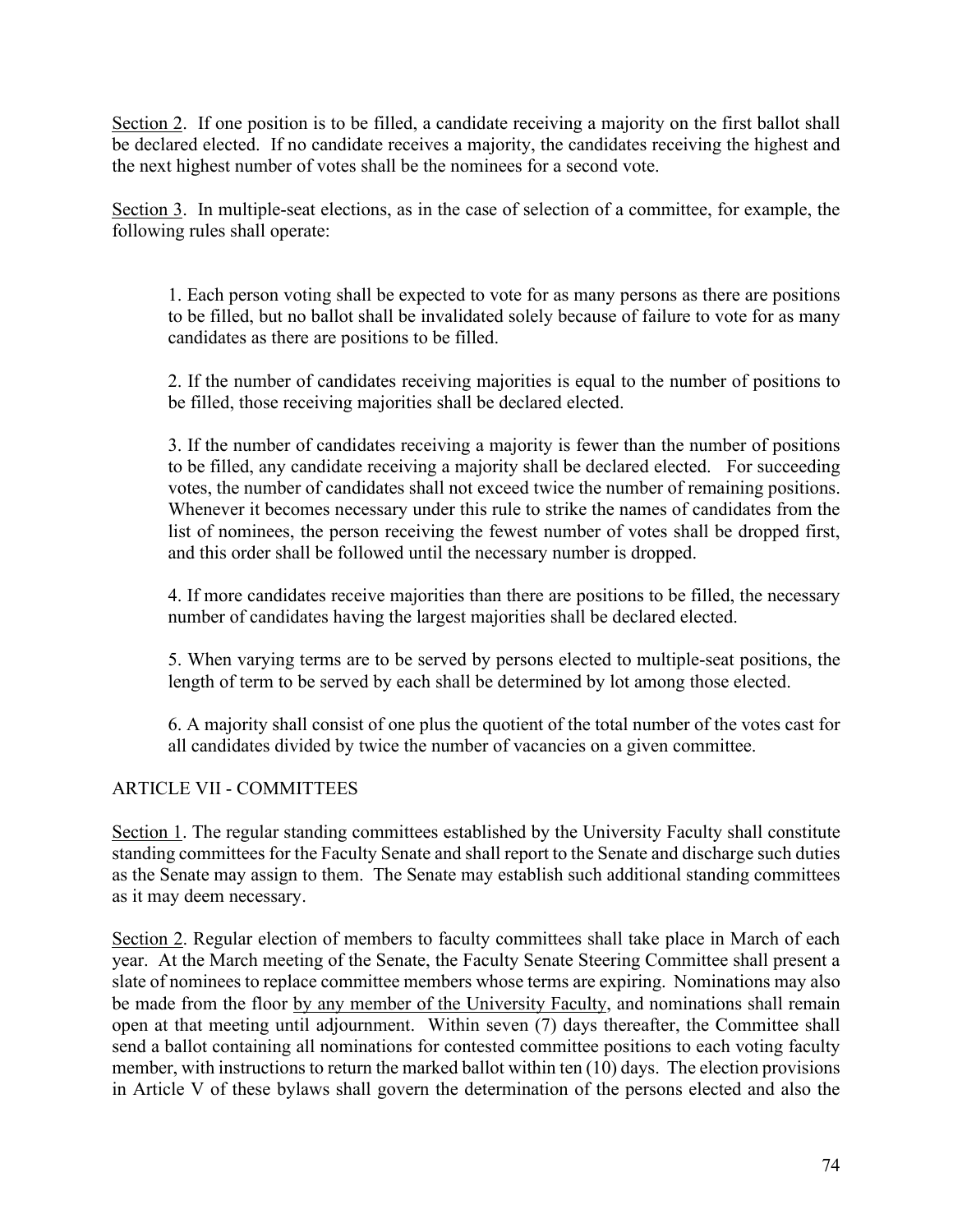<u>Section 2</u>. If one position is to be filled, a candidate receiving a majority on the first ballot shall be declared elected. If no candidate receives a majority, the candidates receiving the highest and the next highest number of votes shall be the nominees for a second vote.

<u>Section 3</u>. In multiple-seat elections, as in the case of selection of a committee, for example, the following rules shall operate:

1. Each person voting shall be expected to vote for as many persons as there are positions to be filled, but no ballot shall be invalidated solely because of failure to vote for as many candidates as there are positions to be filled.

2. If the number of candidates receiving majorities is equal to the number of positions to be filled, those receiving majorities shall be declared elected.

3. If the number of candidates receiving a majority is fewer than the number of positions to be filled, any candidate receiving a majority shall be declared elected. For succeeding votes, the number of candidates shall not exceed twice the number of remaining positions. Whenever it becomes necessary under this rule to strike the names of candidates from the list of nominees, the person receiving the fewest number of votes shall be dropped first, and this order shall be followed until the necessary number is dropped.

4. If more candidates receive majorities than there are positions to be filled, the necessary number of candidates having the largest majorities shall be declared elected.

5. When varying terms are to be served by persons elected to multiple-seat positions, the length of term to be served by each shall be determined by lot among those elected.

6. A majority shall consist of one plus the quotient of the total number of the votes cast for all candidates divided by twice the number of vacancies on a given committee.

## ARTICLE VII - COMMITTEES

<u>Section 1</u>. The regular standing committees established by the University Faculty shall constitute standing committees for the Faculty Senate and shall report to the Senate and discharge such duties as the Senate may assign to them. The Senate may establish such additional standing committees as it may deem necessary.

<u>Section 2</u>. Regular election of members to faculty committees shall take place in March of each year. At the March meeting of the Senate, the Faculty Senate Steering Committee shall present a slate of nominees to replace committee members whose terms are expiring. Nominations may also be made from the floor <u>by any member of the University Faculty</u>, and nominations shall remain open at that meeting until adjournment. Within seven (7) days thereafter, the Committee shall send a ballot containing all nominations for contested committee positions to each voting faculty member, with instructions to return the marked ballot within ten (10) days. The election provisions in Article V of these bylaws shall govern the determination of the persons elected and also the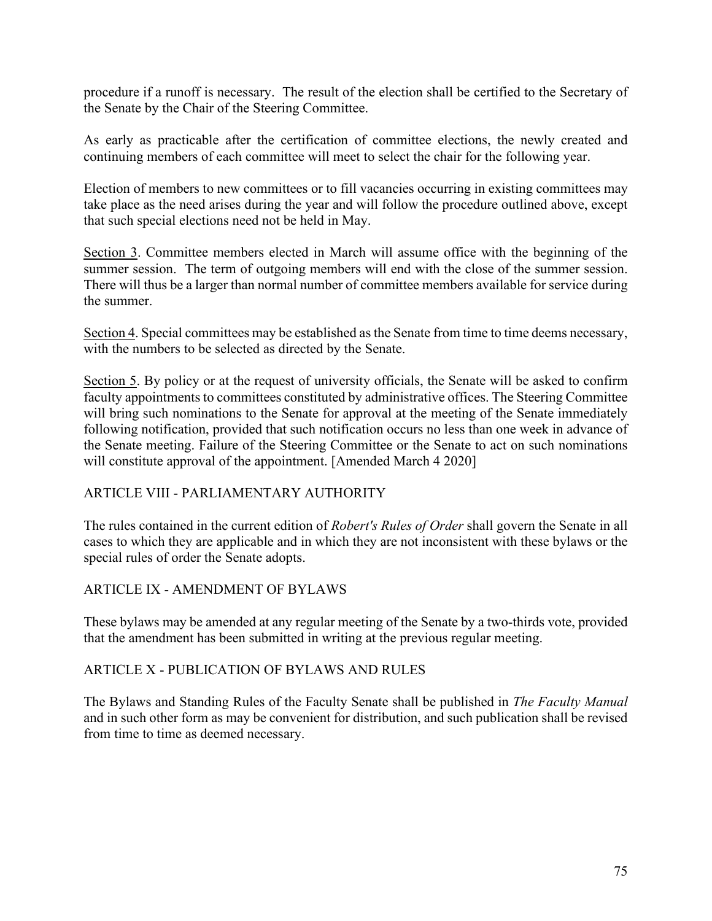procedure if a runoff is necessary. The result of the election shall be certified to the Secretary of the Senate by the Chair of the Steering Committee.

As early as practicable after the certification of committee elections, the newly created and continuing members of each committee will meet to select the chair for the following year.

Election of members to new committees or to fill vacancies occurring in existing committees may take place as the need arises during the year and will follow the procedure outlined above, except that such special elections need not be held in May.

Section 3. Committee members elected in March will assume office with the beginning of the summer session. The term of outgoing members will end with the close of the summer session. There will thus be a larger than normal number of committee members available for service during the summer.

Section 4. Special committees may be established as the Senate from time to time deems necessary, with the numbers to be selected as directed by the Senate.

Section 5. By policy or at the request of university officials, the Senate will be asked to confirm faculty appointments to committees constituted by administrative offices. The Steering Committee will bring such nominations to the Senate for approval at the meeting of the Senate immediately following notification, provided that such notification occurs no less than one week in advance of the Senate meeting. Failure of the Steering Committee or the Senate to act on such nominations will constitute approval of the appointment. [Amended March 4 2020]

## ARTICLE VIII - PARLIAMENTARY AUTHORITY

The rules contained in the current edition of *Robert's Rules of Order* shall govern the Senate in all cases to which they are applicable and in which they are not inconsistent with these bylaws or the special rules of order the Senate adopts.

## ARTICLE IX - AMENDMENT OF BYLAWS

These bylaws may be amended at any regular meeting of the Senate by a two-thirds vote, provided that the amendment has been submitted in writing at the previous regular meeting.

## ARTICLE X - PUBLICATION OF BYLAWS AND RULES

The Bylaws and Standing Rules of the Faculty Senate shall be published in *The Faculty Manual* and in such other form as may be convenient for distribution, and such publication shall be revised from time to time as deemed necessary.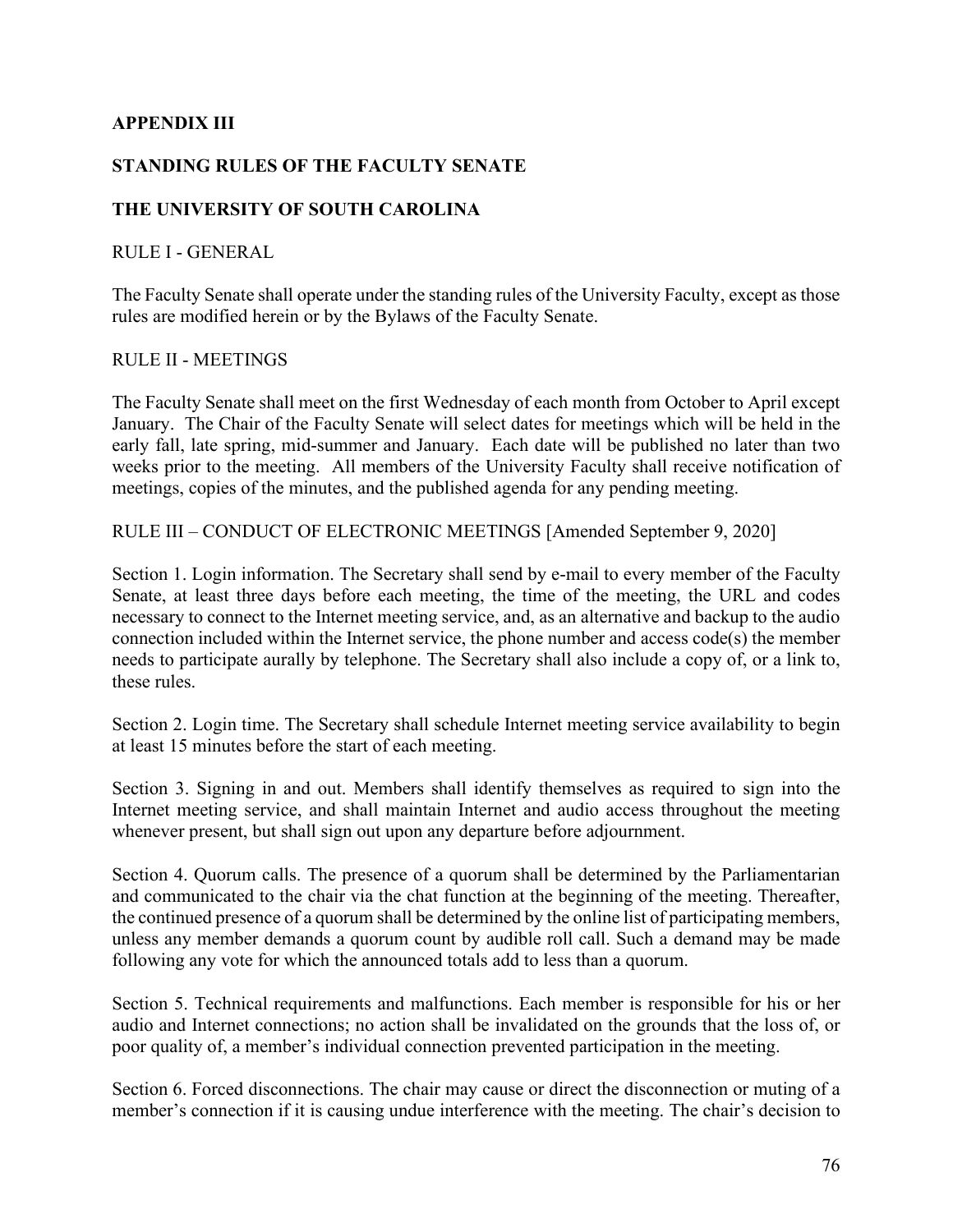**APPENDIX III**

**STANDING RULES OF THE FACULTY SENATE**

**THE UNIVERSITY OF SOUTH CAROLINA**

RULE I - GENERAL

The Faculty Senate shall operate under the standing rules of the University Faculty, except as those rules are modified herein or by the Bylaws of the Faculty Senate.

RULE II - MEETINGS

The Faculty Senate shall meet on the first Wednesday of each month from October to April except January. The Chair of the Faculty Senate will select dates for meetings which will be held in the early fall, late spring, mid-summer and January. Each date will be published no later than two weeks prior to the meeting. All members of the University Faculty shall receive notification of meetings, copies of the minutes, and the published agenda for any pending meeting.

RULE III – CONDUCT OF ELECTRONIC MEETINGS [Amended September 9, 2020]

Section 1. Login information. The Secretary shall send by e-mail to every member of the Faculty Senate, at least three days before each meeting, the time of the meeting, the URL and codes necessary to connect to the Internet meeting service, and, as an alternative and backup to the audio connection included within the Internet service, the phone number and access code(s) the member needs to participate aurally by telephone. The Secretary shall also include a copy of, or a link to, these rules.

Section 2. Login time. The Secretary shall schedule Internet meeting service availability to begin at least 15 minutes before the start of each meeting.

Section 3. Signing in and out. Members shall identify themselves as required to sign into the Internet meeting service, and shall maintain Internet and audio access throughout the meeting whenever present, but shall sign out upon any departure before adjournment.

Section 4. Quorum calls. The presence of a quorum shall be determined by the Parliamentarian and communicated to the chair via the chat function at the beginning of the meeting. Thereafter, the continued presence of a quorum shall be determined by the online list of participating members, unless any member demands a quorum count by audible roll call. Such a demand may be made following any vote for which the announced totals add to less than a quorum.

Section 5. Technical requirements and malfunctions. Each member is responsible for his or her audio and Internet connections; no action shall be invalidated on the grounds that the loss of, or poor quality of, a member's individual connection prevented participation in the meeting.

Section 6. Forced disconnections. The chair may cause or direct the disconnection or muting of a member's connection if it is causing undue interference with the meeting. The chair's decision to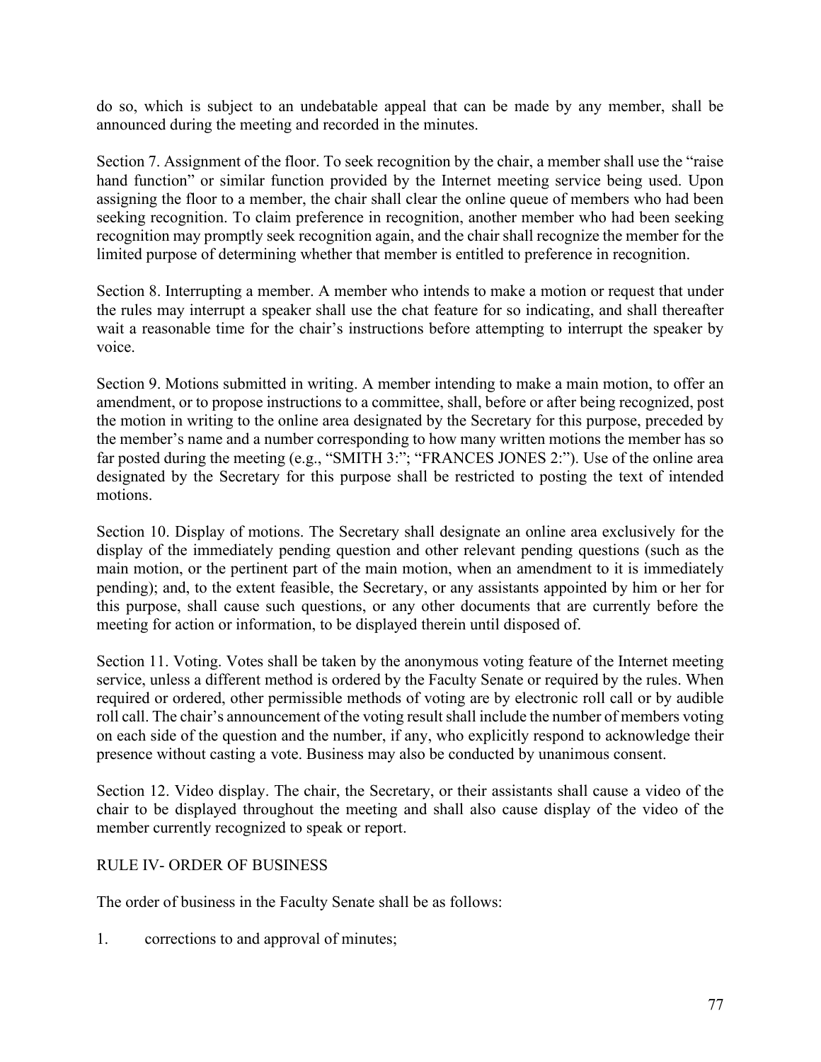do so, which is subject to an undebatable appeal that can be made by any member, shall be announced during the meeting and recorded in the minutes.

Section 7. Assignment of the floor. To seek recognition by the chair, a member shall use the "raise hand function" or similar function provided by the Internet meeting service being used. Upon assigning the floor to a member, the chair shall clear the online queue of members who had been seeking recognition. To claim preference in recognition, another member who had been seeking recognition may promptly seek recognition again, and the chair shall recognize the member for the limited purpose of determining whether that member is entitled to preference in recognition.

Section 8. Interrupting a member. A member who intends to make a motion or request that under the rules may interrupt a speaker shall use the chat feature for so indicating, and shall thereafter wait a reasonable time for the chair's instructions before attempting to interrupt the speaker by voice.

Section 9. Motions submitted in writing. A member intending to make a main motion, to offer an amendment, or to propose instructions to a committee, shall, before or after being recognized, post the motion in writing to the online area designated by the Secretary for this purpose, preceded by the member's name and a number corresponding to how many written motions the member has so far posted during the meeting (e.g., "SMITH 3:"; "FRANCES JONES 2:"). Use of the online area designated by the Secretary for this purpose shall be restricted to posting the text of intended motions.

Section 10. Display of motions. The Secretary shall designate an online area exclusively for the display of the immediately pending question and other relevant pending questions (such as the main motion, or the pertinent part of the main motion, when an amendment to it is immediately pending); and, to the extent feasible, the Secretary, or any assistants appointed by him or her for this purpose, shall cause such questions, or any other documents that are currently before the meeting for action or information, to be displayed therein until disposed of.

Section 11. Voting. Votes shall be taken by the anonymous voting feature of the Internet meeting service, unless a different method is ordered by the Faculty Senate or required by the rules. When required or ordered, other permissible methods of voting are by electronic roll call or by audible roll call. The chair's announcement of the voting result shall include the number of members voting on each side of the question and the number, if any, who explicitly respond to acknowledge their presence without casting a vote. Business may also be conducted by unanimous consent.

Section 12. Video display. The chair, the Secretary, or their assistants shall cause a video of the chair to be displayed throughout the meeting and shall also cause display of the video of the member currently recognized to speak or report.

RULE IV- ORDER OF BUSINESS

The order of business in the Faculty Senate shall be as follows:

1. corrections to and approval of minutes;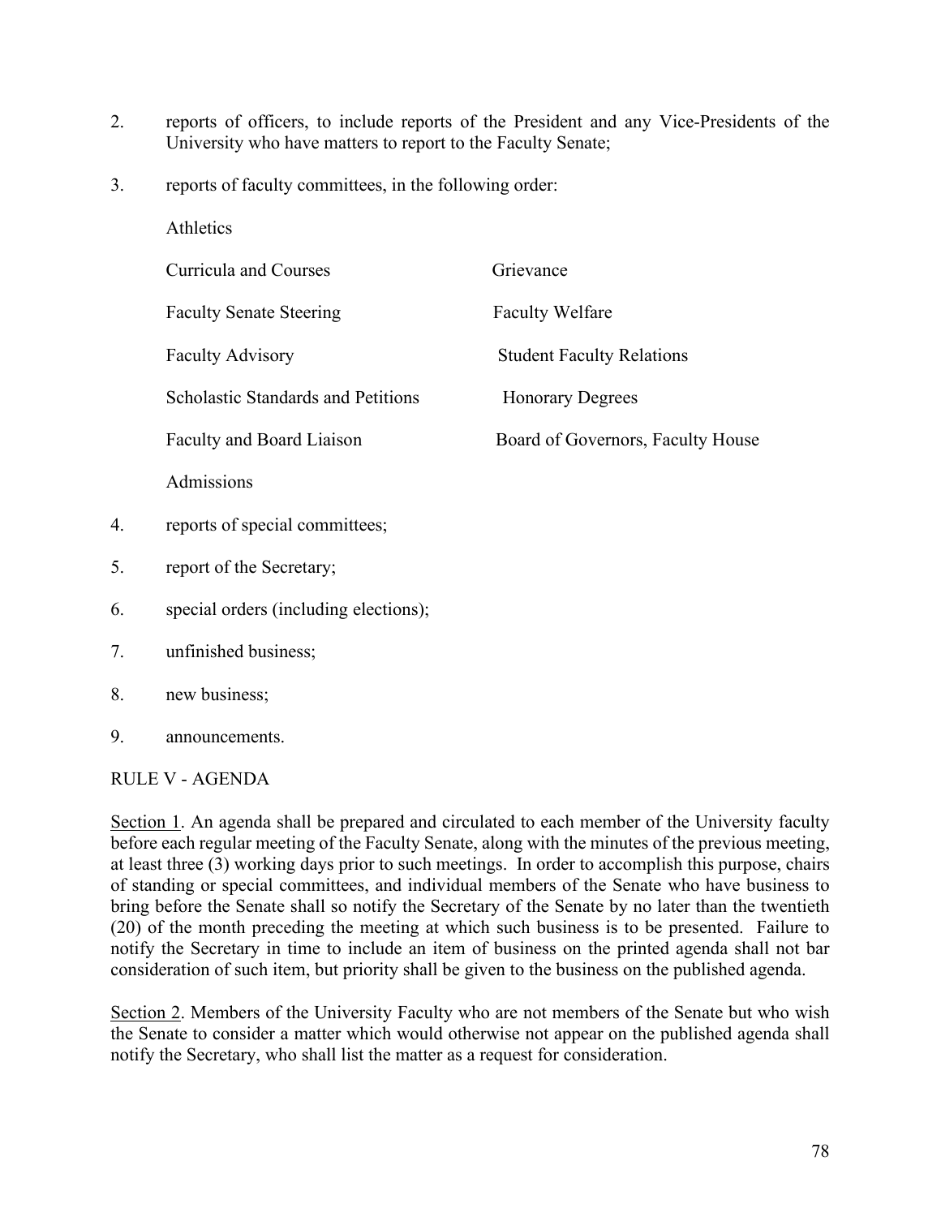2. reports of officers, to include reports of the President and any Vice-Presidents of the University who have matters to report to the Faculty Senate;

3. reports of faculty committees, in the following order:

   Athletics

   Curricula and Courses — Grievance

   Faculty Senate Steering — Faculty Welfare

   Faculty Advisory — Student Faculty Relations

   Scholastic Standards and Petitions — Honorary Degrees

   Faculty and Board Liaison — Board of Governors, Faculty House

   Admissions

4. reports of special committees;

5. report of the Secretary;

6. special orders (including elections);

7. unfinished business;

8. new business;

9. announcements.

RULE V - AGENDA

<u>Section 1</u>. An agenda shall be prepared and circulated to each member of the University faculty before each regular meeting of the Faculty Senate, along with the minutes of the previous meeting, at least three (3) working days prior to such meetings. In order to accomplish this purpose, chairs of standing or special committees, and individual members of the Senate who have business to bring before the Senate shall so notify the Secretary of the Senate by no later than the twentieth (20) of the month preceding the meeting at which such business is to be presented. Failure to notify the Secretary in time to include an item of business on the printed agenda shall not bar consideration of such item, but priority shall be given to the business on the published agenda.

<u>Section 2</u>. Members of the University Faculty who are not members of the Senate but who wish the Senate to consider a matter which would otherwise not appear on the published agenda shall notify the Secretary, who shall list the matter as a request for consideration.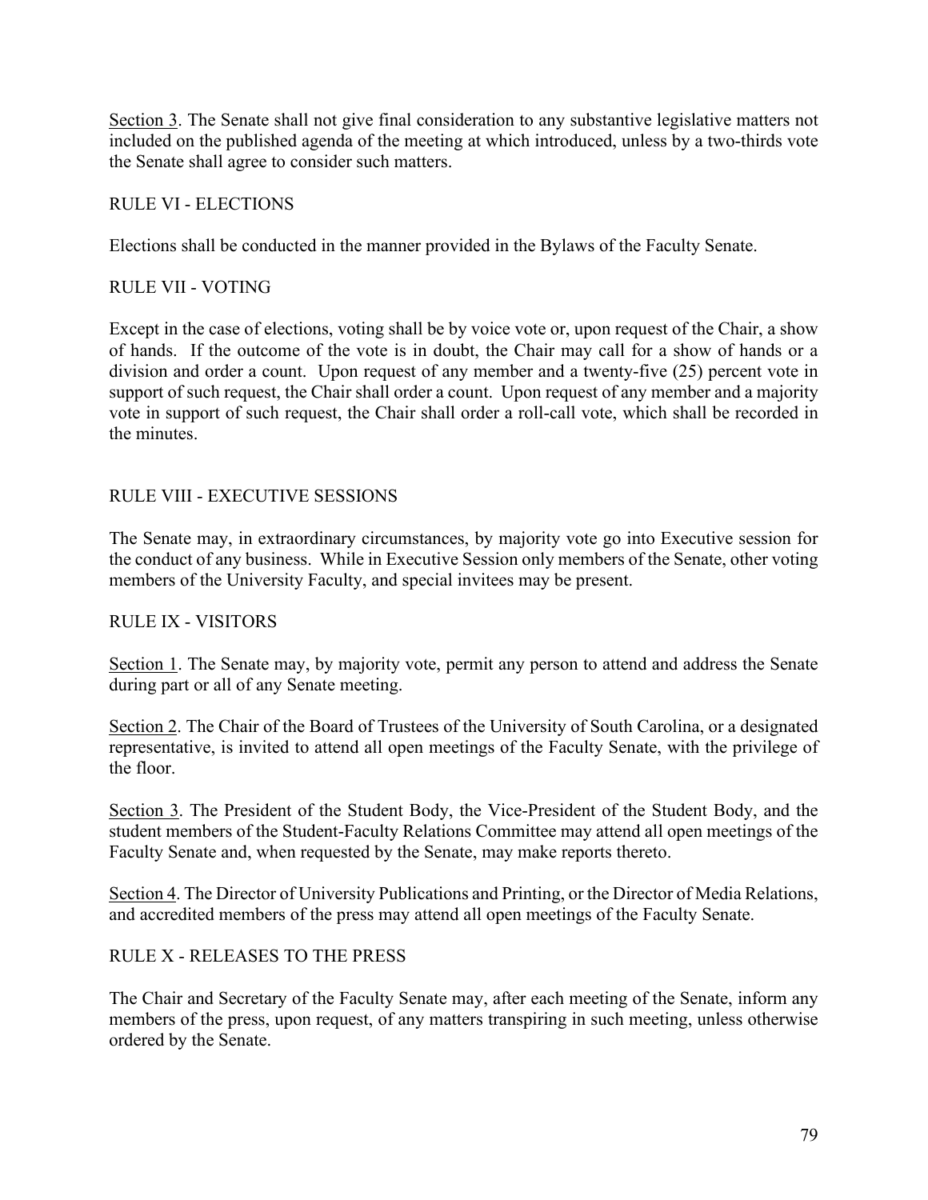<u>Section 3</u>. The Senate shall not give final consideration to any substantive legislative matters not included on the published agenda of the meeting at which introduced, unless by a two-thirds vote the Senate shall agree to consider such matters.

## RULE VI - ELECTIONS

Elections shall be conducted in the manner provided in the Bylaws of the Faculty Senate.

## RULE VII - VOTING

Except in the case of elections, voting shall be by voice vote or, upon request of the Chair, a show of hands. If the outcome of the vote is in doubt, the Chair may call for a show of hands or a division and order a count. Upon request of any member and a twenty-five (25) percent vote in support of such request, the Chair shall order a count. Upon request of any member and a majority vote in support of such request, the Chair shall order a roll-call vote, which shall be recorded in the minutes.

## RULE VIII - EXECUTIVE SESSIONS

The Senate may, in extraordinary circumstances, by majority vote go into Executive session for the conduct of any business. While in Executive Session only members of the Senate, other voting members of the University Faculty, and special invitees may be present.

## RULE IX - VISITORS

<u>Section 1</u>. The Senate may, by majority vote, permit any person to attend and address the Senate during part or all of any Senate meeting.

<u>Section 2</u>. The Chair of the Board of Trustees of the University of South Carolina, or a designated representative, is invited to attend all open meetings of the Faculty Senate, with the privilege of the floor.

<u>Section 3</u>. The President of the Student Body, the Vice-President of the Student Body, and the student members of the Student-Faculty Relations Committee may attend all open meetings of the Faculty Senate and, when requested by the Senate, may make reports thereto.

<u>Section 4</u>. The Director of University Publications and Printing, or the Director of Media Relations, and accredited members of the press may attend all open meetings of the Faculty Senate.

## RULE X - RELEASES TO THE PRESS

The Chair and Secretary of the Faculty Senate may, after each meeting of the Senate, inform any members of the press, upon request, of any matters transpiring in such meeting, unless otherwise ordered by the Senate.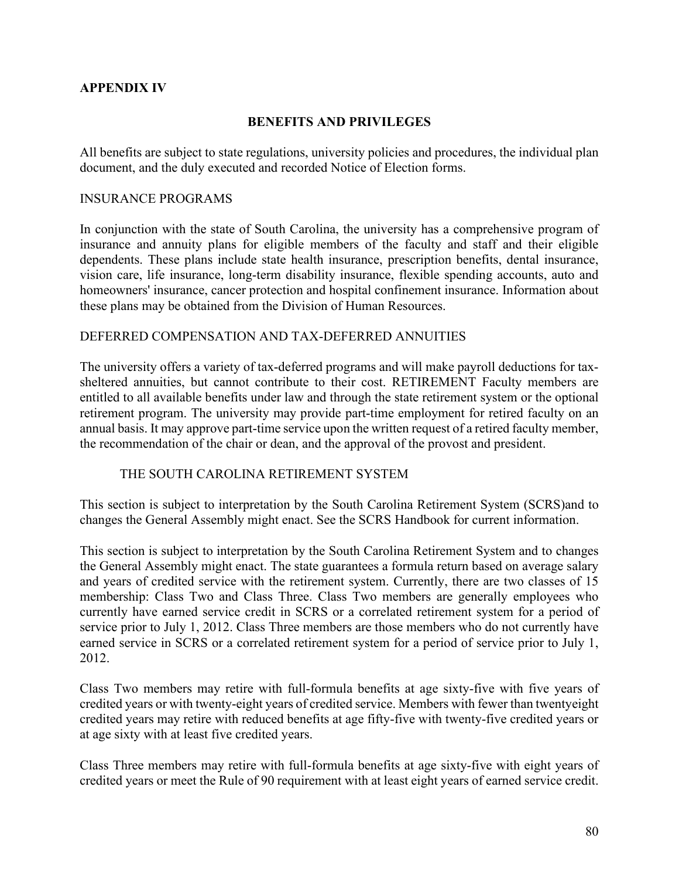## APPENDIX IV

### BENEFITS AND PRIVILEGES

All benefits are subject to state regulations, university policies and procedures, the individual plan document, and the duly executed and recorded Notice of Election forms.

INSURANCE PROGRAMS

In conjunction with the state of South Carolina, the university has a comprehensive program of insurance and annuity plans for eligible members of the faculty and staff and their eligible dependents. These plans include state health insurance, prescription benefits, dental insurance, vision care, life insurance, long-term disability insurance, flexible spending accounts, auto and homeowners' insurance, cancer protection and hospital confinement insurance. Information about these plans may be obtained from the Division of Human Resources.

DEFERRED COMPENSATION AND TAX-DEFERRED ANNUITIES

The university offers a variety of tax-deferred programs and will make payroll deductions for tax-sheltered annuities, but cannot contribute to their cost. RETIREMENT Faculty members are entitled to all available benefits under law and through the state retirement system or the optional retirement program. The university may provide part-time employment for retired faculty on an annual basis. It may approve part-time service upon the written request of a retired faculty member, the recommendation of the chair or dean, and the approval of the provost and president.

THE SOUTH CAROLINA RETIREMENT SYSTEM

This section is subject to interpretation by the South Carolina Retirement System (SCRS)and to changes the General Assembly might enact. See the SCRS Handbook for current information.

This section is subject to interpretation by the South Carolina Retirement System and to changes the General Assembly might enact. The state guarantees a formula return based on average salary and years of credited service with the retirement system. Currently, there are two classes of 15 membership: Class Two and Class Three. Class Two members are generally employees who currently have earned service credit in SCRS or a correlated retirement system for a period of service prior to July 1, 2012. Class Three members are those members who do not currently have earned service in SCRS or a correlated retirement system for a period of service prior to July 1, 2012.

Class Two members may retire with full-formula benefits at age sixty-five with five years of credited years or with twenty-eight years of credited service. Members with fewer than twentyeight credited years may retire with reduced benefits at age fifty-five with twenty-five credited years or at age sixty with at least five credited years.

Class Three members may retire with full-formula benefits at age sixty-five with eight years of credited years or meet the Rule of 90 requirement with at least eight years of earned service credit.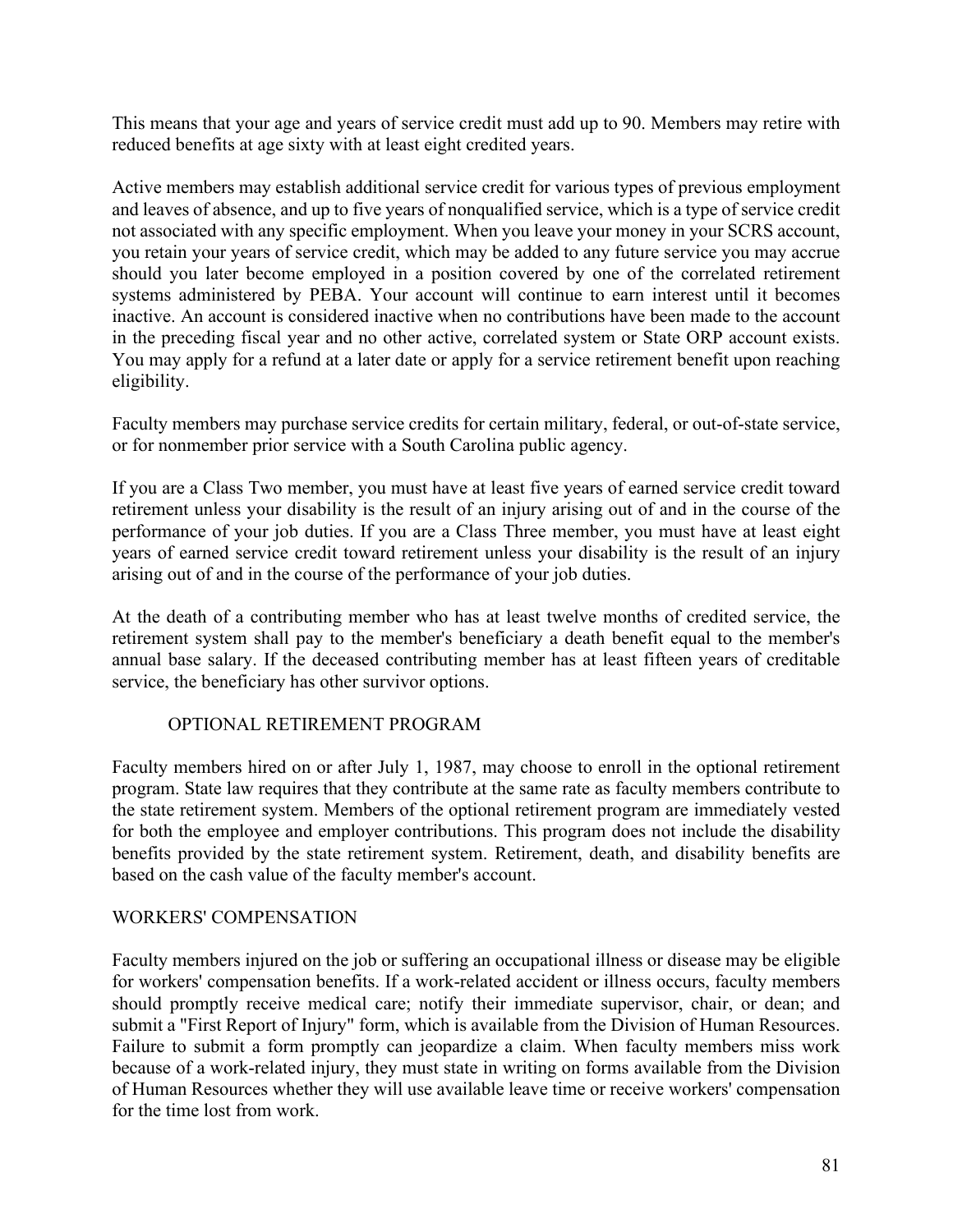This means that your age and years of service credit must add up to 90. Members may retire with reduced benefits at age sixty with at least eight credited years.

Active members may establish additional service credit for various types of previous employment and leaves of absence, and up to five years of nonqualified service, which is a type of service credit not associated with any specific employment. When you leave your money in your SCRS account, you retain your years of service credit, which may be added to any future service you may accrue should you later become employed in a position covered by one of the correlated retirement systems administered by PEBA. Your account will continue to earn interest until it becomes inactive. An account is considered inactive when no contributions have been made to the account in the preceding fiscal year and no other active, correlated system or State ORP account exists. You may apply for a refund at a later date or apply for a service retirement benefit upon reaching eligibility.

Faculty members may purchase service credits for certain military, federal, or out-of-state service, or for nonmember prior service with a South Carolina public agency.

If you are a Class Two member, you must have at least five years of earned service credit toward retirement unless your disability is the result of an injury arising out of and in the course of the performance of your job duties. If you are a Class Three member, you must have at least eight years of earned service credit toward retirement unless your disability is the result of an injury arising out of and in the course of the performance of your job duties.

At the death of a contributing member who has at least twelve months of credited service, the retirement system shall pay to the member's beneficiary a death benefit equal to the member's annual base salary. If the deceased contributing member has at least fifteen years of creditable service, the beneficiary has other survivor options.

## OPTIONAL RETIREMENT PROGRAM

Faculty members hired on or after July 1, 1987, may choose to enroll in the optional retirement program. State law requires that they contribute at the same rate as faculty members contribute to the state retirement system. Members of the optional retirement program are immediately vested for both the employee and employer contributions. This program does not include the disability benefits provided by the state retirement system. Retirement, death, and disability benefits are based on the cash value of the faculty member's account.

## WORKERS' COMPENSATION

Faculty members injured on the job or suffering an occupational illness or disease may be eligible for workers' compensation benefits. If a work-related accident or illness occurs, faculty members should promptly receive medical care; notify their immediate supervisor, chair, or dean; and submit a "First Report of Injury" form, which is available from the Division of Human Resources. Failure to submit a form promptly can jeopardize a claim. When faculty members miss work because of a work-related injury, they must state in writing on forms available from the Division of Human Resources whether they will use available leave time or receive workers' compensation for the time lost from work.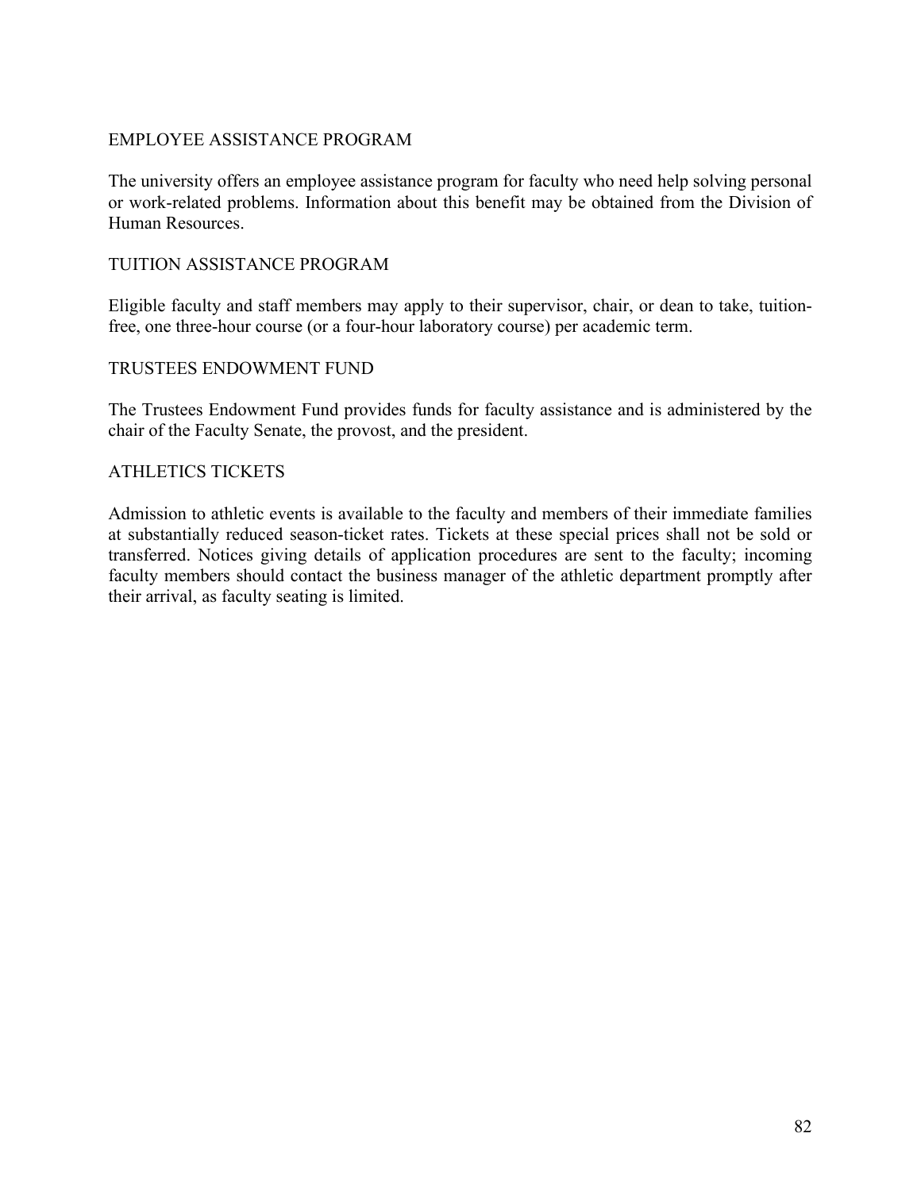## EMPLOYEE ASSISTANCE PROGRAM

The university offers an employee assistance program for faculty who need help solving personal or work-related problems. Information about this benefit may be obtained from the Division of Human Resources.

## TUITION ASSISTANCE PROGRAM

Eligible faculty and staff members may apply to their supervisor, chair, or dean to take, tuition-free, one three-hour course (or a four-hour laboratory course) per academic term.

## TRUSTEES ENDOWMENT FUND

The Trustees Endowment Fund provides funds for faculty assistance and is administered by the chair of the Faculty Senate, the provost, and the president.

## ATHLETICS TICKETS

Admission to athletic events is available to the faculty and members of their immediate families at substantially reduced season-ticket rates. Tickets at these special prices shall not be sold or transferred. Notices giving details of application procedures are sent to the faculty; incoming faculty members should contact the business manager of the athletic department promptly after their arrival, as faculty seating is limited.